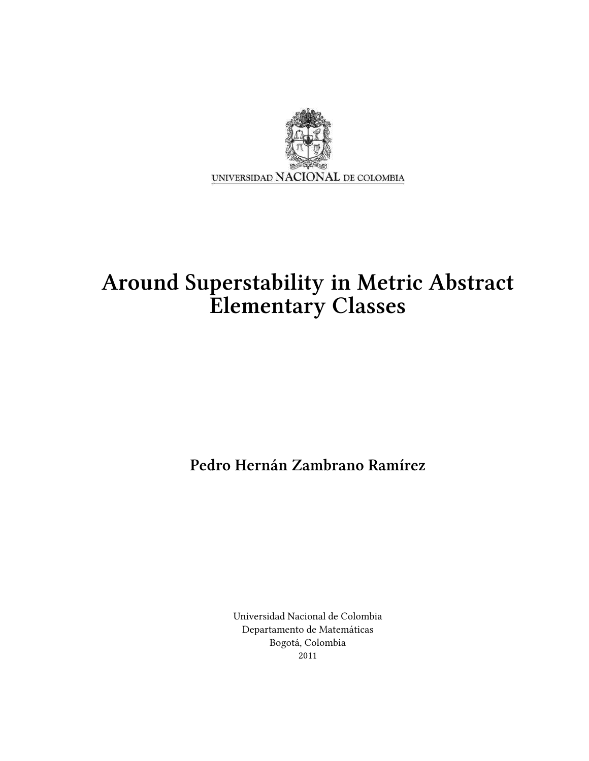UNIVERSIDAD NACIONAL DE COLOMBIA

# Around Superstability in Metric Abstract Elementary Classes

**Pedro Hernán Zambrano Ramírez**

Universidad Nacional de Colombia
Departamento de Matemáticas
Bogotá, Colombia
2011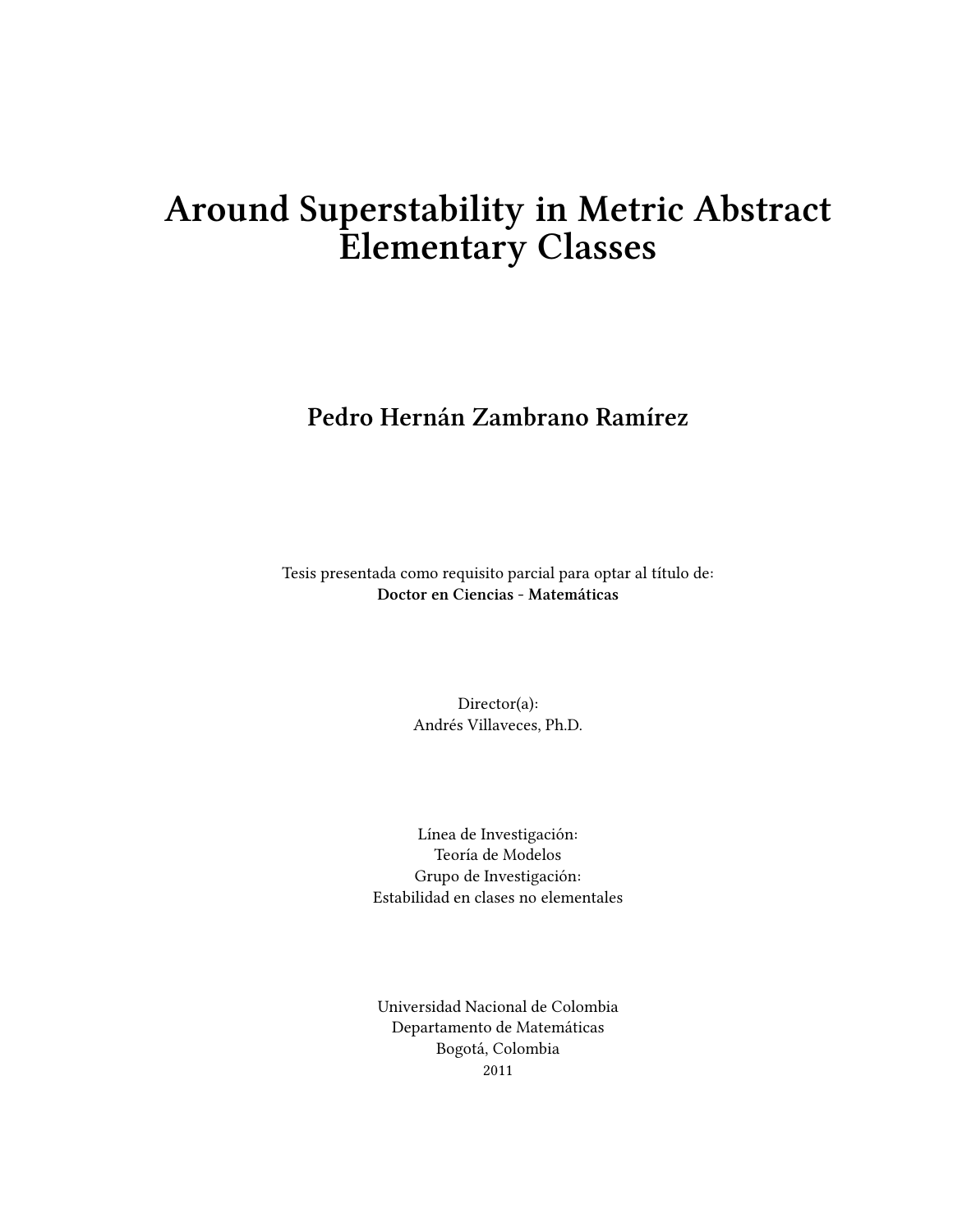# Around Superstability in Metric Abstract Elementary Classes

**Pedro Hernán Zambrano Ramírez**

Tesis presentada como requisito parcial para optar al título de:
**Doctor en Ciencias - Matemáticas**

Director(a):
Andrés Villaveces, Ph.D.

Línea de Investigación:
Teoría de Modelos
Grupo de Investigación:
Estabilidad en clases no elementales

Universidad Nacional de Colombia
Departamento de Matemáticas
Bogotá, Colombia
2011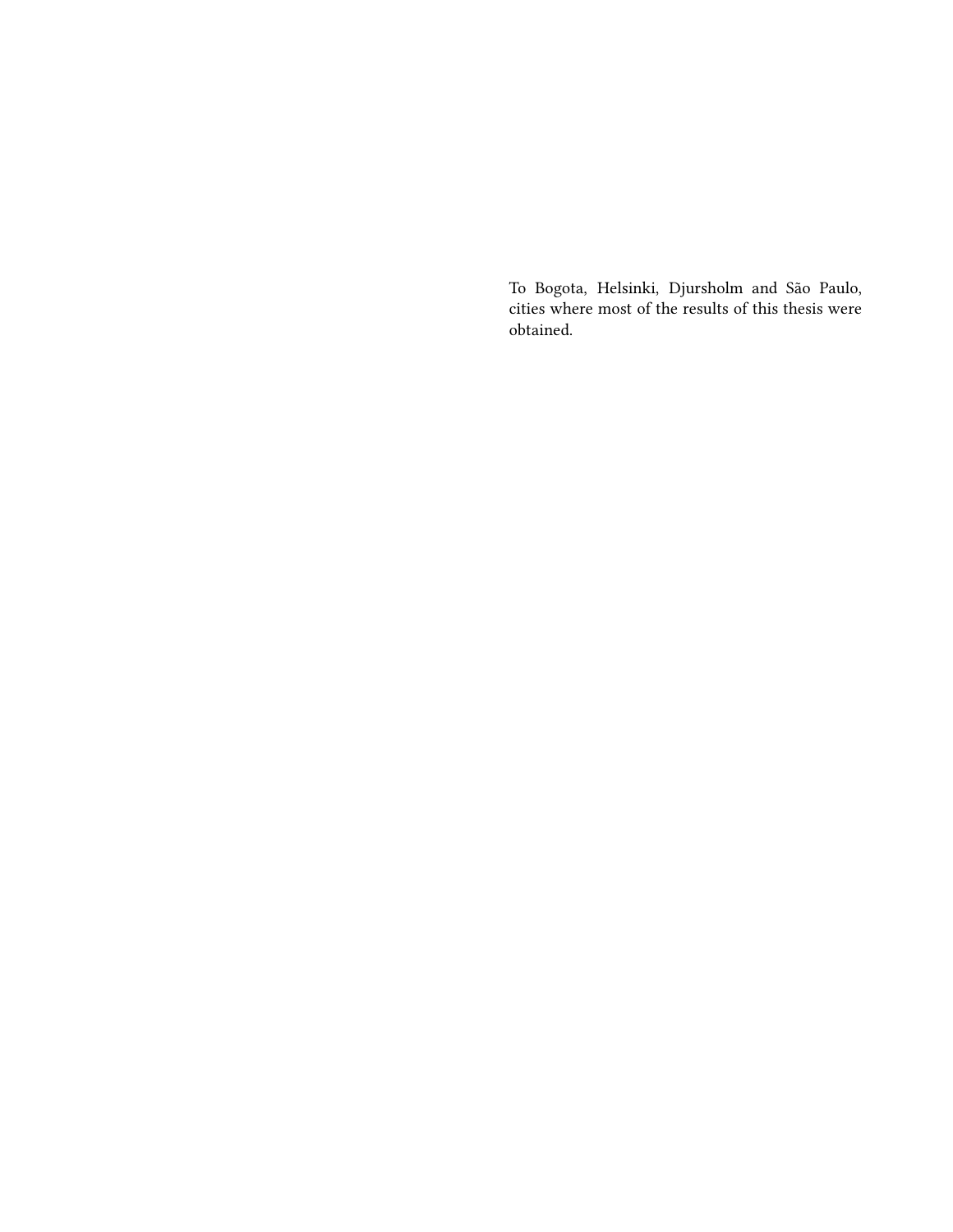To Bogota, Helsinki, Djursholm and São Paulo, cities where most of the results of this thesis were obtained.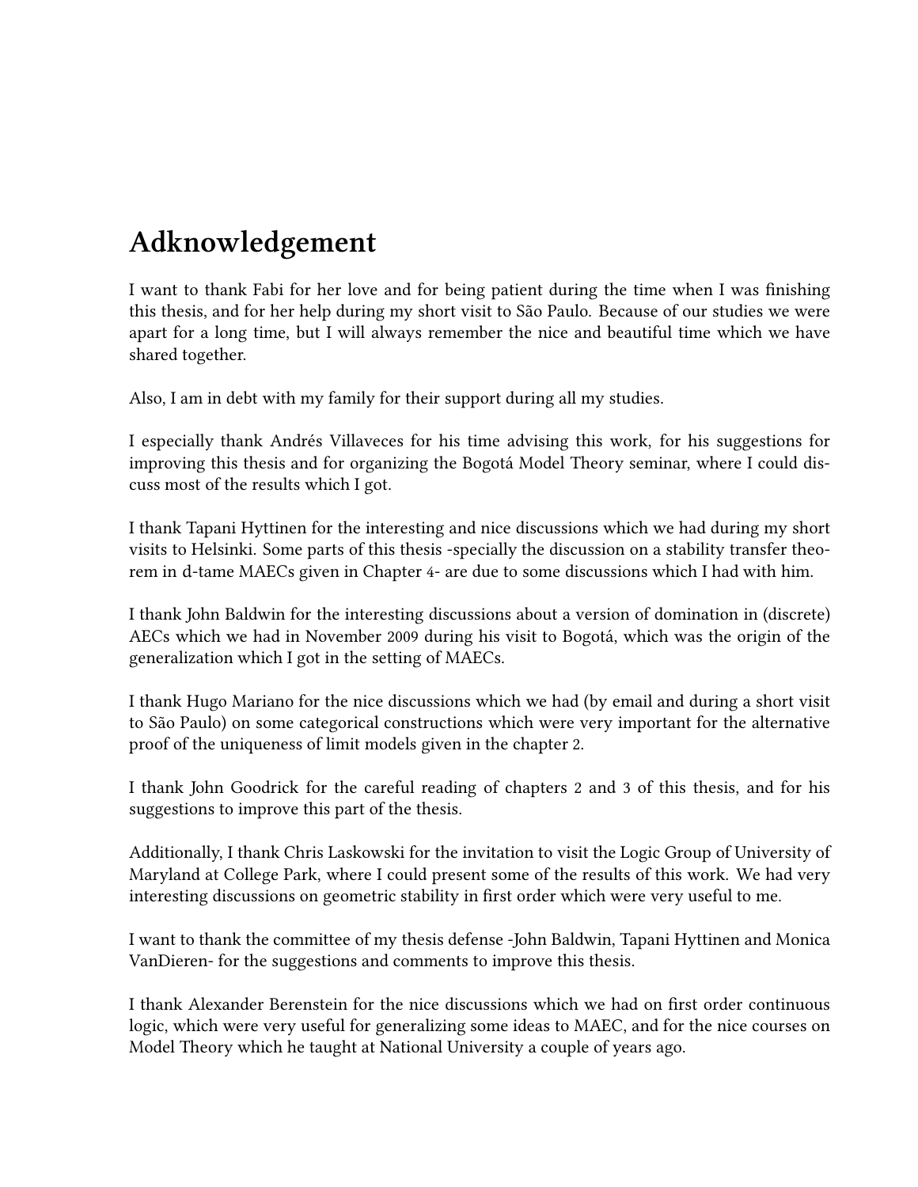# Adknowledgement

I want to thank Fabi for her love and for being patient during the time when I was finishing this thesis, and for her help during my short visit to São Paulo. Because of our studies we were apart for a long time, but I will always remember the nice and beautiful time which we have shared together.

Also, I am in debt with my family for their support during all my studies.

I especially thank Andrés Villaveces for his time advising this work, for his suggestions for improving this thesis and for organizing the Bogotá Model Theory seminar, where I could discuss most of the results which I got.

I thank Tapani Hyttinen for the interesting and nice discussions which we had during my short visits to Helsinki. Some parts of this thesis -specially the discussion on a stability transfer theorem in d-tame MAECs given in Chapter 4- are due to some discussions which I had with him.

I thank John Baldwin for the interesting discussions about a version of domination in (discrete) AECs which we had in November 2009 during his visit to Bogotá, which was the origin of the generalization which I got in the setting of MAECs.

I thank Hugo Mariano for the nice discussions which we had (by email and during a short visit to São Paulo) on some categorical constructions which were very important for the alternative proof of the uniqueness of limit models given in the chapter 2.

I thank John Goodrick for the careful reading of chapters 2 and 3 of this thesis, and for his suggestions to improve this part of the thesis.

Additionally, I thank Chris Laskowski for the invitation to visit the Logic Group of University of Maryland at College Park, where I could present some of the results of this work. We had very interesting discussions on geometric stability in first order which were very useful to me.

I want to thank the committee of my thesis defense -John Baldwin, Tapani Hyttinen and Monica VanDieren- for the suggestions and comments to improve this thesis.

I thank Alexander Berenstein for the nice discussions which we had on first order continuous logic, which were very useful for generalizing some ideas to MAEC, and for the nice courses on Model Theory which he taught at National University a couple of years ago.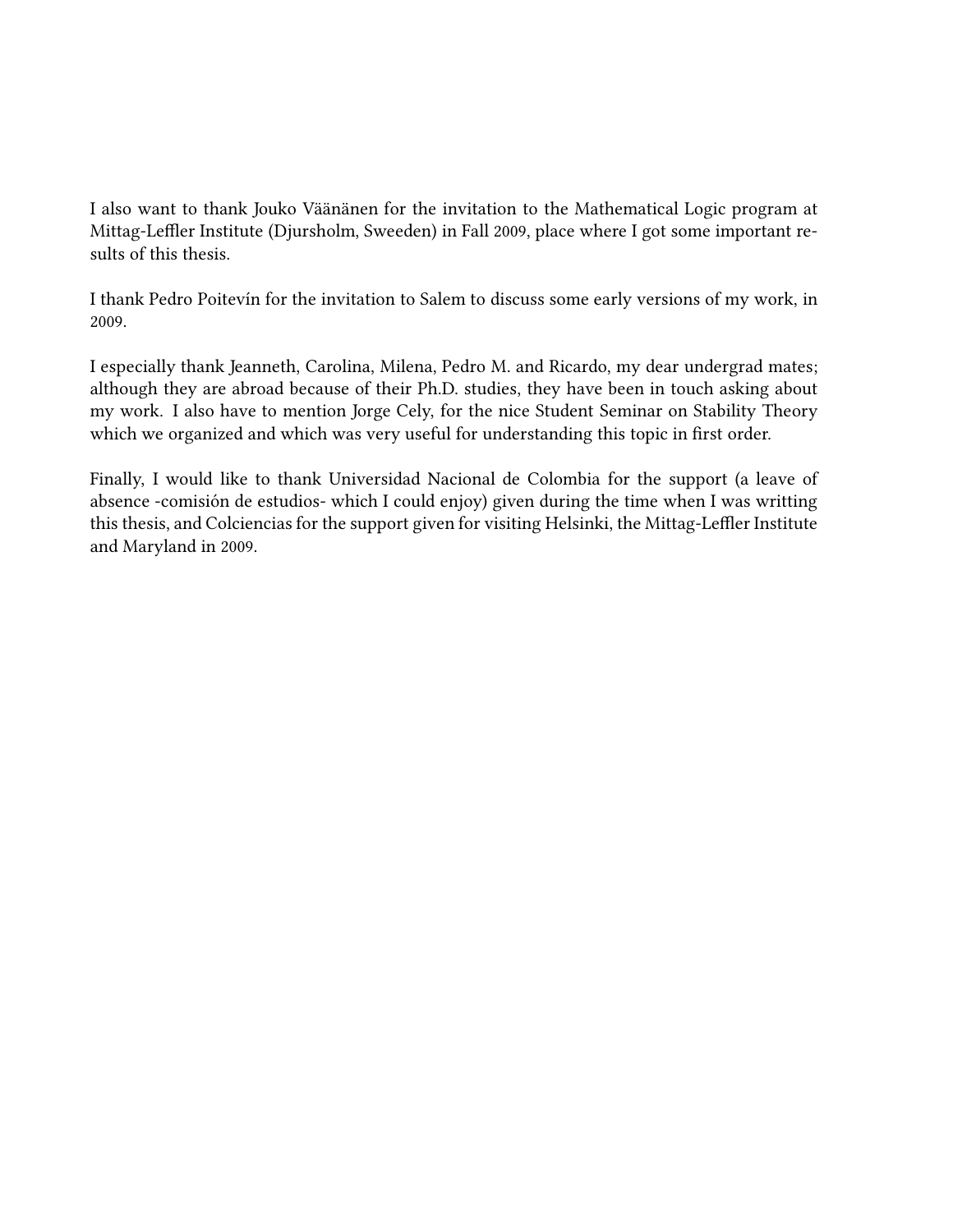I also want to thank Jouko Väänänen for the invitation to the Mathematical Logic program at Mittag-Leffler Institute (Djursholm, Sweeden) in Fall 2009, place where I got some important results of this thesis.

I thank Pedro Poitevín for the invitation to Salem to discuss some early versions of my work, in 2009.

I especially thank Jeanneth, Carolina, Milena, Pedro M. and Ricardo, my dear undergrad mates; although they are abroad because of their Ph.D. studies, they have been in touch asking about my work. I also have to mention Jorge Cely, for the nice Student Seminar on Stability Theory which we organized and which was very useful for understanding this topic in first order.

Finally, I would like to thank Universidad Nacional de Colombia for the support (a leave of absence -comisión de estudios- which I could enjoy) given during the time when I was writting this thesis, and Colciencias for the support given for visiting Helsinki, the Mittag-Leffler Institute and Maryland in 2009.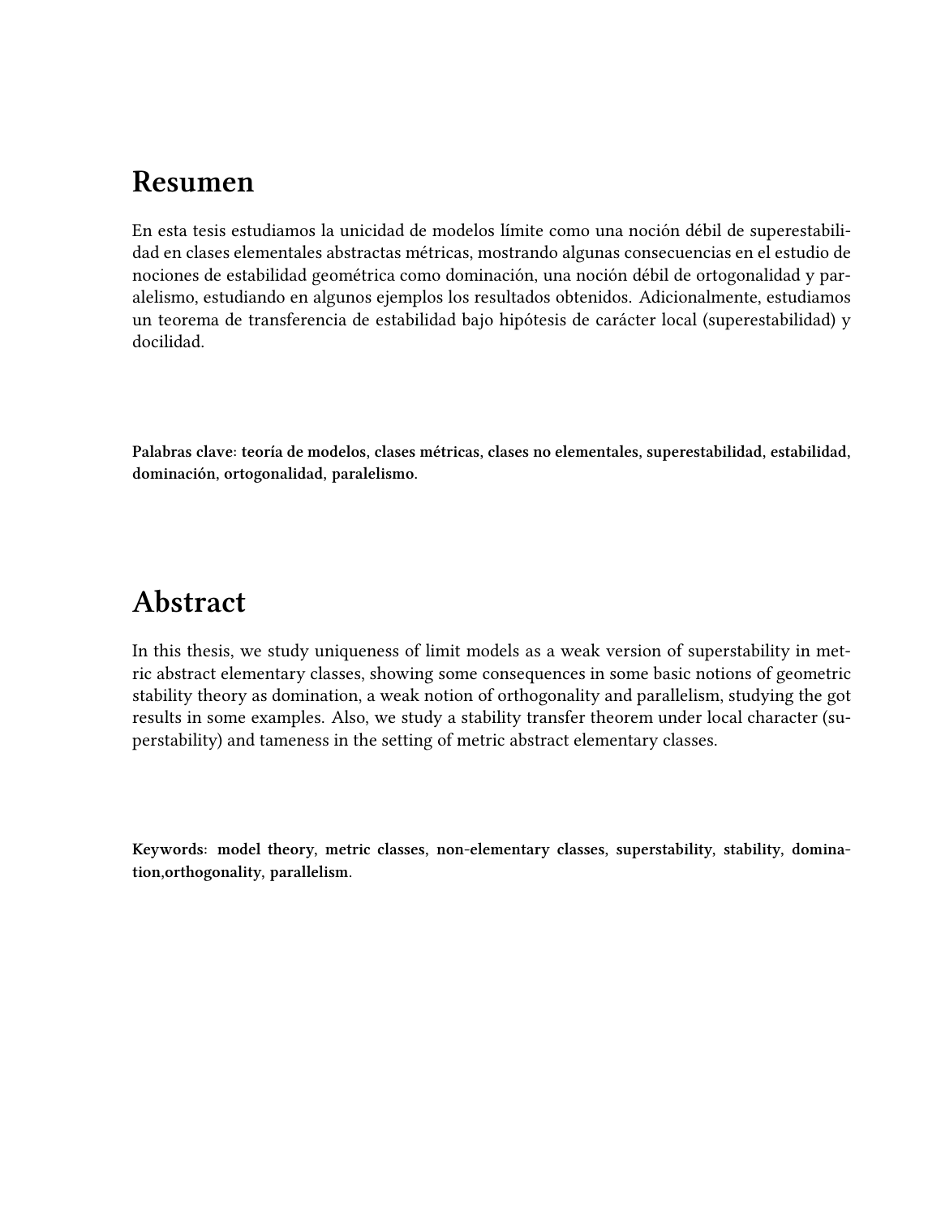# Resumen

En esta tesis estudiamos la unicidad de modelos límite como una noción débil de superestabilidad en clases elementales abstractas métricas, mostrando algunas consecuencias en el estudio de nociones de estabilidad geométrica como dominación, una noción débil de ortogonalidad y paralelismo, estudiando en algunos ejemplos los resultados obtenidos. Adicionalmente, estudiamos un teorema de transferencia de estabilidad bajo hipótesis de carácter local (superestabilidad) y docilidad.

**Palabras clave**: **teoría de modelos, clases métricas, clases no elementales, superestabilidad, estabilidad, dominación, ortogonalidad, paralelismo**.

# Abstract

In this thesis, we study uniqueness of limit models as a weak version of superstability in metric abstract elementary classes, showing some consequences in some basic notions of geometric stability theory as domination, a weak notion of orthogonality and parallelism, studying the got results in some examples. Also, we study a stability transfer theorem under local character (superstability) and tameness in the setting of metric abstract elementary classes.

**Keywords**: **model theory, metric classes, non-elementary classes, superstability, stability, domination,orthogonality, parallelism**.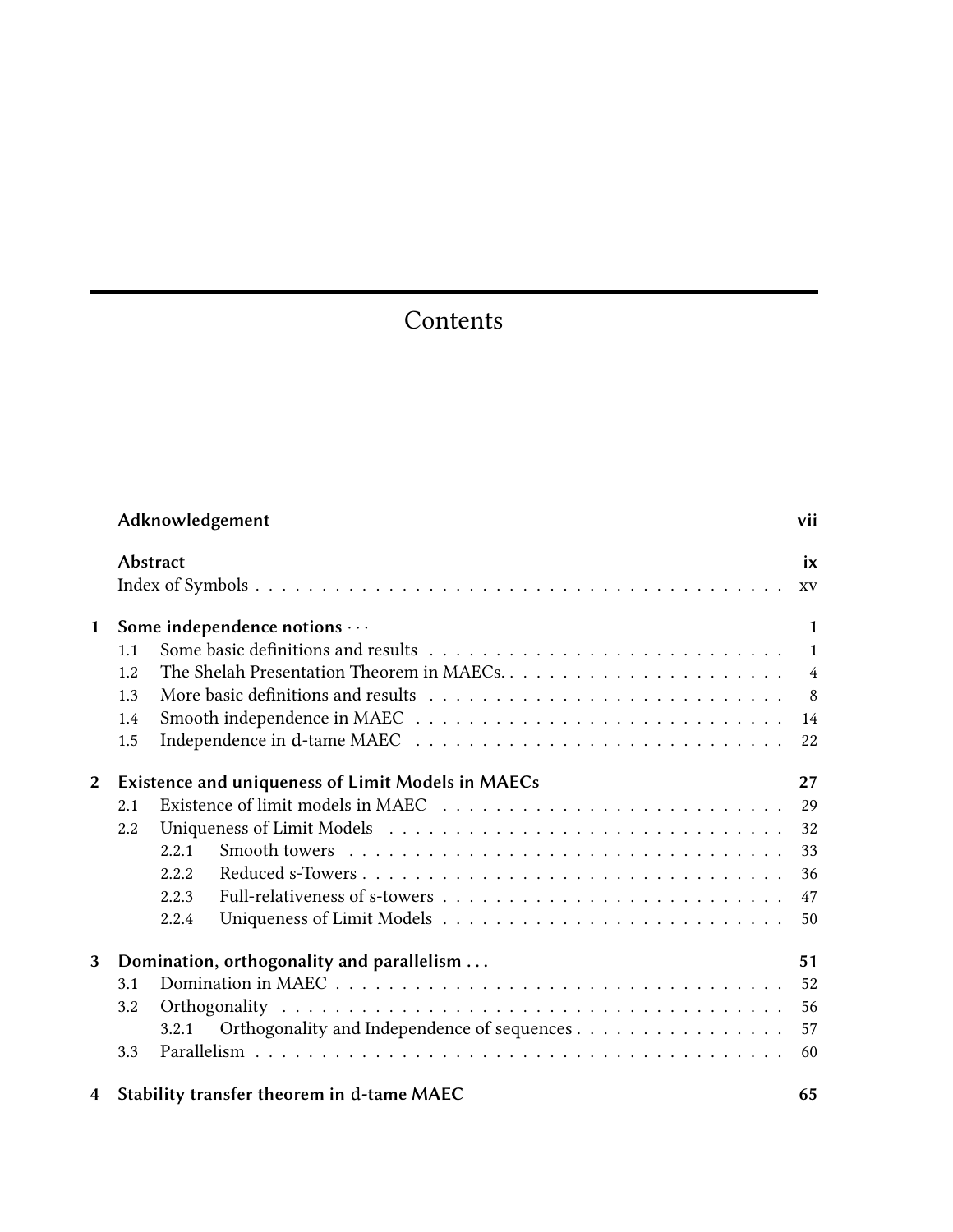# Contents

| | | |
|---|---|---|
| **Adknowledgement** | | **vii** |
| **Abstract** | | **ix** |
| Index of Symbols | | xv |
| **1** | **Some independence notions ···** | **1** |
| 1.1 | Some basic definitions and results | 1 |
| 1.2 | The Shelah Presentation Theorem in MAECs. | 4 |
| 1.3 | More basic definitions and results | 8 |
| 1.4 | Smooth independence in MAEC | 14 |
| 1.5 | Independence in d-tame MAEC | 22 |
| **2** | **Existence and uniqueness of Limit Models in MAECs** | **27** |
| 2.1 | Existence of limit models in MAEC | 29 |
| 2.2 | Uniqueness of Limit Models | 32 |
| 2.2.1 | Smooth towers | 33 |
| 2.2.2 | Reduced s-Towers | 36 |
| 2.2.3 | Full-relativeness of s-towers | 47 |
| 2.2.4 | Uniqueness of Limit Models | 50 |
| **3** | **Domination, orthogonality and parallelism ...** | **51** |
| 3.1 | Domination in MAEC | 52 |
| 3.2 | Orthogonality | 56 |
| 3.2.1 | Orthogonality and Independence of sequences | 57 |
| 3.3 | Parallelism | 60 |
| **4** | **Stability transfer theorem in d-tame MAEC** | **65** |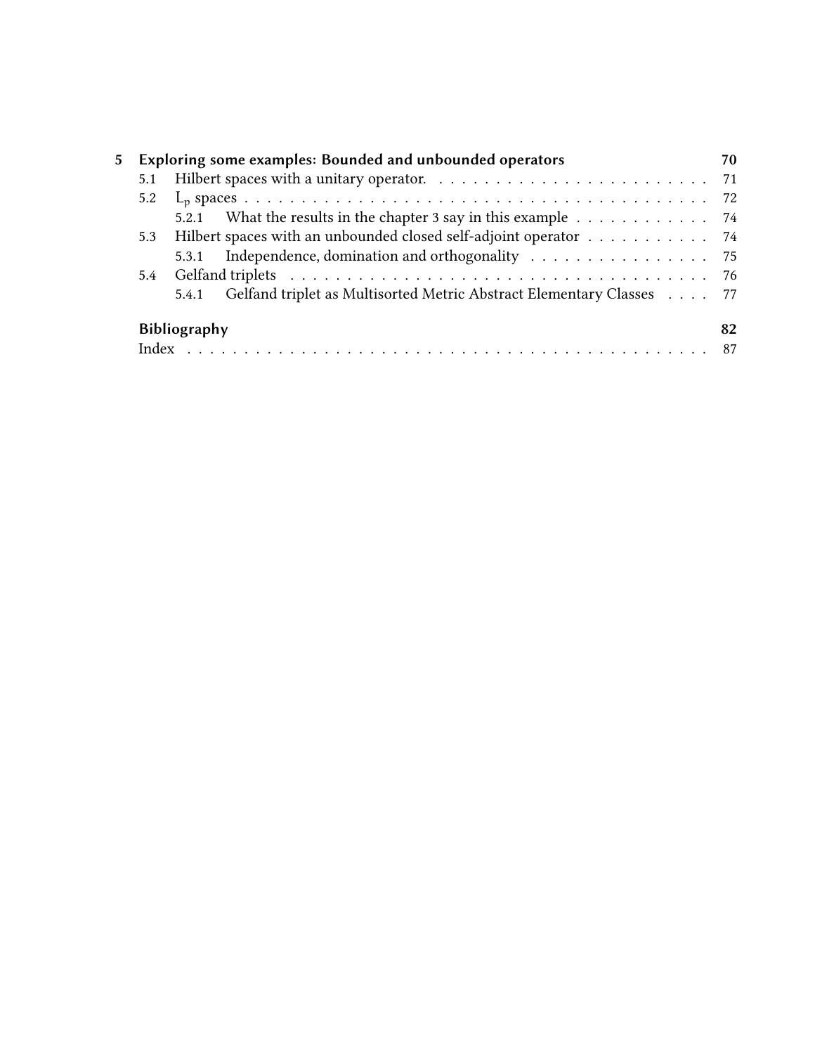**5 Exploring some examples: Bounded and unbounded operators** — 70

- 5.1 Hilbert spaces with a unitary operator. — 71
- 5.2 $L_p$ spaces — 72
  - 5.2.1 What the results in the chapter 3 say in this example — 74
- 5.3 Hilbert spaces with an unbounded closed self-adjoint operator — 74
  - 5.3.1 Independence, domination and orthogonality — 75
- 5.4 Gelfand triplets — 76
  - 5.4.1 Gelfand triplet as Multisorted Metric Abstract Elementary Classes — 77

**Bibliography** — 82

- Index — 87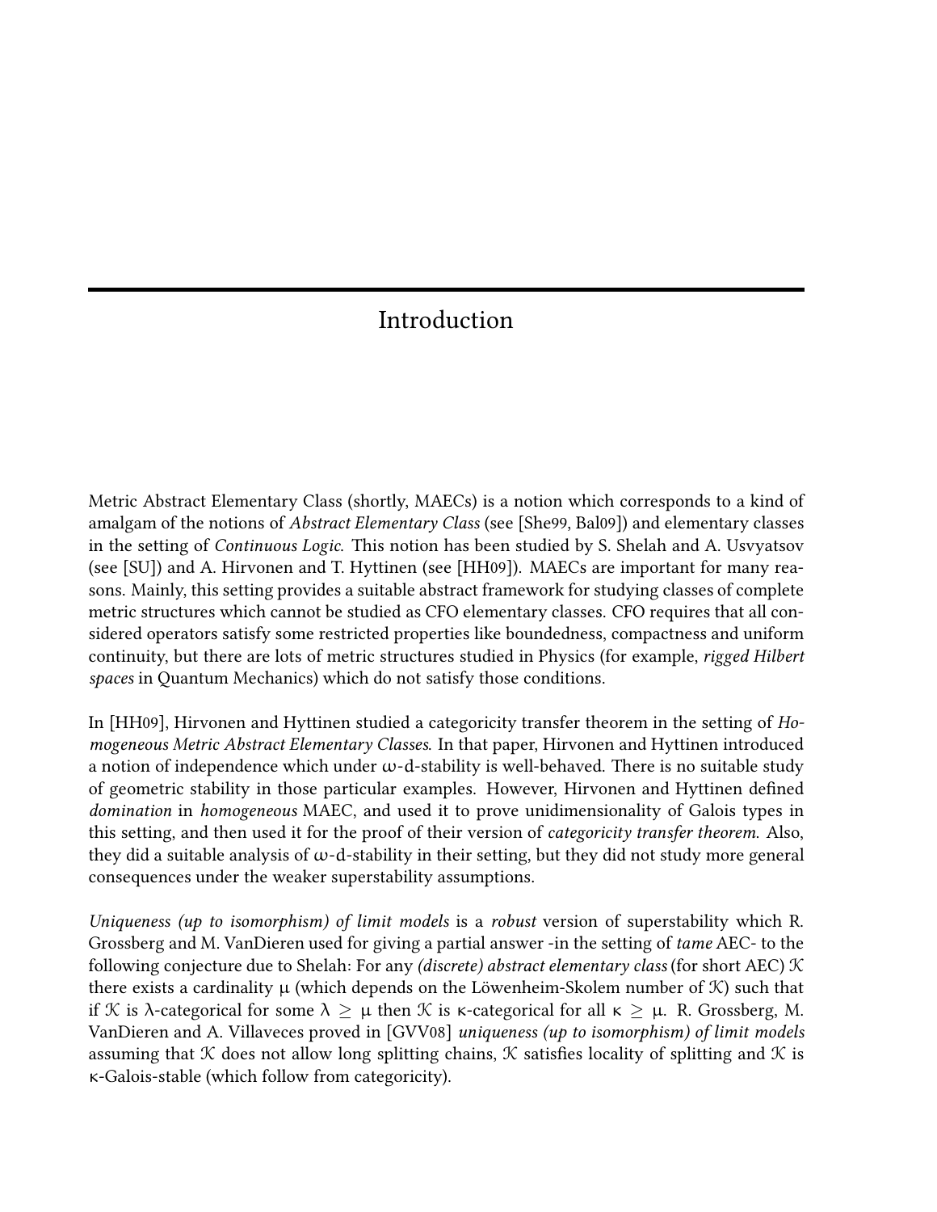# Introduction

Metric Abstract Elementary Class (shortly, MAECs) is a notion which corresponds to a kind of amalgam of the notions of *Abstract Elementary Class* (see [She99, Bal09]) and elementary classes in the setting of *Continuous Logic*. This notion has been studied by S. Shelah and A. Usvyatsov (see [SU]) and A. Hirvonen and T. Hyttinen (see [HH09]). MAECs are important for many reasons. Mainly, this setting provides a suitable abstract framework for studying classes of complete metric structures which cannot be studied as CFO elementary classes. CFO requires that all considered operators satisfy some restricted properties like boundedness, compactness and uniform continuity, but there are lots of metric structures studied in Physics (for example, *rigged Hilbert spaces* in Quantum Mechanics) which do not satisfy those conditions.

In [HH09], Hirvonen and Hyttinen studied a categoricity transfer theorem in the setting of *Homogeneous Metric Abstract Elementary Classes*. In that paper, Hirvonen and Hyttinen introduced a notion of independence which under $\omega$-d-stability is well-behaved. There is no suitable study of geometric stability in those particular examples. However, Hirvonen and Hyttinen defined *domination* in *homogeneous* MAEC, and used it to prove unidimensionality of Galois types in this setting, and then used it for the proof of their version of *categoricity transfer theorem*. Also, they did a suitable analysis of $\omega$-d-stability in their setting, but they did not study more general consequences under the weaker superstability assumptions.

*Uniqueness (up to isomorphism) of limit models* is a *robust* version of superstability which R. Grossberg and M. VanDieren used for giving a partial answer -in the setting of *tame* AEC- to the following conjecture due to Shelah: For any *(discrete) abstract elementary class* (for short AEC) $\mathcal{K}$ there exists a cardinality $\mu$ (which depends on the Löwenheim-Skolem number of $\mathcal{K}$) such that if $\mathcal{K}$ is $\lambda$-categorical for some $\lambda \geq \mu$ then $\mathcal{K}$ is $\kappa$-categorical for all $\kappa \geq \mu$. R. Grossberg, M. VanDieren and A. Villaveces proved in [GVV08] *uniqueness (up to isomorphism) of limit models* assuming that $\mathcal{K}$ does not allow long splitting chains, $\mathcal{K}$ satisfies locality of splitting and $\mathcal{K}$ is $\kappa$-Galois-stable (which follow from categoricity).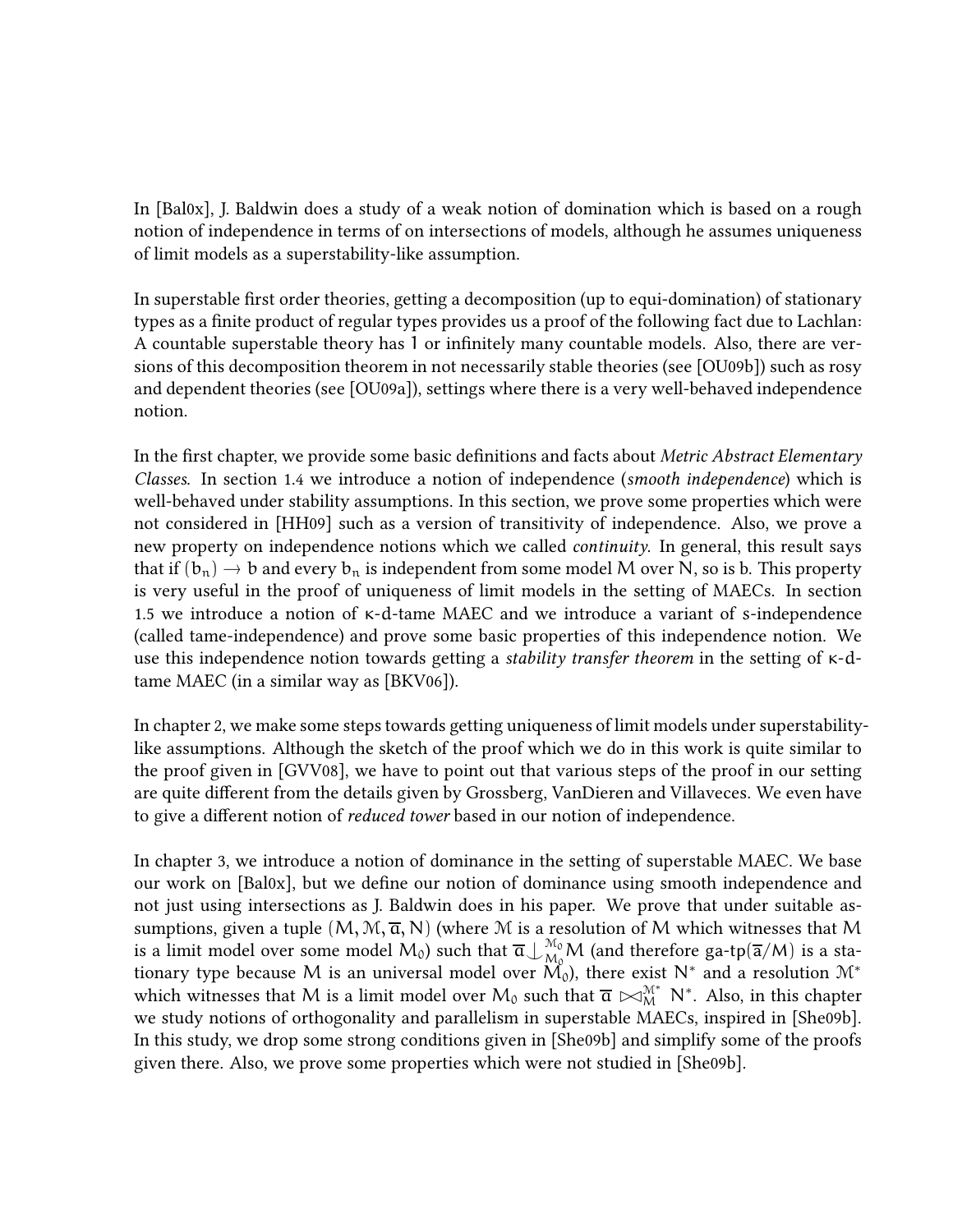In [Bal0x], J. Baldwin does a study of a weak notion of domination which is based on a rough notion of independence in terms of on intersections of models, although he assumes uniqueness of limit models as a superstability-like assumption.

In superstable first order theories, getting a decomposition (up to equi-domination) of stationary types as a finite product of regular types provides us a proof of the following fact due to Lachlan: A countable superstable theory has 1 or infinitely many countable models. Also, there are versions of this decomposition theorem in not necessarily stable theories (see [OU09b]) such as rosy and dependent theories (see [OU09a]), settings where there is a very well-behaved independence notion.

In the first chapter, we provide some basic definitions and facts about *Metric Abstract Elementary Classes*. In section 1.4 we introduce a notion of independence (*smooth independence*) which is well-behaved under stability assumptions. In this section, we prove some properties which were not considered in [HH09] such as a version of transitivity of independence. Also, we prove a new property on independence notions which we called *continuity*. In general, this result says that if $(b_n) \to b$ and every $b_n$ is independent from some model $M$ over $N$, so is $b$. This property is very useful in the proof of uniqueness of limit models in the setting of MAECs. In section 1.5 we introduce a notion of $\kappa$-d-tame MAEC and we introduce a variant of s-independence (called tame-independence) and prove some basic properties of this independence notion. We use this independence notion towards getting a *stability transfer theorem* in the setting of $\kappa$-d-tame MAEC (in a similar way as [BKV06]).

In chapter 2, we make some steps towards getting uniqueness of limit models under superstability-like assumptions. Although the sketch of the proof which we do in this work is quite similar to the proof given in [GVV08], we have to point out that various steps of the proof in our setting are quite different from the details given by Grossberg, VanDieren and Villaveces. We even have to give a different notion of *reduced tower* based in our notion of independence.

In chapter 3, we introduce a notion of dominance in the setting of superstable MAEC. We base our work on [Bal0x], but we define our notion of dominance using smooth independence and not just using intersections as J. Baldwin does in his paper. We prove that under suitable assumptions, given a tuple $(M, \mathcal{M}, \overline{a}, N)$ (where $\mathcal{M}$ is a resolution of $M$ which witnesses that $M$ is a limit model over some model $M_0$) such that $\overline{a} \downarrow_{M_0}^{\mathcal{M}_0} M$ (and therefore ga-tp$(\overline{a}/M)$ is a stationary type because $M$ is an universal model over $M_0$), there exist $N^*$ and a resolution $\mathcal{M}^*$ which witnesses that $M$ is a limit model over $M_0$ such that $\overline{a} \bowtie_M^{\mathcal{M}^*} N^*$. Also, in this chapter we study notions of orthogonality and parallelism in superstable MAECs, inspired in [She09b]. In this study, we drop some strong conditions given in [She09b] and simplify some of the proofs given there. Also, we prove some properties which were not studied in [She09b].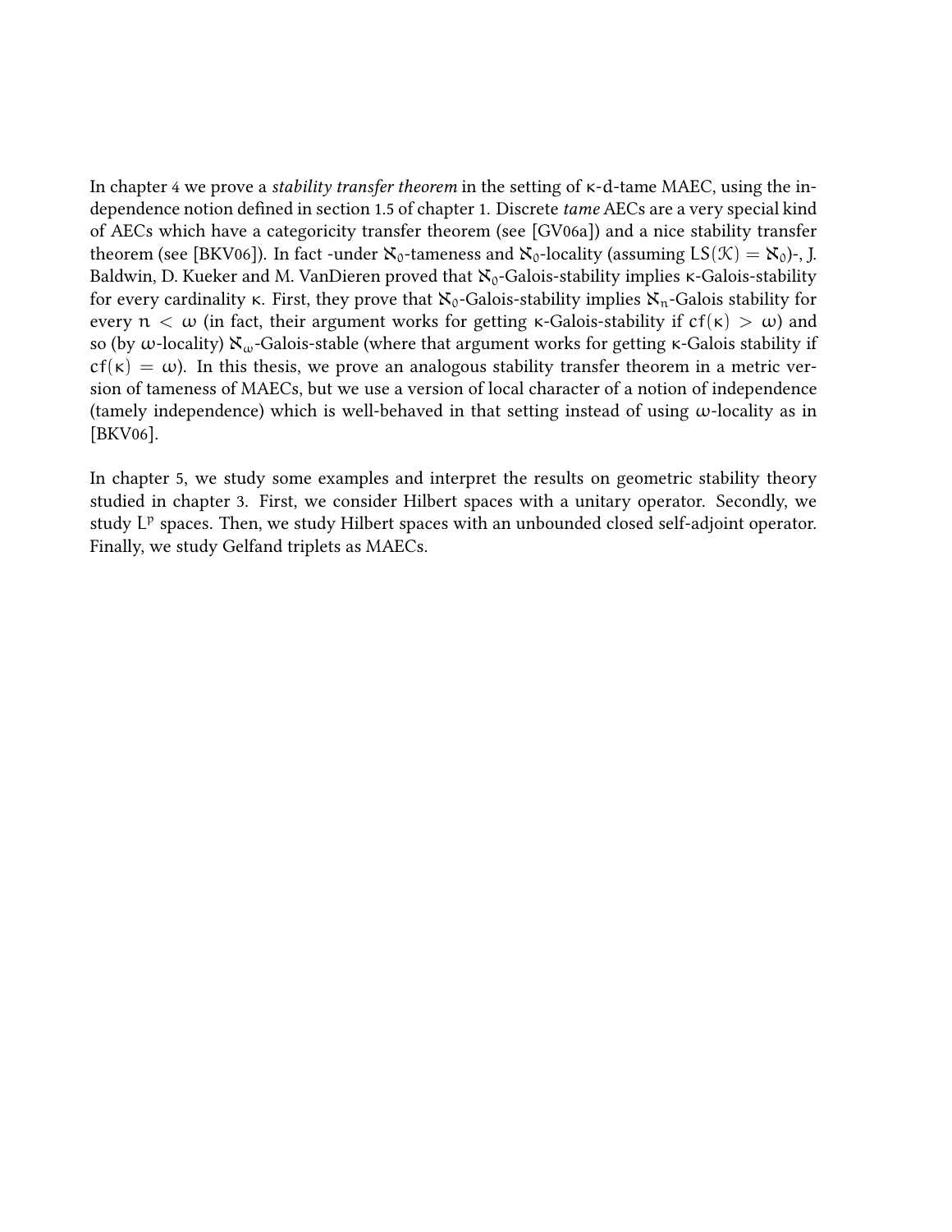In chapter 4 we prove a *stability transfer theorem* in the setting of $\kappa$-d-tame MAEC, using the independence notion defined in section 1.5 of chapter 1. Discrete *tame* AECs are a very special kind of AECs which have a categoricity transfer theorem (see [GV06a]) and a nice stability transfer theorem (see [BKV06]). In fact -under $\aleph_0$-tameness and $\aleph_0$-locality (assuming $LS(\mathcal{K}) = \aleph_0$)-, J. Baldwin, D. Kueker and M. VanDieren proved that $\aleph_0$-Galois-stability implies $\kappa$-Galois-stability for every cardinality $\kappa$. First, they prove that $\aleph_0$-Galois-stability implies $\aleph_n$-Galois stability for every $n < \omega$ (in fact, their argument works for getting $\kappa$-Galois-stability if $cf(\kappa) > \omega$) and so (by $\omega$-locality) $\aleph_\omega$-Galois-stable (where that argument works for getting $\kappa$-Galois stability if $cf(\kappa) = \omega$). In this thesis, we prove an analogous stability transfer theorem in a metric version of tameness of MAECs, but we use a version of local character of a notion of independence (tamely independence) which is well-behaved in that setting instead of using $\omega$-locality as in [BKV06].

In chapter 5, we study some examples and interpret the results on geometric stability theory studied in chapter 3. First, we consider Hilbert spaces with a unitary operator. Secondly, we study $L^p$ spaces. Then, we study Hilbert spaces with an unbounded closed self-adjoint operator. Finally, we study Gelfand triplets as MAECs.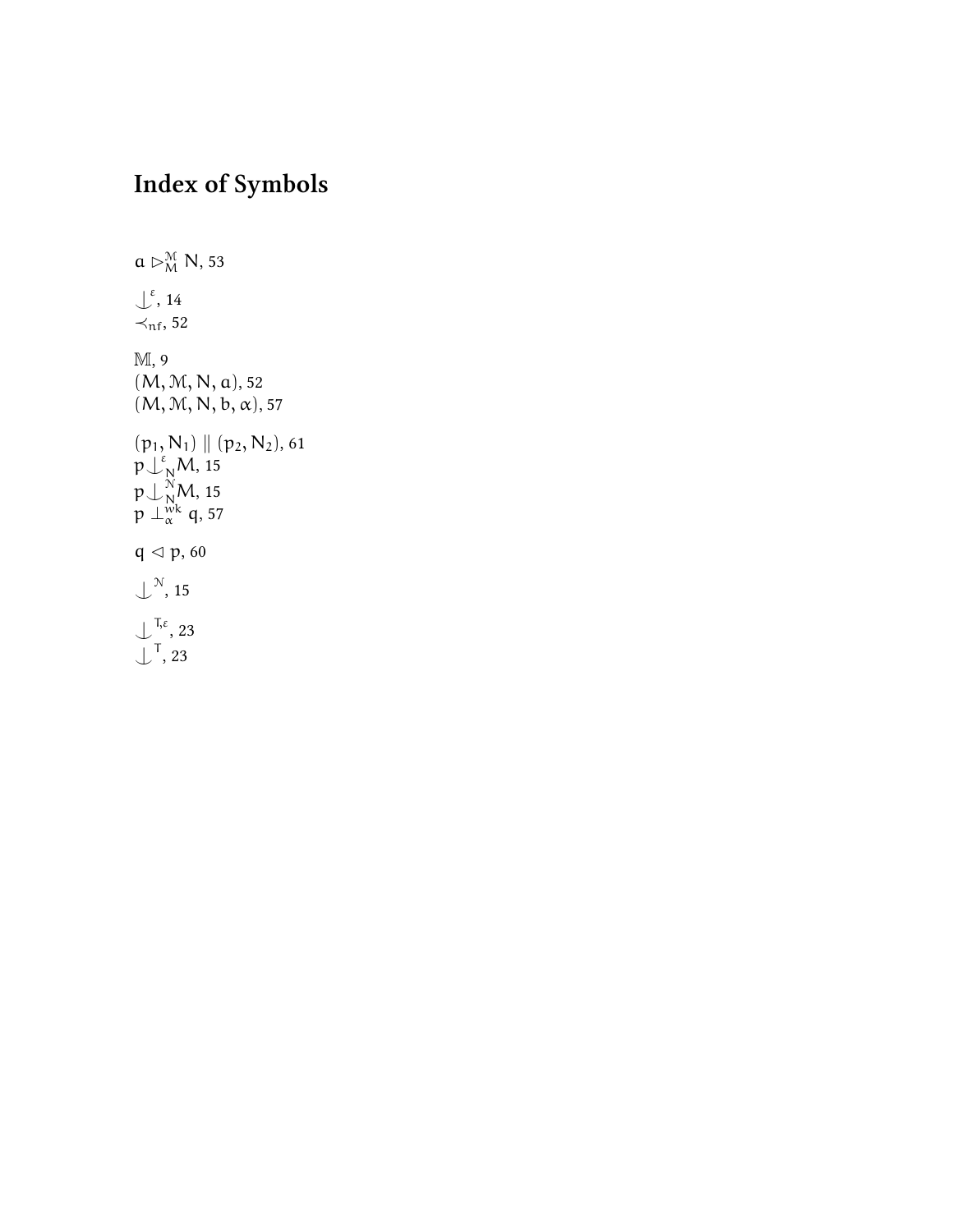# Index of Symbols

$a \vartriangleright^{\mathcal{M}}_{M} N$, 53

$\mathop{\smile\!\!\!\!\!\!|}^{\varepsilon}$, 14

$\prec_{\mathrm{nf}}$, 52

$\mathbb{M}$, 9

$(M, \mathcal{M}, N, a)$, 52

$(M, \mathcal{M}, N, b, \alpha)$, 57

$(p_1, N_1) \parallel (p_2, N_2)$, 61

$p \mathop{\smile\!\!\!\!\!\!|}^{\varepsilon}_{N} M$, 15

$p \mathop{\smile\!\!\!\!\!\!|}^{\mathcal{N}}_{N} M$, 15

$p \perp^{wk}_{\alpha} q$, 57

$q \lhd p$, 60

$\mathop{\smile\!\!\!\!\!\!|}^{\mathcal{N}}$, 15

$\mathop{\smile\!\!\!\!\!\!|}^{T,\varepsilon}$, 23

$\mathop{\smile\!\!\!\!\!\!|}^{T}$, 23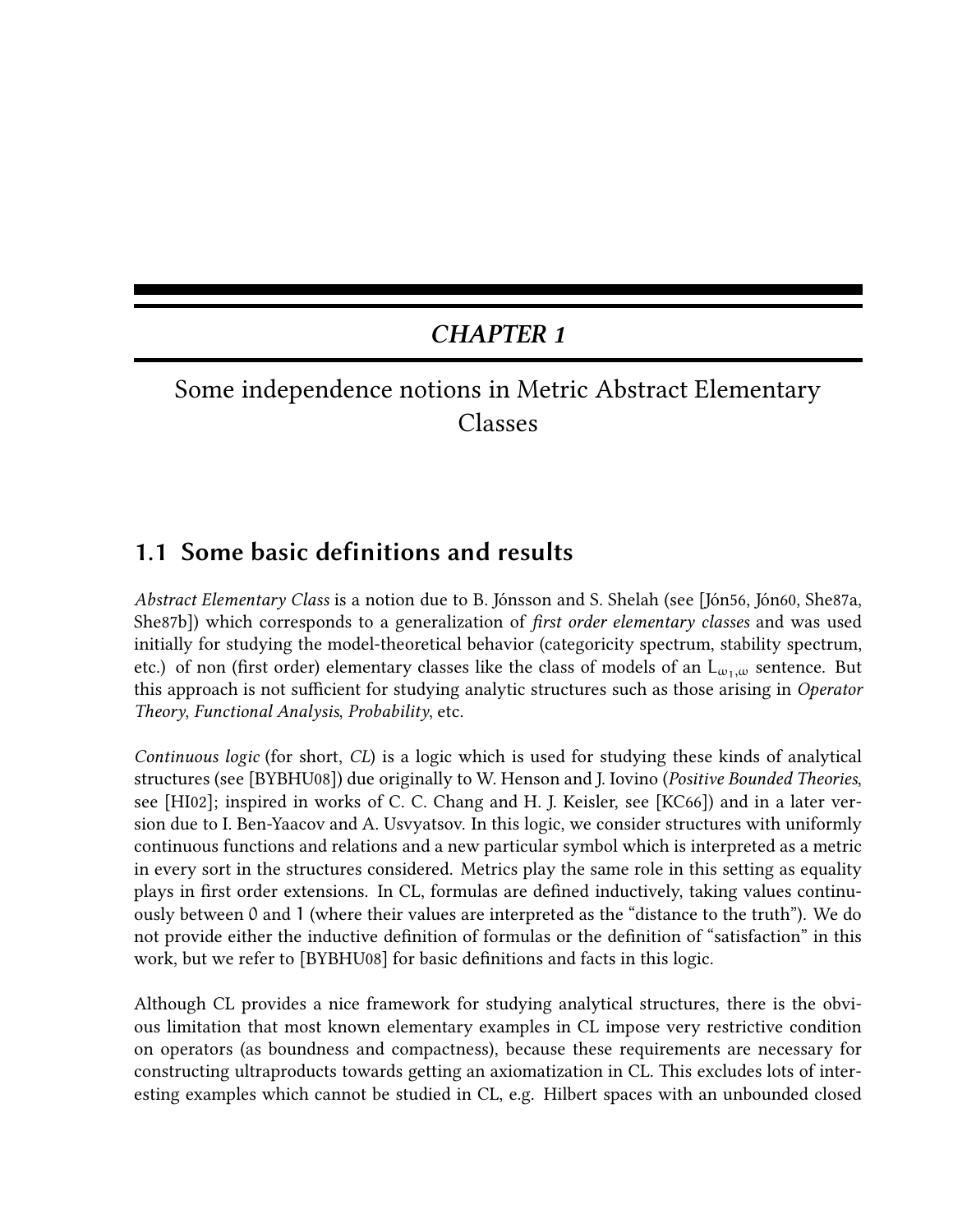# *CHAPTER 1*

# Some independence notions in Metric Abstract Elementary Classes

## 1.1 Some basic definitions and results

*Abstract Elementary Class* is a notion due to B. Jónsson and S. Shelah (see [Jón56, Jón60, She87a, She87b]) which corresponds to a generalization of *first order elementary classes* and was used initially for studying the model-theoretical behavior (categoricity spectrum, stability spectrum, etc.) of non (first order) elementary classes like the class of models of an $L_{\omega_1,\omega}$ sentence. But this approach is not sufficient for studying analytic structures such as those arising in *Operator Theory*, *Functional Analysis*, *Probability*, etc.

*Continuous logic* (for short, *CL*) is a logic which is used for studying these kinds of analytical structures (see [BYBHU08]) due originally to W. Henson and J. Iovino (*Positive Bounded Theories*, see [HI02]; inspired in works of C. C. Chang and H. J. Keisler, see [KC66]) and in a later version due to I. Ben-Yaacov and A. Usvyatsov. In this logic, we consider structures with uniformly continuous functions and relations and a new particular symbol which is interpreted as a metric in every sort in the structures considered. Metrics play the same role in this setting as equality plays in first order extensions. In CL, formulas are defined inductively, taking values continuously between 0 and 1 (where their values are interpreted as the "distance to the truth"). We do not provide either the inductive definition of formulas or the definition of "satisfaction" in this work, but we refer to [BYBHU08] for basic definitions and facts in this logic.

Although CL provides a nice framework for studying analytical structures, there is the obvious limitation that most known elementary examples in CL impose very restrictive condition on operators (as boundness and compactness), because these requirements are necessary for constructing ultraproducts towards getting an axiomatization in CL. This excludes lots of interesting examples which cannot be studied in CL, e.g. Hilbert spaces with an unbounded closed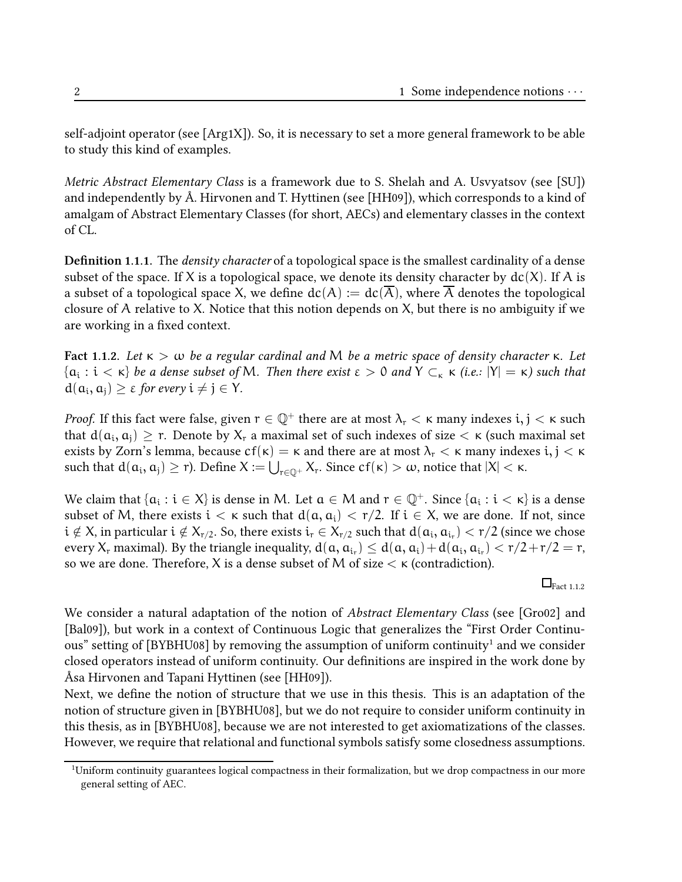self-adjoint operator (see [Arg1X]). So, it is necessary to set a more general framework to be able to study this kind of examples.

*Metric Abstract Elementary Class* is a framework due to S. Shelah and A. Usvyatsov (see [SU]) and independently by Å. Hirvonen and T. Hyttinen (see [HH09]), which corresponds to a kind of amalgam of Abstract Elementary Classes (for short, AECs) and elementary classes in the context of CL.

**Definition 1.1.1.** The *density character* of a topological space is the smallest cardinality of a dense subset of the space. If $X$ is a topological space, we denote its density character by $dc(X)$. If $A$ is a subset of a topological space $X$, we define $dc(A) := dc(\overline{A})$, where $\overline{A}$ denotes the topological closure of $A$ relative to $X$. Notice that this notion depends on $X$, but there is no ambiguity if we are working in a fixed context.

**Fact 1.1.2.** *Let $\kappa > \omega$ be a regular cardinal and $M$ be a metric space of density character $\kappa$. Let $\{a_i : i < \kappa\}$ be a dense subset of $M$. Then there exist $\varepsilon > 0$ and $Y \subset_\kappa \kappa$ (i.e.: $|Y| = \kappa$) such that $d(a_i, a_j) \geq \varepsilon$ for every $i \neq j \in Y$.*

*Proof.* If this fact were false, given $r \in \mathbb{Q}^+$ there are at most $\lambda_r < \kappa$ many indexes $i, j < \kappa$ such that $d(a_i, a_j) \geq r$. Denote by $X_r$ a maximal set of such indexes of size $< \kappa$ (such maximal set exists by Zorn's lemma, because $cf(\kappa) = \kappa$ and there are at most $\lambda_r < \kappa$ many indexes $i, j < \kappa$ such that $d(a_i, a_j) \geq r$). Define $X := \bigcup_{r \in \mathbb{Q}^+} X_r$. Since $cf(\kappa) > \omega$, notice that $|X| < \kappa$.

We claim that $\{a_i : i \in X\}$ is dense in $M$. Let $a \in M$ and $r \in \mathbb{Q}^+$. Since $\{a_i : i < \kappa\}$ is a dense subset of $M$, there exists $i < \kappa$ such that $d(a, a_i) < r/2$. If $i \in X$, we are done. If not, since $i \notin X$, in particular $i \notin X_{r/2}$. So, there exists $i_r \in X_{r/2}$ such that $d(a_i, a_{i_r}) < r/2$ (since we chose every $X_r$ maximal). By the triangle inequality, $d(a, a_{i_r}) \leq d(a, a_i) + d(a_i, a_{i_r}) < r/2 + r/2 = r$, so we are done. Therefore, $X$ is a dense subset of $M$ of size $< \kappa$ (contradiction).

$\square_{\text{Fact 1.1.2}}$

We consider a natural adaptation of the notion of *Abstract Elementary Class* (see [Gro02] and [Bal09]), but work in a context of Continuous Logic that generalizes the "First Order Continuous" setting of [BYBHU08] by removing the assumption of uniform continuity[1] and we consider closed operators instead of uniform continuity. Our definitions are inspired in the work done by Åsa Hirvonen and Tapani Hyttinen (see [HH09]).
Next, we define the notion of structure that we use in this thesis. This is an adaptation of the notion of structure given in [BYBHU08], but we do not require to consider uniform continuity in this thesis, as in [BYBHU08], because we are not interested to get axiomatizations of the classes. However, we require that relational and functional symbols satisfy some closedness assumptions.

[1]Uniform continuity guarantees logical compactness in their formalization, but we drop compactness in our more general setting of AEC.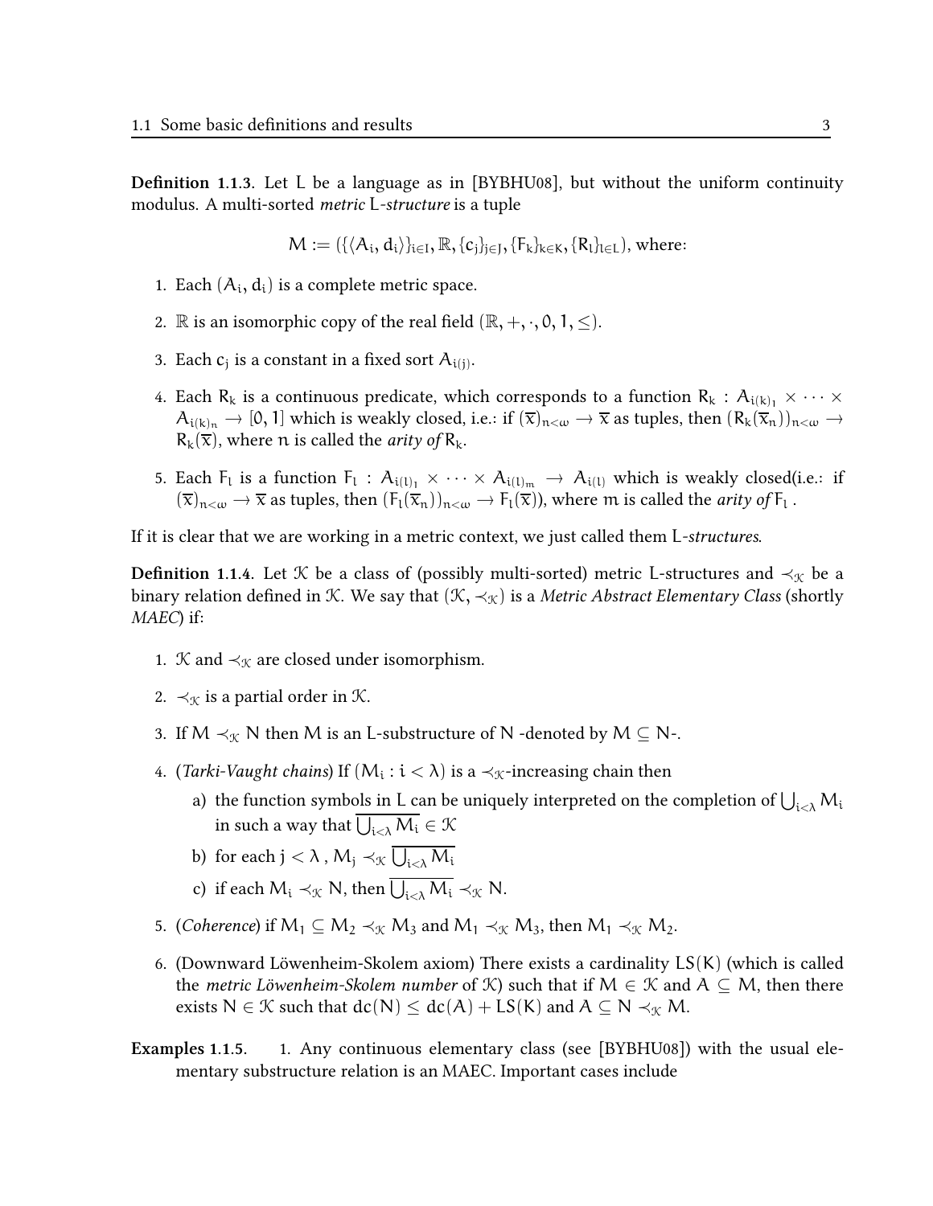**Definition 1.1.3.** Let L be a language as in [BYBHU08], but without the uniform continuity modulus. A multi-sorted *metric* L*-structure* is a tuple

$$M := (\{\langle A_i, d_i\rangle\}_{i\in I}, \mathbb{R}, \{c_j\}_{j\in J}, \{F_k\}_{k\in K}, \{R_l\}_{l\in L}), \text{ where:}$$

1. Each $(A_i, d_i)$ is a complete metric space.
2. $\mathbb{R}$ is an isomorphic copy of the real field $(\mathbb{R}, +, \cdot, 0, 1, \leq)$.
3. Each $c_j$ is a constant in a fixed sort $A_{i(j)}$.
4. Each $R_k$ is a continuous predicate, which corresponds to a function $R_k : A_{i(k)_1} \times \cdots \times A_{i(k)_n} \to [0, 1]$ which is weakly closed, i.e.: if $(\overline{x})_{n<\omega} \to \overline{x}$ as tuples, then $(R_k(\overline{x}_n))_{n<\omega} \to R_k(\overline{x})$, where $n$ is called the *arity of* $R_k$.
5. Each $F_l$ is a function $F_l : A_{i(l)_1} \times \cdots \times A_{i(l)_m} \to A_{i(l)}$ which is weakly closed(i.e.: if $(\overline{x})_{n<\omega} \to \overline{x}$ as tuples, then $(F_l(\overline{x}_n))_{n<\omega} \to F_l(\overline{x})$), where $m$ is called the *arity of* $F_l$ .

If it is clear that we are working in a metric context, we just called them L*-structures*.

**Definition 1.1.4.** Let $\mathcal{K}$ be a class of (possibly multi-sorted) metric L-structures and $\prec_{\mathcal{K}}$ be a binary relation defined in $\mathcal{K}$. We say that $(\mathcal{K}, \prec_{\mathcal{K}})$ is a *Metric Abstract Elementary Class* (shortly *MAEC*) if:

1. $\mathcal{K}$ and $\prec_{\mathcal{K}}$ are closed under isomorphism.
2. $\prec_{\mathcal{K}}$ is a partial order in $\mathcal{K}$.
3. If $M \prec_{\mathcal{K}} N$ then $M$ is an L-substructure of $N$ -denoted by $M \subseteq N$-.
4. (*Tarki-Vaught chains*) If $(M_i : i < \lambda)$ is a $\prec_{\mathcal{K}}$-increasing chain then
   a) the function symbols in L can be uniquely interpreted on the completion of $\bigcup_{i<\lambda} M_i$ in such a way that $\overline{\bigcup_{i<\lambda} M_i} \in \mathcal{K}$
   b) for each $j < \lambda$ , $M_j \prec_{\mathcal{K}} \overline{\bigcup_{i<\lambda} M_i}$
   c) if each $M_i \prec_{\mathcal{K}} N$, then $\overline{\bigcup_{i<\lambda} M_i} \prec_{\mathcal{K}} N$.
5. (*Coherence*) if $M_1 \subseteq M_2 \prec_{\mathcal{K}} M_3$ and $M_1 \prec_{\mathcal{K}} M_3$, then $M_1 \prec_{\mathcal{K}} M_2$.
6. (Downward Löwenheim-Skolem axiom) There exists a cardinality $LS(K)$ (which is called the *metric Löwenheim-Skolem number* of $\mathcal{K}$) such that if $M \in \mathcal{K}$ and $A \subseteq M$, then there exists $N \in \mathcal{K}$ such that $dc(N) \leq dc(A) + LS(K)$ and $A \subseteq N \prec_{\mathcal{K}} M$.

**Examples 1.1.5.**
1. Any continuous elementary class (see [BYBHU08]) with the usual elementary substructure relation is an MAEC. Important cases include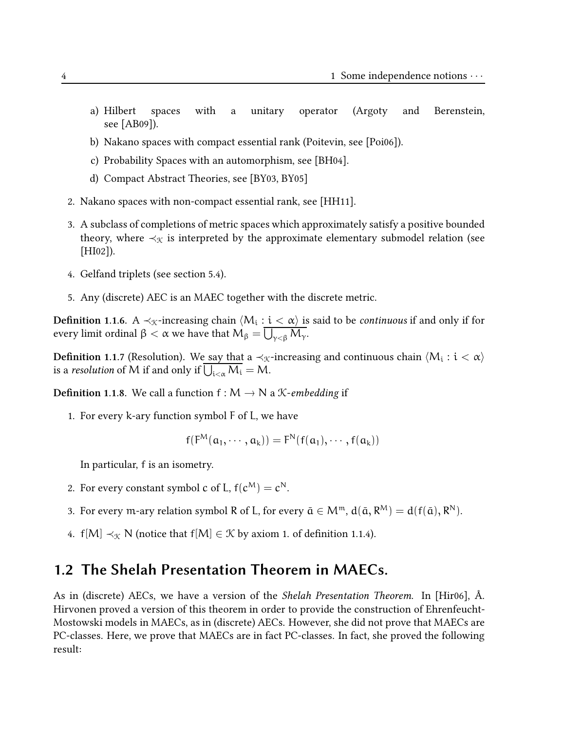a) Hilbert spaces with a unitary operator (Argoty and Berenstein, see [AB09]).

   b) Nakano spaces with compact essential rank (Poitevin, see [Poi06]).

   c) Probability Spaces with an automorphism, see [BH04].

   d) Compact Abstract Theories, see [BY03, BY05]

2. Nakano spaces with non-compact essential rank, see [HH11].

3. A subclass of completions of metric spaces which approximately satisfy a positive bounded theory, where $\prec_{\mathcal{K}}$ is interpreted by the approximate elementary submodel relation (see [HI02]).

4. Gelfand triplets (see section 5.4).

5. Any (discrete) AEC is an MAEC together with the discrete metric.

**Definition 1.1.6.** A $\prec_{\mathcal{K}}$-increasing chain $\langle M_i : i < \alpha \rangle$ is said to be *continuous* if and only if for every limit ordinal $\beta < \alpha$ we have that $M_\beta = \overline{\bigcup_{\gamma<\beta} M_\gamma}$.

**Definition 1.1.7** (Resolution). We say that a $\prec_{\mathcal{K}}$-increasing and continuous chain $\langle M_i : i < \alpha \rangle$ is a *resolution* of $M$ if and only if $\overline{\bigcup_{i<\alpha} M_i} = M$.

**Definition 1.1.8.** We call a function $f : M \to N$ a $\mathcal{K}$-*embedding* if

1. For every $k$-ary function symbol $F$ of $L$, we have

$$f(F^M(a_1, \cdots, a_k)) = F^N(f(a_1), \cdots, f(a_k))$$

   In particular, $f$ is an isometry.

2. For every constant symbol $c$ of $L$, $f(c^M) = c^N$.

3. For every $m$-ary relation symbol $R$ of $L$, for every $\bar{a} \in M^m$, $d(\bar{a}, R^M) = d(f(\bar{a}), R^N)$.

4. $f[M] \prec_{\mathcal{K}} N$ (notice that $f[M] \in \mathcal{K}$ by axiom 1. of definition 1.1.4).

## 1.2 The Shelah Presentation Theorem in MAECs.

As in (discrete) AECs, we have a version of the *Shelah Presentation Theorem.* In [Hir06], Å. Hirvonen proved a version of this theorem in order to provide the construction of Ehrenfeucht-Mostowski models in MAECs, as in (discrete) AECs. However, she did not prove that MAECs are PC-classes. Here, we prove that MAECs are in fact PC-classes. In fact, she proved the following result: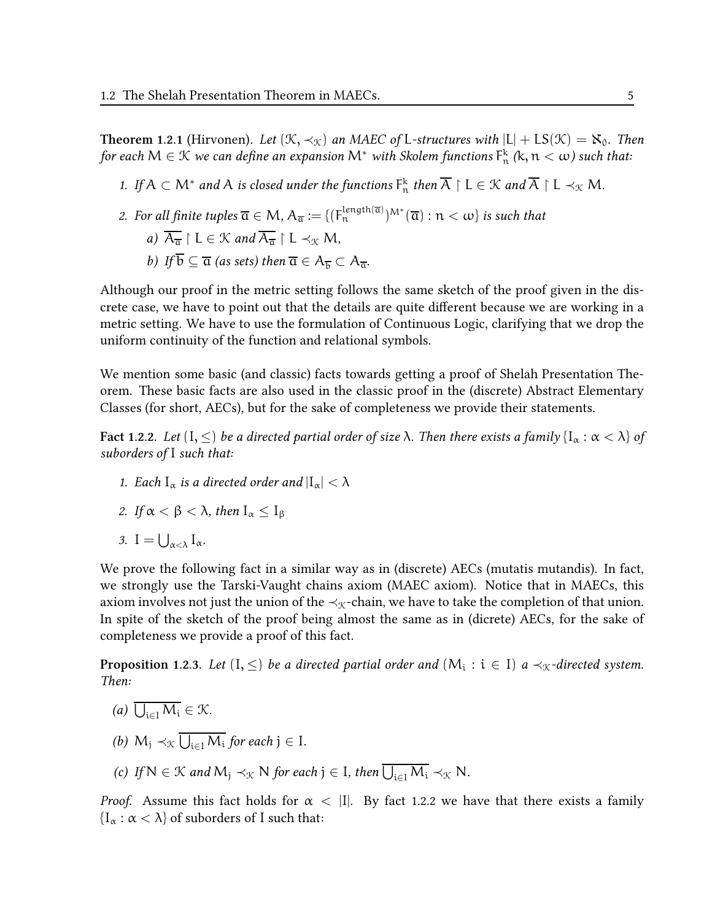**Theorem 1.2.1** (Hirvonen). *Let $(\mathcal{K}, \prec_{\mathcal{K}})$ an MAEC of $L$-structures with $|L| + LS(\mathcal{K}) = \aleph_0$. Then for each $M \in \mathcal{K}$ we can define an expansion $M^*$ with Skolem functions $F^k_n$ ($k, n < \omega$) such that:*

1. *If $A \subset M^*$ and $A$ is closed under the functions $F^k_n$ then $\overline{A} \upharpoonright L \in \mathcal{K}$ and $\overline{A} \upharpoonright L \prec_{\mathcal{K}} M$.*
2. *For all finite tuples $\overline{a} \in M$, $A_{\overline{a}} := \{(F_n^{\text{length}(\overline{a})})^{M^*}(\overline{a}) : n < \omega\}$ is such that*
   a) *$\overline{A_{\overline{a}}} \upharpoonright L \in \mathcal{K}$ and $\overline{A_{\overline{a}}} \upharpoonright L \prec_{\mathcal{K}} M$,*
   b) *If $\overline{b} \subseteq \overline{a}$ (as sets) then $\overline{a} \in A_{\overline{b}} \subset A_{\overline{a}}$.*

Although our proof in the metric setting follows the same sketch of the proof given in the discrete case, we have to point out that the details are quite different because we are working in a metric setting. We have to use the formulation of Continuous Logic, clarifying that we drop the uniform continuity of the function and relational symbols.

We mention some basic (and classic) facts towards getting a proof of Shelah Presentation Theorem. These basic facts are also used in the classic proof in the (discrete) Abstract Elementary Classes (for short, AECs), but for the sake of completeness we provide their statements.

**Fact 1.2.2.** *Let $(I, \leq)$ be a directed partial order of size $\lambda$. Then there exists a family $\{I_\alpha : \alpha < \lambda\}$ of suborders of $I$ such that:*

1. *Each $I_\alpha$ is a directed order and $|I_\alpha| < \lambda$*
2. *If $\alpha < \beta < \lambda$, then $I_\alpha \leq I_\beta$*
3. *$I = \bigcup_{\alpha<\lambda} I_\alpha$.*

We prove the following fact in a similar way as in (discrete) AECs (mutatis mutandis). In fact, we strongly use the Tarski-Vaught chains axiom (MAEC axiom). Notice that in MAECs, this axiom involves not just the union of the $\prec_{\mathcal{K}}$-chain, we have to take the completion of that union. In spite of the sketch of the proof being almost the same as in (dicrete) AECs, for the sake of completeness we provide a proof of this fact.

**Proposition 1.2.3.** *Let $(I, \leq)$ be a directed partial order and $(M_i : i \in I)$ a $\prec_{\mathcal{K}}$-directed system. Then:*

(a) *$\overline{\bigcup_{i\in I} M_i} \in \mathcal{K}$.*

(b) *$M_j \prec_{\mathcal{K}} \overline{\bigcup_{i\in I} M_i}$ for each $j \in I$.*

(c) *If $N \in \mathcal{K}$ and $M_j \prec_{\mathcal{K}} N$ for each $j \in I$, then $\overline{\bigcup_{i\in I} M_i} \prec_{\mathcal{K}} N$.*

*Proof.* Assume this fact holds for $\alpha < |I|$. By fact 1.2.2 we have that there exists a family $\{I_\alpha : \alpha < \lambda\}$ of suborders of I such that: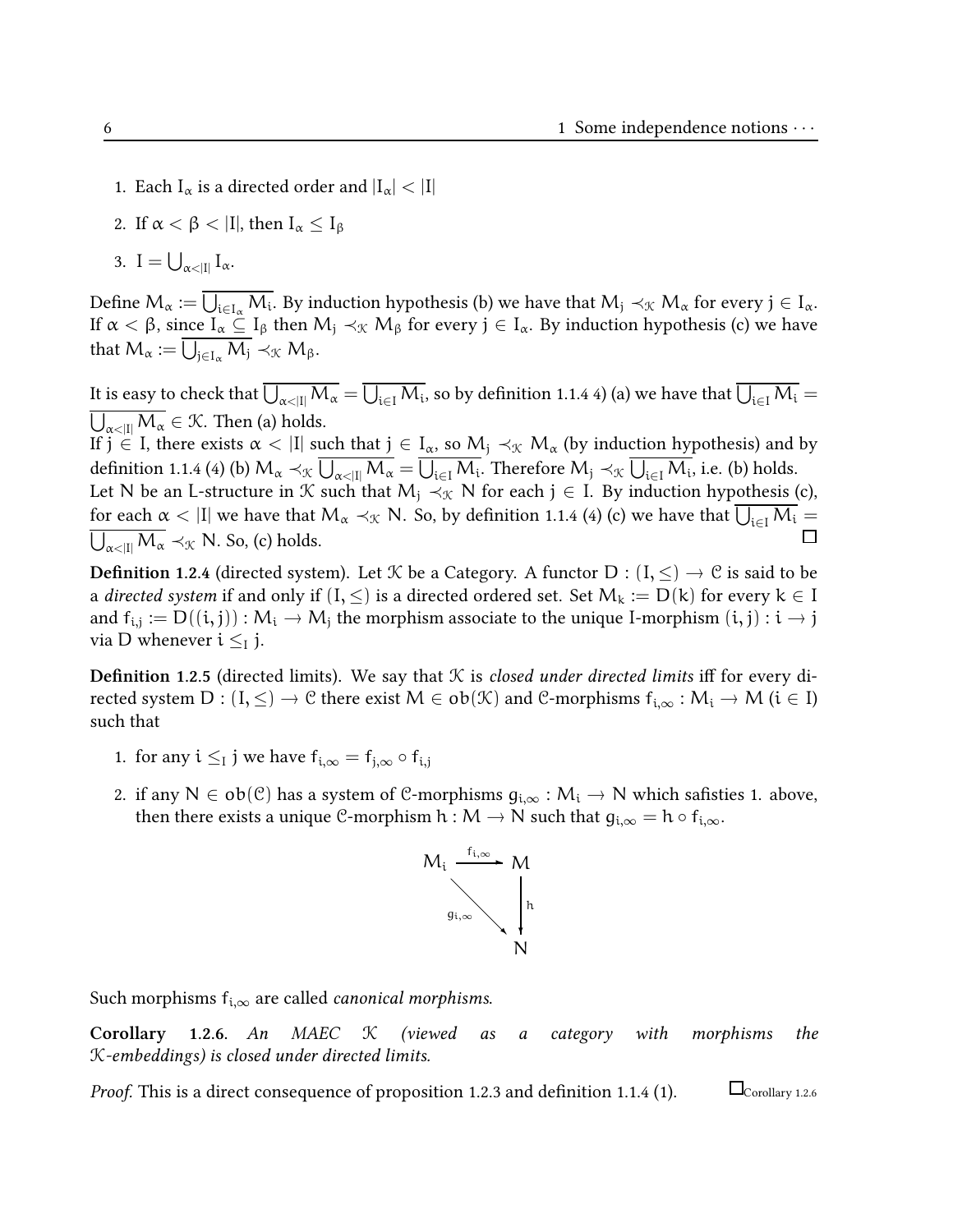1. Each $I_\alpha$ is a directed order and $|I_\alpha| < |I|$
2. If $\alpha < \beta < |I|$, then $I_\alpha \leq I_\beta$
3. $I = \bigcup_{\alpha<|I|} I_\alpha$.

Define $M_\alpha := \overline{\bigcup_{i \in I_\alpha} M_i}$. By induction hypothesis (b) we have that $M_j \prec_{\mathcal{K}} M_\alpha$ for every $j \in I_\alpha$. If $\alpha < \beta$, since $I_\alpha \subseteq I_\beta$ then $M_j \prec_{\mathcal{K}} M_\beta$ for every $j \in I_\alpha$. By induction hypothesis (c) we have that $M_\alpha := \overline{\bigcup_{j \in I_\alpha} M_j} \prec_{\mathcal{K}} M_\beta$.

It is easy to check that $\overline{\bigcup_{\alpha<|I|} M_\alpha} = \overline{\bigcup_{i \in I} M_i}$, so by definition 1.1.4 4) (a) we have that $\overline{\bigcup_{i \in I} M_i} = \overline{\bigcup_{\alpha<|I|} M_\alpha} \in \mathcal{K}$. Then (a) holds.
If $j \in I$, there exists $\alpha < |I|$ such that $j \in I_\alpha$, so $M_j \prec_{\mathcal{K}} M_\alpha$ (by induction hypothesis) and by definition 1.1.4 (4) (b) $M_\alpha \prec_{\mathcal{K}} \overline{\bigcup_{\alpha<|I|} M_\alpha} = \overline{\bigcup_{i \in I} M_i}$. Therefore $M_j \prec_{\mathcal{K}} \overline{\bigcup_{i \in I} M_i}$, i.e. (b) holds.
Let $N$ be an L-structure in $\mathcal{K}$ such that $M_j \prec_{\mathcal{K}} N$ for each $j \in I$. By induction hypothesis (c), for each $\alpha < |I|$ we have that $M_\alpha \prec_{\mathcal{K}} N$. So, by definition 1.1.4 (4) (c) we have that $\overline{\bigcup_{i \in I} M_i} = \overline{\bigcup_{\alpha<|I|} M_\alpha} \prec_{\mathcal{K}} N$. So, (c) holds. □

**Definition 1.2.4** (directed system). Let $\mathcal{K}$ be a Category. A functor $D : (I, \leq) \to \mathcal{C}$ is said to be a *directed system* if and only if $(I, \leq)$ is a directed ordered set. Set $M_k := D(k)$ for every $k \in I$ and $f_{i,j} := D((i,j)) : M_i \to M_j$ the morphism associate to the unique I-morphism $(i,j) : i \to j$ via $D$ whenever $i \leq_I j$.

**Definition 1.2.5** (directed limits). We say that $\mathcal{K}$ is *closed under directed limits* iff for every directed system $D : (I, \leq) \to \mathcal{C}$ there exist $M \in ob(\mathcal{K})$ and $\mathcal{C}$-morphisms $f_{i,\infty} : M_i \to M$ $(i \in I)$ such that

1. for any $i \leq_I j$ we have $f_{i,\infty} = f_{j,\infty} \circ f_{i,j}$
2. if any $N \in ob(\mathcal{C})$ has a system of $\mathcal{C}$-morphisms $g_{i,\infty} : M_i \to N$ which safisties 1. above, then there exists a unique $\mathcal{C}$-morphism $h : M \to N$ such that $g_{i,\infty} = h \circ f_{i,\infty}$.

$$\begin{array}{ccc} M_i & \xrightarrow{f_{i,\infty}} & M \\ & \searrow^{g_{i,\infty}} & \downarrow h \\ & & N \end{array}$$

Such morphisms $f_{i,\infty}$ are called *canonical morphisms*.

**Corollary 1.2.6**. *An MAEC $\mathcal{K}$ (viewed as a category with morphisms the $\mathcal{K}$-embeddings) is closed under directed limits.*

*Proof.* This is a direct consequence of proposition 1.2.3 and definition 1.1.4 (1). □Corollary 1.2.6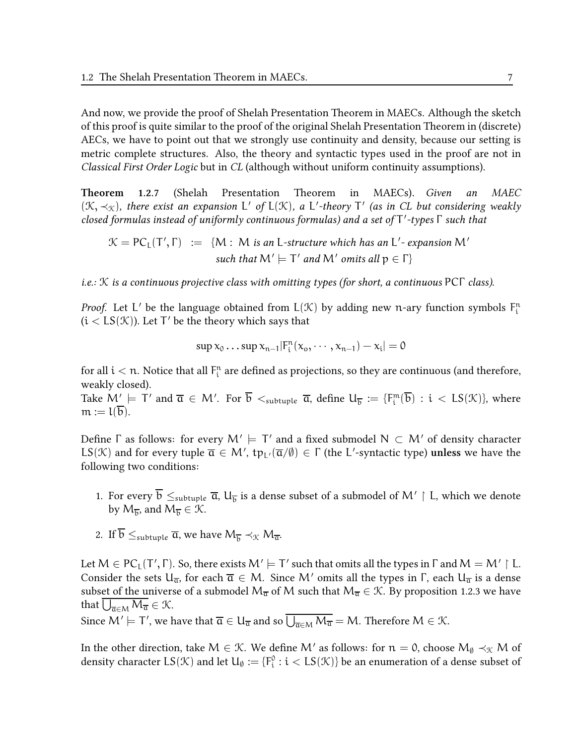And now, we provide the proof of Shelah Presentation Theorem in MAECs. Although the sketch of this proof is quite similar to the proof of the original Shelah Presentation Theorem in (discrete) AECs, we have to point out that we strongly use continuity and density, because our setting is metric complete structures. Also, the theory and syntactic types used in the proof are not in *Classical First Order Logic* but in *CL* (although without uniform continuity assumptions).

**Theorem 1.2.7** (Shelah Presentation Theorem in MAECs). *Given an MAEC $(\mathcal{K}, \prec_{\mathcal{K}})$, there exist an expansion $L'$ of $L(\mathcal{K})$, a $L'$-theory $T'$ (as in CL but considering weakly closed formulas instead of uniformly continuous formulas) and a set of $T'$-types $\Gamma$ such that*

$$\mathcal{K} = PC_L(T', \Gamma) \;:=\; \{M : M \text{ is an } L\text{-structure which has an } L'\text{- expansion } M' \text{ such that } M' \models T' \text{ and } M' \text{ omits all } p \in \Gamma\}$$

*i.e.: $\mathcal{K}$ is a continuous projective class with omitting types (for short, a continuous $PC\Gamma$ class).*

*Proof.* Let $L'$ be the language obtained from $L(\mathcal{K})$ by adding new $n$-ary function symbols $F_i^n$ $(i < LS(\mathcal{K}))$. Let $T'$ be the theory which says that

$$\sup x_0 \dots \sup x_{n-1} |F_i^n(x_o, \cdots, x_{n-1}) - x_i| = 0$$

for all $i < n$. Notice that all $F_i^n$ are defined as projections, so they are continuous (and therefore, weakly closed).
Take $M' \models T'$ and $\overline{a} \in M'$. For $\overline{b} <_{\text{subtuple}} \overline{a}$, define $U_{\overline{b}} := \{F_i^m(\overline{b}) : i < LS(\mathcal{K})\}$, where $m := l(\overline{b})$.

Define $\Gamma$ as follows: for every $M' \models T'$ and a fixed submodel $N \subset M'$ of density character $LS(\mathcal{K})$ and for every tuple $\overline{a} \in M'$, $tp_{L'}(\overline{a}/\emptyset) \in \Gamma$ (the $L'$-syntactic type) **unless** we have the following two conditions:

1. For every $\overline{b} \leq_{\text{subtuple}} \overline{a}$, $U_{\overline{b}}$ is a dense subset of a submodel of $M' \upharpoonright L$, which we denote by $M_{\overline{b}}$, and $M_{\overline{b}} \in \mathcal{K}$.
2. If $\overline{b} \leq_{\text{subtuple}} \overline{a}$, we have $M_{\overline{b}} \prec_{\mathcal{K}} M_{\overline{a}}$.

Let $M \in PC_L(T', \Gamma)$. So, there exists $M' \models T'$ such that omits all the types in $\Gamma$ and $M = M' \upharpoonright L$. Consider the sets $U_{\overline{a}}$, for each $\overline{a} \in M$. Since $M'$ omits all the types in $\Gamma$, each $U_{\overline{a}}$ is a dense subset of the universe of a submodel $M_{\overline{a}}$ of $M$ such that $M_{\overline{a}} \in \mathcal{K}$. By proposition 1.2.3 we have that $\overline{\bigcup_{\overline{a} \in M} M_{\overline{a}}} \in \mathcal{K}$.
Since $M' \models T'$, we have that $\overline{a} \in U_{\overline{a}}$ and so $\overline{\bigcup_{\overline{a} \in M} M_{\overline{a}}} = M$. Therefore $M \in \mathcal{K}$.

In the other direction, take $M \in \mathcal{K}$. We define $M'$ as follows: for $n = 0$, choose $M_\emptyset \prec_{\mathcal{K}} M$ of density character $LS(\mathcal{K})$ and let $U_\emptyset := \{F_i^0 : i < LS(\mathcal{K})\}$ be an enumeration of a dense subset of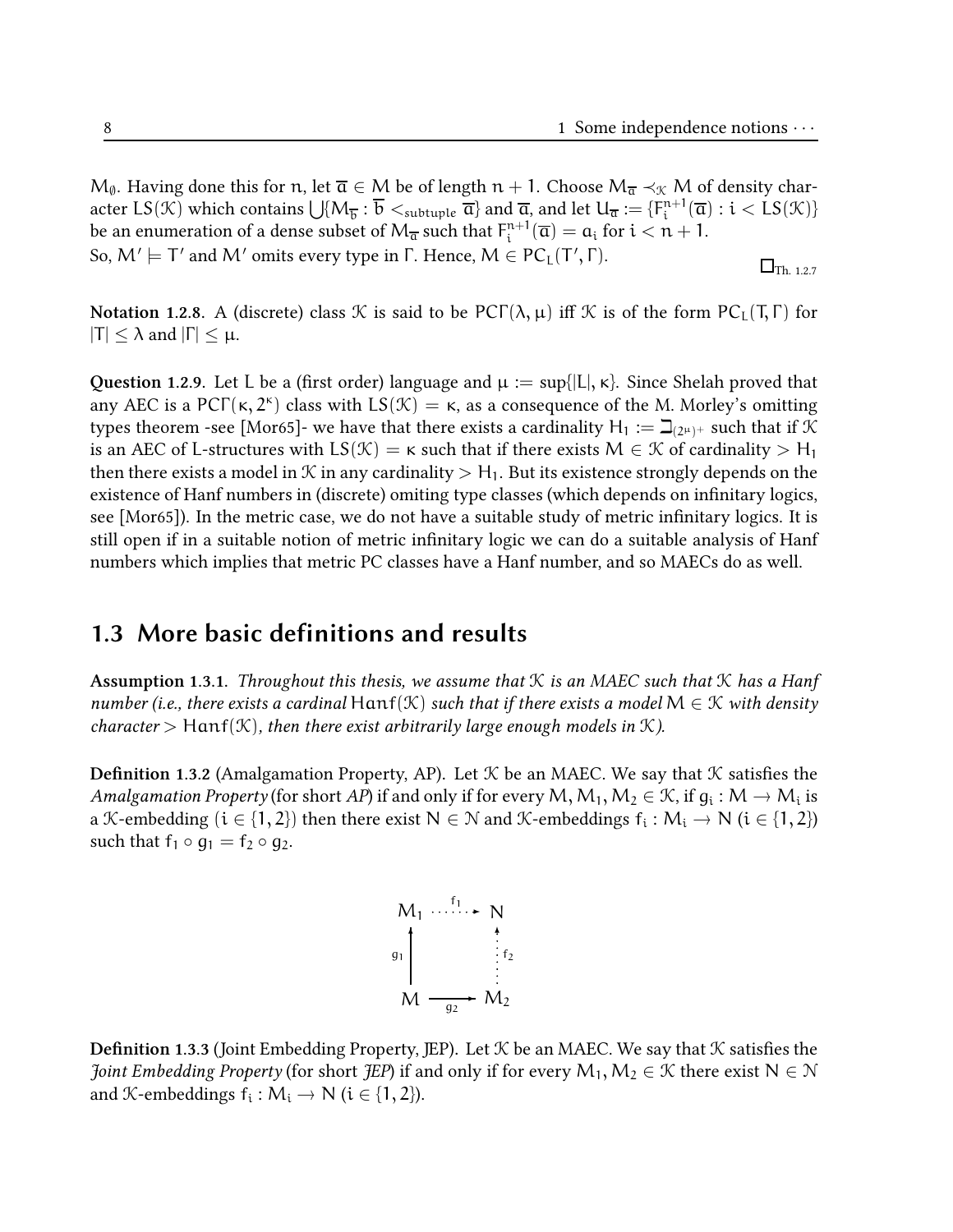$M_\emptyset$. Having done this for $n$, let $\overline{a} \in M$ be of length $n+1$. Choose $M_{\overline{a}} \prec_{\mathcal{K}} M$ of density character $LS(\mathcal{K})$ which contains $\bigcup\{M_{\overline{b}} : \overline{b} <_{\text{subtuple}} \overline{a}\}$ and $\overline{a}$, and let $U_{\overline{a}} := \{F_i^{n+1}(\overline{a}) : i < LS(\mathcal{K})\}$ be an enumeration of a dense subset of $M_{\overline{a}}$ such that $F_i^{n+1}(\overline{a}) = a_i$ for $i < n+1$.
So, $M' \models T'$ and $M'$ omits every type in $\Gamma$. Hence, $M \in PC_L(T', \Gamma)$.

$\square_{\text{Th. 1.2.7}}$

**Notation 1.2.8**. A (discrete) class $\mathcal{K}$ is said to be $PC\Gamma(\lambda, \mu)$ iff $\mathcal{K}$ is of the form $PC_L(T, \Gamma)$ for $|T| \leq \lambda$ and $|\Gamma| \leq \mu$.

**Question 1.2.9**. Let $L$ be a (first order) language and $\mu := \sup\{|L|, \kappa\}$. Since Shelah proved that any AEC is a $PC\Gamma(\kappa, 2^\kappa)$ class with $LS(\mathcal{K}) = \kappa$, as a consequence of the M. Morley's omitting types theorem -see [Mor65]- we have that there exists a cardinality $H_1 := \beth_{(2^\mu)^+}$ such that if $\mathcal{K}$ is an AEC of $L$-structures with $LS(\mathcal{K}) = \kappa$ such that if there exists $M \in \mathcal{K}$ of cardinality $> H_1$ then there exists a model in $\mathcal{K}$ in any cardinality $> H_1$. But its existence strongly depends on the existence of Hanf numbers in (discrete) omiting type classes (which depends on infinitary logics, see [Mor65]). In the metric case, we do not have a suitable study of metric infinitary logics. It is still open if in a suitable notion of metric infinitary logic we can do a suitable analysis of Hanf numbers which implies that metric PC classes have a Hanf number, and so MAECs do as well.

## 1.3 More basic definitions and results

**Assumption 1.3.1**. *Throughout this thesis, we assume that $\mathcal{K}$ is an MAEC such that $\mathcal{K}$ has a Hanf number (i.e., there exists a cardinal $Hanf(\mathcal{K})$ such that if there exists a model $M \in \mathcal{K}$ with density character $> Hanf(\mathcal{K})$, then there exist arbitrarily large enough models in $\mathcal{K}$).*

**Definition 1.3.2** (Amalgamation Property, AP). Let $\mathcal{K}$ be an MAEC. We say that $\mathcal{K}$ satisfies the *Amalgamation Property* (for short *AP*) if and only if for every $M, M_1, M_2 \in \mathcal{K}$, if $g_i : M \to M_i$ is a $\mathcal{K}$-embedding $(i \in \{1,2\})$ then there exist $N \in \mathcal{N}$ and $\mathcal{K}$-embeddings $f_i : M_i \to N$ $(i \in \{1,2\})$ such that $f_1 \circ g_1 = f_2 \circ g_2$.

$$
\begin{array}{ccc}
M_1 & \overset{f_1}{\dashrightarrow} & N \\
{\scriptstyle g_1}\uparrow & & \uparrow{\scriptstyle f_2} \\
M & \underset{g_2}{\longrightarrow} & M_2
\end{array}
$$

**Definition 1.3.3** (Joint Embedding Property, JEP). Let $\mathcal{K}$ be an MAEC. We say that $\mathcal{K}$ satisfies the *Joint Embedding Property* (for short *JEP*) if and only if for every $M_1, M_2 \in \mathcal{K}$ there exist $N \in \mathcal{N}$ and $\mathcal{K}$-embeddings $f_i : M_i \to N$ $(i \in \{1,2\})$.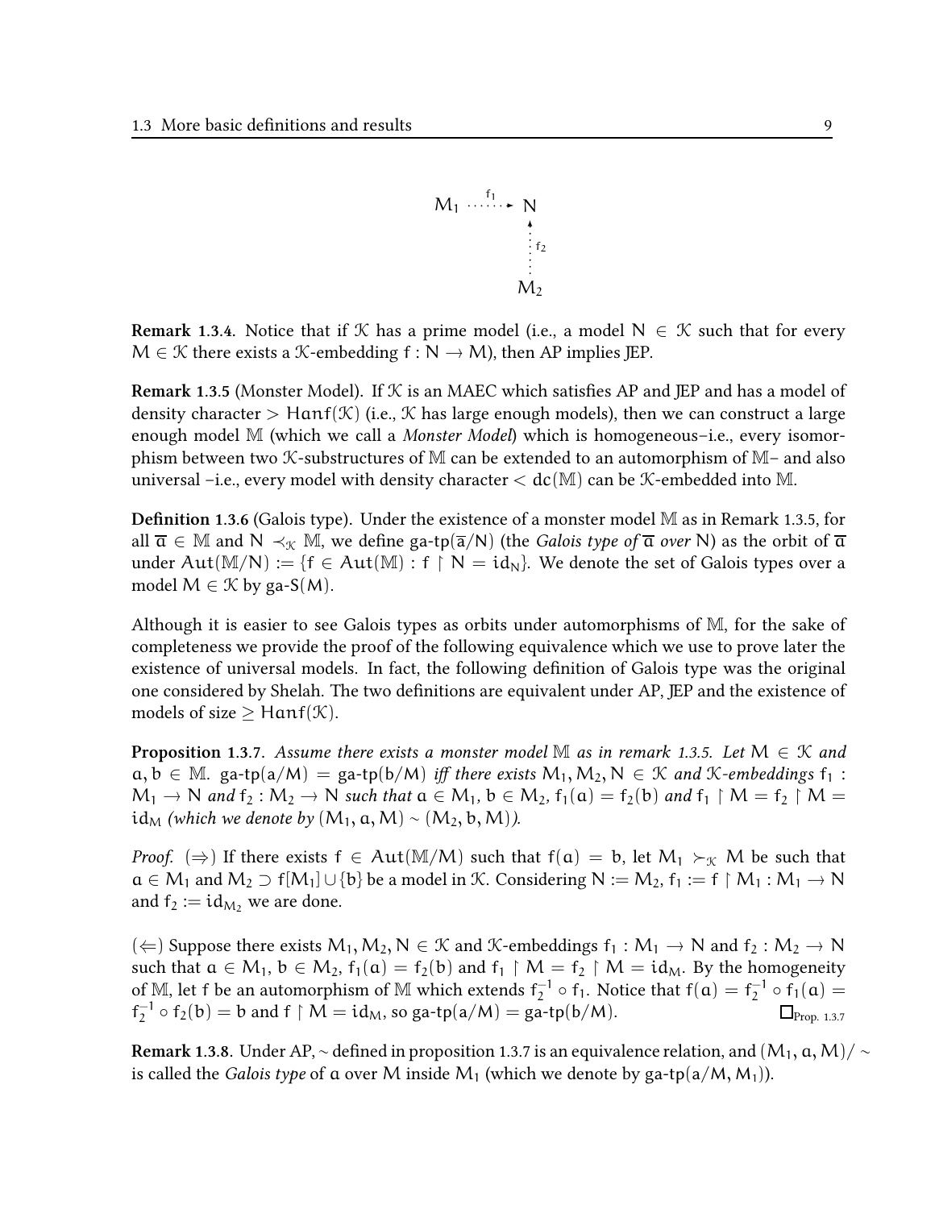$$
\begin{array}{ccc}
M_1 & \overset{f_1}{\cdots\cdots\rightarrow} & N \\
 & & \uparrow f_2 \\
 & & M_2
\end{array}
$$

**Remark 1.3.4.** Notice that if $\mathcal{K}$ has a prime model (i.e., a model $N \in \mathcal{K}$ such that for every $M \in \mathcal{K}$ there exists a $\mathcal{K}$-embedding $f : N \to M$), then AP implies JEP.

**Remark 1.3.5** (Monster Model). If $\mathcal{K}$ is an MAEC which satisfies AP and JEP and has a model of density character $> \mathrm{Hanf}(\mathcal{K})$ (i.e., $\mathcal{K}$ has large enough models), then we can construct a large enough model $\mathbb{M}$ (which we call a *Monster Model*) which is homogeneous–i.e., every isomorphism between two $\mathcal{K}$-substructures of $\mathbb{M}$ can be extended to an automorphism of $\mathbb{M}$– and also universal –i.e., every model with density character $< \mathrm{dc}(\mathbb{M})$ can be $\mathcal{K}$-embedded into $\mathbb{M}$.

**Definition 1.3.6** (Galois type). Under the existence of a monster model $\mathbb{M}$ as in Remark 1.3.5, for all $\overline{a} \in \mathbb{M}$ and $N \prec_{\mathcal{K}} \mathbb{M}$, we define ga-tp$(\overline{a}/N)$ (the *Galois type of* $\overline{a}$ *over* $N$) as the orbit of $\overline{a}$ under $\mathrm{Aut}(\mathbb{M}/N) := \{f \in \mathrm{Aut}(\mathbb{M}) : f \restriction N = \mathrm{id}_N\}$. We denote the set of Galois types over a model $M \in \mathcal{K}$ by ga-S$(M)$.

Although it is easier to see Galois types as orbits under automorphisms of $\mathbb{M}$, for the sake of completeness we provide the proof of the following equivalence which we use to prove later the existence of universal models. In fact, the following definition of Galois type was the original one considered by Shelah. The two definitions are equivalent under AP, JEP and the existence of models of size $\geq \mathrm{Hanf}(\mathcal{K})$.

**Proposition 1.3.7.** *Assume there exists a monster model* $\mathbb{M}$ *as in remark 1.3.5. Let* $M \in \mathcal{K}$ *and* $a, b \in \mathbb{M}$. ga-tp$(a/M) =$ ga-tp$(b/M)$ *iff there exists* $M_1, M_2, N \in \mathcal{K}$ *and* $\mathcal{K}$*-embeddings* $f_1 : M_1 \to N$ *and* $f_2 : M_2 \to N$ *such that* $a \in M_1$*,* $b \in M_2$*,* $f_1(a) = f_2(b)$ *and* $f_1 \restriction M = f_2 \restriction M = \mathrm{id}_M$ *(which we denote by* $(M_1, a, M) \sim (M_2, b, M)$*).*

*Proof.* ($\Rightarrow$) If there exists $f \in \mathrm{Aut}(\mathbb{M}/M)$ such that $f(a) = b$, let $M_1 \succ_{\mathcal{K}} M$ be such that $a \in M_1$ and $M_2 \supset f[M_1] \cup \{b\}$ be a model in $\mathcal{K}$. Considering $N := M_2$, $f_1 := f \restriction M_1 : M_1 \to N$ and $f_2 := \mathrm{id}_{M_2}$ we are done.

($\Leftarrow$) Suppose there exists $M_1, M_2, N \in \mathcal{K}$ and $\mathcal{K}$-embeddings $f_1 : M_1 \to N$ and $f_2 : M_2 \to N$ such that $a \in M_1$, $b \in M_2$, $f_1(a) = f_2(b)$ and $f_1 \restriction M = f_2 \restriction M = \mathrm{id}_M$. By the homogeneity of $\mathbb{M}$, let $f$ be an automorphism of $\mathbb{M}$ which extends $f_2^{-1} \circ f_1$. Notice that $f(a) = f_2^{-1} \circ f_1(a) = f_2^{-1} \circ f_2(b) = b$ and $f \restriction M = \mathrm{id}_M$, so ga-tp$(a/M) =$ ga-tp$(b/M)$. $\square_{\text{Prop. 1.3.7}}$

**Remark 1.3.8.** Under AP, $\sim$ defined in proposition 1.3.7 is an equivalence relation, and $(M_1, a, M)/\sim$ is called the *Galois type* of $a$ over $M$ inside $M_1$ (which we denote by ga-tp$(a/M, M_1)$).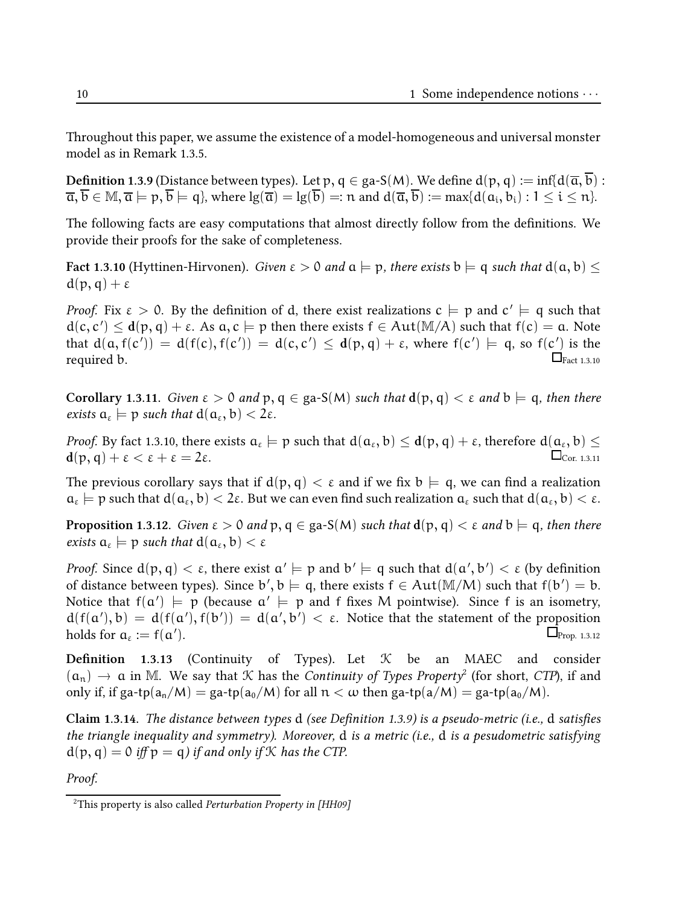Throughout this paper, we assume the existence of a model-homogeneous and universal monster model as in Remark 1.3.5.

**Definition 1.3.9** (Distance between types). Let $p, q \in \text{ga-S}(M)$. We define $d(p, q) := \inf\{d(\overline{a}, \overline{b}) : \overline{a}, \overline{b} \in \mathbb{M}, \overline{a} \models p, \overline{b} \models q\}$, where $\lg(\overline{a}) = \lg(\overline{b}) =: n$ and $d(\overline{a}, \overline{b}) := \max\{d(a_i, b_i) : 1 \leq i \leq n\}$.

The following facts are easy computations that almost directly follow from the definitions. We provide their proofs for the sake of completeness.

**Fact 1.3.10** (Hyttinen-Hirvonen). *Given $\varepsilon > 0$ and $a \models p$, there exists $b \models q$ such that $d(a, b) \leq d(p, q) + \varepsilon$*

*Proof.* Fix $\varepsilon > 0$. By the definition of d, there exist realizations $c \models p$ and $c' \models q$ such that $d(c, c') \leq \mathbf{d}(p, q) + \varepsilon$. As $a, c \models p$ then there exists $f \in Aut(\mathbb{M}/A)$ such that $f(c) = a$. Note that $d(a, f(c')) = d(f(c), f(c')) = d(c, c') \leq \mathbf{d}(p, q) + \varepsilon$, where $f(c') \models q$, so $f(c')$ is the required b. $\square_{\text{Fact 1.3.10}}$

**Corollary 1.3.11**. *Given $\varepsilon > 0$ and $p, q \in \text{ga-S}(M)$ such that $\mathbf{d}(p, q) < \varepsilon$ and $b \models q$, then there exists $a_\varepsilon \models p$ such that $d(a_\varepsilon, b) < 2\varepsilon$.*

*Proof.* By fact 1.3.10, there exists $a_\varepsilon \models p$ such that $d(a_\varepsilon, b) \leq \mathbf{d}(p, q) + \varepsilon$, therefore $d(a_\varepsilon, b) \leq \mathbf{d}(p, q) + \varepsilon < \varepsilon + \varepsilon = 2\varepsilon$. $\square_{\text{Cor. 1.3.11}}$

The previous corollary says that if $d(p, q) < \varepsilon$ and if we fix $b \models q$, we can find a realization $a_\varepsilon \models p$ such that $d(a_\varepsilon, b) < 2\varepsilon$. But we can even find such realization $a_\varepsilon$ such that $d(a_\varepsilon, b) < \varepsilon$.

**Proposition 1.3.12**. *Given $\varepsilon > 0$ and $p, q \in \text{ga-S}(M)$ such that $\mathbf{d}(p, q) < \varepsilon$ and $b \models q$, then there exists $a_\varepsilon \models p$ such that $d(a_\varepsilon, b) < \varepsilon$*

*Proof.* Since $d(p, q) < \varepsilon$, there exist $a' \models p$ and $b' \models q$ such that $d(a', b') < \varepsilon$ (by definition of distance between types). Since $b', b \models q$, there exists $f \in Aut(\mathbb{M}/M)$ such that $f(b') = b$. Notice that $f(a') \models p$ (because $a' \models p$ and f fixes M pointwise). Since f is an isometry, $d(f(a'), b) = d(f(a'), f(b')) = d(a', b') < \varepsilon$. Notice that the statement of the proposition holds for $a_\varepsilon := f(a')$. $\square_{\text{Prop. 1.3.12}}$

**Definition 1.3.13** (Continuity of Types). Let $\mathcal{K}$ be an MAEC and consider $(a_n) \to a$ in $\mathbb{M}$. We say that $\mathcal{K}$ has the *Continuity of Types Property*[2] (for short, *CTP*), if and only if, if $\text{ga-tp}(a_n/M) = \text{ga-tp}(a_0/M)$ for all $n < \omega$ then $\text{ga-tp}(a/M) = \text{ga-tp}(a_0/M)$.

**Claim 1.3.14**. *The distance between types d (see Definition 1.3.9) is a pseudo-metric (i.e., d satisfies the triangle inequality and symmetry). Moreover, d is a metric (i.e., d is a pesudometric satisfying $d(p, q) = 0$ iff $p = q$) if and only if $\mathcal{K}$ has the CTP.*

*Proof.*

[2] This property is also called *Perturbation Property in [HH09]*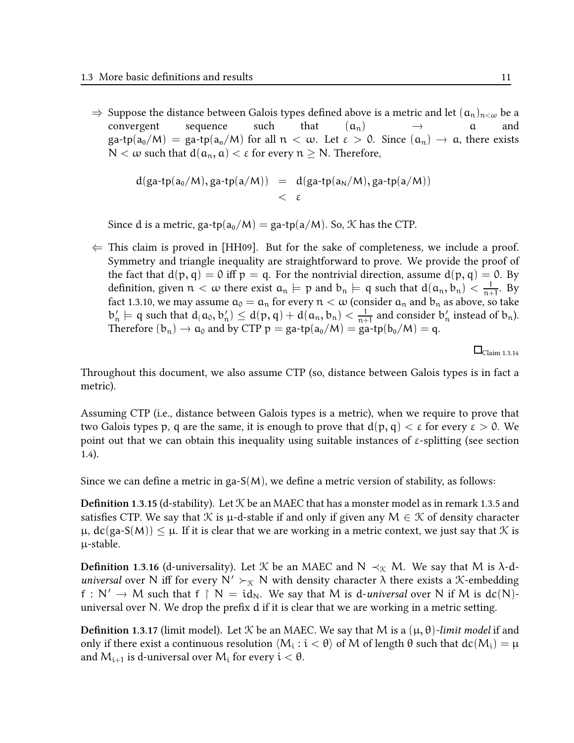- $\Rightarrow$ Suppose the distance between Galois types defined above is a metric and let $(a_n)_{n<\omega}$ be a convergent sequence such that $(a_n) \to a$ and $\text{ga-tp}(a_0/M) = \text{ga-tp}(a_n/M)$ for all $n < \omega$. Let $\varepsilon > 0$. Since $(a_n) \to a$, there exists $N < \omega$ such that $d(a_n, a) < \varepsilon$ for every $n \geq N$. Therefore,

$$\begin{aligned} d(\text{ga-tp}(a_0/M), \text{ga-tp}(a/M)) &= d(\text{ga-tp}(a_N/M), \text{ga-tp}(a/M)) \\ &< \varepsilon \end{aligned}$$

  Since $d$ is a metric, $\text{ga-tp}(a_0/M) = \text{ga-tp}(a/M)$. So, $\mathcal{K}$ has the CTP.

- $\Leftarrow$ This claim is proved in [HH09]. But for the sake of completeness, we include a proof. Symmetry and triangle inequality are straightforward to prove. We provide the proof of the fact that $d(p, q) = 0$ iff $p = q$. For the nontrivial direction, assume $d(p, q) = 0$. By definition, given $n < \omega$ there exist $a_n \models p$ and $b_n \models q$ such that $d(a_n, b_n) < \frac{1}{n+1}$. By fact 1.3.10, we may assume $a_0 = a_n$ for every $n < \omega$ (consider $a_n$ and $b_n$ as above, so take $b'_n \models q$ such that $d(a_0, b'_n) \leq d(p, q) + d(a_n, b_n) < \frac{1}{n+1}$ and consider $b'_n$ instead of $b_n$). Therefore $(b_n) \to a_0$ and by CTP $p = \text{ga-tp}(a_0/M) = \text{ga-tp}(b_0/M) = q$.

$\square_{\text{Claim 1.3.14}}$

Throughout this document, we also assume CTP (so, distance between Galois types is in fact a metric).

Assuming CTP (i.e., distance between Galois types is a metric), when we require to prove that two Galois types $p, q$ are the same, it is enough to prove that $d(p, q) < \varepsilon$ for every $\varepsilon > 0$. We point out that we can obtain this inequality using suitable instances of $\varepsilon$-splitting (see section 1.4).

Since we can define a metric in $\text{ga-S}(M)$, we define a metric version of stability, as follows:

**Definition 1.3.15** (d-stability). Let $\mathcal{K}$ be an MAEC that has a monster model as in remark 1.3.5 and satisfies CTP. We say that $\mathcal{K}$ is $\mu$-d-stable if and only if given any $M \in \mathcal{K}$ of density character $\mu$, $dc(\text{ga-S}(M)) \leq \mu$. If it is clear that we are working in a metric context, we just say that $\mathcal{K}$ is $\mu$-stable.

**Definition 1.3.16** (d-universality). Let $\mathcal{K}$ be an MAEC and $N \prec_{\mathcal{K}} M$. We say that $M$ is $\lambda$-d-*universal* over $N$ iff for every $N' \succ_{\mathcal{K}} N$ with density character $\lambda$ there exists a $\mathcal{K}$-embedding $f : N' \to M$ such that $f \upharpoonright N = id_N$. We say that $M$ is d-*universal* over $N$ if $M$ is $dc(N)$-universal over $N$. We drop the prefix d if it is clear that we are working in a metric setting.

**Definition 1.3.17** (limit model). Let $\mathcal{K}$ be an MAEC. We say that $M$ is a $(\mu, \theta)$-*limit model* if and only if there exist a continuous resolution $\langle M_i : i < \theta \rangle$ of $M$ of length $\theta$ such that $dc(M_i) = \mu$ and $M_{i+1}$ is d-universal over $M_i$ for every $i < \theta$.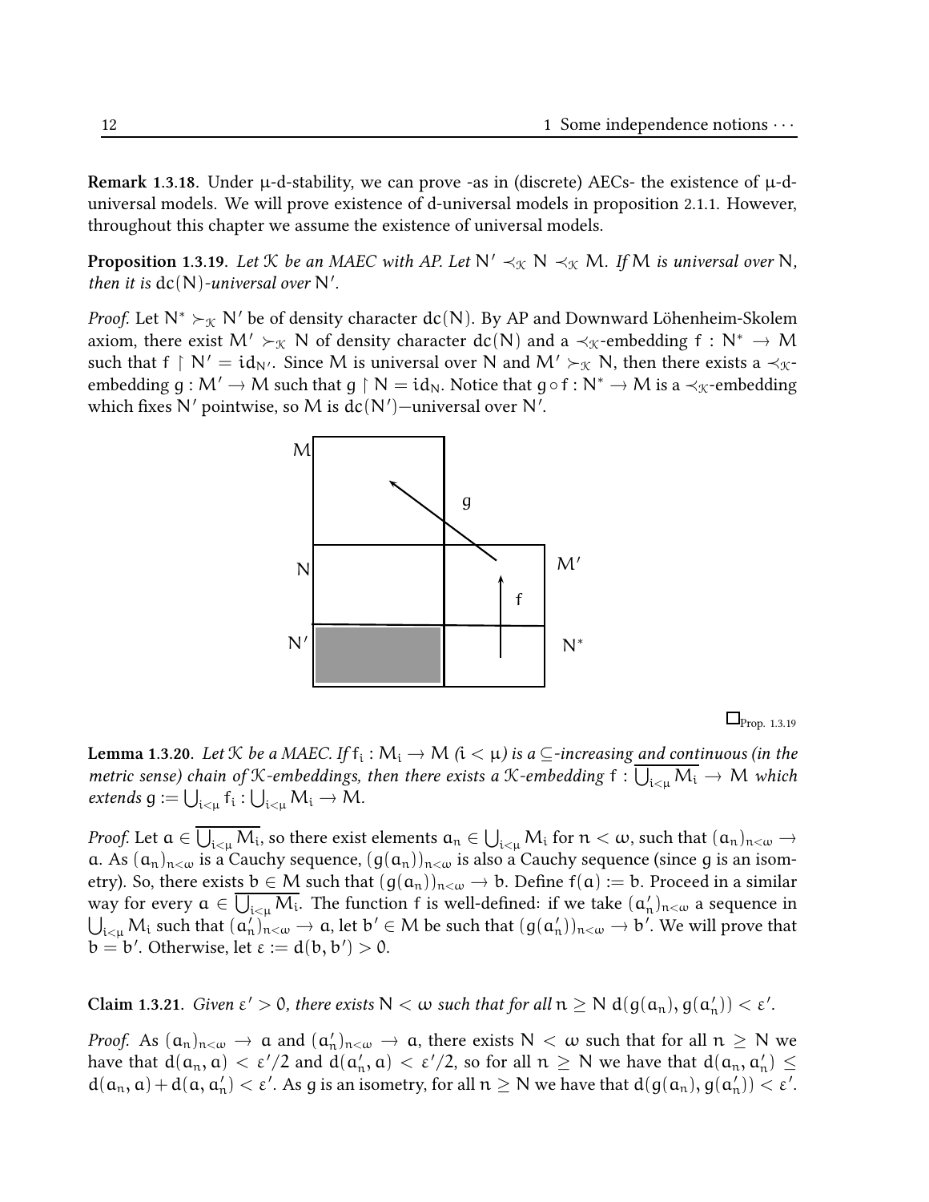**Remark 1.3.18**. Under μ-d-stability, we can prove -as in (discrete) AECs- the existence of μ-d-universal models. We will prove existence of d-universal models in proposition 2.1.1. However, throughout this chapter we assume the existence of universal models.

**Proposition 1.3.19**. *Let $\mathcal{K}$ be an MAEC with AP. Let $N' \prec_{\mathcal{K}} N \prec_{\mathcal{K}} M$. If $M$ is universal over $N$, then it is $dc(N)$-universal over $N'$.*

*Proof.* Let $N^* \succ_{\mathcal{K}} N'$ be of density character $dc(N)$. By AP and Downward Löhenheim-Skolem axiom, there exist $M' \succ_{\mathcal{K}} N$ of density character $dc(N)$ and a $\prec_{\mathcal{K}}$-embedding $f : N^* \to M$ such that $f \restriction N' = id_{N'}$. Since $M$ is universal over $N$ and $M' \succ_{\mathcal{K}} N$, then there exists a $\prec_{\mathcal{K}}$-embedding $g : M' \to M$ such that $g \restriction N = id_N$. Notice that $g \circ f : N^* \to M$ is a $\prec_{\mathcal{K}}$-embedding which fixes $N'$ pointwise, so $M$ is $dc(N')$−universal over $N'$.

□Prop. 1.3.19

**Lemma 1.3.20**. *Let $\mathcal{K}$ be a MAEC. If $f_i : M_i \to M$ ($i < \mu$) is a $\subseteq$-increasing and continuous (in the metric sense) chain of $\mathcal{K}$-embeddings, then there exists a $\mathcal{K}$-embedding $f : \overline{\bigcup_{i<\mu} M_i} \to M$ which extends $g := \bigcup_{i<\mu} f_i : \bigcup_{i<\mu} M_i \to M$.*

*Proof.* Let $a \in \overline{\bigcup_{i<\mu} M_i}$, so there exist elements $a_n \in \bigcup_{i<\mu} M_i$ for $n < \omega$, such that $(a_n)_{n<\omega} \to a$. As $(a_n)_{n<\omega}$ is a Cauchy sequence, $(g(a_n))_{n<\omega}$ is also a Cauchy sequence (since $g$ is an isometry). So, there exists $b \in M$ such that $(g(a_n))_{n<\omega} \to b$. Define $f(a) := b$. Proceed in a similar way for every $a \in \overline{\bigcup_{i<\mu} M_i}$. The function $f$ is well-defined: if we take $(a'_n)_{n<\omega}$ a sequence in $\bigcup_{i<\mu} M_i$ such that $(a'_n)_{n<\omega} \to a$, let $b' \in M$ be such that $(g(a'_n))_{n<\omega} \to b'$. We will prove that $b = b'$. Otherwise, let $\varepsilon := d(b, b') > 0$.

**Claim 1.3.21**. *Given $\varepsilon' > 0$, there exists $N < \omega$ such that for all $n \geq N$ $d(g(a_n), g(a'_n)) < \varepsilon'$.*

*Proof.* As $(a_n)_{n<\omega} \to a$ and $(a'_n)_{n<\omega} \to a$, there exists $N < \omega$ such that for all $n \geq N$ we have that $d(a_n, a) < \varepsilon'/2$ and $d(a'_n, a) < \varepsilon'/2$, so for all $n \geq N$ we have that $d(a_n, a'_n) \leq d(a_n, a) + d(a, a'_n) < \varepsilon'$. As $g$ is an isometry, for all $n \geq N$ we have that $d(g(a_n), g(a'_n)) < \varepsilon'$.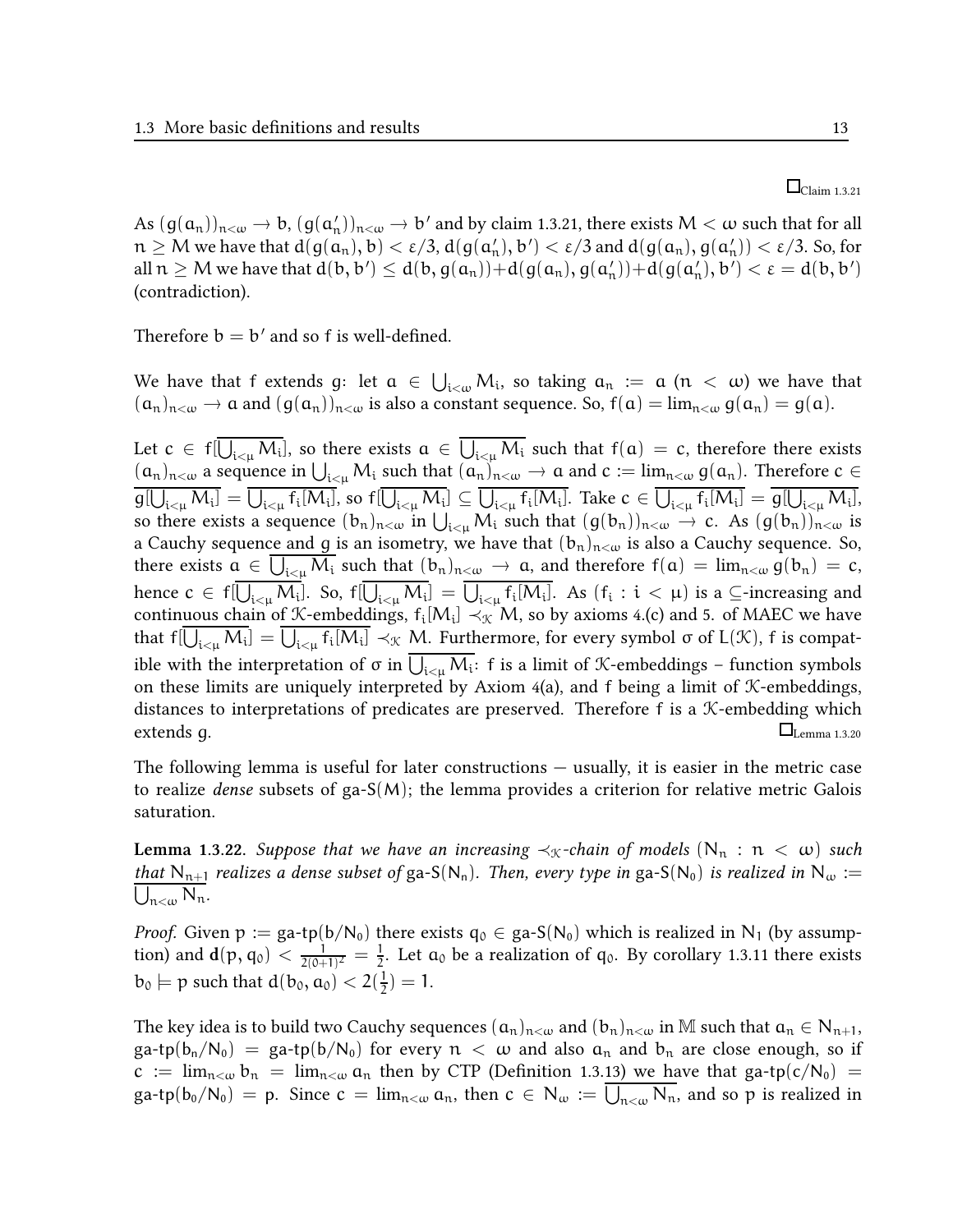$\square_{\text{Claim 1.3.21}}$

As $(g(a_n))_{n<\omega} \to b$, $(g(a'_n))_{n<\omega} \to b'$ and by claim 1.3.21, there exists $M < \omega$ such that for all $n \geq M$ we have that $d(g(a_n), b) < \varepsilon/3$, $d(g(a'_n), b') < \varepsilon/3$ and $d(g(a_n), g(a'_n)) < \varepsilon/3$. So, for all $n \geq M$ we have that $d(b, b') \leq d(b, g(a_n)) + d(g(a_n), g(a'_n)) + d(g(a'_n), b') < \varepsilon = d(b, b')$ (contradiction).

Therefore $b = b'$ and so $f$ is well-defined.

We have that $f$ extends $g$: let $a \in \bigcup_{i<\omega} M_i$, so taking $a_n := a$ $(n < \omega)$ we have that $(a_n)_{n<\omega} \to a$ and $(g(a_n))_{n<\omega}$ is also a constant sequence. So, $f(a) = \lim_{n<\omega} g(a_n) = g(a)$.

Let $c \in f[\overline{\bigcup_{i<\mu} M_i}]$, so there exists $a \in \overline{\bigcup_{i<\mu} M_i}$ such that $f(a) = c$, therefore there exists $(a_n)_{n<\omega}$ a sequence in $\bigcup_{i<\mu} M_i$ such that $(a_n)_{n<\omega} \to a$ and $c := \lim_{n<\omega} g(a_n)$. Therefore $c \in \overline{g[\bigcup_{i<\mu} M_i]} = \overline{\bigcup_{i<\mu} f_i[M_i]}$, so $f[\overline{\bigcup_{i<\mu} M_i}] \subseteq \overline{\bigcup_{i<\mu} f_i[M_i]}$. Take $c \in \overline{\bigcup_{i<\mu} f_i[M_i]} = \overline{g[\bigcup_{i<\mu} M_i]}$, so there exists a sequence $(b_n)_{n<\omega}$ in $\bigcup_{i<\mu} M_i$ such that $(g(b_n))_{n<\omega} \to c$. As $(g(b_n))_{n<\omega}$ is a Cauchy sequence and $g$ is an isometry, we have that $(b_n)_{n<\omega}$ is also a Cauchy sequence. So, there exists $a \in \overline{\bigcup_{i<\mu} M_i}$ such that $(b_n)_{n<\omega} \to a$, and therefore $f(a) = \lim_{n<\omega} g(b_n) = c$, hence $c \in f[\overline{\bigcup_{i<\mu} M_i}]$. So, $f[\overline{\bigcup_{i<\mu} M_i}] = \overline{\bigcup_{i<\mu} f_i[M_i]}$. As $(f_i : i < \mu)$ is a $\subseteq$-increasing and continuous chain of $\mathcal{K}$-embeddings, $f_i[M_i] \prec_{\mathcal{K}} M$, so by axioms 4.(c) and 5. of MAEC we have that $f[\overline{\bigcup_{i<\mu} M_i}] = \overline{\bigcup_{i<\mu} f_i[M_i]} \prec_{\mathcal{K}} M$. Furthermore, for every symbol $\sigma$ of $L(\mathcal{K})$, $f$ is compatible with the interpretation of $\sigma$ in $\overline{\bigcup_{i<\mu} M_i}$: $f$ is a limit of $\mathcal{K}$-embeddings – function symbols on these limits are uniquely interpreted by Axiom 4(a), and $f$ being a limit of $\mathcal{K}$-embeddings, distances to interpretations of predicates are preserved. Therefore $f$ is a $\mathcal{K}$-embedding which extends $g$. $\square_{\text{Lemma 1.3.20}}$

The following lemma is useful for later constructions — usually, it is easier in the metric case to realize *dense* subsets of ga-S$(M)$; the lemma provides a criterion for relative metric Galois saturation.

**Lemma 1.3.22.** *Suppose that we have an increasing $\prec_{\mathcal{K}}$-chain of models $(N_n : n < \omega)$ such that $N_{n+1}$ realizes a dense subset of* ga-S$(N_n)$. *Then, every type in* ga-S$(N_0)$ *is realized in $N_\omega := \overline{\bigcup_{n<\omega} N_n}$.*

*Proof.* Given $p :=$ ga-tp$(b/N_0)$ there exists $q_0 \in$ ga-S$(N_0)$ which is realized in $N_1$ (by assumption) and $\mathbf{d}(p, q_0) < \frac{1}{2(0+1)^2} = \frac{1}{2}$. Let $a_0$ be a realization of $q_0$. By corollary 1.3.11 there exists $b_0 \models p$ such that $d(b_0, a_0) < 2(\frac{1}{2}) = 1$.

The key idea is to build two Cauchy sequences $(a_n)_{n<\omega}$ and $(b_n)_{n<\omega}$ in $\mathbb{M}$ such that $a_n \in N_{n+1}$, ga-tp$(b_n/N_0)$ = ga-tp$(b/N_0)$ for every $n < \omega$ and also $a_n$ and $b_n$ are close enough, so if $c := \lim_{n<\omega} b_n = \lim_{n<\omega} a_n$ then by CTP (Definition 1.3.13) we have that ga-tp$(c/N_0)$ = ga-tp$(b_0/N_0) = p$. Since $c = \lim_{n<\omega} a_n$, then $c \in N_\omega := \overline{\bigcup_{n<\omega} N_n}$, and so $p$ is realized in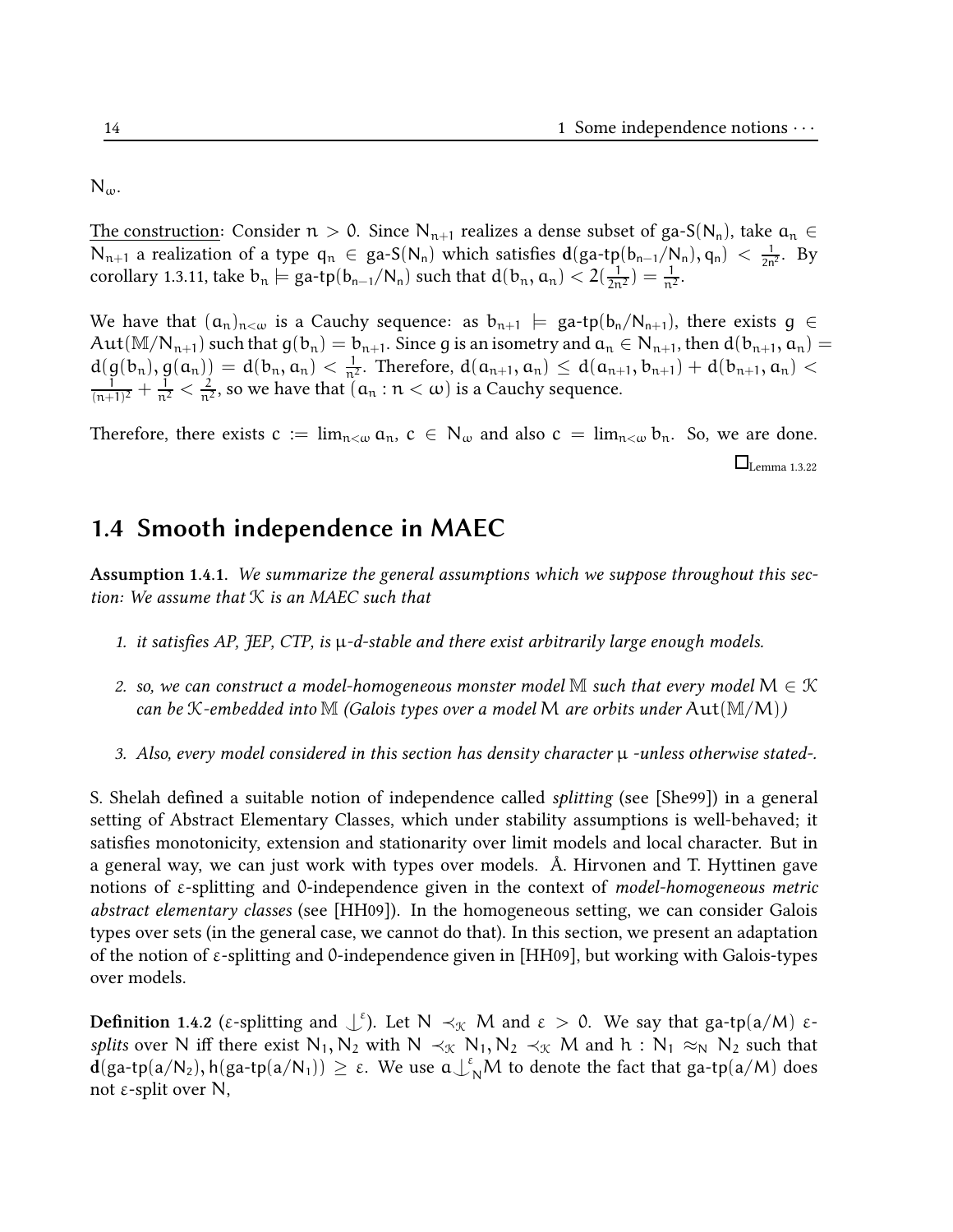$N_\omega$.

<u>The construction</u>: Consider $n > 0$. Since $N_{n+1}$ realizes a dense subset of ga-$S(N_n)$, take $a_n \in N_{n+1}$ a realization of a type $q_n \in$ ga-$S(N_n)$ which satisfies $\mathbf{d}(\text{ga-tp}(b_{n-1}/N_n), q_n) < \frac{1}{2n^2}$. By corollary 1.3.11, take $b_n \models \text{ga-tp}(b_{n-1}/N_n)$ such that $d(b_n, a_n) < 2(\frac{1}{2n^2}) = \frac{1}{n^2}$.

We have that $(a_n)_{n<\omega}$ is a Cauchy sequence: as $b_{n+1} \models \text{ga-tp}(b_n/N_{n+1})$, there exists $g \in Aut(\mathbb{M}/N_{n+1})$ such that $g(b_n) = b_{n+1}$. Since $g$ is an isometry and $a_n \in N_{n+1}$, then $d(b_{n+1}, a_n) = d(g(b_n), g(a_n)) = d(b_n, a_n) < \frac{1}{n^2}$. Therefore, $d(a_{n+1}, a_n) \leq d(a_{n+1}, b_{n+1}) + d(b_{n+1}, a_n) < \frac{1}{(n+1)^2} + \frac{1}{n^2} < \frac{2}{n^2}$, so we have that $(a_n : n < \omega)$ is a Cauchy sequence.

Therefore, there exists $c := \lim_{n<\omega} a_n$, $c \in N_\omega$ and also $c = \lim_{n<\omega} b_n$. So, we are done. $\square_{\text{Lemma 1.3.22}}$

## 1.4 Smooth independence in MAEC

**Assumption 1.4.1.** *We summarize the general assumptions which we suppose throughout this section: We assume that $\mathcal{K}$ is an MAEC such that*

1. *it satisfies AP, JEP, CTP, is $\mu$-d-stable and there exist arbitrarily large enough models.*
2. *so, we can construct a model-homogeneous monster model $\mathbb{M}$ such that every model $M \in \mathcal{K}$ can be $\mathcal{K}$-embedded into $\mathbb{M}$ (Galois types over a model $M$ are orbits under $Aut(\mathbb{M}/M)$)*
3. *Also, every model considered in this section has density character $\mu$ -unless otherwise stated-.*

S. Shelah defined a suitable notion of independence called *splitting* (see [She99]) in a general setting of Abstract Elementary Classes, which under stability assumptions is well-behaved; it satisfies monotonicity, extension and stationarity over limit models and local character. But in a general way, we can just work with types over models. Å. Hirvonen and T. Hyttinen gave notions of $\varepsilon$-splitting and 0-independence given in the context of *model-homogeneous metric abstract elementary classes* (see [HH09]). In the homogeneous setting, we can consider Galois types over sets (in the general case, we cannot do that). In this section, we present an adaptation of the notion of $\varepsilon$-splitting and 0-independence given in [HH09], but working with Galois-types over models.

**Definition 1.4.2** ($\varepsilon$-splitting and $\downarrow^\varepsilon$). Let $N \prec_{\mathcal{K}} M$ and $\varepsilon > 0$. We say that ga-tp$(a/M)$ *$\varepsilon$-splits* over $N$ iff there exist $N_1, N_2$ with $N \prec_{\mathcal{K}} N_1, N_2 \prec_{\mathcal{K}} M$ and $h : N_1 \approx_N N_2$ such that $\mathbf{d}(\text{ga-tp}(a/N_2), h(\text{ga-tp}(a/N_1))) \geq \varepsilon$. We use $a \downarrow^\varepsilon_N M$ to denote the fact that ga-tp$(a/M)$ does not $\varepsilon$-split over $N$,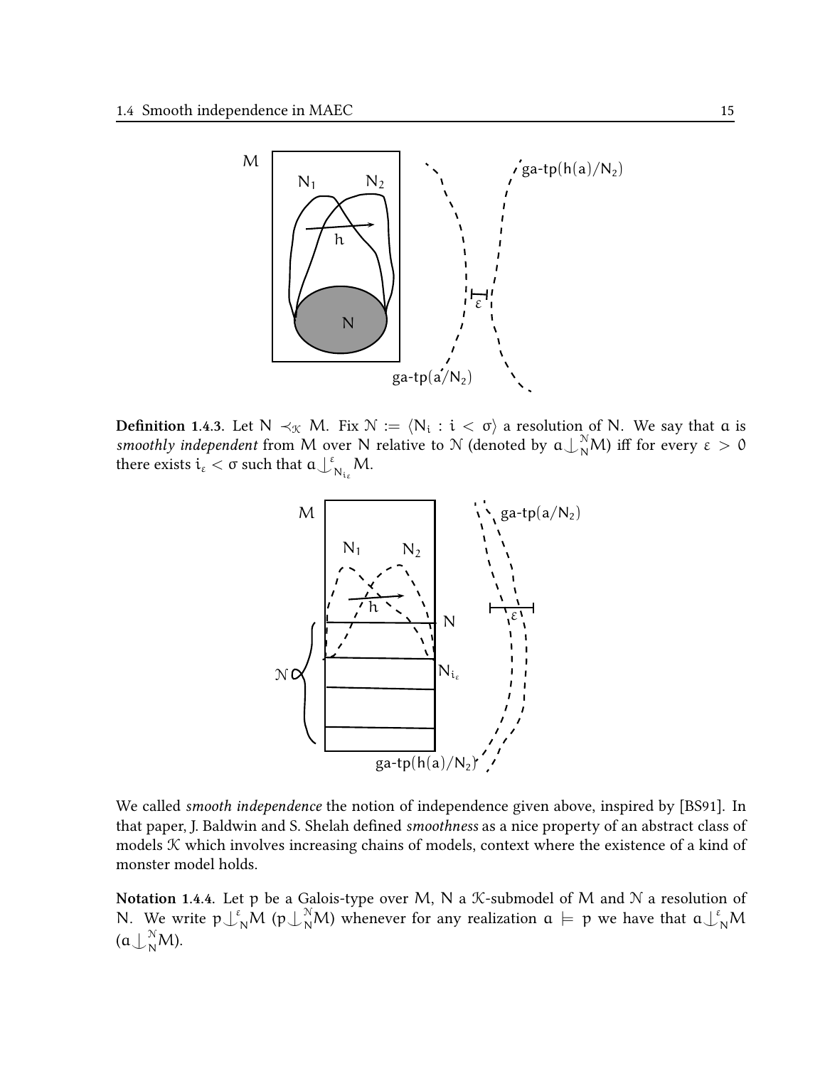**Definition 1.4.3.** Let $N \prec_{\mathcal{K}} M$. Fix $\mathcal{N} := \langle N_i : i < \sigma \rangle$ a resolution of $N$. We say that $a$ is *smoothly independent* from $M$ over $N$ relative to $\mathcal{N}$ (denoted by $a \downarrow_N^{\mathcal{N}} M$) iff for every $\varepsilon > 0$ there exists $i_\varepsilon < \sigma$ such that $a \downarrow_{N_{i_\varepsilon}}^{\varepsilon} M$.

We called *smooth independence* the notion of independence given above, inspired by [BS91]. In that paper, J. Baldwin and S. Shelah defined *smoothness* as a nice property of an abstract class of models $\mathcal{K}$ which involves increasing chains of models, context where the existence of a kind of monster model holds.

**Notation 1.4.4.** Let $p$ be a Galois-type over $M$, $N$ a $\mathcal{K}$-submodel of $M$ and $\mathcal{N}$ a resolution of $N$. We write $p \downarrow_N^{\varepsilon} M$ ($p \downarrow_N^{\mathcal{N}} M$) whenever for any realization $a \models p$ we have that $a \downarrow_N^{\varepsilon} M$ ($a \downarrow_N^{\mathcal{N}} M$).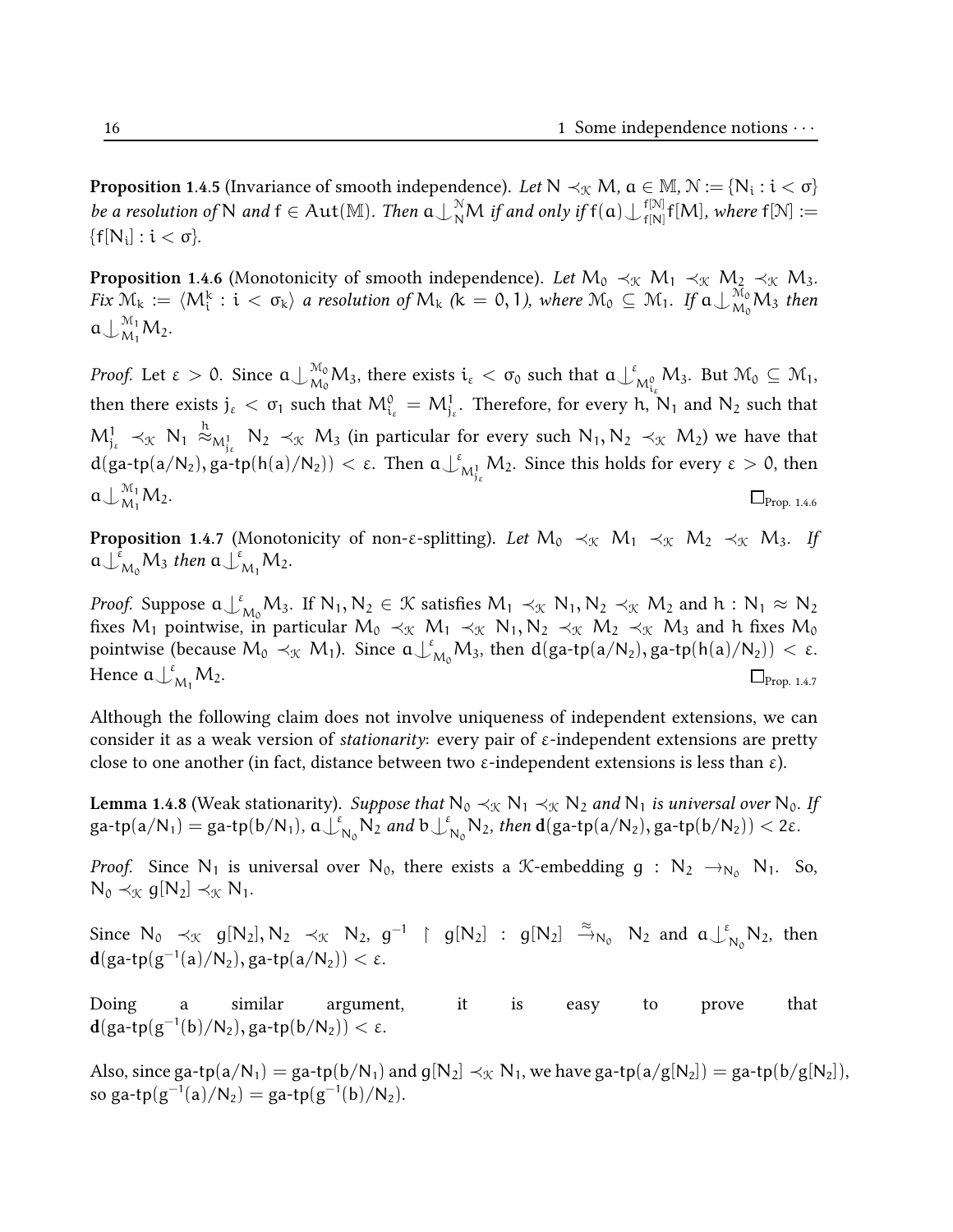**Proposition 1.4.5** (Invariance of smooth independence). *Let $N \prec_{\mathcal{K}} M$, $a \in \mathbb{M}$, $\mathcal{N} := \{N_i : i < \sigma\}$ be a resolution of $N$ and $f \in \mathrm{Aut}(\mathbb{M})$. Then $a \mathop{\smile\!\!\!\!\!\mid}_{N}^{\mathcal{N}} M$ if and only if $f(a) \mathop{\smile\!\!\!\!\!\mid}_{f[N]}^{f[\mathcal{N}]} f[M]$, where $f[\mathcal{N}] := \{f[N_i] : i < \sigma\}$.*

**Proposition 1.4.6** (Monotonicity of smooth independence). *Let $M_0 \prec_{\mathcal{K}} M_1 \prec_{\mathcal{K}} M_2 \prec_{\mathcal{K}} M_3$. Fix $\mathcal{M}_k := \langle M_i^k : i < \sigma_k \rangle$ a resolution of $M_k$ ($k = 0, 1$), where $\mathcal{M}_0 \subseteq \mathcal{M}_1$. If $a \mathop{\smile\!\!\!\!\!\mid}_{M_0}^{\mathcal{M}_0} M_3$ then $a \mathop{\smile\!\!\!\!\!\mid}_{M_1}^{\mathcal{M}_1} M_2$.*

*Proof.* Let $\varepsilon > 0$. Since $a \mathop{\smile\!\!\!\!\!\mid}_{M_0}^{\mathcal{M}_0} M_3$, there exists $i_\varepsilon < \sigma_0$ such that $a \mathop{\smile\!\!\!\!\!\mid}_{M_{i_\varepsilon}^0}^{\varepsilon} M_3$. But $\mathcal{M}_0 \subseteq \mathcal{M}_1$, then there exists $j_\varepsilon < \sigma_1$ such that $M_{i_\varepsilon}^0 = M_{j_\varepsilon}^1$. Therefore, for every $h$, $N_1$ and $N_2$ such that $M_{j_\varepsilon}^1 \prec_{\mathcal{K}} N_1 \overset{h}{\approx}_{M_{j_\varepsilon}^1} N_2 \prec_{\mathcal{K}} M_3$ (in particular for every such $N_1, N_2 \prec_{\mathcal{K}} M_2$) we have that $d(\text{ga-tp}(a/N_2), \text{ga-tp}(h(a)/N_2)) < \varepsilon$. Then $a \mathop{\smile\!\!\!\!\!\mid}_{M_{j_\varepsilon}^1}^{\varepsilon} M_2$. Since this holds for every $\varepsilon > 0$, then $a \mathop{\smile\!\!\!\!\!\mid}_{M_1}^{\mathcal{M}_1} M_2$. $\square_{\text{Prop. 1.4.6}}$

**Proposition 1.4.7** (Monotonicity of non-$\varepsilon$-splitting). *Let $M_0 \prec_{\mathcal{K}} M_1 \prec_{\mathcal{K}} M_2 \prec_{\mathcal{K}} M_3$. If $a \mathop{\smile\!\!\!\!\!\mid}_{M_0}^{\varepsilon} M_3$ then $a \mathop{\smile\!\!\!\!\!\mid}_{M_1}^{\varepsilon} M_2$.*

*Proof.* Suppose $a \mathop{\smile\!\!\!\!\!\mid}_{M_0}^{\varepsilon} M_3$. If $N_1, N_2 \in \mathcal{K}$ satisfies $M_1 \prec_{\mathcal{K}} N_1, N_2 \prec_{\mathcal{K}} M_2$ and $h : N_1 \approx N_2$ fixes $M_1$ pointwise, in particular $M_0 \prec_{\mathcal{K}} M_1 \prec_{\mathcal{K}} N_1, N_2 \prec_{\mathcal{K}} M_2 \prec_{\mathcal{K}} M_3$ and $h$ fixes $M_0$ pointwise (because $M_0 \prec_{\mathcal{K}} M_1$). Since $a \mathop{\smile\!\!\!\!\!\mid}_{M_0}^{\varepsilon} M_3$, then $d(\text{ga-tp}(a/N_2), \text{ga-tp}(h(a)/N_2)) < \varepsilon$. Hence $a \mathop{\smile\!\!\!\!\!\mid}_{M_1}^{\varepsilon} M_2$. $\square_{\text{Prop. 1.4.7}}$

Although the following claim does not involve uniqueness of independent extensions, we can consider it as a weak version of *stationarity*: every pair of $\varepsilon$-independent extensions are pretty close to one another (in fact, distance between two $\varepsilon$-independent extensions is less than $\varepsilon$).

**Lemma 1.4.8** (Weak stationarity). *Suppose that $N_0 \prec_{\mathcal{K}} N_1 \prec_{\mathcal{K}} N_2$ and $N_1$ is universal over $N_0$. If $\text{ga-tp}(a/N_1) = \text{ga-tp}(b/N_1)$, $a \mathop{\smile\!\!\!\!\!\mid}_{N_0}^{\varepsilon} N_2$ and $b \mathop{\smile\!\!\!\!\!\mid}_{N_0}^{\varepsilon} N_2$, then $\mathbf{d}(\text{ga-tp}(a/N_2), \text{ga-tp}(b/N_2)) < 2\varepsilon$.*

*Proof.* Since $N_1$ is universal over $N_0$, there exists a $\mathcal{K}$-embedding $g : N_2 \to_{N_0} N_1$. So, $N_0 \prec_{\mathcal{K}} g[N_2] \prec_{\mathcal{K}} N_1$.

Since $N_0 \prec_{\mathcal{K}} g[N_2], N_2 \prec_{\mathcal{K}} N_2$, $g^{-1} \upharpoonright g[N_2] : g[N_2] \overset{\approx}{\to}_{N_0} N_2$ and $a \mathop{\smile\!\!\!\!\!\mid}_{N_0}^{\varepsilon} N_2$, then $\mathbf{d}(\text{ga-tp}(g^{-1}(a)/N_2), \text{ga-tp}(a/N_2)) < \varepsilon$.

Doing a similar argument, it is easy to prove that $\mathbf{d}(\text{ga-tp}(g^{-1}(b)/N_2), \text{ga-tp}(b/N_2)) < \varepsilon$.

Also, since $\text{ga-tp}(a/N_1) = \text{ga-tp}(b/N_1)$ and $g[N_2] \prec_{\mathcal{K}} N_1$, we have $\text{ga-tp}(a/g[N_2]) = \text{ga-tp}(b/g[N_2])$, so $\text{ga-tp}(g^{-1}(a)/N_2) = \text{ga-tp}(g^{-1}(b)/N_2)$.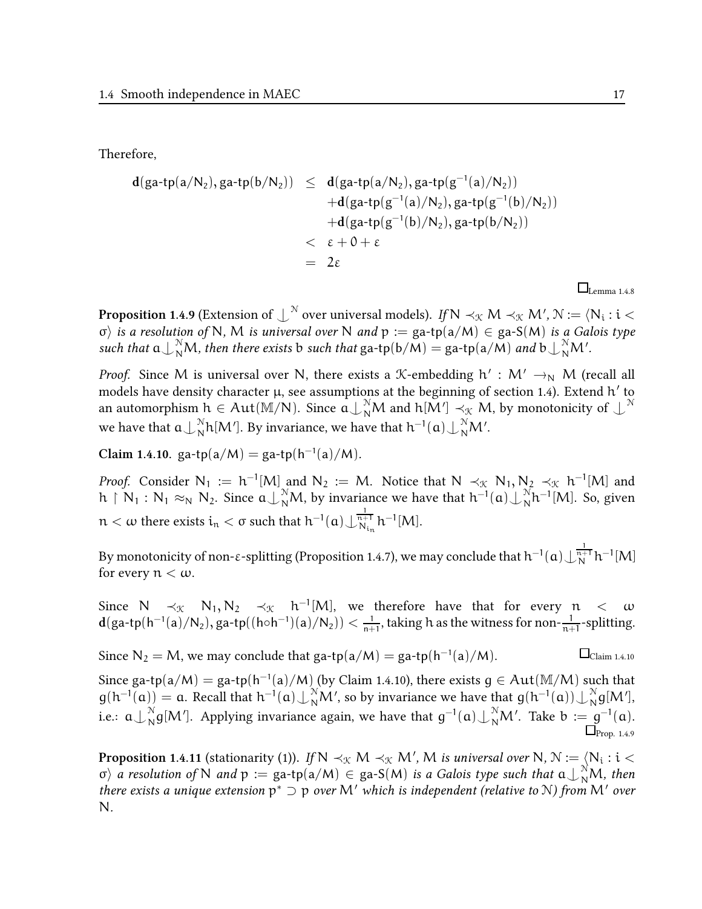Therefore,

$$\begin{aligned}
\mathbf{d}(\text{ga-tp}(a/N_2), \text{ga-tp}(b/N_2)) &\leq \mathbf{d}(\text{ga-tp}(a/N_2), \text{ga-tp}(g^{-1}(a)/N_2)) \\
&\quad + \mathbf{d}(\text{ga-tp}(g^{-1}(a)/N_2), \text{ga-tp}(g^{-1}(b)/N_2)) \\
&\quad + \mathbf{d}(\text{ga-tp}(g^{-1}(b)/N_2), \text{ga-tp}(b/N_2)) \\
&< \varepsilon + 0 + \varepsilon \\
&= 2\varepsilon
\end{aligned}$$

$\square_{\text{Lemma 1.4.8}}$

**Proposition 1.4.9** (Extension of $\mathop{\smile\!\!\!\!\!\mid}^{\mathcal{N}}$ over universal models). *If $N \prec_{\mathcal{K}} M \prec_{\mathcal{K}} M'$, $\mathcal{N} := \langle N_i : i < \sigma \rangle$ is a resolution of $N$, $M$ is universal over $N$ and $p := \text{ga-tp}(a/M) \in \text{ga-S}(M)$ is a Galois type such that $a \mathop{\smile\!\!\!\!\!\mid}^{\mathcal{N}}_N M$, then there exists $b$ such that $\text{ga-tp}(b/M) = \text{ga-tp}(a/M)$ and $b \mathop{\smile\!\!\!\!\!\mid}^{\mathcal{N}}_N M'$.*

*Proof.* Since $M$ is universal over $N$, there exists a $\mathcal{K}$-embedding $h' : M' \to_N M$ (recall all models have density character $\mu$, see assumptions at the beginning of section 1.4). Extend $h'$ to an automorphism $h \in Aut(\mathbb{M}/N)$. Since $a \mathop{\smile\!\!\!\!\!\mid}^{\mathcal{N}}_N M$ and $h[M'] \prec_{\mathcal{K}} M$, by monotonicity of $\mathop{\smile\!\!\!\!\!\mid}^{\mathcal{N}}$ we have that $a \mathop{\smile\!\!\!\!\!\mid}^{\mathcal{N}}_N h[M']$. By invariance, we have that $h^{-1}(a) \mathop{\smile\!\!\!\!\!\mid}^{\mathcal{N}}_N M'$.

**Claim 1.4.10.** $\text{ga-tp}(a/M) = \text{ga-tp}(h^{-1}(a)/M)$.

*Proof.* Consider $N_1 := h^{-1}[M]$ and $N_2 := M$. Notice that $N \prec_{\mathcal{K}} N_1, N_2 \prec_{\mathcal{K}} h^{-1}[M]$ and $h \upharpoonright N_1 : N_1 \approx_N N_2$. Since $a \mathop{\smile\!\!\!\!\!\mid}^{\mathcal{N}}_N M$, by invariance we have that $h^{-1}(a) \mathop{\smile\!\!\!\!\!\mid}^{\mathcal{N}}_N h^{-1}[M]$. So, given $n < \omega$ there exists $i_n < \sigma$ such that $h^{-1}(a) \mathop{\smile\!\!\!\!\!\mid}^{\frac{1}{n+1}}_{N_{i_n}} h^{-1}[M]$.

By monotonicity of non-$\varepsilon$-splitting (Proposition 1.4.7), we may conclude that $h^{-1}(a) \mathop{\smile\!\!\!\!\!\mid}^{\frac{1}{n+1}}_N h^{-1}[M]$ for every $n < \omega$.

Since $N \prec_{\mathcal{K}} N_1, N_2 \prec_{\mathcal{K}} h^{-1}[M]$, we therefore have that for every $n < \omega$ $\mathbf{d}(\text{ga-tp}(h^{-1}(a)/N_2), \text{ga-tp}((h \circ h^{-1})(a)/N_2)) < \frac{1}{n+1}$, taking $h$ as the witness for non-$\frac{1}{n+1}$-splitting.

Since $N_2 = M$, we may conclude that $\text{ga-tp}(a/M) = \text{ga-tp}(h^{-1}(a)/M)$. $\square_{\text{Claim 1.4.10}}$

Since $\text{ga-tp}(a/M) = \text{ga-tp}(h^{-1}(a)/M)$ (by Claim 1.4.10), there exists $g \in Aut(\mathbb{M}/M)$ such that $g(h^{-1}(a)) = a$. Recall that $h^{-1}(a) \mathop{\smile\!\!\!\!\!\mid}^{\mathcal{N}}_N M'$, so by invariance we have that $g(h^{-1}(a)) \mathop{\smile\!\!\!\!\!\mid}^{\mathcal{N}}_N g[M']$, i.e.: $a \mathop{\smile\!\!\!\!\!\mid}^{\mathcal{N}}_N g[M']$. Applying invariance again, we have that $g^{-1}(a) \mathop{\smile\!\!\!\!\!\mid}^{\mathcal{N}}_N M'$. Take $b := g^{-1}(a)$. $\square_{\text{Prop. 1.4.9}}$

**Proposition 1.4.11** (stationarity (1)). *If $N \prec_{\mathcal{K}} M \prec_{\mathcal{K}} M'$, $M$ is universal over $N$, $\mathcal{N} := \langle N_i : i < \sigma \rangle$ a resolution of $N$ and $p := \text{ga-tp}(a/M) \in \text{ga-S}(M)$ is a Galois type such that $a \mathop{\smile\!\!\!\!\!\mid}^{\mathcal{N}}_N M$, then there exists a unique extension $p^* \supset p$ over $M'$ which is independent (relative to $\mathcal{N}$) from $M'$ over $N$.*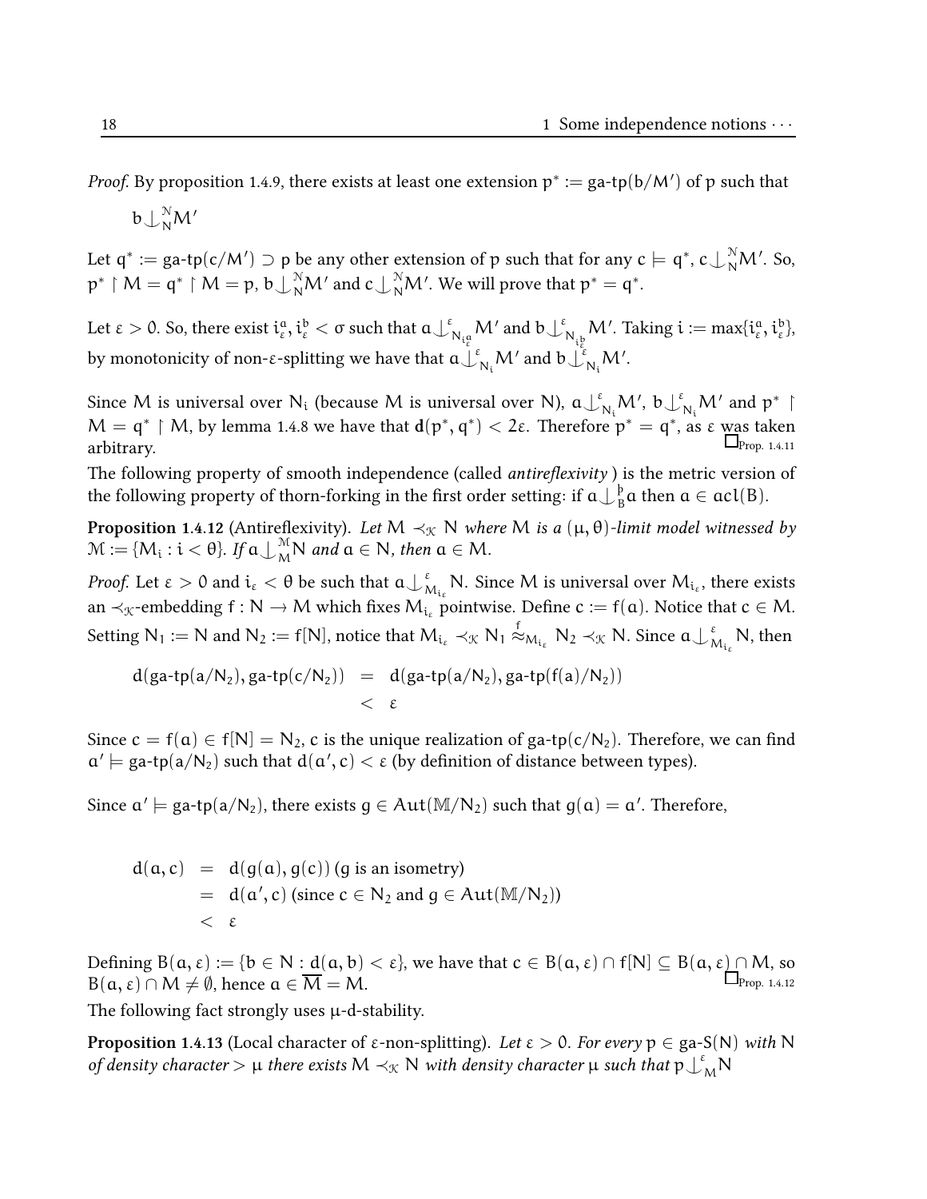*Proof.* By proposition 1.4.9, there exists at least one extension $p^* := \text{ga-tp}(b/M')$ of $p$ such that

$$b \mathop{\smile\!\!\!\!\!\!\mid}\nolimits^{\mathcal{N}}_{N} M'$$

Let $q^* := \text{ga-tp}(c/M') \supset p$ be any other extension of $p$ such that for any $c \models q^*$, $c \mathop{\smile\!\!\!\!\!\!\mid}\nolimits^{\mathcal{N}}_{N} M'$. So, $p^* \upharpoonright M = q^* \upharpoonright M = p$, $b \mathop{\smile\!\!\!\!\!\!\mid}\nolimits^{\mathcal{N}}_{N} M'$ and $c \mathop{\smile\!\!\!\!\!\!\mid}\nolimits^{\mathcal{N}}_{N} M'$. We will prove that $p^* = q^*$.

Let $\varepsilon > 0$. So, there exist $i^a_\varepsilon, i^b_\varepsilon < \sigma$ such that $a \mathop{\smile\!\!\!\!\!\!\mid}\nolimits^{\varepsilon}_{N_{i^a_\varepsilon}} M'$ and $b \mathop{\smile\!\!\!\!\!\!\mid}\nolimits^{\varepsilon}_{N_{i^b_\varepsilon}} M'$. Taking $i := \max\{i^a_\varepsilon, i^b_\varepsilon\}$, by monotonicity of non-$\varepsilon$-splitting we have that $a \mathop{\smile\!\!\!\!\!\!\mid}\nolimits^{\varepsilon}_{N_i} M'$ and $b \mathop{\smile\!\!\!\!\!\!\mid}\nolimits^{\varepsilon}_{N_i} M'$.

Since $M$ is universal over $N_i$ (because $M$ is universal over $N$), $a \mathop{\smile\!\!\!\!\!\!\mid}\nolimits^{\varepsilon}_{N_i} M'$, $b \mathop{\smile\!\!\!\!\!\!\mid}\nolimits^{\varepsilon}_{N_i} M'$ and $p^* \upharpoonright M = q^* \upharpoonright M$, by lemma 1.4.8 we have that $\mathbf{d}(p^*, q^*) < 2\varepsilon$. Therefore $p^* = q^*$, as $\varepsilon$ was taken arbitrary. □ Prop. 1.4.11

The following property of smooth independence (called *antireflexivity* ) is the metric version of the following property of thorn-forking in the first order setting: if $a \mathop{\smile\!\!\!\!\!\!\mid}\nolimits^{þ}_{B} a$ then $a \in acl(B)$.

**Proposition 1.4.12** (Antireflexivity). *Let $M \prec_{\mathcal{K}} N$ where $M$ is a $(\mu, \theta)$-limit model witnessed by $\mathcal{M} := \{M_i : i < \theta\}$. If $a \mathop{\smile\!\!\!\!\!\!\mid}\nolimits^{\mathcal{M}}_{M} N$ and $a \in N$, then $a \in M$.*

*Proof.* Let $\varepsilon > 0$ and $i_\varepsilon < \theta$ be such that $a \mathop{\smile\!\!\!\!\!\!\mid}\nolimits^{\varepsilon}_{M_{i_\varepsilon}} N$. Since $M$ is universal over $M_{i_\varepsilon}$, there exists an $\prec_{\mathcal{K}}$-embedding $f : N \to M$ which fixes $M_{i_\varepsilon}$ pointwise. Define $c := f(a)$. Notice that $c \in M$. Setting $N_1 := N$ and $N_2 := f[N]$, notice that $M_{i_\varepsilon} \prec_{\mathcal{K}} N_1 \overset{f}{\approx}_{M_{i_\varepsilon}} N_2 \prec_{\mathcal{K}} N$. Since $a \mathop{\smile\!\!\!\!\!\!\mid}\nolimits^{\varepsilon}_{M_{i_\varepsilon}} N$, then

$$\begin{aligned} d(\text{ga-tp}(a/N_2), \text{ga-tp}(c/N_2)) &= d(\text{ga-tp}(a/N_2), \text{ga-tp}(f(a)/N_2)) \\ &< \varepsilon \end{aligned}$$

Since $c = f(a) \in f[N] = N_2$, $c$ is the unique realization of $\text{ga-tp}(c/N_2)$. Therefore, we can find $a' \models \text{ga-tp}(a/N_2)$ such that $d(a', c) < \varepsilon$ (by definition of distance between types).

Since $a' \models \text{ga-tp}(a/N_2)$, there exists $g \in Aut(\mathbb{M}/N_2)$ such that $g(a) = a'$. Therefore,

$$\begin{aligned} d(a, c) &= d(g(a), g(c)) \text{ (g is an isometry)} \\ &= d(a', c) \text{ (since } c \in N_2 \text{ and } g \in Aut(\mathbb{M}/N_2)) \\ &< \varepsilon \end{aligned}$$

Defining $B(a, \varepsilon) := \{b \in N : d(a, b) < \varepsilon\}$, we have that $c \in B(a, \varepsilon) \cap f[N] \subseteq B(a, \varepsilon) \cap M$, so $B(a, \varepsilon) \cap M \neq \emptyset$, hence $a \in \overline{M} = M$. □ Prop. 1.4.12

The following fact strongly uses $\mu$-d-stability.

**Proposition 1.4.13** (Local character of $\varepsilon$-non-splitting). *Let $\varepsilon > 0$. For every $p \in \text{ga-S}(N)$ with $N$ of density character $> \mu$ there exists $M \prec_{\mathcal{K}} N$ with density character $\mu$ such that $p \mathop{\smile\!\!\!\!\!\!\mid}\nolimits^{\varepsilon}_{M} N$*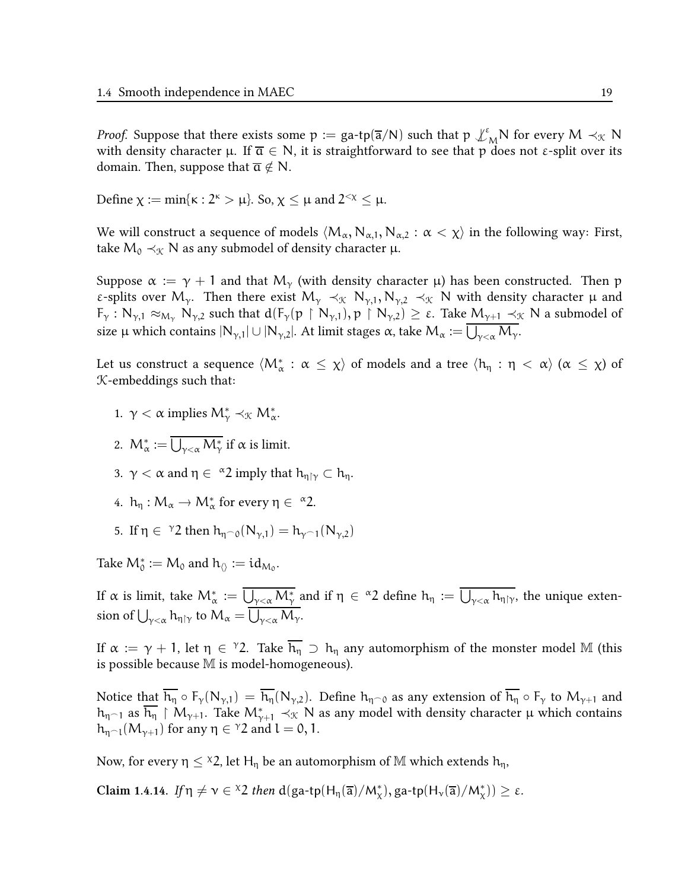*Proof.* Suppose that there exists some $p := \text{ga-tp}(\overline{a}/N)$ such that $p \not\downarrow^{\varepsilon}_{M} N$ for every $M \prec_{\mathcal{K}} N$ with density character $\mu$. If $\overline{a} \in N$, it is straightforward to see that $p$ does not $\varepsilon$-split over its domain. Then, suppose that $\overline{a} \notin N$.

Define $\chi := \min\{\kappa : 2^{\kappa} > \mu\}$. So, $\chi \leq \mu$ and $2^{<\chi} \leq \mu$.

We will construct a sequence of models $\langle M_\alpha, N_{\alpha,1}, N_{\alpha,2} : \alpha < \chi\rangle$ in the following way: First, take $M_0 \prec_{\mathcal{K}} N$ as any submodel of density character $\mu$.

Suppose $\alpha := \gamma + 1$ and that $M_\gamma$ (with density character $\mu$) has been constructed. Then $p$ $\varepsilon$-splits over $M_\gamma$. Then there exist $M_\gamma \prec_{\mathcal{K}} N_{\gamma,1}, N_{\gamma,2} \prec_{\mathcal{K}} N$ with density character $\mu$ and $F_\gamma : N_{\gamma,1} \approx_{M_\gamma} N_{\gamma,2}$ such that $d(F_\gamma(p \upharpoonright N_{\gamma,1}), p \upharpoonright N_{\gamma,2}) \geq \varepsilon$. Take $M_{\gamma+1} \prec_{\mathcal{K}} N$ a submodel of size $\mu$ which contains $|N_{\gamma,1}| \cup |N_{\gamma,2}|$. At limit stages $\alpha$, take $M_\alpha := \overline{\bigcup_{\gamma<\alpha} M_\gamma}$.

Let us construct a sequence $\langle M^*_\alpha : \alpha \leq \chi\rangle$ of models and a tree $\langle h_\eta : \eta < \alpha\rangle$ ($\alpha \leq \chi$) of $\mathcal{K}$-embeddings such that:

1. $\gamma < \alpha$ implies $M^*_\gamma \prec_{\mathcal{K}} M^*_\alpha$.
2. $M^*_\alpha := \overline{\bigcup_{\gamma<\alpha} M^*_\gamma}$ if $\alpha$ is limit.
3. $\gamma < \alpha$ and $\eta \in {}^{\alpha}2$ imply that $h_{\eta\upharpoonright\gamma} \subset h_\eta$.
4. $h_\eta : M_\alpha \to M^*_\alpha$ for every $\eta \in {}^{\alpha}2$.
5. If $\eta \in {}^{\gamma}2$ then $h_{\eta^\frown 0}(N_{\gamma,1}) = h_{\gamma^\frown 1}(N_{\gamma,2})$

Take $M^*_0 := M_0$ and $h_{\langle\rangle} := id_{M_0}$.

If $\alpha$ is limit, take $M^*_\alpha := \overline{\bigcup_{\gamma<\alpha} M^*_\gamma}$ and if $\eta \in {}^{\alpha}2$ define $h_\eta := \overline{\bigcup_{\gamma<\alpha} h_{\eta\upharpoonright\gamma}}$, the unique extension of $\bigcup_{\gamma<\alpha} h_{\eta\upharpoonright\gamma}$ to $M_\alpha = \overline{\bigcup_{\gamma<\alpha} M_\gamma}$.

If $\alpha := \gamma + 1$, let $\eta \in {}^{\gamma}2$. Take $\overline{h_\eta} \supset h_\eta$ any automorphism of the monster model $\mathbb{M}$ (this is possible because $\mathbb{M}$ is model-homogeneous).

Notice that $\overline{h_\eta} \circ F_\gamma(N_{\gamma,1}) = \overline{h_\eta}(N_{\gamma,2})$. Define $h_{\eta^\frown 0}$ as any extension of $\overline{h_\eta} \circ F_\gamma$ to $M_{\gamma+1}$ and $h_{\eta^\frown 1}$ as $\overline{h_\eta} \upharpoonright M_{\gamma+1}$. Take $M^*_{\gamma+1} \prec_{\mathcal{K}} N$ as any model with density character $\mu$ which contains $h_{\eta^\frown l}(M_{\gamma+1})$ for any $\eta \in {}^{\gamma}2$ and $l = 0, 1$.

Now, for every $\eta \leq {}^{\chi}2$, let $H_\eta$ be an automorphism of $\mathbb{M}$ which extends $h_\eta$,

**Claim 1.4.14.** *If $\eta \neq \nu \in {}^{\chi}2$ then* $d(\text{ga-tp}(H_\eta(\overline{a})/M^*_\chi), \text{ga-tp}(H_\nu(\overline{a})/M^*_\chi)) \geq \varepsilon$.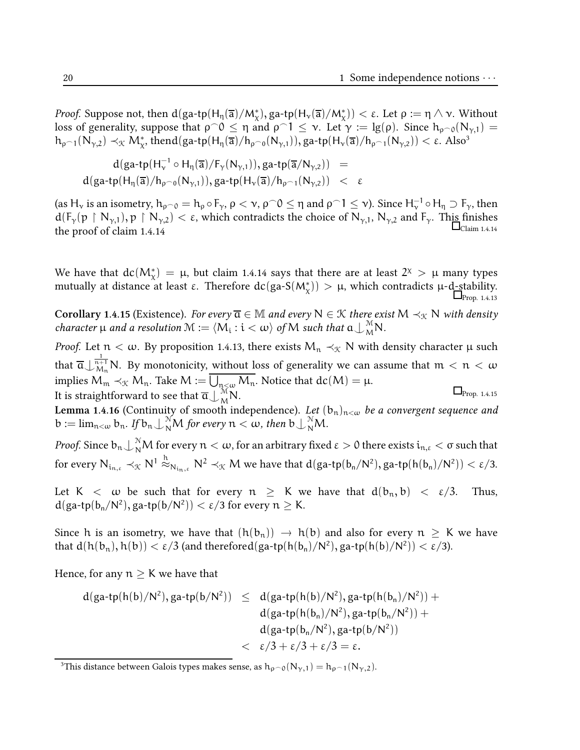*Proof.* Suppose not, then $d(\text{ga-tp}(H_\eta(\overline{a})/M^*_\chi), \text{ga-tp}(H_\nu(\overline{a})/M^*_\chi)) < \varepsilon$. Let $\rho := \eta \wedge \nu$. Without loss of generality, suppose that $\rho^\frown 0 \leq \eta$ and $\rho^\frown 1 \leq \nu$. Let $\gamma := \lg(\rho)$. Since $h_{\rho^\frown 0}(N_{\gamma,1}) = h_{\rho^\frown 1}(N_{\gamma,2}) \prec_{\mathcal{K}} M^*_\chi$, then $d(\text{ga-tp}(H_\eta(\overline{a})/h_{\rho^\frown 0}(N_{\gamma,1})), \text{ga-tp}(H_\nu(\overline{a})/h_{\rho^\frown 1}(N_{\gamma,2})) < \varepsilon$. Also[3]

$$
\begin{aligned}
d(\text{ga-tp}(H_\nu^{-1} \circ H_\eta(\overline{a})/F_\gamma(N_{\gamma,1})), \text{ga-tp}(\overline{a}/N_{\gamma,2})) &= \\
d(\text{ga-tp}(H_\eta(\overline{a})/h_{\rho^\frown 0}(N_{\gamma,1})), \text{ga-tp}(H_\nu(\overline{a})/h_{\rho^\frown 1}(N_{\gamma,2})) &< \varepsilon
\end{aligned}
$$

(as $H_\nu$ is an isometry, $h_{\rho^\frown 0} = h_\rho \circ F_\gamma$, $\rho < \nu$, $\rho^\frown 0 \leq \eta$ and $\rho^\frown 1 \leq \nu$). Since $H_\nu^{-1} \circ H_\eta \supset F_\gamma$, then $d(F_\gamma(p \upharpoonright N_{\gamma,1}), p \upharpoonright N_{\gamma,2}) < \varepsilon$, which contradicts the choice of $N_{\gamma,1}$, $N_{\gamma,2}$ and $F_\gamma$. This finishes the proof of claim 1.4.14 $\square_{\text{Claim 1.4.14}}$

We have that $dc(M^*_\chi) = \mu$, but claim 1.4.14 says that there are at least $2^\chi > \mu$ many types mutually at distance at least $\varepsilon$. Therefore $dc(\text{ga-S}(M^*_\chi)) > \mu$, which contradicts $\mu$-d-stability. $\square_{\text{Prop. 1.4.13}}$

**Corollary 1.4.15** (Existence). *For every $\overline{a} \in \mathbb{M}$ and every $N \in \mathcal{K}$ there exist $M \prec_{\mathcal{K}} N$ with density character $\mu$ and a resolution $\mathcal{M} := \langle M_i : i < \omega \rangle$ of $M$ such that $a \mathop{\smile\!\!\!\!\!\!|}^{\mathcal{M}}_{M} N$.*

*Proof.* Let $n < \omega$. By proposition 1.4.13, there exists $M_n \prec_{\mathcal{K}} N$ with density character $\mu$ such that $\overline{a} \mathop{\smile\!\!\!\!\!\!|}^{\frac{1}{n+1}}_{M_n} N$. By monotonicity, without loss of generality we can assume that $m < n < \omega$ implies $M_m \prec_{\mathcal{K}} M_n$. Take $M := \overline{\bigcup_{n<\omega} M_n}$. Notice that $dc(M) = \mu$.
It is straightforward to see that $\overline{a} \mathop{\smile\!\!\!\!\!\!|}^{\mathcal{M}}_{M} N$. $\square_{\text{Prop. 1.4.15}}$

**Lemma 1.4.16** (Continuity of smooth independence). *Let $(b_n)_{n<\omega}$ be a convergent sequence and $b := \lim_{n<\omega} b_n$. If $b_n \mathop{\smile\!\!\!\!\!\!|}^{\mathcal{N}}_{N} M$ for every $n < \omega$, then $b \mathop{\smile\!\!\!\!\!\!|}^{\mathcal{N}}_{N} M$.*

*Proof.* Since $b_n \mathop{\smile\!\!\!\!\!\!|}^{\mathcal{N}}_{N} M$ for every $n < \omega$, for an arbitrary fixed $\varepsilon > 0$ there exists $i_{n,\varepsilon} < \sigma$ such that for every $N_{i_{n,\varepsilon}} \prec_{\mathcal{K}} N^1 \overset{h}{\approx}_{N_{i_{n,\varepsilon}}} N^2 \prec_{\mathcal{K}} M$ we have that $d(\text{ga-tp}(b_n/N^2), \text{ga-tp}(h(b_n)/N^2)) < \varepsilon/3$.

Let $K < \omega$ be such that for every $n \geq K$ we have that $d(b_n, b) < \varepsilon/3$. Thus, $d(\text{ga-tp}(b_n/N^2), \text{ga-tp}(b/N^2)) < \varepsilon/3$ for every $n \geq K$.

Since $h$ is an isometry, we have that $(h(b_n)) \to h(b)$ and also for every $n \geq K$ we have that $d(h(b_n), h(b)) < \varepsilon/3$ (and therefore $d(\text{ga-tp}(h(b_n)/N^2), \text{ga-tp}(h(b)/N^2)) < \varepsilon/3$).

Hence, for any $n \geq K$ we have that

$$
\begin{aligned}
d(\text{ga-tp}(h(b)/N^2), \text{ga-tp}(b/N^2)) &\leq d(\text{ga-tp}(h(b)/N^2), \text{ga-tp}(h(b_n)/N^2)) + \\
&\quad\; d(\text{ga-tp}(h(b_n)/N^2), \text{ga-tp}(b_n/N^2)) + \\
&\quad\; d(\text{ga-tp}(b_n/N^2), \text{ga-tp}(b/N^2)) \\
&< \varepsilon/3 + \varepsilon/3 + \varepsilon/3 = \varepsilon.
\end{aligned}
$$

[3] This distance between Galois types makes sense, as $h_{\rho^\frown 0}(N_{\gamma,1}) = h_{\rho^\frown 1}(N_{\gamma,2})$.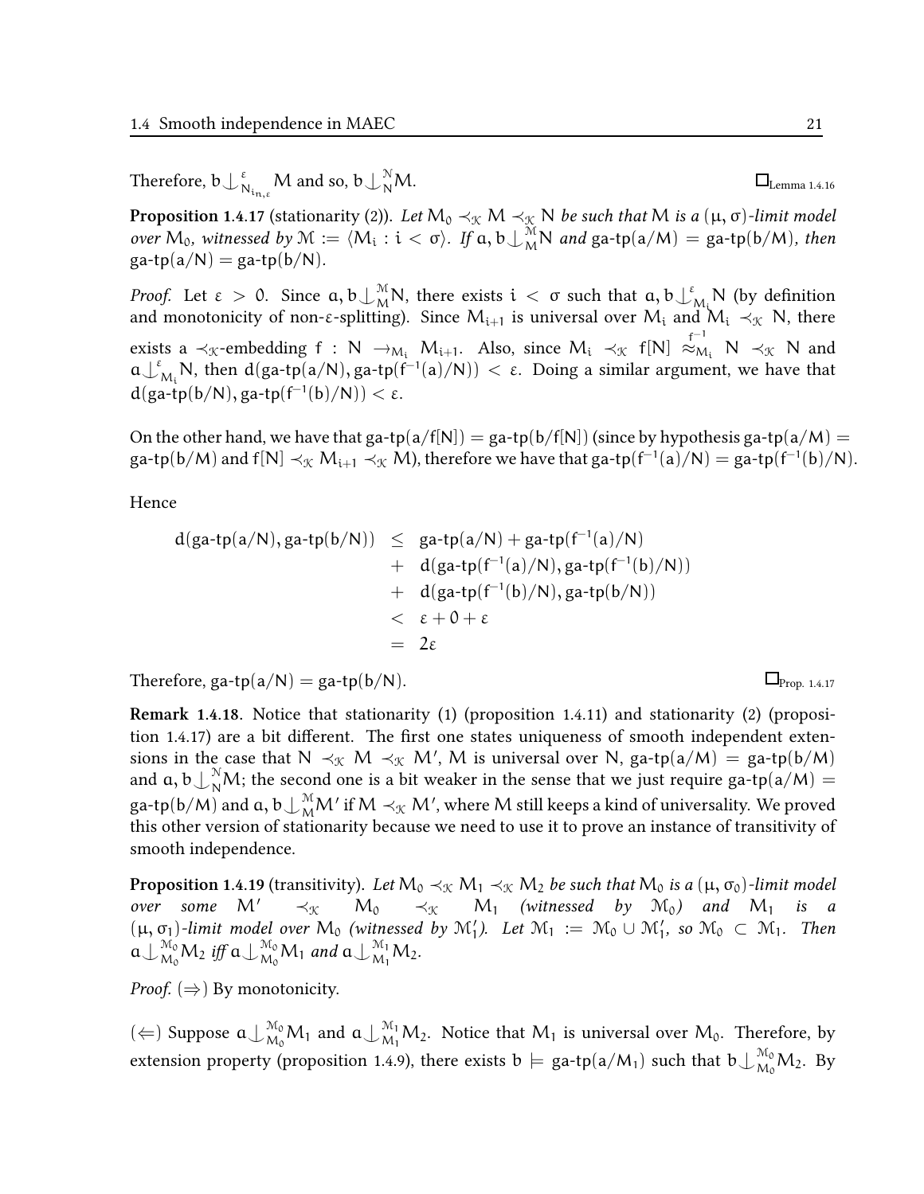Therefore, $b \downarrow^{\varepsilon}_{N_{i_{n,\varepsilon}}} M$ and so, $b \downarrow^{\mathcal{N}}_{N} M$. $\square_{\text{Lemma 1.4.16}}$

**Proposition 1.4.17** (stationarity (2)). *Let $M_0 \prec_{\mathcal{K}} M \prec_{\mathcal{K}} N$ be such that $M$ is a $(\mu, \sigma)$-limit model over $M_0$, witnessed by $\mathcal{M} := \langle M_i : i < \sigma \rangle$. If $a, b \downarrow^{\mathcal{M}}_{M} N$ and $\text{ga-tp}(a/M) = \text{ga-tp}(b/M)$, then $\text{ga-tp}(a/N) = \text{ga-tp}(b/N)$.*

*Proof.* Let $\varepsilon > 0$. Since $a, b \downarrow^{\mathcal{M}}_{M} N$, there exists $i < \sigma$ such that $a, b \downarrow^{\varepsilon}_{M_i} N$ (by definition and monotonicity of non-$\varepsilon$-splitting). Since $M_{i+1}$ is universal over $M_i$ and $M_i \prec_{\mathcal{K}} N$, there exists a $\prec_{\mathcal{K}}$-embedding $f : N \to_{M_i} M_{i+1}$. Also, since $M_i \prec_{\mathcal{K}} f[N] \overset{f^{-1}}{\approx}_{M_i} N \prec_{\mathcal{K}} N$ and $a \downarrow^{\varepsilon}_{M_i} N$, then $d(\text{ga-tp}(a/N), \text{ga-tp}(f^{-1}(a)/N)) < \varepsilon$. Doing a similar argument, we have that $d(\text{ga-tp}(b/N), \text{ga-tp}(f^{-1}(b)/N)) < \varepsilon$.

On the other hand, we have that $\text{ga-tp}(a/f[N]) = \text{ga-tp}(b/f[N])$ (since by hypothesis $\text{ga-tp}(a/M) = \text{ga-tp}(b/M)$ and $f[N] \prec_{\mathcal{K}} M_{i+1} \prec_{\mathcal{K}} M$), therefore we have that $\text{ga-tp}(f^{-1}(a)/N) = \text{ga-tp}(f^{-1}(b)/N)$.

Hence

$$
\begin{aligned}
d(\text{ga-tp}(a/N), \text{ga-tp}(b/N)) &\leq \text{ga-tp}(a/N) + \text{ga-tp}(f^{-1}(a)/N) \\
&+ d(\text{ga-tp}(f^{-1}(a)/N), \text{ga-tp}(f^{-1}(b)/N)) \\
&+ d(\text{ga-tp}(f^{-1}(b)/N), \text{ga-tp}(b/N)) \\
&< \varepsilon + 0 + \varepsilon \\
&= 2\varepsilon
\end{aligned}
$$

Therefore, $\text{ga-tp}(a/N) = \text{ga-tp}(b/N)$. $\square_{\text{Prop. 1.4.17}}$

**Remark 1.4.18**. Notice that stationarity (1) (proposition 1.4.11) and stationarity (2) (proposition 1.4.17) are a bit different. The first one states uniqueness of smooth independent extensions in the case that $N \prec_{\mathcal{K}} M \prec_{\mathcal{K}} M'$, $M$ is universal over $N$, $\text{ga-tp}(a/M) = \text{ga-tp}(b/M)$ and $a, b \downarrow^{\mathcal{N}}_{N} M$; the second one is a bit weaker in the sense that we just require $\text{ga-tp}(a/M) = \text{ga-tp}(b/M)$ and $a, b \downarrow^{\mathcal{M}}_{M} M'$ if $M \prec_{\mathcal{K}} M'$, where $M$ still keeps a kind of universality. We proved this other version of stationarity because we need to use it to prove an instance of transitivity of smooth independence.

**Proposition 1.4.19** (transitivity). *Let $M_0 \prec_{\mathcal{K}} M_1 \prec_{\mathcal{K}} M_2$ be such that $M_0$ is a $(\mu, \sigma_0)$-limit model over some $M' \prec_{\mathcal{K}} M_0 \prec_{\mathcal{K}} M_1$ (witnessed by $\mathcal{M}_0$) and $M_1$ is a $(\mu, \sigma_1)$-limit model over $M_0$ (witnessed by $\mathcal{M}'_1$). Let $\mathcal{M}_1 := \mathcal{M}_0 \cup \mathcal{M}'_1$, so $\mathcal{M}_0 \subset \mathcal{M}_1$. Then $a \downarrow^{\mathcal{M}_0}_{M_0} M_2$ iff $a \downarrow^{\mathcal{M}_0}_{M_0} M_1$ and $a \downarrow^{\mathcal{M}_1}_{M_1} M_2$.*

*Proof.* $(\Rightarrow)$ By monotonicity.

$(\Leftarrow)$ Suppose $a \downarrow^{\mathcal{M}_0}_{M_0} M_1$ and $a \downarrow^{\mathcal{M}_1}_{M_1} M_2$. Notice that $M_1$ is universal over $M_0$. Therefore, by extension property (proposition 1.4.9), there exists $b \models \text{ga-tp}(a/M_1)$ such that $b \downarrow^{\mathcal{M}_0}_{M_0} M_2$. By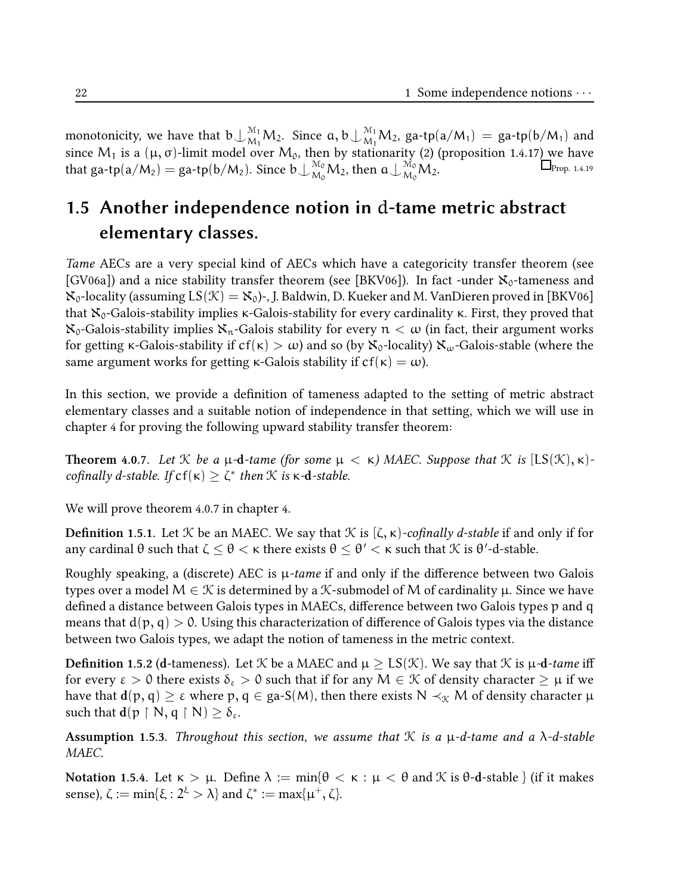monotonicity, we have that $b \downarrow_{M_1}^{\mathcal{M}_1} M_2$. Since $a, b \downarrow_{M_1}^{\mathcal{M}_1} M_2$, $\text{ga-tp}(a/M_1) = \text{ga-tp}(b/M_1)$ and since $M_1$ is a $(\mu, \sigma)$-limit model over $M_0$, then by stationarity (2) (proposition 1.4.17) we have that $\text{ga-tp}(a/M_2) = \text{ga-tp}(b/M_2)$. Since $b \downarrow_{M_0}^{\mathcal{M}_0} M_2$, then $a \downarrow_{M_0}^{\mathcal{M}_0} M_2$. $\square_{\text{Prop. 1.4.19}}$

## 1.5 Another independence notion in d-tame metric abstract elementary classes.

*Tame* AECs are a very special kind of AECs which have a categoricity transfer theorem (see [GV06a]) and a nice stability transfer theorem (see [BKV06]). In fact -under $\aleph_0$-tameness and $\aleph_0$-locality (assuming $LS(\mathcal{K}) = \aleph_0$)-, J. Baldwin, D. Kueker and M. VanDieren proved in [BKV06] that $\aleph_0$-Galois-stability implies $\kappa$-Galois-stability for every cardinality $\kappa$. First, they proved that $\aleph_0$-Galois-stability implies $\aleph_n$-Galois stability for every $n < \omega$ (in fact, their argument works for getting $\kappa$-Galois-stability if $cf(\kappa) > \omega$) and so (by $\aleph_0$-locality) $\aleph_\omega$-Galois-stable (where the same argument works for getting $\kappa$-Galois stability if $cf(\kappa) = \omega$).

In this section, we provide a definition of tameness adapted to the setting of metric abstract elementary classes and a suitable notion of independence in that setting, which we will use in chapter 4 for proving the following upward stability transfer theorem:

**Theorem 4.0.7.** *Let $\mathcal{K}$ be a $\mu$-**d**-tame (for some $\mu < \kappa$) MAEC. Suppose that $\mathcal{K}$ is $[LS(\mathcal{K}), \kappa)$-cofinally d-stable. If $cf(\kappa) \geq \zeta^*$ then $\mathcal{K}$ is $\kappa$-**d**-stable.*

We will prove theorem 4.0.7 in chapter 4.

**Definition 1.5.1.** Let $\mathcal{K}$ be an MAEC. We say that $\mathcal{K}$ is $[\zeta, \kappa)$-*cofinally d-stable* if and only if for any cardinal $\theta$ such that $\zeta \leq \theta < \kappa$ there exists $\theta \leq \theta' < \kappa$ such that $\mathcal{K}$ is $\theta'$-d-stable.

Roughly speaking, a (discrete) AEC is $\mu$-*tame* if and only if the difference between two Galois types over a model $M \in \mathcal{K}$ is determined by a $\mathcal{K}$-submodel of $M$ of cardinality $\mu$. Since we have defined a distance between Galois types in MAECs, difference between two Galois types $p$ and $q$ means that $d(p, q) > 0$. Using this characterization of difference of Galois types via the distance between two Galois types, we adapt the notion of tameness in the metric context.

**Definition 1.5.2 (d-tameness).** Let $\mathcal{K}$ be a MAEC and $\mu \geq LS(\mathcal{K})$. We say that $\mathcal{K}$ is $\mu$-**d**-*tame* iff for every $\varepsilon > 0$ there exists $\delta_\varepsilon > 0$ such that if for any $M \in \mathcal{K}$ of density character $\geq \mu$ if we have that $\mathbf{d}(p, q) \geq \varepsilon$ where $p, q \in \text{ga-S}(M)$, then there exists $N \prec_{\mathcal{K}} M$ of density character $\mu$ such that $\mathbf{d}(p \upharpoonright N, q \upharpoonright N) \geq \delta_\varepsilon$.

**Assumption 1.5.3.** *Throughout this section, we assume that $\mathcal{K}$ is a $\mu$-d-tame and a $\lambda$-d-stable MAEC.*

**Notation 1.5.4.** Let $\kappa > \mu$. Define $\lambda := \min\{\theta < \kappa : \mu < \theta \text{ and } \mathcal{K} \text{ is } \theta\text{-}\mathbf{d}\text{-stable}\}$ (if it makes sense), $\zeta := \min\{\xi : 2^\xi > \lambda\}$ and $\zeta^* := \max\{\mu^+, \zeta\}$.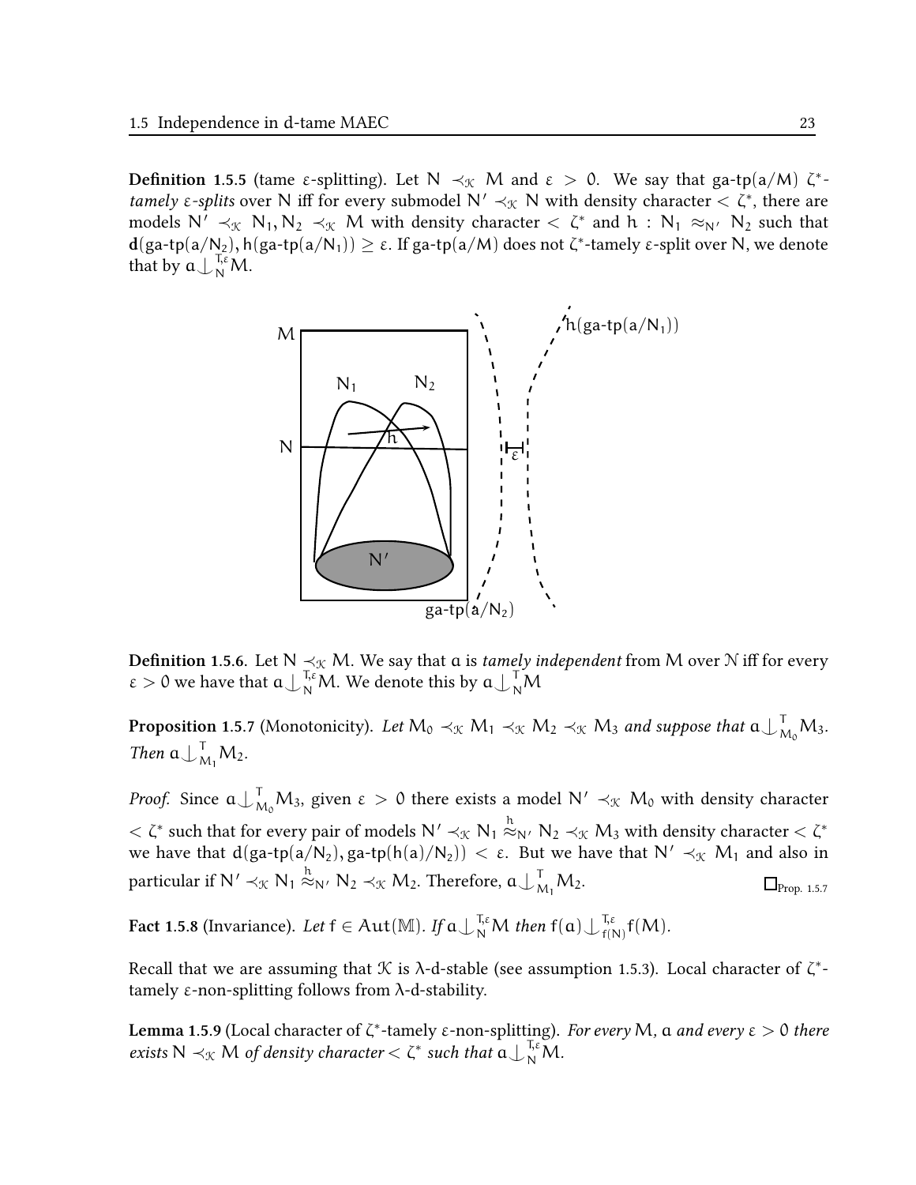**Definition 1.5.5** (tame $\varepsilon$-splitting). Let $N \prec_{\mathcal{K}} M$ and $\varepsilon > 0$. We say that $\text{ga-tp}(a/M)$ $\zeta^*$-*tamely $\varepsilon$-splits* over $N$ iff for every submodel $N' \prec_{\mathcal{K}} N$ with density character $< \zeta^*$, there are models $N' \prec_{\mathcal{K}} N_1, N_2 \prec_{\mathcal{K}} M$ with density character $< \zeta^*$ and $h : N_1 \approx_{N'} N_2$ such that $\mathbf{d}(\text{ga-tp}(a/N_2), h(\text{ga-tp}(a/N_1)) \geq \varepsilon$. If $\text{ga-tp}(a/M)$ does not $\zeta^*$-tamely $\varepsilon$-split over $N$, we denote that by $a \downarrow^{T,\varepsilon}_N M$.

**Definition 1.5.6.** Let $N \prec_{\mathcal{K}} M$. We say that $a$ is *tamely independent* from $M$ over $\mathcal{N}$ iff for every $\varepsilon > 0$ we have that $a \downarrow^{T,\varepsilon}_N M$. We denote this by $a \downarrow^{T}_N M$

**Proposition 1.5.7** (Monotonicity). *Let $M_0 \prec_{\mathcal{K}} M_1 \prec_{\mathcal{K}} M_2 \prec_{\mathcal{K}} M_3$ and suppose that $a \downarrow^{T}_{M_0} M_3$. Then $a \downarrow^{T}_{M_1} M_2$.*

*Proof.* Since $a \downarrow^{T}_{M_0} M_3$, given $\varepsilon > 0$ there exists a model $N' \prec_{\mathcal{K}} M_0$ with density character $< \zeta^*$ such that for every pair of models $N' \prec_{\mathcal{K}} N_1 \overset{h}{\approx}_{N'} N_2 \prec_{\mathcal{K}} M_3$ with density character $< \zeta^*$ we have that $d(\text{ga-tp}(a/N_2), \text{ga-tp}(h(a)/N_2)) < \varepsilon$. But we have that $N' \prec_{\mathcal{K}} M_1$ and also in particular if $N' \prec_{\mathcal{K}} N_1 \overset{h}{\approx}_{N'} N_2 \prec_{\mathcal{K}} M_2$. Therefore, $a \downarrow^{T}_{M_1} M_2$. $\square_{\text{Prop. 1.5.7}}$

**Fact 1.5.8** (Invariance). *Let $f \in Aut(\mathbb{M})$. If $a \downarrow^{T,\varepsilon}_N M$ then $f(a) \downarrow^{T,\varepsilon}_{f(N)} f(M)$.*

Recall that we are assuming that $\mathcal{K}$ is $\lambda$-d-stable (see assumption 1.5.3). Local character of $\zeta^*$-tamely $\varepsilon$-non-splitting follows from $\lambda$-d-stability.

**Lemma 1.5.9** (Local character of $\zeta^*$-tamely $\varepsilon$-non-splitting). *For every $M$, $a$ and every $\varepsilon > 0$ there exists $N \prec_{\mathcal{K}} M$ of density character $< \zeta^*$ such that $a \downarrow^{T,\varepsilon}_N M$.*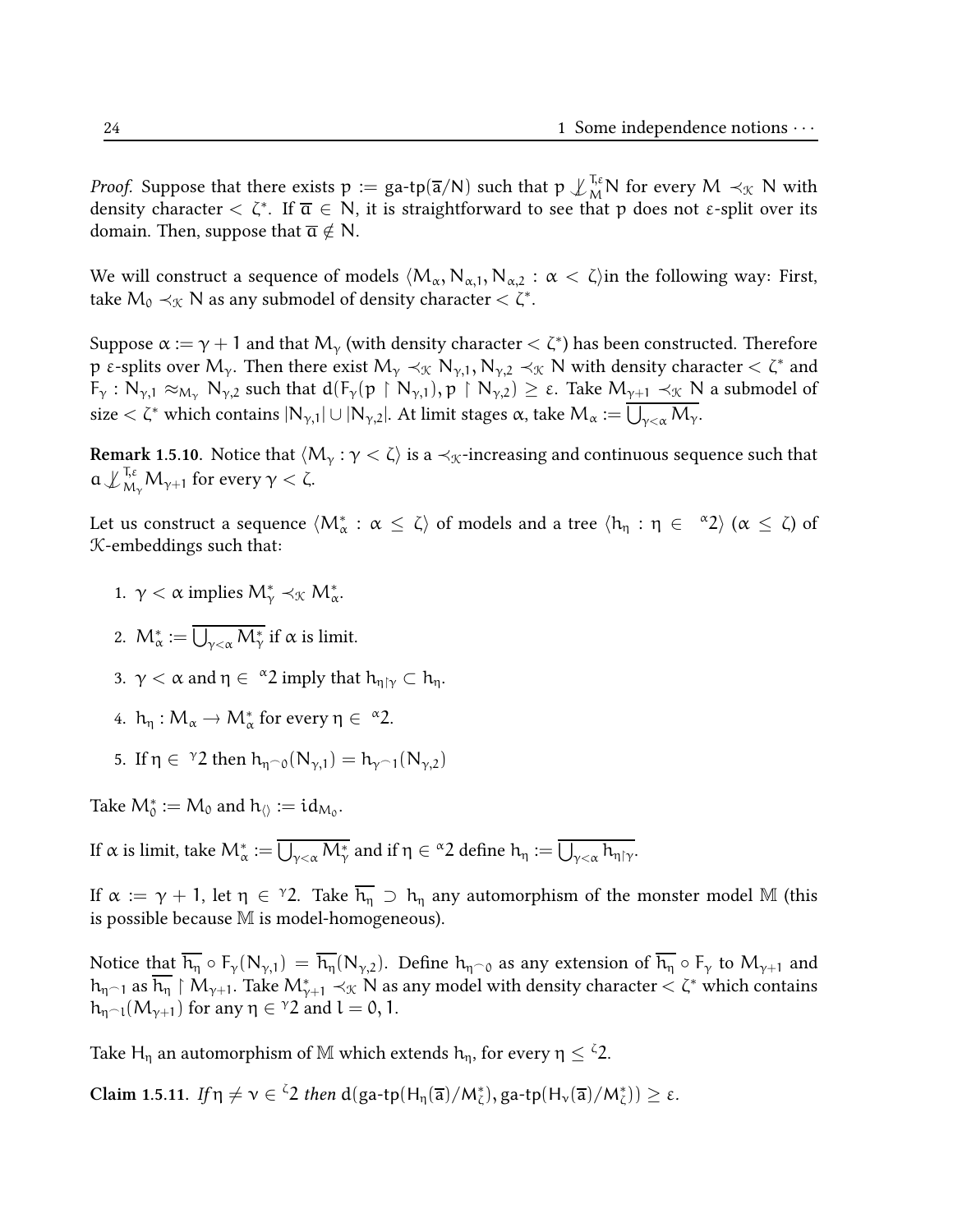*Proof.* Suppose that there exists $p := \text{ga-tp}(\overline{a}/N)$ such that $p \not\downarrow^{T,\varepsilon}_M N$ for every $M \prec_{\mathcal{K}} N$ with density character $< \zeta^*$. If $\overline{a} \in N$, it is straightforward to see that $p$ does not $\varepsilon$-split over its domain. Then, suppose that $\overline{a} \notin N$.

We will construct a sequence of models $\langle M_\alpha, N_{\alpha,1}, N_{\alpha,2} : \alpha < \zeta \rangle$in the following way: First, take $M_0 \prec_{\mathcal{K}} N$ as any submodel of density character $< \zeta^*$.

Suppose $\alpha := \gamma + 1$ and that $M_\gamma$ (with density character $< \zeta^*$) has been constructed. Therefore $p$ $\varepsilon$-splits over $M_\gamma$. Then there exist $M_\gamma \prec_{\mathcal{K}} N_{\gamma,1}, N_{\gamma,2} \prec_{\mathcal{K}} N$ with density character $< \zeta^*$ and $F_\gamma : N_{\gamma,1} \approx_{M_\gamma} N_{\gamma,2}$ such that $d(F_\gamma(p \upharpoonright N_{\gamma,1}), p \upharpoonright N_{\gamma,2}) \geq \varepsilon$. Take $M_{\gamma+1} \prec_{\mathcal{K}} N$ a submodel of size $< \zeta^*$ which contains $|N_{\gamma,1}| \cup |N_{\gamma,2}|$. At limit stages $\alpha$, take $M_\alpha := \overline{\bigcup_{\gamma<\alpha} M_\gamma}$.

**Remark 1.5.10.** Notice that $\langle M_\gamma : \gamma < \zeta \rangle$ is a $\prec_{\mathcal{K}}$-increasing and continuous sequence such that $a \not\downarrow^{T,\varepsilon}_{M_\gamma} M_{\gamma+1}$ for every $\gamma < \zeta$.

Let us construct a sequence $\langle M^*_\alpha : \alpha \leq \zeta \rangle$ of models and a tree $\langle h_\eta : \eta \in {}^{\alpha}2 \rangle$ ($\alpha \leq \zeta$) of $\mathcal{K}$-embeddings such that:

1. $\gamma < \alpha$ implies $M^*_\gamma \prec_{\mathcal{K}} M^*_\alpha$.
2. $M^*_\alpha := \overline{\bigcup_{\gamma<\alpha} M^*_\gamma}$ if $\alpha$ is limit.
3. $\gamma < \alpha$ and $\eta \in {}^{\alpha}2$ imply that $h_{\eta\upharpoonright\gamma} \subset h_\eta$.
4. $h_\eta : M_\alpha \to M^*_\alpha$ for every $\eta \in {}^{\alpha}2$.
5. If $\eta \in {}^{\gamma}2$ then $h_{\eta^\frown 0}(N_{\gamma,1}) = h_{\gamma^\frown 1}(N_{\gamma,2})$

Take $M^*_0 := M_0$ and $h_{\langle\rangle} := id_{M_0}$.

If $\alpha$ is limit, take $M^*_\alpha := \overline{\bigcup_{\gamma<\alpha} M^*_\gamma}$ and if $\eta \in {}^{\alpha}2$ define $h_\eta := \overline{\bigcup_{\gamma<\alpha} h_{\eta\upharpoonright\gamma}}$.

If $\alpha := \gamma + 1$, let $\eta \in {}^{\gamma}2$. Take $\overline{h_\eta} \supset h_\eta$ any automorphism of the monster model $\mathbb{M}$ (this is possible because $\mathbb{M}$ is model-homogeneous).

Notice that $\overline{h_\eta} \circ F_\gamma(N_{\gamma,1}) = \overline{h_\eta}(N_{\gamma,2})$. Define $h_{\eta^\frown 0}$ as any extension of $\overline{h_\eta} \circ F_\gamma$ to $M_{\gamma+1}$ and $h_{\eta^\frown 1}$ as $\overline{h_\eta} \upharpoonright M_{\gamma+1}$. Take $M^*_{\gamma+1} \prec_{\mathcal{K}} N$ as any model with density character $< \zeta^*$ which contains $h_{\eta^\frown l}(M_{\gamma+1})$ for any $\eta \in {}^{\gamma}2$ and $l = 0, 1$.

Take $H_\eta$ an automorphism of $\mathbb{M}$ which extends $h_\eta$, for every $\eta \leq {}^{\zeta}2$.

**Claim 1.5.11.** *If* $\eta \neq \nu \in {}^{\zeta}2$ *then* $d(\text{ga-tp}(H_\eta(\overline{a})/M^*_\zeta), \text{ga-tp}(H_\nu(\overline{a})/M^*_\zeta)) \geq \varepsilon$.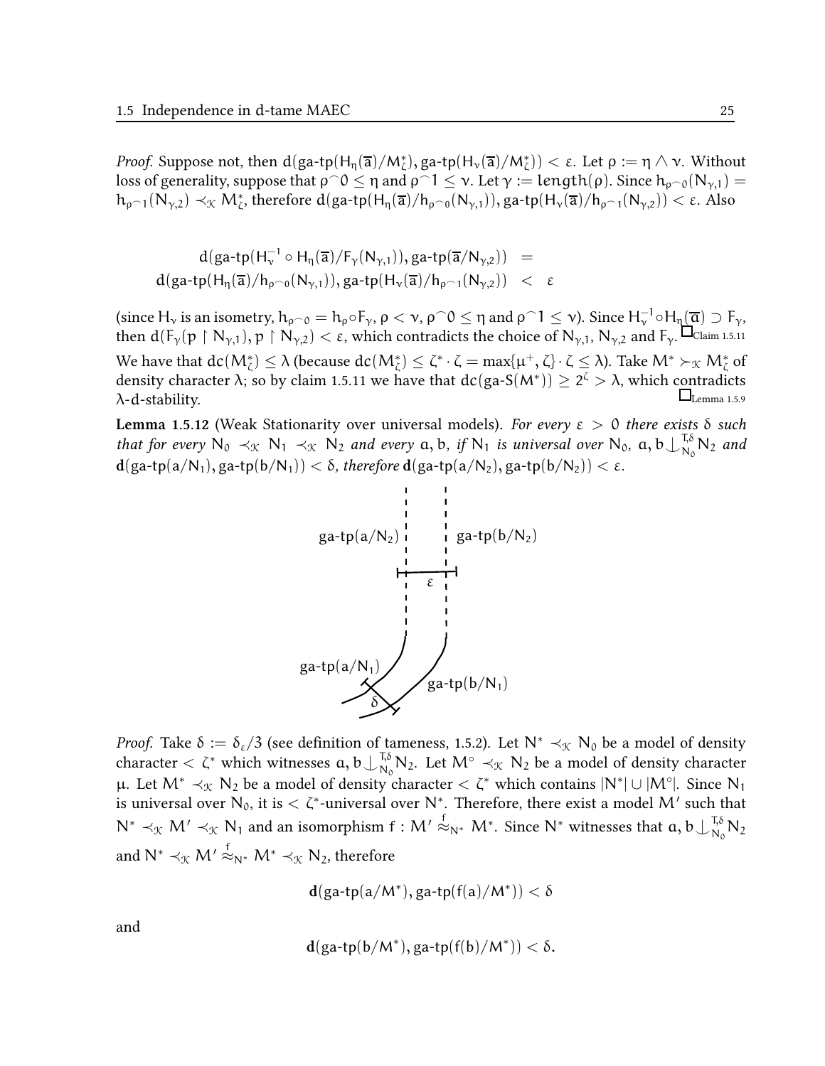*Proof.* Suppose not, then $d(\text{ga-tp}(H_\eta(\overline{a})/M^*_\zeta), \text{ga-tp}(H_\nu(\overline{a})/M^*_\zeta)) < \varepsilon$. Let $\rho := \eta \wedge \nu$. Without loss of generality, suppose that $\rho^\frown 0 \leq \eta$ and $\rho^\frown 1 \leq \nu$. Let $\gamma := \mathtt{length}(\rho)$. Since $h_{\rho^\frown 0}(N_{\gamma,1}) = h_{\rho^\frown 1}(N_{\gamma,2}) \prec_{\mathcal{K}} M^*_\zeta$, therefore $d(\text{ga-tp}(H_\eta(\overline{a})/h_{\rho^\frown 0}(N_{\gamma,1})), \text{ga-tp}(H_\nu(\overline{a})/h_{\rho^\frown 1}(N_{\gamma,2})) < \varepsilon$. Also

$$
\begin{aligned}
d(\text{ga-tp}(H_\nu^{-1} \circ H_\eta(\overline{a})/F_\gamma(N_{\gamma,1})), \text{ga-tp}(\overline{a}/N_{\gamma,2})) &= \\
d(\text{ga-tp}(H_\eta(\overline{a})/h_{\rho^\frown 0}(N_{\gamma,1})), \text{ga-tp}(H_\nu(\overline{a})/h_{\rho^\frown 1}(N_{\gamma,2})) &< \varepsilon
\end{aligned}
$$

(since $H_\nu$ is an isometry, $h_{\rho^\frown 0} = h_\rho \circ F_\gamma$, $\rho < \nu$, $\rho^\frown 0 \leq \eta$ and $\rho^\frown 1 \leq \nu$). Since $H_\nu^{-1} \circ H_\eta(\overline{a}) \supset F_\gamma$, then $d(F_\gamma(p \restriction N_{\gamma,1}), p \restriction N_{\gamma,2}) < \varepsilon$, which contradicts the choice of $N_{\gamma,1}$, $N_{\gamma,2}$ and $F_\gamma$. $\square_{\text{Claim 1.5.11}}$

We have that $dc(M^*_\zeta) \leq \lambda$ (because $dc(M^*_\zeta) \leq \zeta^* \cdot \zeta = \max\{\mu^+, \zeta\} \cdot \zeta \leq \lambda$). Take $M^* \succ_{\mathcal{K}} M^*_\zeta$ of density character $\lambda$; so by claim 1.5.11 we have that $dc(\text{ga-S}(M^*)) \geq 2^\zeta > \lambda$, which contradicts $\lambda$-d-stability. $\square_{\text{Lemma 1.5.9}}$

**Lemma 1.5.12** (Weak Stationarity over universal models). *For every $\varepsilon > 0$ there exists $\delta$ such that for every $N_0 \prec_{\mathcal{K}} N_1 \prec_{\mathcal{K}} N_2$ and every $a, b$, if $N_1$ is universal over $N_0$, $a, b \downarrow^{T,\delta}_{N_0} N_2$ and $\mathbf{d}(\text{ga-tp}(a/N_1), \text{ga-tp}(b/N_1)) < \delta$, therefore $\mathbf{d}(\text{ga-tp}(a/N_2), \text{ga-tp}(b/N_2)) < \varepsilon$.*

*Proof.* Take $\delta := \delta_\varepsilon/3$ (see definition of tameness, 1.5.2). Let $N^* \prec_{\mathcal{K}} N_0$ be a model of density character $< \zeta^*$ which witnesses $a, b \downarrow^{T,\delta}_{N_0} N_2$. Let $M^\circ \prec_{\mathcal{K}} N_2$ be a model of density character $\mu$. Let $M^* \prec_{\mathcal{K}} N_2$ be a model of density character $< \zeta^*$ which contains $|N^*| \cup |M^\circ|$. Since $N_1$ is universal over $N_0$, it is $< \zeta^*$-universal over $N^*$. Therefore, there exist a model $M'$ such that $N^* \prec_{\mathcal{K}} M' \prec_{\mathcal{K}} N_1$ and an isomorphism $f : M' \overset{f}{\approx}_{N^*} M^*$. Since $N^*$ witnesses that $a, b \downarrow^{T,\delta}_{N_0} N_2$ and $N^* \prec_{\mathcal{K}} M' \overset{f}{\approx}_{N^*} M^* \prec_{\mathcal{K}} N_2$, therefore

$$\mathbf{d}(\text{ga-tp}(a/M^*), \text{ga-tp}(f(a)/M^*)) < \delta$$

and

$$\mathbf{d}(\text{ga-tp}(b/M^*), \text{ga-tp}(f(b)/M^*)) < \delta.$$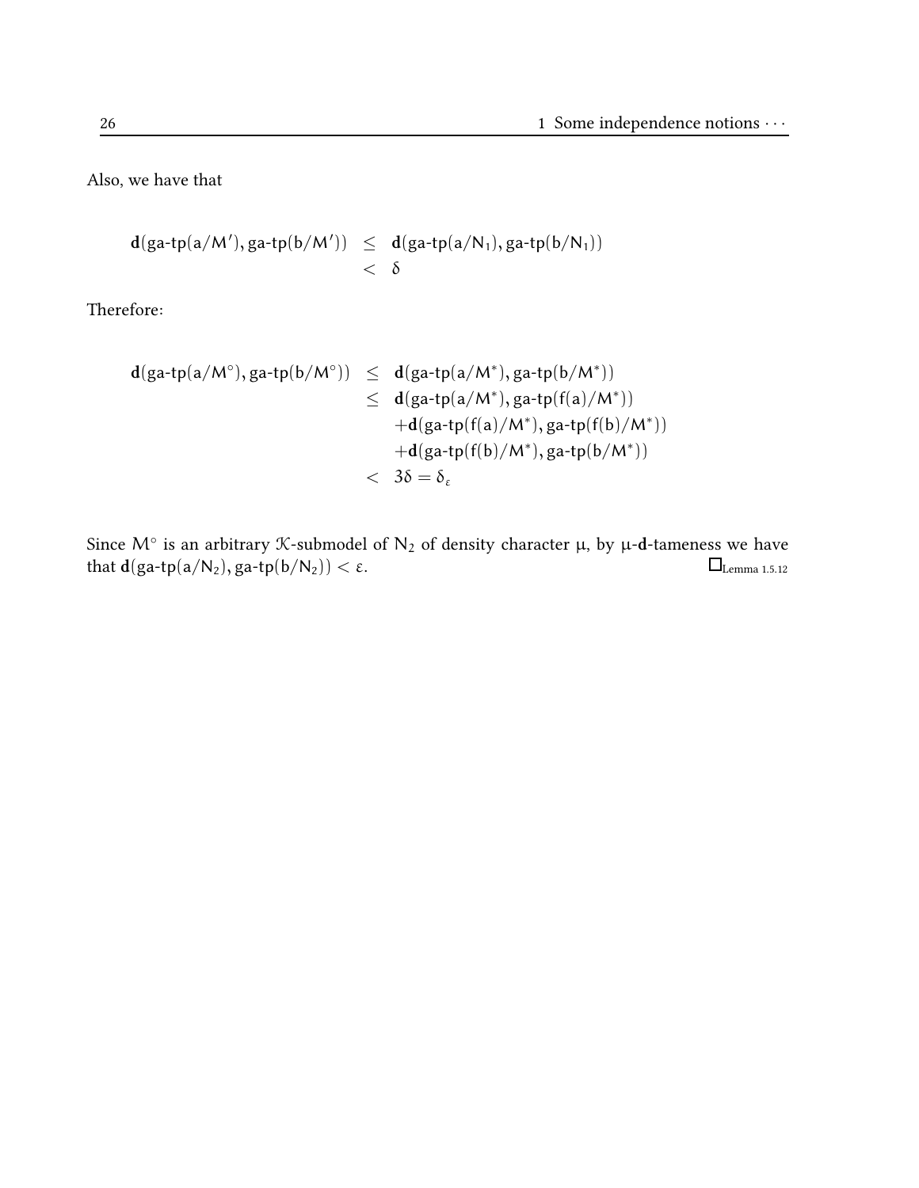Also, we have that

$$
\begin{aligned}
\mathbf{d}(\text{ga-tp}(a/M'), \text{ga-tp}(b/M')) &\leq \mathbf{d}(\text{ga-tp}(a/N_1), \text{ga-tp}(b/N_1)) \\
&< \delta
\end{aligned}
$$

Therefore:

$$
\begin{aligned}
\mathbf{d}(\text{ga-tp}(a/M^\circ), \text{ga-tp}(b/M^\circ)) &\leq \mathbf{d}(\text{ga-tp}(a/M^*), \text{ga-tp}(b/M^*)) \\
&\leq \mathbf{d}(\text{ga-tp}(a/M^*), \text{ga-tp}(f(a)/M^*)) \\
&\quad + \mathbf{d}(\text{ga-tp}(f(a)/M^*), \text{ga-tp}(f(b)/M^*)) \\
&\quad + \mathbf{d}(\text{ga-tp}(f(b)/M^*), \text{ga-tp}(b/M^*)) \\
&< 3\delta = \delta_\varepsilon
\end{aligned}
$$

Since $M^\circ$ is an arbitrary $\mathcal{K}$-submodel of $N_2$ of density character $\mu$, by $\mu$-$\mathbf{d}$-tameness we have that $\mathbf{d}(\text{ga-tp}(a/N_2), \text{ga-tp}(b/N_2)) < \varepsilon$. $\square_{\text{Lemma 1.5.12}}$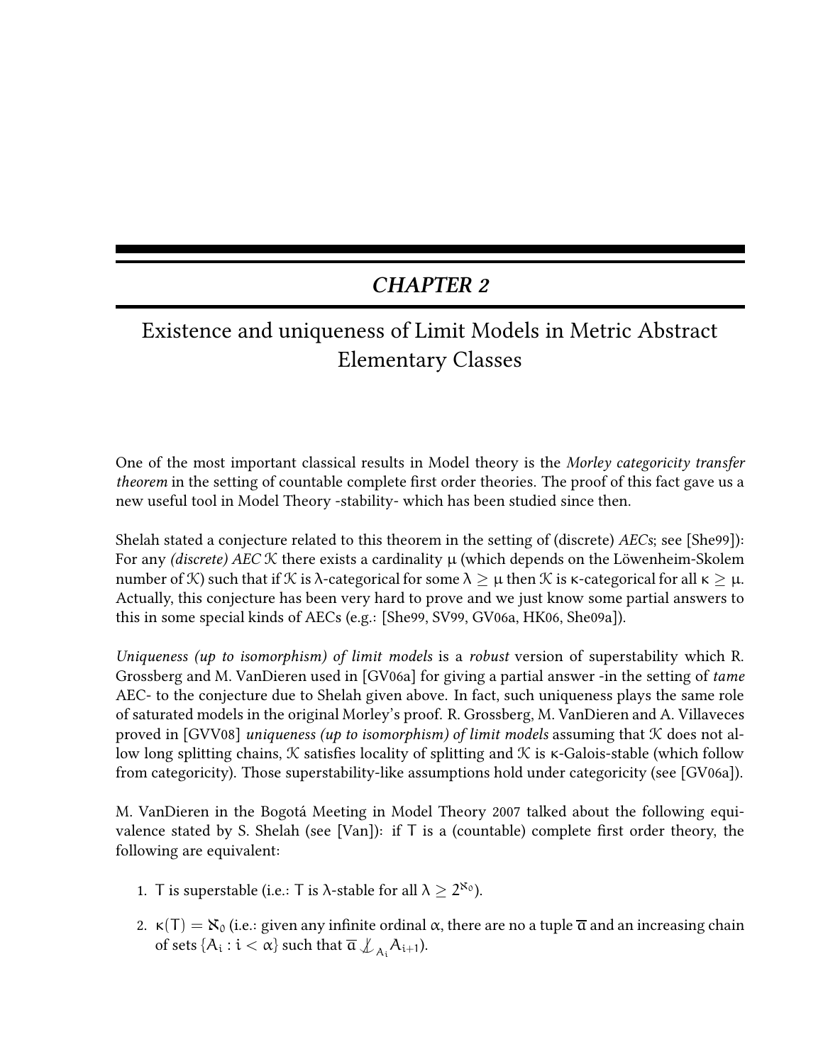# CHAPTER 2

## Existence and uniqueness of Limit Models in Metric Abstract Elementary Classes

One of the most important classical results in Model theory is the *Morley categoricity transfer theorem* in the setting of countable complete first order theories. The proof of this fact gave us a new useful tool in Model Theory -stability- which has been studied since then.

Shelah stated a conjecture related to this theorem in the setting of (discrete) *AECs*; see [She99]): For any *(discrete) AEC* $\mathcal{K}$ there exists a cardinality $\mu$ (which depends on the Löwenheim-Skolem number of $\mathcal{K}$) such that if $\mathcal{K}$ is $\lambda$-categorical for some $\lambda \geq \mu$ then $\mathcal{K}$ is $\kappa$-categorical for all $\kappa \geq \mu$. Actually, this conjecture has been very hard to prove and we just know some partial answers to this in some special kinds of AECs (e.g.: [She99, SV99, GV06a, HK06, She09a]).

*Uniqueness (up to isomorphism) of limit models* is a *robust* version of superstability which R. Grossberg and M. VanDieren used in [GV06a] for giving a partial answer -in the setting of *tame* AEC- to the conjecture due to Shelah given above. In fact, such uniqueness plays the same role of saturated models in the original Morley's proof. R. Grossberg, M. VanDieren and A. Villaveces proved in [GVV08] *uniqueness (up to isomorphism) of limit models* assuming that $\mathcal{K}$ does not allow long splitting chains, $\mathcal{K}$ satisfies locality of splitting and $\mathcal{K}$ is $\kappa$-Galois-stable (which follow from categoricity). Those superstability-like assumptions hold under categoricity (see [GV06a]).

M. VanDieren in the Bogotá Meeting in Model Theory 2007 talked about the following equivalence stated by S. Shelah (see [Van]): if $T$ is a (countable) complete first order theory, the following are equivalent:

1. $T$ is superstable (i.e.: $T$ is $\lambda$-stable for all $\lambda \geq 2^{\aleph_0}$).
2. $\kappa(T) = \aleph_0$ (i.e.: given any infinite ordinal $\alpha$, there are no a tuple $\overline{a}$ and an increasing chain of sets $\{A_i : i < \alpha\}$ such that $\overline{a} \not\downarrow_{A_i} A_{i+1}$).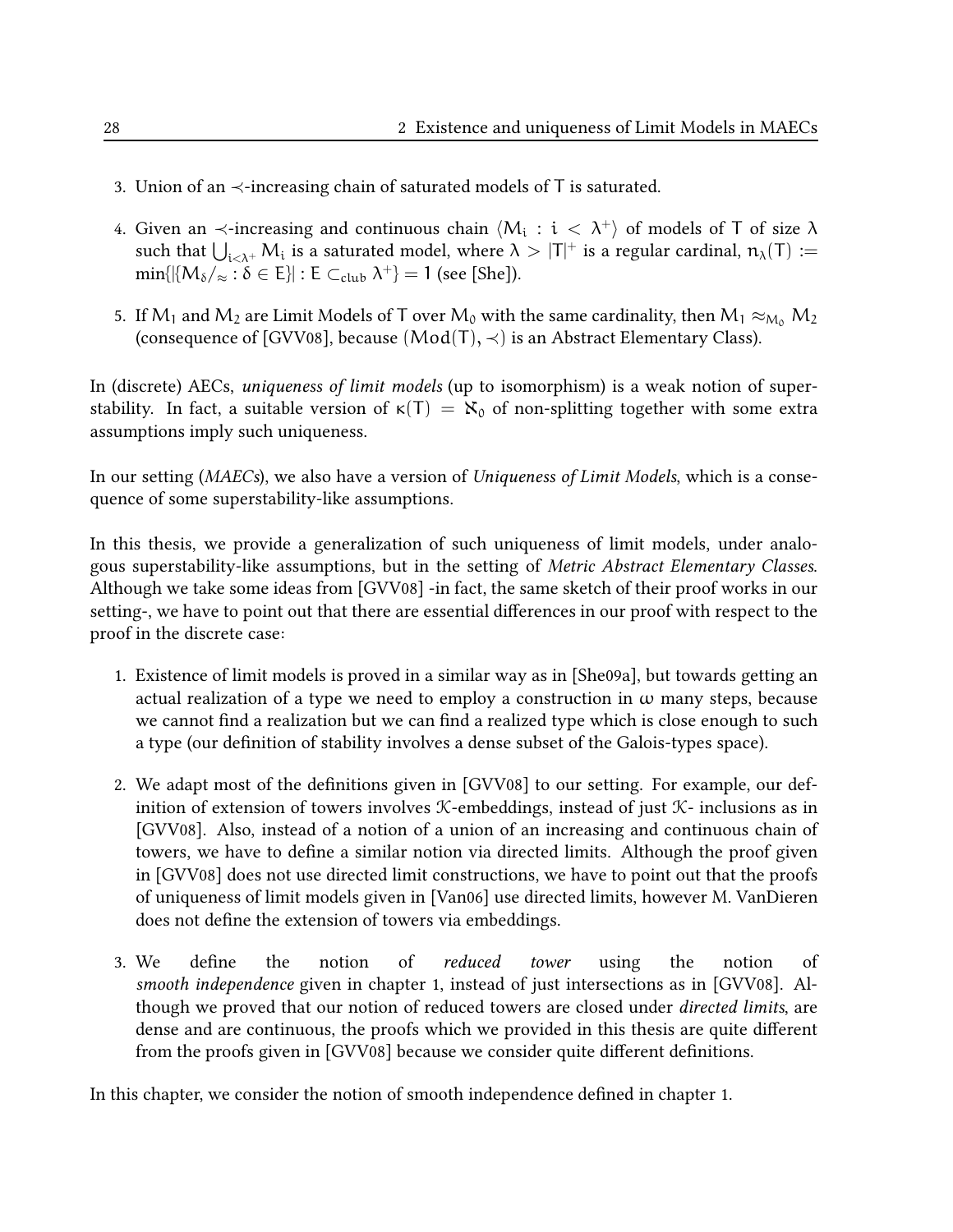3. Union of an $\prec$-increasing chain of saturated models of $T$ is saturated.

4. Given an $\prec$-increasing and continuous chain $\langle M_i : i < \lambda^+ \rangle$ of models of $T$ of size $\lambda$ such that $\bigcup_{i<\lambda^+} M_i$ is a saturated model, where $\lambda > |T|^+$ is a regular cardinal, $n_\lambda(T) := \min\{|\{M_\delta/_\approx : \delta \in E\}| : E \subset_{club} \lambda^+\} = 1$ (see [She]).

5. If $M_1$ and $M_2$ are Limit Models of $T$ over $M_0$ with the same cardinality, then $M_1 \approx_{M_0} M_2$ (consequence of [GVV08], because $(Mod(T), \prec)$ is an Abstract Elementary Class).

In (discrete) AECs, *uniqueness of limit models* (up to isomorphism) is a weak notion of superstability. In fact, a suitable version of $\kappa(T) = \aleph_0$ of non-splitting together with some extra assumptions imply such uniqueness.

In our setting (*MAECs*), we also have a version of *Uniqueness of Limit Models*, which is a consequence of some superstability-like assumptions.

In this thesis, we provide a generalization of such uniqueness of limit models, under analogous superstability-like assumptions, but in the setting of *Metric Abstract Elementary Classes*. Although we take some ideas from [GVV08] -in fact, the same sketch of their proof works in our setting-, we have to point out that there are essential differences in our proof with respect to the proof in the discrete case:

1. Existence of limit models is proved in a similar way as in [She09a], but towards getting an actual realization of a type we need to employ a construction in $\omega$ many steps, because we cannot find a realization but we can find a realized type which is close enough to such a type (our definition of stability involves a dense subset of the Galois-types space).

2. We adapt most of the definitions given in [GVV08] to our setting. For example, our definition of extension of towers involves $\mathcal{K}$-embeddings, instead of just $\mathcal{K}$- inclusions as in [GVV08]. Also, instead of a notion of a union of an increasing and continuous chain of towers, we have to define a similar notion via directed limits. Although the proof given in [GVV08] does not use directed limit constructions, we have to point out that the proofs of uniqueness of limit models given in [Van06] use directed limits, however M. VanDieren does not define the extension of towers via embeddings.

3. We define the notion of *reduced tower* using the notion of *smooth independence* given in chapter 1, instead of just intersections as in [GVV08]. Although we proved that our notion of reduced towers are closed under *directed limits*, are dense and are continuous, the proofs which we provided in this thesis are quite different from the proofs given in [GVV08] because we consider quite different definitions.

In this chapter, we consider the notion of smooth independence defined in chapter 1.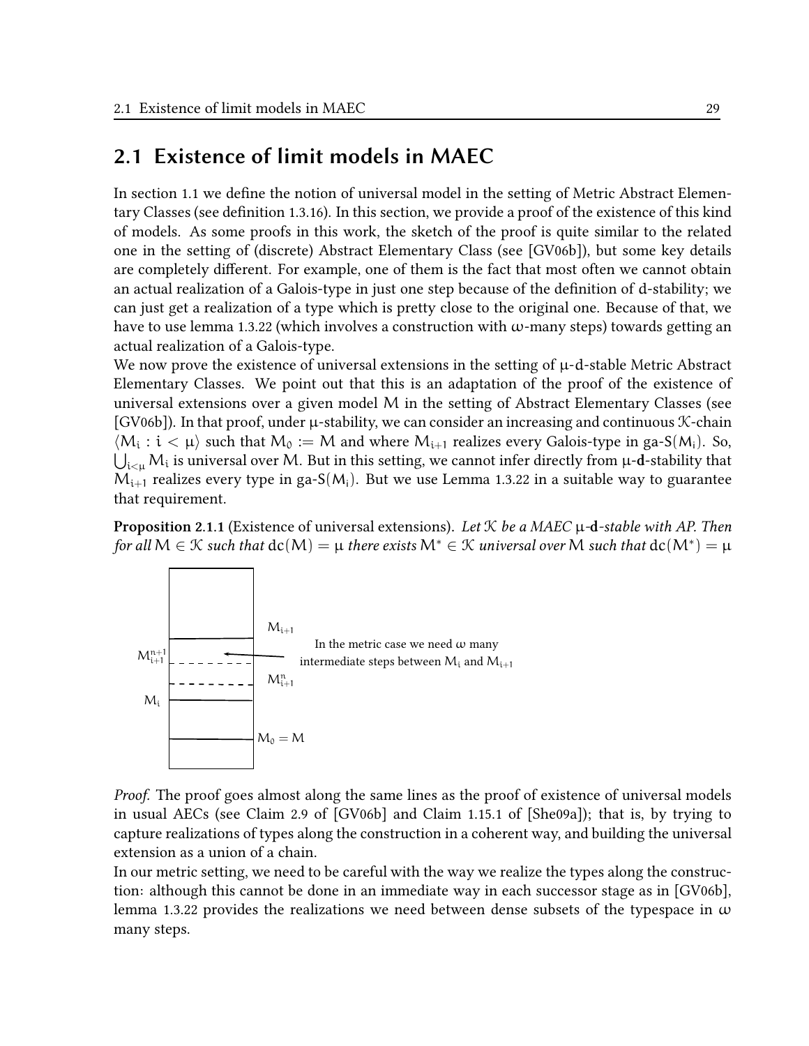## 2.1 Existence of limit models in MAEC

In section 1.1 we define the notion of universal model in the setting of Metric Abstract Elementary Classes (see definition 1.3.16). In this section, we provide a proof of the existence of this kind of models. As some proofs in this work, the sketch of the proof is quite similar to the related one in the setting of (discrete) Abstract Elementary Class (see [GV06b]), but some key details are completely different. For example, one of them is the fact that most often we cannot obtain an actual realization of a Galois-type in just one step because of the definition of d-stability; we can just get a realization of a type which is pretty close to the original one. Because of that, we have to use lemma 1.3.22 (which involves a construction with $\omega$-many steps) towards getting an actual realization of a Galois-type.

We now prove the existence of universal extensions in the setting of $\mu$-d-stable Metric Abstract Elementary Classes. We point out that this is an adaptation of the proof of the existence of universal extensions over a given model $M$ in the setting of Abstract Elementary Classes (see [GV06b]). In that proof, under $\mu$-stability, we can consider an increasing and continuous $\mathcal{K}$-chain $\langle M_i : i < \mu \rangle$ such that $M_0 := M$ and where $M_{i+1}$ realizes every Galois-type in ga-S$(M_i)$. So, $\bigcup_{i<\mu} M_i$ is universal over $M$. But in this setting, we cannot infer directly from $\mu$-**d**-stability that $M_{i+1}$ realizes every type in ga-S$(M_i)$. But we use Lemma 1.3.22 in a suitable way to guarantee that requirement.

**Proposition 2.1.1** (Existence of universal extensions). *Let $\mathcal{K}$ be a MAEC $\mu$-**d**-stable with AP. Then for all $M \in \mathcal{K}$ such that $\mathrm{dc}(M) = \mu$ there exists $M^* \in \mathcal{K}$ universal over $M$ such that $\mathrm{dc}(M^*) = \mu$*

$M_{i+1}$

$M^{n+1}_{i+1}$ — In the metric case we need $\omega$ many intermediate steps between $M_i$ and $M_{i+1}$

$M^n_{i+1}$

$M_i$

$M_0 = M$

*Proof.* The proof goes almost along the same lines as the proof of existence of universal models in usual AECs (see Claim 2.9 of [GV06b] and Claim 1.15.1 of [She09a]); that is, by trying to capture realizations of types along the construction in a coherent way, and building the universal extension as a union of a chain.

In our metric setting, we need to be careful with the way we realize the types along the construction: although this cannot be done in an immediate way in each successor stage as in [GV06b], lemma 1.3.22 provides the realizations we need between dense subsets of the typespace in $\omega$ many steps.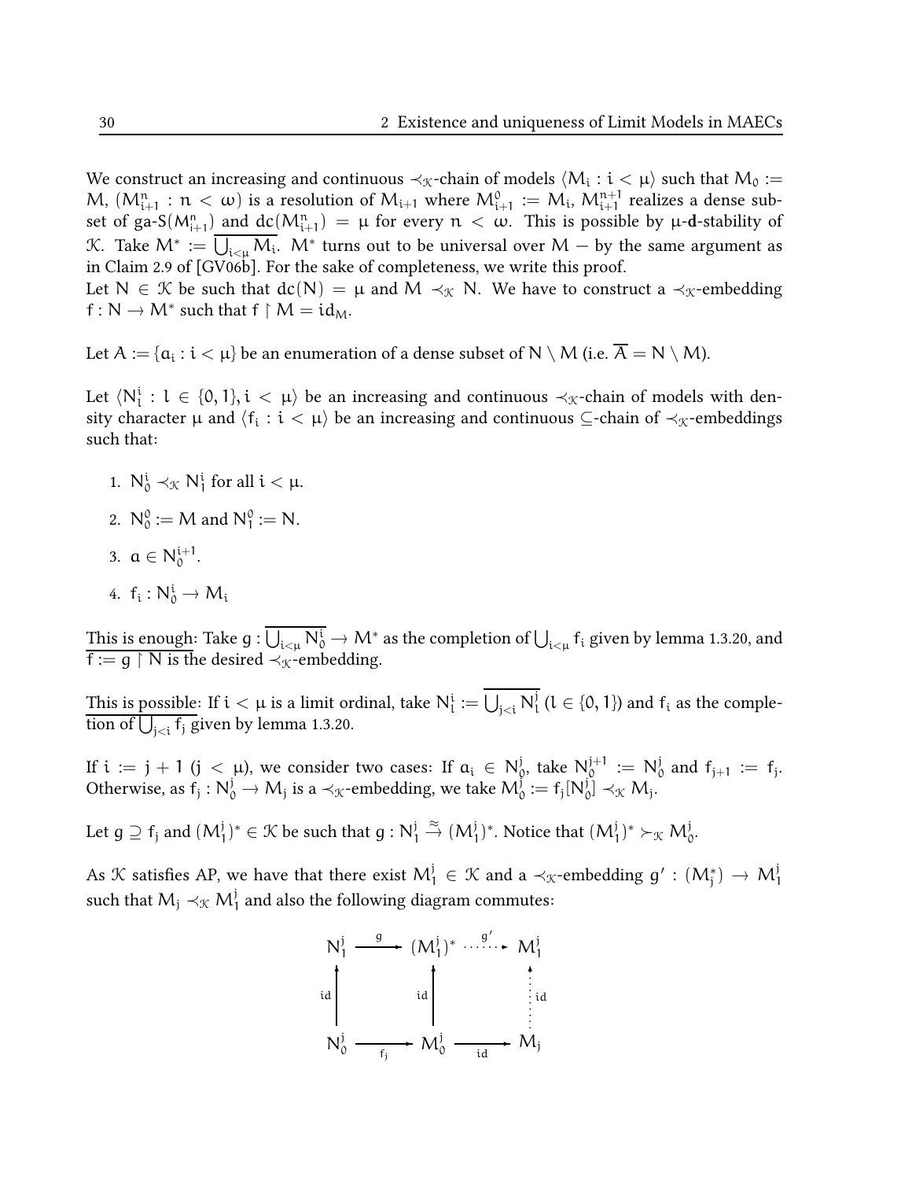We construct an increasing and continuous $\prec_{\mathcal{K}}$-chain of models $\langle M_i : i < \mu \rangle$ such that $M_0 := M$, $(M_{i+1}^n : n < \omega)$ is a resolution of $M_{i+1}$ where $M_{i+1}^0 := M_i$, $M_{i+1}^{n+1}$ realizes a dense subset of ga-$S(M_{i+1}^n)$ and $dc(M_{i+1}^n) = \mu$ for every $n < \omega$. This is possible by $\mu$-$\mathbf{d}$-stability of $\mathcal{K}$. Take $M^* := \overline{\bigcup_{i<\mu} M_i}$. $M^*$ turns out to be universal over $M$ — by the same argument as in Claim 2.9 of [GV06b]. For the sake of completeness, we write this proof.

Let $N \in \mathcal{K}$ be such that $dc(N) = \mu$ and $M \prec_{\mathcal{K}} N$. We have to construct a $\prec_{\mathcal{K}}$-embedding $f : N \to M^*$ such that $f \upharpoonright M = id_M$.

Let $A := \{a_i : i < \mu\}$ be an enumeration of a dense subset of $N \setminus M$ (i.e. $\overline{A} = N \setminus M$).

Let $\langle N_l^i : l \in \{0, 1\}, i < \mu \rangle$ be an increasing and continuous $\prec_{\mathcal{K}}$-chain of models with density character $\mu$ and $\langle f_i : i < \mu \rangle$ be an increasing and continuous $\subseteq$-chain of $\prec_{\mathcal{K}}$-embeddings such that:

1. $N_0^i \prec_{\mathcal{K}} N_1^i$ for all $i < \mu$.
2. $N_0^0 := M$ and $N_1^0 := N$.
3. $a \in N_0^{i+1}$.
4. $f_i : N_0^i \to M_i$

<u>This is enough</u>: Take $g : \overline{\bigcup_{i<\mu} N_0^i} \to M^*$ as the completion of $\bigcup_{i<\mu} f_i$ given by lemma 1.3.20, and $f := g \upharpoonright N$ is the desired $\prec_{\mathcal{K}}$-embedding.

<u>This is possible</u>: If $i < \mu$ is a limit ordinal, take $N_l^i := \overline{\bigcup_{j<i} N_l^j}$ ($l \in \{0, 1\}$) and $f_i$ as the completion of $\bigcup_{j<i} f_j$ given by lemma 1.3.20.

If $i := j + 1$ ($j < \mu$), we consider two cases: If $a_i \in N_0^j$, take $N_0^{j+1} := N_0^j$ and $f_{j+1} := f_j$. Otherwise, as $f_j : N_0^j \to M_j$ is a $\prec_{\mathcal{K}}$-embedding, we take $M_0^j := f_j[N_0^j] \prec_{\mathcal{K}} M_j$.

Let $g \supseteq f_j$ and $(M_1^j)^* \in \mathcal{K}$ be such that $g : N_1^j \overset{\approx}{\to} (M_1^j)^*$. Notice that $(M_1^j)^* \succ_{\mathcal{K}} M_0^j$.

As $\mathcal{K}$ satisfies AP, we have that there exist $M_1^j \in \mathcal{K}$ and a $\prec_{\mathcal{K}}$-embedding $g' : (M_j^*) \to M_1^j$ such that $M_j \prec_{\mathcal{K}} M_1^j$ and also the following diagram commutes:

$$
\begin{array}{ccccc}
N_1^j & \xrightarrow{g} & (M_1^j)^* & \overset{g'}{\cdots\cdots\rightarrow} & M_1^j \\
\uparrow \text{id} & & \uparrow \text{id} & & \vdots\,\text{id} \\
N_0^j & \xrightarrow[f_j]{} & M_0^j & \xrightarrow[\text{id}]{} & M_j
\end{array}
$$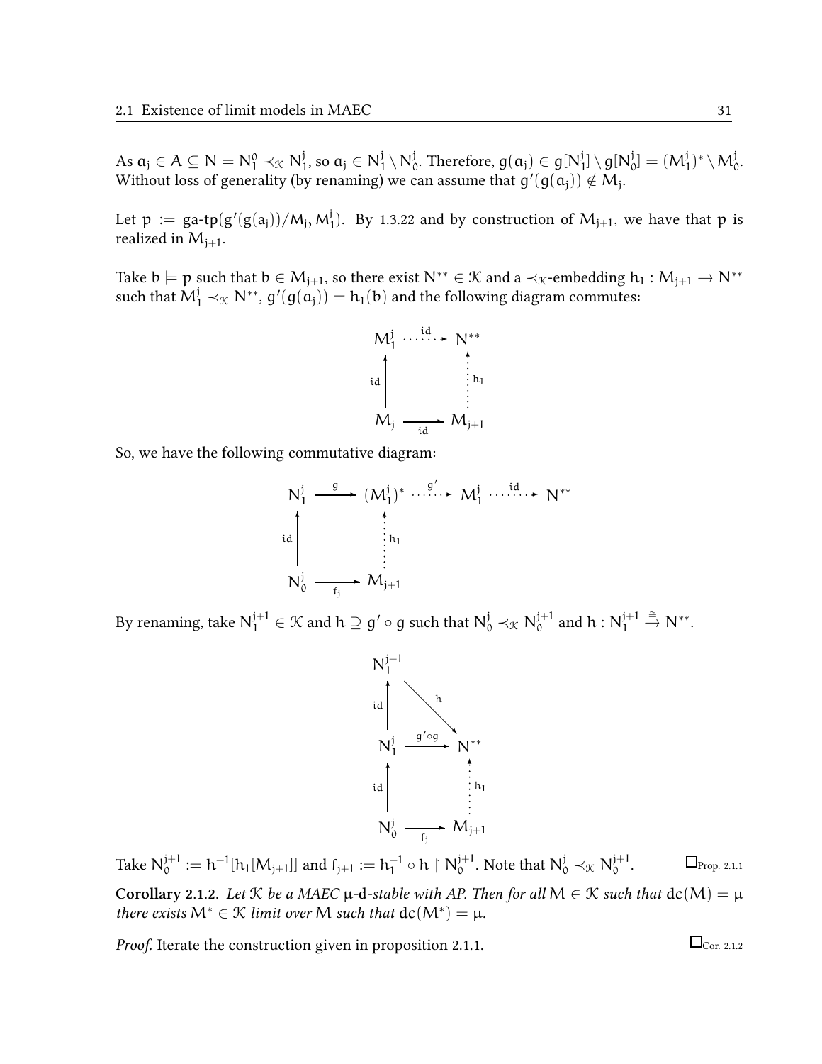As $a_j \in A \subseteq N = N_1^0 \prec_{\mathcal{K}} N_1^j$, so $a_j \in N_1^j \setminus N_0^j$. Therefore, $g(a_j) \in g[N_1^j] \setminus g[N_0^j] = (M_1^j)^* \setminus M_0^j$. Without loss of generality (by renaming) we can assume that $g'(g(a_j)) \notin M_j$.

Let $p := \text{ga-tp}(g'(g(a_j))/M_j, M_1^j)$. By 1.3.22 and by construction of $M_{j+1}$, we have that $p$ is realized in $M_{j+1}$.

Take $b \models p$ such that $b \in M_{j+1}$, so there exist $N^{**} \in \mathcal{K}$ and a $\prec_{\mathcal{K}}$-embedding $h_1 : M_{j+1} \to N^{**}$ such that $M_1^j \prec_{\mathcal{K}} N^{**}$, $g'(g(a_j)) = h_1(b)$ and the following diagram commutes:

$$\begin{array}{ccc} M_1^j & \overset{id}{\dashrightarrow} & N^{**} \\ {\scriptstyle id}\uparrow & & \vdots {\scriptstyle h_1} \\ M_j & \xrightarrow[id]{} & M_{j+1} \end{array}$$

So, we have the following commutative diagram:

$$\begin{array}{ccccccc} N_1^j & \xrightarrow{g} & (M_1^j)^* & \overset{g'}{\dashrightarrow} & M_1^j & \overset{id}{\dashrightarrow} & N^{**} \\ {\scriptstyle id}\uparrow & & \vdots {\scriptstyle h_1} & & & & \\ N_0^j & \xrightarrow[f_j]{} & M_{j+1} & & & & \end{array}$$

By renaming, take $N_1^{j+1} \in \mathcal{K}$ and $h \supseteq g' \circ g$ such that $N_0^j \prec_{\mathcal{K}} N_0^{j+1}$ and $h : N_1^{j+1} \xrightarrow{\cong} N^{**}$.

$$\begin{array}{ccc} N_1^{j+1} & & \\ {\scriptstyle id}\uparrow & \searrow^{h} & \\ N_1^j & \xrightarrow{g' \circ g} & N^{**} \\ {\scriptstyle id}\uparrow & & \vdots {\scriptstyle h_1} \\ N_0^j & \xrightarrow[f_j]{} & M_{j+1} \end{array}$$

Take $N_0^{j+1} := h^{-1}[h_1[M_{j+1}]]$ and $f_{j+1} := h_1^{-1} \circ h \upharpoonright N_0^{j+1}$. Note that $N_0^j \prec_{\mathcal{K}} N_0^{j+1}$. $\square_{\text{Prop. 2.1.1}}$

**Corollary 2.1.2.** *Let $\mathcal{K}$ be a MAEC $\mu$-$\mathbf{d}$-stable with AP. Then for all $M \in \mathcal{K}$ such that $\text{dc}(M) = \mu$ there exists $M^* \in \mathcal{K}$ limit over $M$ such that $\text{dc}(M^*) = \mu$.*

*Proof.* Iterate the construction given in proposition 2.1.1. $\square_{\text{Cor. 2.1.2}}$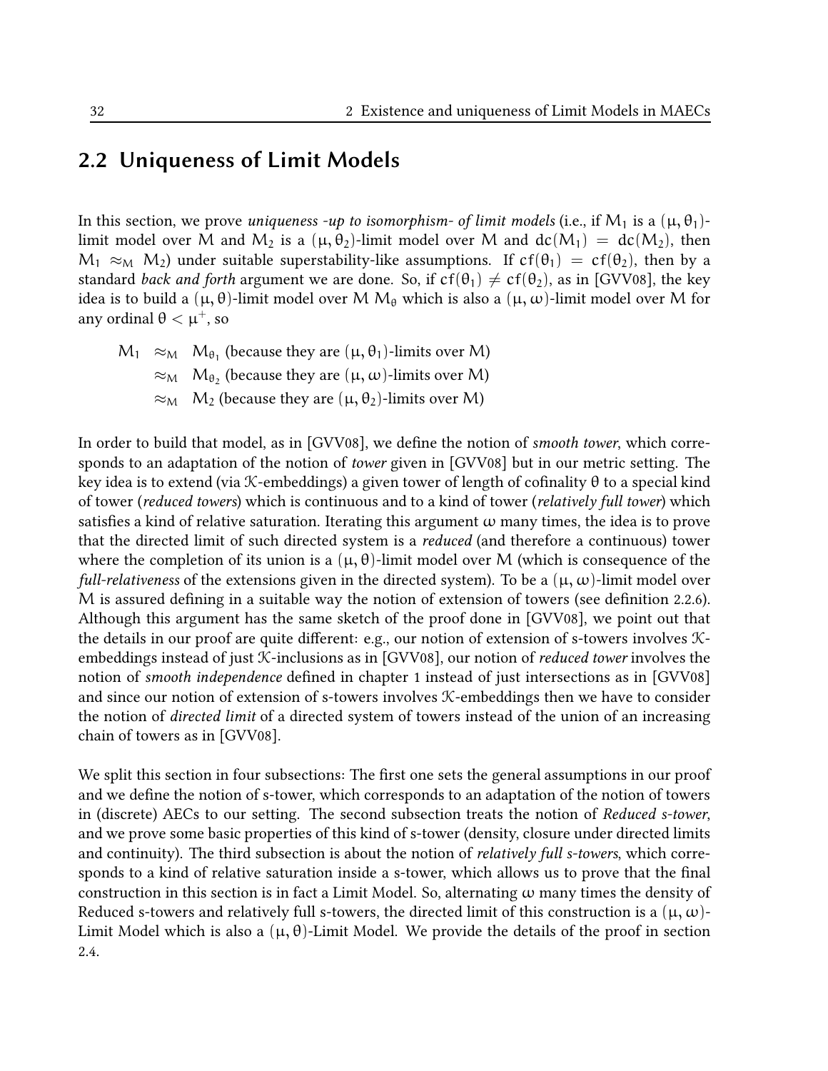## 2.2 Uniqueness of Limit Models

In this section, we prove *uniqueness -up to isomorphism- of limit models* (i.e., if $M_1$ is a $(\mu, \theta_1)$-limit model over $M$ and $M_2$ is a $(\mu, \theta_2)$-limit model over $M$ and $dc(M_1) = dc(M_2)$, then $M_1 \approx_M M_2$) under suitable superstability-like assumptions. If $cf(\theta_1) = cf(\theta_2)$, then by a standard *back and forth* argument we are done. So, if $cf(\theta_1) \neq cf(\theta_2)$, as in [GVV08], the key idea is to build a $(\mu, \theta)$-limit model over $M$ $M_\theta$ which is also a $(\mu, \omega)$-limit model over $M$ for any ordinal $\theta < \mu^+$, so

$$
\begin{aligned}
M_1 &\approx_M M_{\theta_1} \text{ (because they are } (\mu, \theta_1)\text{-limits over } M) \\
&\approx_M M_{\theta_2} \text{ (because they are } (\mu, \omega)\text{-limits over } M) \\
&\approx_M M_2 \text{ (because they are } (\mu, \theta_2)\text{-limits over } M)
\end{aligned}
$$

In order to build that model, as in [GVV08], we define the notion of *smooth tower*, which corresponds to an adaptation of the notion of *tower* given in [GVV08] but in our metric setting. The key idea is to extend (via $\mathcal{K}$-embeddings) a given tower of length of cofinality $\theta$ to a special kind of tower (*reduced towers*) which is continuous and to a kind of tower (*relatively full tower*) which satisfies a kind of relative saturation. Iterating this argument $\omega$ many times, the idea is to prove that the directed limit of such directed system is a *reduced* (and therefore a continuous) tower where the completion of its union is a $(\mu, \theta)$-limit model over $M$ (which is consequence of the *full-relativeness* of the extensions given in the directed system). To be a $(\mu, \omega)$-limit model over $M$ is assured defining in a suitable way the notion of extension of towers (see definition 2.2.6). Although this argument has the same sketch of the proof done in [GVV08], we point out that the details in our proof are quite different: e.g., our notion of extension of s-towers involves $\mathcal{K}$-embeddings instead of just $\mathcal{K}$-inclusions as in [GVV08], our notion of *reduced tower* involves the notion of *smooth independence* defined in chapter 1 instead of just intersections as in [GVV08] and since our notion of extension of s-towers involves $\mathcal{K}$-embeddings then we have to consider the notion of *directed limit* of a directed system of towers instead of the union of an increasing chain of towers as in [GVV08].

We split this section in four subsections: The first one sets the general assumptions in our proof and we define the notion of s-tower, which corresponds to an adaptation of the notion of towers in (discrete) AECs to our setting. The second subsection treats the notion of *Reduced s-tower*, and we prove some basic properties of this kind of s-tower (density, closure under directed limits and continuity). The third subsection is about the notion of *relatively full s-towers*, which corresponds to a kind of relative saturation inside a s-tower, which allows us to prove that the final construction in this section is in fact a Limit Model. So, alternating $\omega$ many times the density of Reduced s-towers and relatively full s-towers, the directed limit of this construction is a $(\mu, \omega)$-Limit Model which is also a $(\mu, \theta)$-Limit Model. We provide the details of the proof in section 2.4.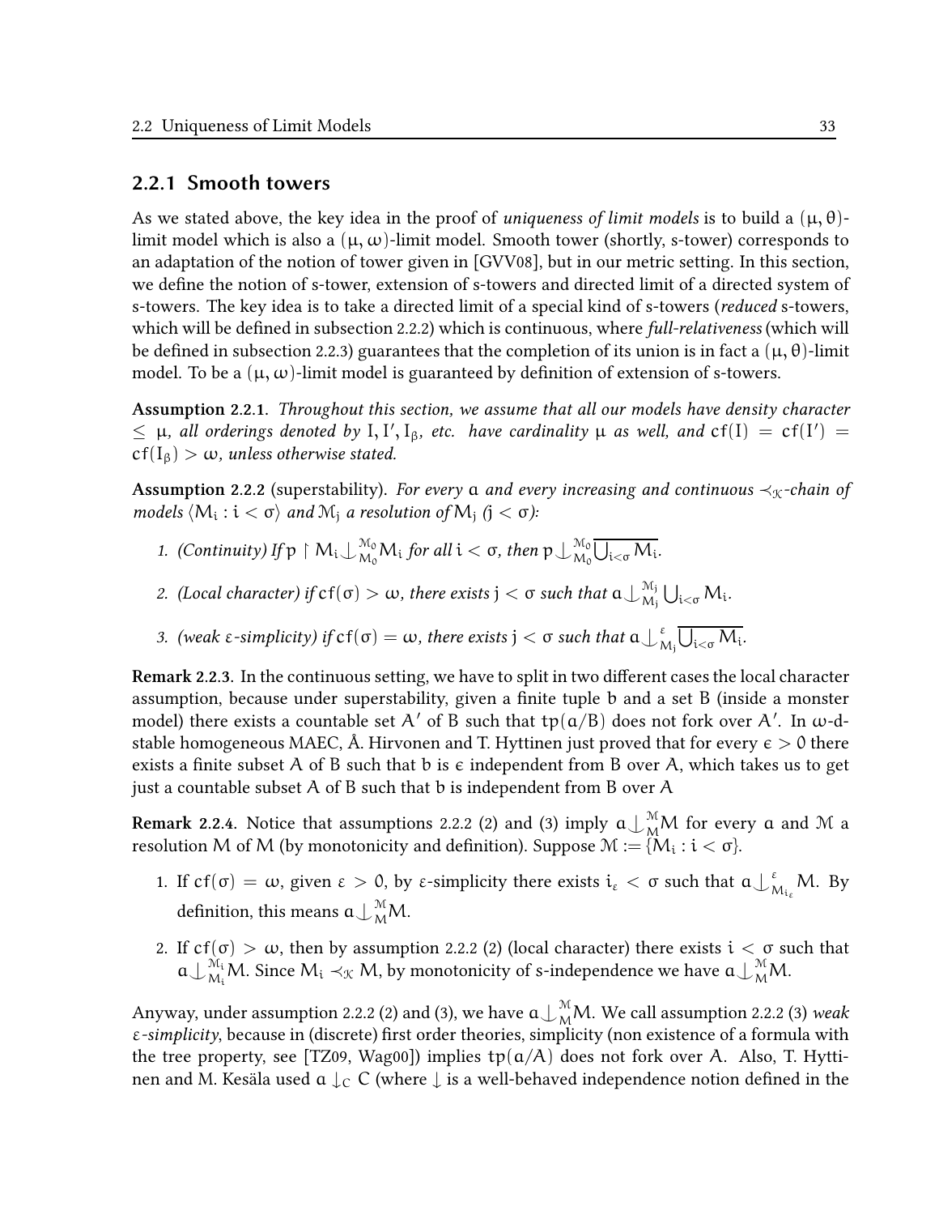### 2.2.1 Smooth towers

As we stated above, the key idea in the proof of *uniqueness of limit models* is to build a $(\mu,\theta)$-limit model which is also a $(\mu,\omega)$-limit model. Smooth tower (shortly, s-tower) corresponds to an adaptation of the notion of tower given in [GVV08], but in our metric setting. In this section, we define the notion of s-tower, extension of s-towers and directed limit of a directed system of s-towers. The key idea is to take a directed limit of a special kind of s-towers (*reduced* s-towers, which will be defined in subsection 2.2.2) which is continuous, where *full-relativeness* (which will be defined in subsection 2.2.3) guarantees that the completion of its union is in fact a $(\mu,\theta)$-limit model. To be a $(\mu,\omega)$-limit model is guaranteed by definition of extension of s-towers.

**Assumption 2.2.1.** *Throughout this section, we assume that all our models have density character $\leq \mu$, all orderings denoted by $I, I', I_\beta$, etc. have cardinality $\mu$ as well, and $cf(I) = cf(I') = cf(I_\beta) > \omega$, unless otherwise stated.*

**Assumption 2.2.2** (superstability). *For every $a$ and every increasing and continuous $\prec_{\mathcal{K}}$-chain of models $\langle M_i : i < \sigma\rangle$ and $\mathcal{M}_j$ a resolution of $M_j$ ($j < \sigma$):*

1. *(Continuity) If $p \upharpoonright M_i \downarrow^{\mathcal{M}_0}_{M_0} M_i$ for all $i < \sigma$, then $p \downarrow^{\mathcal{M}_0}_{M_0} \overline{\bigcup_{i<\sigma} M_i}$.*
2. *(Local character) if $cf(\sigma) > \omega$, there exists $j < \sigma$ such that $a \downarrow^{\mathcal{M}_j}_{M_j} \bigcup_{i<\sigma} M_i$.*
3. *(weak $\varepsilon$-simplicity) if $cf(\sigma) = \omega$, there exists $j < \sigma$ such that $a \downarrow^{\varepsilon}_{M_j} \overline{\bigcup_{i<\sigma} M_i}$.*

**Remark 2.2.3.** In the continuous setting, we have to split in two different cases the local character assumption, because under superstability, given a finite tuple $b$ and a set $B$ (inside a monster model) there exists a countable set $A'$ of $B$ such that $tp(a/B)$ does not fork over $A'$. In $\omega$-d-stable homogeneous MAEC, Å. Hirvonen and T. Hyttinen just proved that for every $\epsilon > 0$ there exists a finite subset $A$ of $B$ such that $b$ is $\epsilon$ independent from $B$ over $A$, which takes us to get just a countable subset $A$ of $B$ such that $b$ is independent from $B$ over $A$

**Remark 2.2.4.** Notice that assumptions 2.2.2 (2) and (3) imply $a \downarrow^{\mathcal{M}}_{M} M$ for every $a$ and $\mathcal{M}$ a resolution $M$ of $M$ (by monotonicity and definition). Suppose $\mathcal{M} := \{M_i : i < \sigma\}$.

1. If $cf(\sigma) = \omega$, given $\varepsilon > 0$, by $\varepsilon$-simplicity there exists $i_\varepsilon < \sigma$ such that $a \downarrow^{\varepsilon}_{M_{i_\varepsilon}} M$. By definition, this means $a \downarrow^{\mathcal{M}}_{M} M$.
2. If $cf(\sigma) > \omega$, then by assumption 2.2.2 (2) (local character) there exists $i < \sigma$ such that $a \downarrow^{\mathcal{M}_i}_{M_i} M$. Since $M_i \prec_{\mathcal{K}} M$, by monotonicity of s-independence we have $a \downarrow^{\mathcal{M}}_{M} M$.

Anyway, under assumption 2.2.2 (2) and (3), we have $a \downarrow^{\mathcal{M}}_{M} M$. We call assumption 2.2.2 (3) *weak $\varepsilon$-simplicity*, because in (discrete) first order theories, simplicity (non existence of a formula with the tree property, see [TZ09, Wag00]) implies $tp(a/A)$ does not fork over $A$. Also, T. Hyttinen and M. Kesäla used $a \downarrow_C C$ (where $\downarrow$ is a well-behaved independence notion defined in the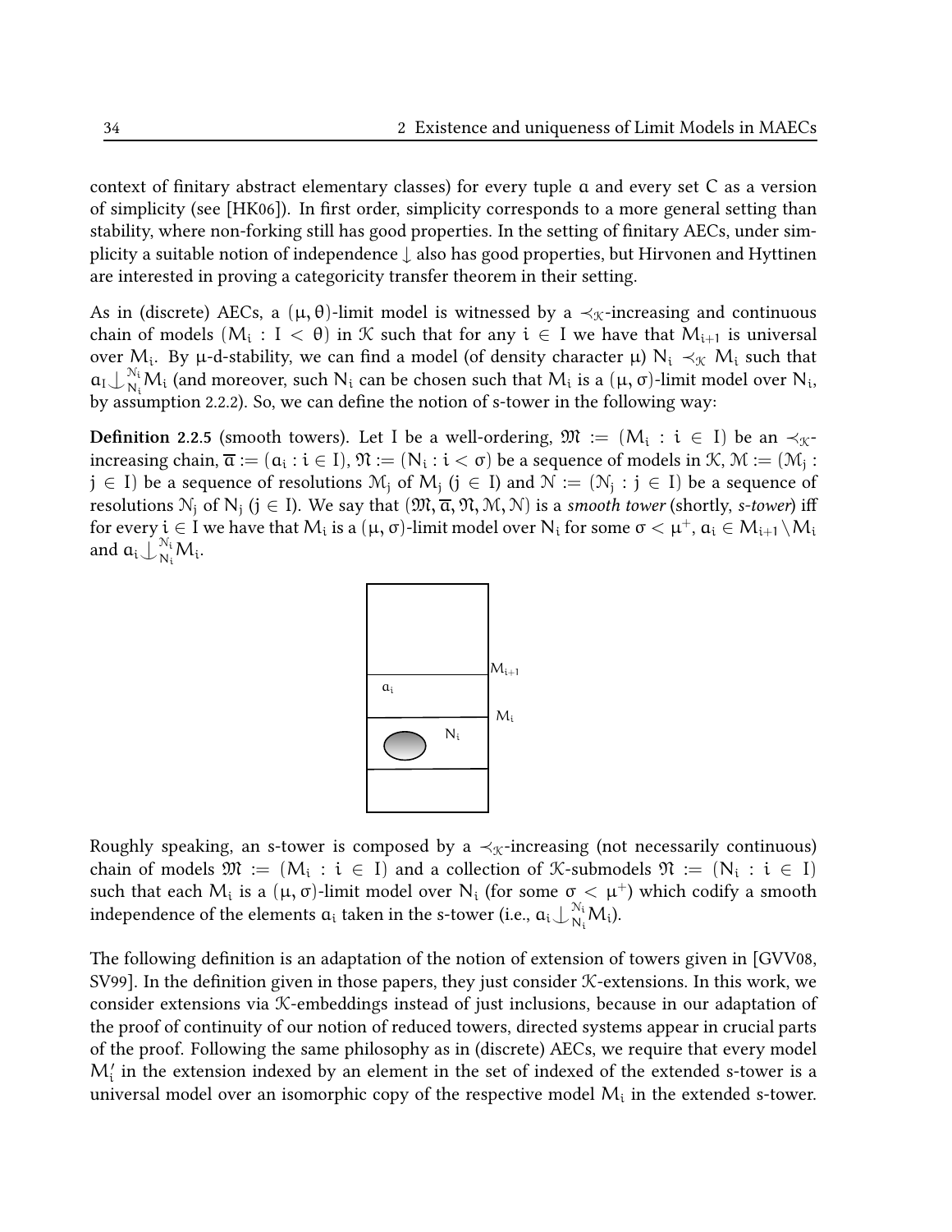context of finitary abstract elementary classes) for every tuple $a$ and every set $C$ as a version of simplicity (see [HK06]). In first order, simplicity corresponds to a more general setting than stability, where non-forking still has good properties. In the setting of finitary AECs, under simplicity a suitable notion of independence $\downarrow$ also has good properties, but Hirvonen and Hyttinen are interested in proving a categoricity transfer theorem in their setting.

As in (discrete) AECs, a $(\mu, \theta)$-limit model is witnessed by a $\prec_{\mathcal{K}}$-increasing and continuous chain of models $(M_i : I < \theta)$ in $\mathcal{K}$ such that for any $i \in I$ we have that $M_{i+1}$ is universal over $M_i$. By $\mu$-d-stability, we can find a model (of density character $\mu$) $N_i \prec_{\mathcal{K}} M_i$ such that $a_I \downarrow_{N_i}^{\mathcal{N}_i} M_i$ (and moreover, such $N_i$ can be chosen such that $M_i$ is a $(\mu, \sigma)$-limit model over $N_i$, by assumption 2.2.2). So, we can define the notion of s-tower in the following way:

**Definition** 2.2.5 (smooth towers). Let I be a well-ordering, $\mathfrak{M} := (M_i : i \in I)$ be an $\prec_{\mathcal{K}}$-increasing chain, $\overline{a} := (a_i : i \in I)$, $\mathfrak{N} := (N_i : i < \sigma)$ be a sequence of models in $\mathcal{K}$, $\mathcal{M} := (\mathcal{M}_j : j \in I)$ be a sequence of resolutions $\mathcal{M}_j$ of $M_j$ ($j \in I$) and $\mathcal{N} := (\mathcal{N}_j : j \in I)$ be a sequence of resolutions $\mathcal{N}_j$ of $N_j$ ($j \in I$). We say that $(\mathfrak{M}, \overline{a}, \mathfrak{N}, \mathcal{M}, \mathcal{N})$ is a *smooth tower* (shortly, *s-tower*) iff for every $i \in I$ we have that $M_i$ is a $(\mu, \sigma)$-limit model over $N_i$ for some $\sigma < \mu^+$, $a_i \in M_{i+1} \setminus M_i$ and $a_i \downarrow_{N_i}^{\mathcal{N}_i} M_i$.

Roughly speaking, an s-tower is composed by a $\prec_{\mathcal{K}}$-increasing (not necessarily continuous) chain of models $\mathfrak{M} := (M_i : i \in I)$ and a collection of $\mathcal{K}$-submodels $\mathfrak{N} := (N_i : i \in I)$ such that each $M_i$ is a $(\mu, \sigma)$-limit model over $N_i$ (for some $\sigma < \mu^+$) which codify a smooth independence of the elements $a_i$ taken in the s-tower (i.e., $a_i \downarrow_{N_i}^{\mathcal{N}_i} M_i$).

The following definition is an adaptation of the notion of extension of towers given in [GVV08, SV99]. In the definition given in those papers, they just consider $\mathcal{K}$-extensions. In this work, we consider extensions via $\mathcal{K}$-embeddings instead of just inclusions, because in our adaptation of the proof of continuity of our notion of reduced towers, directed systems appear in crucial parts of the proof. Following the same philosophy as in (discrete) AECs, we require that every model $M'_i$ in the extension indexed by an element in the set of indexed of the extended s-tower is a universal model over an isomorphic copy of the respective model $M_i$ in the extended s-tower.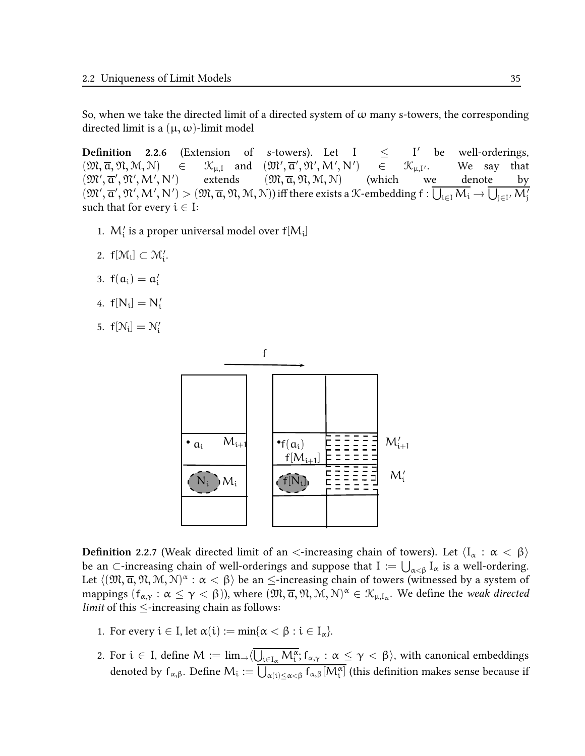So, when we take the directed limit of a directed system of $\omega$ many s-towers, the corresponding directed limit is a $(\mu, \omega)$-limit model

**Definition 2.2.6** (Extension of s-towers). Let $I \leq I'$ be well-orderings, $(\mathfrak{M}, \overline{a}, \mathfrak{N}, \mathcal{M}, \mathcal{N}) \in \mathcal{K}_{\mu,I}$ and $(\mathfrak{M}', \overline{a}', \mathfrak{N}', M', N') \in \mathcal{K}_{\mu,I'}$. We say that $(\mathfrak{M}', \overline{a}', \mathfrak{N}', M', N')$ extends $(\mathfrak{M}, \overline{a}, \mathfrak{N}, \mathcal{M}, \mathcal{N})$ (which we denote by $(\mathfrak{M}', \overline{a}', \mathfrak{N}', M', N') > (\mathfrak{M}, \overline{a}, \mathfrak{N}, \mathcal{M}, \mathcal{N})$) iff there exists a $\mathcal{K}$-embedding $f : \overline{\bigcup_{i \in I} M_i} \to \overline{\bigcup_{j \in I'} M'_j}$ such that for every $i \in I$:

1. $M'_i$ is a proper universal model over $f[M_i]$
2. $f[\mathcal{M}_i] \subset \mathcal{M}'_i$.
3. $f(a_i) = a'_i$
4. $f[N_i] = N'_i$
5. $f[\mathcal{N}_i] = \mathcal{N}'_i$

**Definition 2.2.7** (Weak directed limit of an $<$-increasing chain of towers). Let $\langle I_\alpha : \alpha < \beta \rangle$ be an $\subset$-increasing chain of well-orderings and suppose that $I := \bigcup_{\alpha < \beta} I_\alpha$ is a well-ordering. Let $\langle (\mathfrak{M}, \overline{a}, \mathfrak{N}, \mathcal{M}, \mathcal{N})^\alpha : \alpha < \beta \rangle$ be an $\leq$-increasing chain of towers (witnessed by a system of mappings $(f_{\alpha,\gamma} : \alpha \leq \gamma < \beta)$), where $(\mathfrak{M}, \overline{a}, \mathfrak{N}, \mathcal{M}, \mathcal{N})^\alpha \in \mathcal{K}_{\mu, I_\alpha}$. We define the *weak directed limit* of this $\leq$-increasing chain as follows:

1. For every $i \in I$, let $\alpha(i) := \min\{\alpha < \beta : i \in I_\alpha\}$.
2. For $i \in I$, define $M := \lim_{\rightarrow} \langle \overline{\bigcup_{i \in I_\alpha} M_i^\alpha}; f_{\alpha,\gamma} : \alpha \leq \gamma < \beta \rangle$, with canonical embeddings denoted by $f_{\alpha,\beta}$. Define $M_i := \overline{\bigcup_{\alpha(i) \leq \alpha < \beta} f_{\alpha,\beta}[M_i^\alpha]}$ (this definition makes sense because if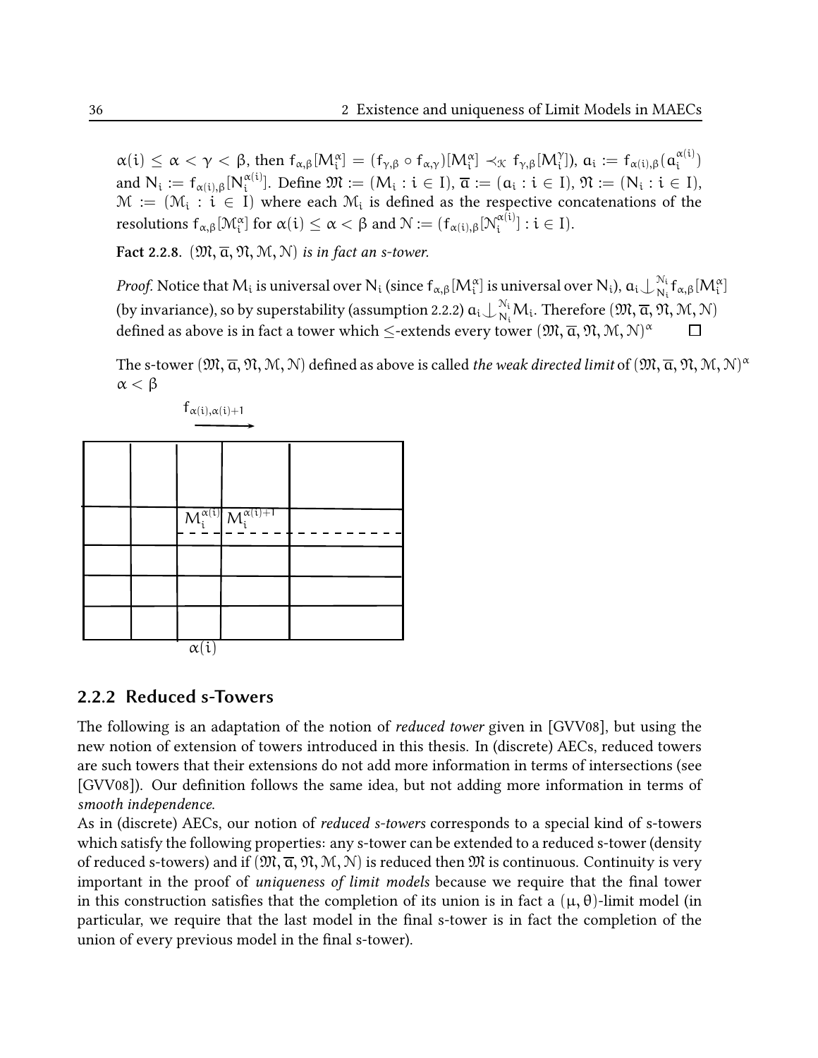$\alpha(i) \leq \alpha < \gamma < \beta$, then $f_{\alpha,\beta}[M_i^\alpha] = (f_{\gamma,\beta} \circ f_{\alpha,\gamma})[M_i^\alpha] \prec_{\mathcal{K}} f_{\gamma,\beta}[M_i^\gamma]$), $a_i := f_{\alpha(i),\beta}(a_i^{\alpha(i)})$ and $N_i := f_{\alpha(i),\beta}[N_i^{\alpha(i)}]$. Define $\mathfrak{M} := (M_i : i \in I)$, $\overline{a} := (a_i : i \in I)$, $\mathfrak{N} := (N_i : i \in I)$, $\mathcal{M} := (\mathcal{M}_i : i \in I)$ where each $\mathcal{M}_i$ is defined as the respective concatenations of the resolutions $f_{\alpha,\beta}[\mathcal{M}_i^\alpha]$ for $\alpha(i) \leq \alpha < \beta$ and $\mathcal{N} := (f_{\alpha(i),\beta}[\mathcal{N}_i^{\alpha(i)}] : i \in I)$.

**Fact 2.2.8.** *$(\mathfrak{M}, \overline{a}, \mathfrak{N}, \mathcal{M}, \mathcal{N})$ is in fact an s-tower.*

*Proof.* Notice that $M_i$ is universal over $N_i$ (since $f_{\alpha,\beta}[M_i^\alpha]$ is universal over $N_i$), $a_i \mathop{\smile\!\!\!\!\!\!|}\,_{N_i}^{\mathcal{N}_i} f_{\alpha,\beta}[M_i^\alpha]$ (by invariance), so by superstability (assumption 2.2.2) $a_i \mathop{\smile\!\!\!\!\!\!|}\,_{N_i}^{\mathcal{N}_i} M_i$. Therefore $(\mathfrak{M}, \overline{a}, \mathfrak{N}, \mathcal{M}, \mathcal{N})$ defined as above is in fact a tower which $\leq$-extends every tower $(\mathfrak{M}, \overline{a}, \mathfrak{N}, \mathcal{M}, \mathcal{N})^\alpha$ □

The s-tower $(\mathfrak{M}, \overline{a}, \mathfrak{N}, \mathcal{M}, \mathcal{N})$ defined as above is called *the weak directed limit* of $(\mathfrak{M}, \overline{a}, \mathfrak{N}, \mathcal{M}, \mathcal{N})^\alpha$ $\alpha < \beta$

## 2.2.2 Reduced s-Towers

The following is an adaptation of the notion of *reduced tower* given in [GVV08], but using the new notion of extension of towers introduced in this thesis. In (discrete) AECs, reduced towers are such towers that their extensions do not add more information in terms of intersections (see [GVV08]). Our definition follows the same idea, but not adding more information in terms of *smooth independence*.

As in (discrete) AECs, our notion of *reduced s-towers* corresponds to a special kind of s-towers which satisfy the following properties: any s-tower can be extended to a reduced s-tower (density of reduced s-towers) and if $(\mathfrak{M}, \overline{a}, \mathfrak{N}, \mathcal{M}, \mathcal{N})$ is reduced then $\mathfrak{M}$ is continuous. Continuity is very important in the proof of *uniqueness of limit models* because we require that the final tower in this construction satisfies that the completion of its union is in fact a $(\mu, \theta)$-limit model (in particular, we require that the last model in the final s-tower is in fact the completion of the union of every previous model in the final s-tower).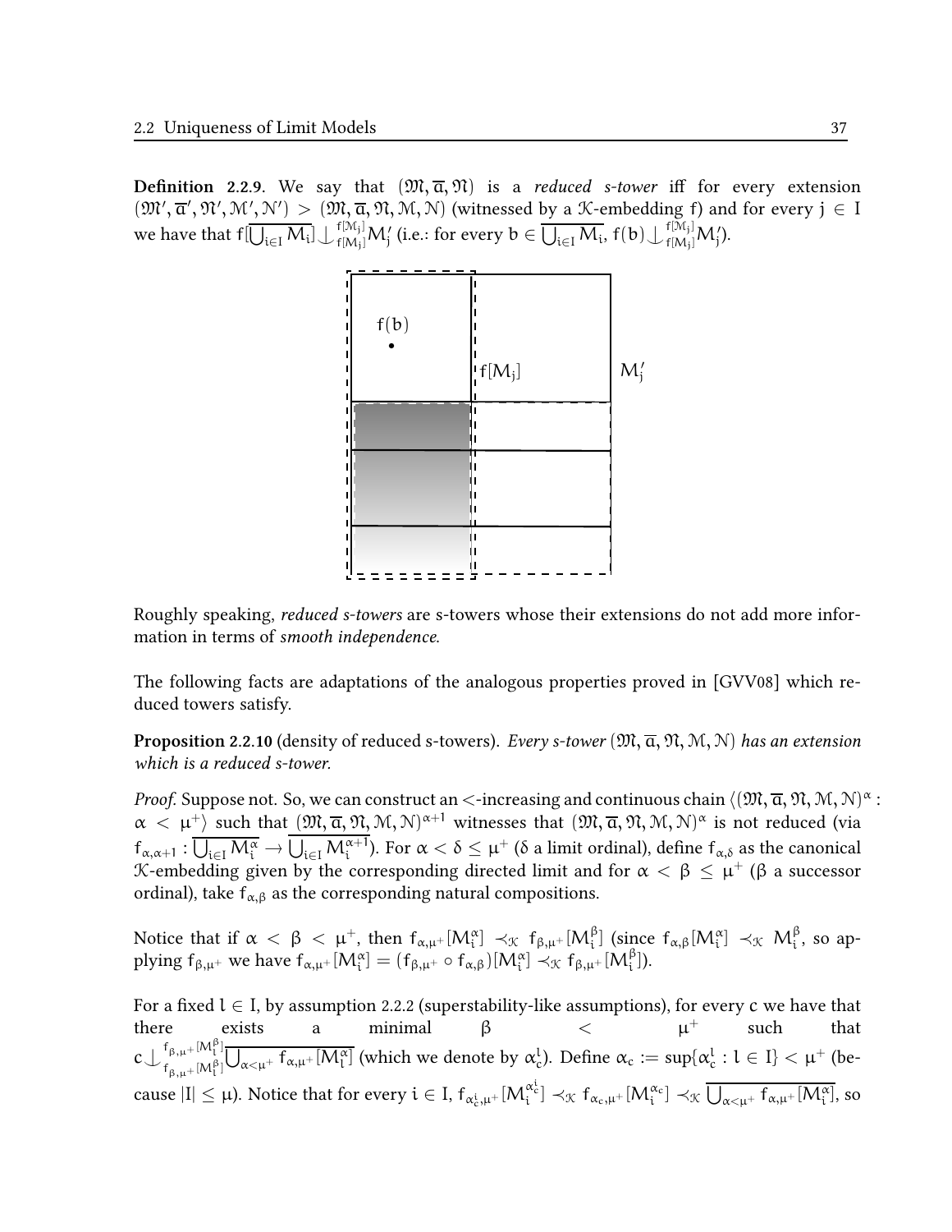**Definition 2.2.9.** We say that $(\mathfrak{M}, \overline{a}, \mathfrak{N})$ is a *reduced s-tower* iff for every extension $(\mathfrak{M}', \overline{a}', \mathfrak{N}', \mathcal{M}', \mathcal{N}') > (\mathfrak{M}, \overline{a}, \mathfrak{N}, \mathcal{M}, \mathcal{N})$ (witnessed by a $\mathcal{K}$-embedding f) and for every $j \in I$ we have that $f[\overline{\bigcup_{i \in I} M_i}] \downarrow^{f[\mathcal{M}_j]}_{f[M_j]} M'_j$ (i.e.: for every $b \in \overline{\bigcup_{i\in I} M_i}$, $f(b) \downarrow^{f[\mathcal{M}_j]}_{f[M_j]} M'_j$).

Roughly speaking, *reduced s-towers* are s-towers whose their extensions do not add more information in terms of *smooth independence*.

The following facts are adaptations of the analogous properties proved in [GVV08] which reduced towers satisfy.

**Proposition 2.2.10** (density of reduced s-towers). *Every s-tower* $(\mathfrak{M}, \overline{a}, \mathfrak{N}, \mathcal{M}, \mathcal{N})$ *has an extension which is a reduced s-tower.*

*Proof.* Suppose not. So, we can construct an $<$-increasing and continuous chain $\langle (\mathfrak{M}, \overline{a}, \mathfrak{N}, \mathcal{M}, \mathcal{N})^\alpha : \alpha < \mu^+ \rangle$ such that $(\mathfrak{M}, \overline{a}, \mathfrak{N}, \mathcal{M}, \mathcal{N})^{\alpha+1}$ witnesses that $(\mathfrak{M}, \overline{a}, \mathfrak{N}, \mathcal{M}, \mathcal{N})^\alpha$ is not reduced (via $f_{\alpha,\alpha+1} : \overline{\bigcup_{i\in I} M_i^\alpha} \to \overline{\bigcup_{i\in I} M_i^{\alpha+1}}$). For $\alpha < \delta \leq \mu^+$ ($\delta$ a limit ordinal), define $f_{\alpha,\delta}$ as the canonical $\mathcal{K}$-embedding given by the corresponding directed limit and for $\alpha < \beta \leq \mu^+$ ($\beta$ a successor ordinal), take $f_{\alpha,\beta}$ as the corresponding natural compositions.

Notice that if $\alpha < \beta < \mu^+$, then $f_{\alpha,\mu^+}[M_i^\alpha] \prec_{\mathcal{K}} f_{\beta,\mu^+}[M_i^\beta]$ (since $f_{\alpha,\beta}[M_i^\alpha] \prec_{\mathcal{K}} M_i^\beta$, so applying $f_{\beta,\mu^+}$ we have $f_{\alpha,\mu^+}[M_i^\alpha] = (f_{\beta,\mu^+} \circ f_{\alpha,\beta})[M_i^\alpha] \prec_{\mathcal{K}} f_{\beta,\mu^+}[M_i^\beta]$).

For a fixed $l \in I$, by assumption 2.2.2 (superstability-like assumptions), for every c we have that there exists a minimal $\beta < \mu^+$ such that $c \downarrow^{f_{\beta,\mu^+}[\mathcal{M}_l^\beta]}_{f_{\beta,\mu^+}[M_l^\beta]} \overline{\bigcup_{\alpha<\mu^+} f_{\alpha,\mu^+}[M_l^\alpha]}$ (which we denote by $\alpha_c^l$). Define $\alpha_c := \sup\{\alpha_c^l : l \in I\} < \mu^+$ (because $|I| \leq \mu$). Notice that for every $i \in I$, $f_{\alpha_c^i,\mu^+}[M_i^{\alpha_c^i}] \prec_{\mathcal{K}} f_{\alpha_c,\mu^+}[M_i^{\alpha_c}] \prec_{\mathcal{K}} \overline{\bigcup_{\alpha<\mu^+} f_{\alpha,\mu^+}[M_i^\alpha]}$, so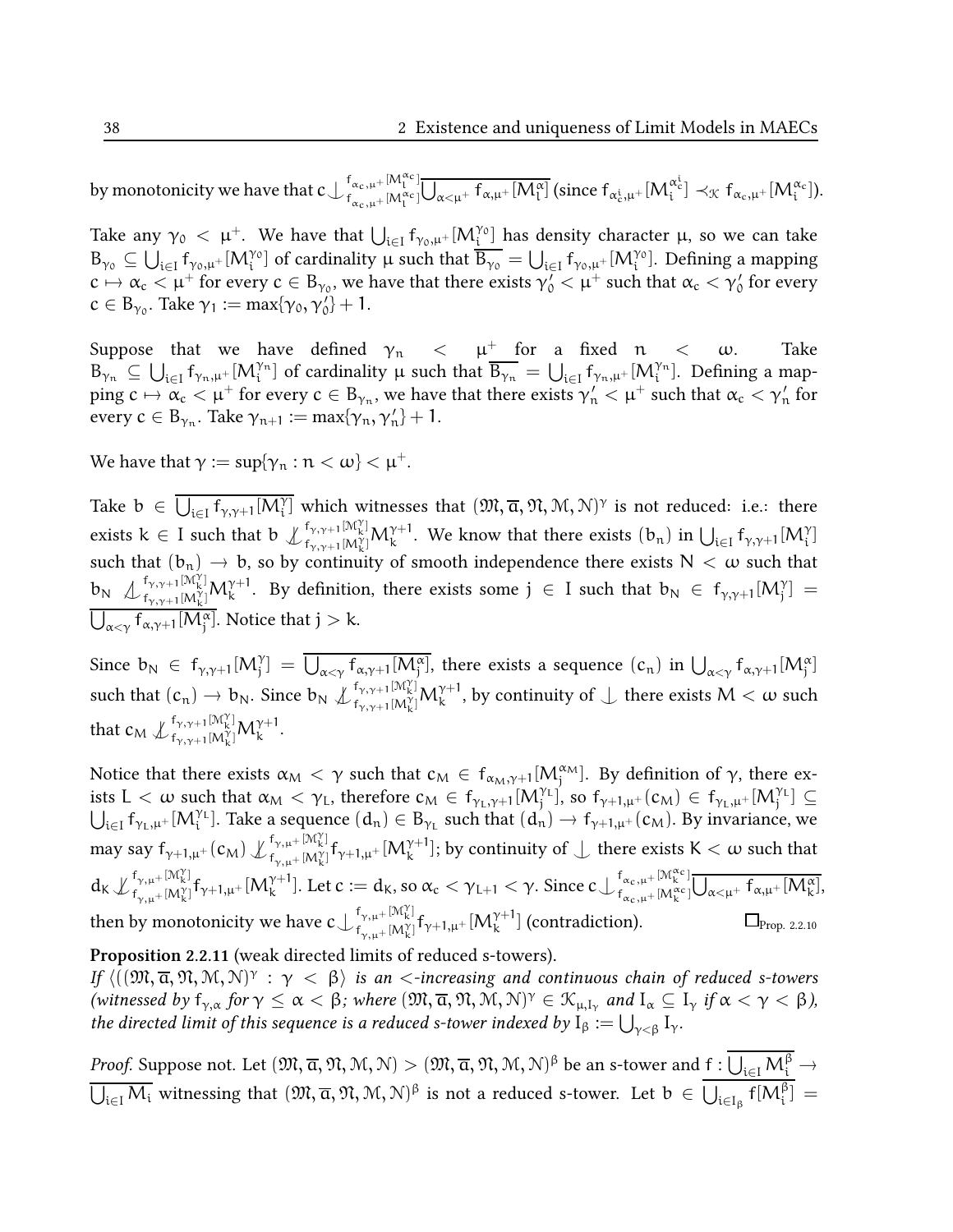by monotonicity we have that $c \mathop{\smile\!\!\!\!\!\mid}_{f_{\alpha_c,\mu^+}[M_l^{\alpha_c}]}^{f_{\alpha_c,\mu^+}[\mathcal{M}_l^{\alpha_c}]} \overline{\bigcup_{\alpha<\mu^+} f_{\alpha,\mu^+}[M_l^\alpha]}$ (since $f_{\alpha_c^i,\mu^+}[M_i^{\alpha_c^i}] \prec_{\mathcal{K}} f_{\alpha_c,\mu^+}[M_i^{\alpha_c}]$).

Take any $\gamma_0 < \mu^+$. We have that $\bigcup_{i\in I} f_{\gamma_0,\mu^+}[M_i^{\gamma_0}]$ has density character $\mu$, so we can take $B_{\gamma_0} \subseteq \bigcup_{i\in I} f_{\gamma_0,\mu^+}[M_i^{\gamma_0}]$ of cardinality $\mu$ such that $\overline{B_{\gamma_0}} = \bigcup_{i\in I} f_{\gamma_0,\mu^+}[M_i^{\gamma_0}]$. Defining a mapping $c \mapsto \alpha_c < \mu^+$ for every $c \in B_{\gamma_0}$, we have that there exists $\gamma_0' < \mu^+$ such that $\alpha_c < \gamma_0'$ for every $c \in B_{\gamma_0}$. Take $\gamma_1 := \max\{\gamma_0, \gamma_0'\} + 1$.

Suppose that we have defined $\gamma_n < \mu^+$ for a fixed $n < \omega$. Take $B_{\gamma_n} \subseteq \bigcup_{i\in I} f_{\gamma_n,\mu^+}[M_i^{\gamma_n}]$ of cardinality $\mu$ such that $\overline{B_{\gamma_n}} = \bigcup_{i\in I} f_{\gamma_n,\mu^+}[M_i^{\gamma_n}]$. Defining a mapping $c \mapsto \alpha_c < \mu^+$ for every $c \in B_{\gamma_n}$, we have that there exists $\gamma_n' < \mu^+$ such that $\alpha_c < \gamma_n'$ for every $c \in B_{\gamma_n}$. Take $\gamma_{n+1} := \max\{\gamma_n, \gamma_n'\} + 1$.

We have that $\gamma := \sup\{\gamma_n : n < \omega\} < \mu^+$.

Take $b \in \overline{\bigcup_{i\in I} f_{\gamma,\gamma+1}[M_i^\gamma]}$ which witnesses that $(\mathfrak{M}, \overline{a}, \mathfrak{N}, \mathcal{M}, \mathcal{N})^\gamma$ is not reduced: i.e.: there exists $k \in I$ such that $b \not\mathop{\smile\!\!\!\!\!\mid}_{f_{\gamma,\gamma+1}[M_k^\gamma]}^{f_{\gamma,\gamma+1}[\mathcal{M}_k^\gamma]} M_k^{\gamma+1}$. We know that there exists $(b_n)$ in $\bigcup_{i\in I} f_{\gamma,\gamma+1}[M_i^\gamma]$ such that $(b_n) \to b$, so by continuity of smooth independence there exists $N < \omega$ such that $b_N \not\mathop{\smile\!\!\!\!\!\mid}_{f_{\gamma,\gamma+1}[M_k^\gamma]}^{f_{\gamma,\gamma+1}[\mathcal{M}_k^\gamma]} M_k^{\gamma+1}$. By definition, there exists some $j \in I$ such that $b_N \in f_{\gamma,\gamma+1}[M_j^\gamma] = \overline{\bigcup_{\alpha<\gamma} f_{\alpha,\gamma+1}[M_j^\alpha]}$. Notice that $j > k$.

Since $b_N \in f_{\gamma,\gamma+1}[M_j^\gamma] = \overline{\bigcup_{\alpha<\gamma} f_{\alpha,\gamma+1}[M_j^\alpha]}$, there exists a sequence $(c_n)$ in $\bigcup_{\alpha<\gamma} f_{\alpha,\gamma+1}[M_j^\alpha]$ such that $(c_n) \to b_N$. Since $b_N \not\mathop{\smile\!\!\!\!\!\mid}_{f_{\gamma,\gamma+1}[M_k^\gamma]}^{f_{\gamma,\gamma+1}[\mathcal{M}_k^\gamma]} M_k^{\gamma+1}$, by continuity of $\mathop{\smile\!\!\!\!\!\mid}$ there exists $M < \omega$ such that $c_M \not\mathop{\smile\!\!\!\!\!\mid}_{f_{\gamma,\gamma+1}[M_k^\gamma]}^{f_{\gamma,\gamma+1}[\mathcal{M}_k^\gamma]} M_k^{\gamma+1}$.

Notice that there exists $\alpha_M < \gamma$ such that $c_M \in f_{\alpha_M,\gamma+1}[M_j^{\alpha_M}]$. By definition of $\gamma$, there exists $L < \omega$ such that $\alpha_M < \gamma_L$, therefore $c_M \in f_{\gamma_L,\gamma+1}[M_j^{\gamma_L}]$, so $f_{\gamma+1,\mu^+}(c_M) \in f_{\gamma_L,\mu^+}[M_j^{\gamma_L}] \subseteq \bigcup_{i\in I} f_{\gamma_L,\mu^+}[M_i^{\gamma_L}]$. Take a sequence $(d_n) \in B_{\gamma_L}$ such that $(d_n) \to f_{\gamma+1,\mu^+}(c_M)$. By invariance, we may say $f_{\gamma+1,\mu^+}(c_M) \not\mathop{\smile\!\!\!\!\!\mid}_{f_{\gamma,\mu^+}[M_k^\gamma]}^{f_{\gamma,\mu^+}[\mathcal{M}_k^\gamma]} f_{\gamma+1,\mu^+}[M_k^{\gamma+1}]$; by continuity of $\mathop{\smile\!\!\!\!\!\mid}$ there exists $K < \omega$ such that $d_K \not\mathop{\smile\!\!\!\!\!\mid}_{f_{\gamma,\mu^+}[M_k^\gamma]}^{f_{\gamma,\mu^+}[\mathcal{M}_k^\gamma]} f_{\gamma+1,\mu^+}[M_k^{\gamma+1}]$. Let $c := d_K$, so $\alpha_c < \gamma_{L+1} < \gamma$. Since $c \mathop{\smile\!\!\!\!\!\mid}_{f_{\alpha_c,\mu^+}[M_k^{\alpha_c}]}^{f_{\alpha_c,\mu^+}[\mathcal{M}_k^{\alpha_c}]} \overline{\bigcup_{\alpha<\mu^+} f_{\alpha,\mu^+}[M_k^\alpha]}$, then by monotonicity we have $c \mathop{\smile\!\!\!\!\!\mid}_{f_{\gamma,\mu^+}[M_k^\gamma]}^{f_{\gamma,\mu^+}[\mathcal{M}_k^\gamma]} f_{\gamma+1,\mu^+}[M_k^{\gamma+1}]$ (contradiction). $\square_{\text{Prop. 2.2.10}}$

**Proposition 2.2.11** (weak directed limits of reduced s-towers).
*If $\langle ((\mathfrak{M}, \overline{a}, \mathfrak{N}, \mathcal{M}, \mathcal{N})^\gamma : \gamma < \beta \rangle$ is an $<$-increasing and continuous chain of reduced s-towers (witnessed by $f_{\gamma,\alpha}$ for $\gamma \leq \alpha < \beta$; where $(\mathfrak{M}, \overline{a}, \mathfrak{N}, \mathcal{M}, \mathcal{N})^\gamma \in \mathcal{K}_{\mu,I_\gamma}$ and $I_\alpha \subseteq I_\gamma$ if $\alpha < \gamma < \beta$), the directed limit of this sequence is a reduced s-tower indexed by $I_\beta := \bigcup_{\gamma<\beta} I_\gamma$.*

*Proof.* Suppose not. Let $(\mathfrak{M}, \overline{a}, \mathfrak{N}, \mathcal{M}, \mathcal{N}) > (\mathfrak{M}, \overline{a}, \mathfrak{N}, \mathcal{M}, \mathcal{N})^\beta$ be an s-tower and $f : \overline{\bigcup_{i\in I} M_i^\beta} \to \overline{\bigcup_{i\in I} M_i}$ witnessing that $(\mathfrak{M}, \overline{a}, \mathfrak{N}, \mathcal{M}, \mathcal{N})^\beta$ is not a reduced s-tower. Let $b \in \overline{\bigcup_{i\in I_\beta} f[M_i^\beta]} =$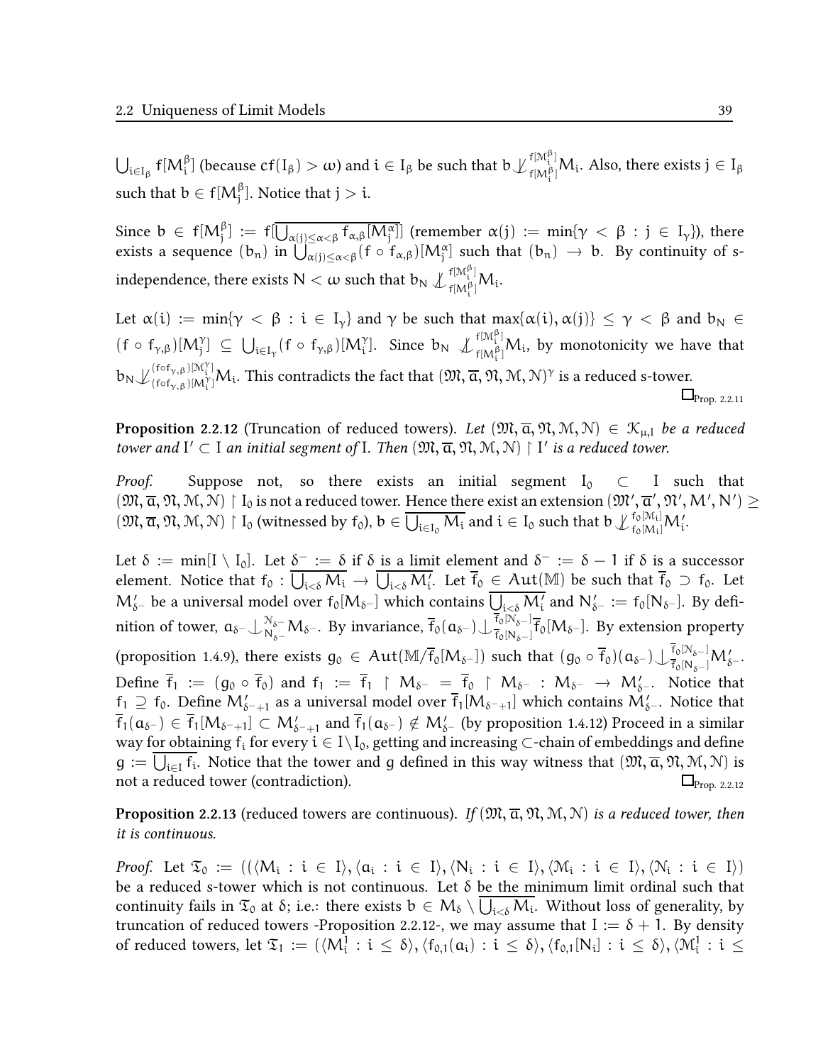$\bigcup_{i\in I_\beta} f[M_i^\beta]$ (because $cf(I_\beta) > \omega$) and $i \in I_\beta$ be such that $b \not\downarrow_{f[M_i^\beta]}^{f[\mathcal{M}_i^\beta]} M_i$. Also, there exists $j \in I_\beta$ such that $b \in f[M_j^\beta]$. Notice that $j > i$.

Since $b \in f[M_j^\beta] := f[\overline{\bigcup_{\alpha(j)\leq\alpha<\beta} f_{\alpha,\beta}[M_j^\alpha]}]$ (remember $\alpha(j) := \min\{\gamma < \beta : j \in I_\gamma\}$), there exists a sequence $(b_n)$ in $\bigcup_{\alpha(j)\leq\alpha<\beta}(f \circ f_{\alpha,\beta})[M_j^\alpha]$ such that $(b_n) \to b$. By continuity of s-independence, there exists $N < \omega$ such that $b_N \not\downarrow_{f[M_i^\beta]}^{f[\mathcal{M}_i^\beta]} M_i$.

Let $\alpha(i) := \min\{\gamma < \beta : i \in I_\gamma\}$ and $\gamma$ be such that $\max\{\alpha(i), \alpha(j)\} \leq \gamma < \beta$ and $b_N \in (f \circ f_{\gamma,\beta})[M_j^\gamma] \subseteq \bigcup_{i\in I_\gamma}(f \circ f_{\gamma,\beta})[M_i^\gamma]$. Since $b_N \not\downarrow_{f[M_i^\beta]}^{f[\mathcal{M}_i^\beta]} M_i$, by monotonicity we have that $b_N \not\downarrow_{(f\circ f_{\gamma,\beta})[M_i^\gamma]}^{(f\circ f_{\gamma,\beta})[\mathcal{M}_i^\gamma]} M_i$. This contradicts the fact that $(\mathfrak{M}, \overline{a}, \mathfrak{N}, \mathcal{M}, \mathcal{N})^\gamma$ is a reduced s-tower. $\square_{\text{Prop. 2.2.11}}$

**Proposition 2.2.12** (Truncation of reduced towers). *Let $(\mathfrak{M}, \overline{a}, \mathfrak{N}, \mathcal{M}, \mathcal{N}) \in \mathcal{K}_{\mu,I}$ be a reduced tower and $I' \subset I$ an initial segment of $I$. Then $(\mathfrak{M}, \overline{a}, \mathfrak{N}, \mathcal{M}, \mathcal{N}) \upharpoonright I'$ is a reduced tower.*

*Proof.* Suppose not, so there exists an initial segment $I_0 \subset I$ such that $(\mathfrak{M}, \overline{a}, \mathfrak{N}, \mathcal{M}, \mathcal{N}) \upharpoonright I_0$ is not a reduced tower. Hence there exist an extension $(\mathfrak{M}', \overline{a}', \mathfrak{N}', M', N') \geq (\mathfrak{M}, \overline{a}, \mathfrak{N}, \mathcal{M}, \mathcal{N}) \upharpoonright I_0$ (witnessed by $f_0$), $b \in \overline{\bigcup_{i\in I_0} M_i}$ and $i \in I_0$ such that $b \not\downarrow_{f_0[M_i]}^{f_0[\mathcal{M}_i]} M_i'$.

Let $\delta := \min[I \setminus I_0]$. Let $\delta^- := \delta$ if $\delta$ is a limit element and $\delta^- := \delta - 1$ if $\delta$ is a successor element. Notice that $f_0 : \overline{\bigcup_{i<\delta} M_i} \to \overline{\bigcup_{i<\delta} M_i'}$. Let $\overline{f}_0 \in Aut(\mathbb{M})$ be such that $\overline{f}_0 \supset f_0$. Let $M_{\delta^-}'$ be a universal model over $f_0[M_{\delta^-}]$ which contains $\overline{\bigcup_{i<\delta} M_i'}$ and $N_{\delta^-}' := f_0[N_{\delta^-}]$. By definition of tower, $a_{\delta^-} \downarrow_{N_{\delta^-}}^{\mathcal{N}_{\delta^-}} M_{\delta^-}$. By invariance, $\overline{f}_0(a_{\delta^-}) \downarrow_{\overline{f}_0[N_{\delta^-}]}^{\overline{f}_0[\mathcal{N}_{\delta^-}]} \overline{f}_0[M_{\delta^-}]$. By extension property (proposition 1.4.9), there exists $g_0 \in Aut(\mathbb{M}/\overline{f}_0[M_{\delta^-}])$ such that $(g_0 \circ \overline{f}_0)(a_{\delta^-}) \downarrow_{\overline{f}_0[N_{\delta^-}]}^{\overline{f}_0[\mathcal{N}_{\delta^-}]} M_{\delta^-}'$. Define $\overline{f}_1 := (g_0 \circ \overline{f}_0)$ and $f_1 := \overline{f}_1 \upharpoonright M_{\delta^-} = \overline{f}_0 \upharpoonright M_{\delta^-} : M_{\delta^-} \to M_{\delta^-}'$. Notice that $f_1 \supseteq f_0$. Define $M_{\delta^-+1}'$ as a universal model over $\overline{f}_1[M_{\delta^-+1}]$ which contains $M_{\delta^-}'$. Notice that $\overline{f}_1(a_{\delta^-}) \in \overline{f}_1[M_{\delta^-+1}] \subset M_{\delta^-+1}'$ and $\overline{f}_1(a_{\delta^-}) \notin M_{\delta^-}'$ (by proposition 1.4.12) Proceed in a similar way for obtaining $f_i$ for every $i \in I\setminus I_0$, getting and increasing $\subset$-chain of embeddings and define $g := \overline{\bigcup_{i\in I} f_i}$. Notice that the tower and $g$ defined in this way witness that $(\mathfrak{M}, \overline{a}, \mathfrak{N}, \mathcal{M}, \mathcal{N})$ is not a reduced tower (contradiction). $\square_{\text{Prop. 2.2.12}}$

**Proposition 2.2.13** (reduced towers are continuous). *If $(\mathfrak{M}, \overline{a}, \mathfrak{N}, \mathcal{M}, \mathcal{N})$ is a reduced tower, then it is continuous.*

*Proof.* Let $\mathfrak{T}_0 := ((\langle M_i : i \in I\rangle, \langle a_i : i \in I\rangle, \langle N_i : i \in I\rangle, \langle \mathcal{M}_i : i \in I\rangle, \langle \mathcal{N}_i : i \in I\rangle)$ be a reduced s-tower which is not continuous. Let $\delta$ be the minimum limit ordinal such that continuity fails in $\mathfrak{T}_0$ at $\delta$; i.e.: there exists $b \in M_\delta \setminus \overline{\bigcup_{i<\delta} M_i}$. Without loss of generality, by truncation of reduced towers -Proposition 2.2.12-, we may assume that $I := \delta + 1$. By density of reduced towers, let $\mathfrak{T}_1 := (\langle M_i^1 : i \leq \delta\rangle, \langle f_{0,1}(a_i) : i \leq \delta\rangle, \langle f_{0,1}[N_i] : i \leq \delta\rangle, \langle \mathcal{M}_i^1 : i \leq$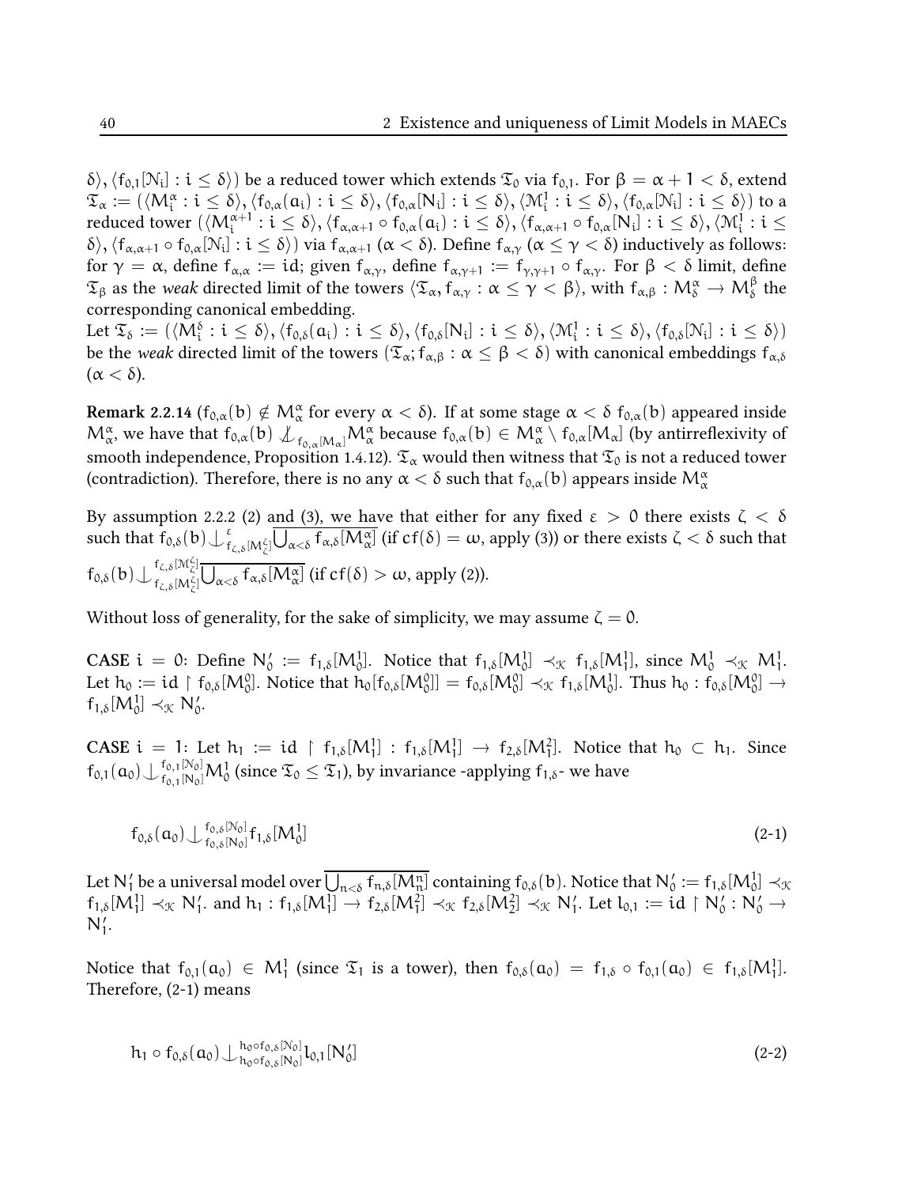$\delta\rangle, \langle f_{0,1}[\mathcal{N}_i] : i \leq \delta\rangle)$ be a reduced tower which extends $\mathfrak{T}_0$ via $f_{0,1}$. For $\beta = \alpha + 1 < \delta$, extend $\mathfrak{T}_\alpha := (\langle M_i^\alpha : i \leq \delta\rangle, \langle f_{0,\alpha}(a_i) : i \leq \delta\rangle, \langle f_{0,\alpha}[N_i] : i \leq \delta\rangle, \langle \mathcal{M}_i^1 : i \leq \delta\rangle, \langle f_{0,\alpha}[\mathcal{N}_i] : i \leq \delta\rangle)$ to a reduced tower $(\langle M_i^{\alpha+1} : i \leq \delta\rangle, \langle f_{\alpha,\alpha+1} \circ f_{0,\alpha}(a_i) : i \leq \delta\rangle, \langle f_{\alpha,\alpha+1} \circ f_{0,\alpha}[N_i] : i \leq \delta\rangle, \langle \mathcal{M}_i^1 : i \leq \delta\rangle, \langle f_{\alpha,\alpha+1} \circ f_{0,\alpha}[\mathcal{N}_i] : i \leq \delta\rangle)$ via $f_{\alpha,\alpha+1}$ ($\alpha < \delta$). Define $f_{\alpha,\gamma}$ ($\alpha \leq \gamma < \delta$) inductively as follows: for $\gamma = \alpha$, define $f_{\alpha,\alpha} := \mathrm{id}$; given $f_{\alpha,\gamma}$, define $f_{\alpha,\gamma+1} := f_{\gamma,\gamma+1} \circ f_{\alpha,\gamma}$. For $\beta < \delta$ limit, define $\mathfrak{T}_\beta$ as the *weak* directed limit of the towers $\langle \mathfrak{T}_\alpha, f_{\alpha,\gamma} : \alpha \leq \gamma < \beta\rangle$, with $f_{\alpha,\beta} : M_\delta^\alpha \to M_\delta^\beta$ the corresponding canonical embedding.

Let $\mathfrak{T}_\delta := (\langle M_i^\delta : i \leq \delta\rangle, \langle f_{0,\delta}(a_i) : i \leq \delta\rangle, \langle f_{0,\delta}[N_i] : i \leq \delta\rangle, \langle \mathcal{M}_i^1 : i \leq \delta\rangle, \langle f_{0,\delta}[\mathcal{N}_i] : i \leq \delta\rangle)$ be the *weak* directed limit of the towers $(\mathfrak{T}_\alpha; f_{\alpha,\beta} : \alpha \leq \beta < \delta)$ with canonical embeddings $f_{\alpha,\delta}$ ($\alpha < \delta$).

**Remark 2.2.14** ($f_{0,\alpha}(b) \notin M_\alpha^\alpha$ for every $\alpha < \delta$). If at some stage $\alpha < \delta$ $f_{0,\alpha}(b)$ appeared inside $M_\alpha^\alpha$, we have that $f_{0,\alpha}(b) \not\downarrow_{f_{0,\alpha}[M_\alpha]} M_\alpha^\alpha$ because $f_{0,\alpha}(b) \in M_\alpha^\alpha \setminus f_{0,\alpha}[M_\alpha]$ (by antirreflexivity of smooth independence, Proposition 1.4.12). $\mathfrak{T}_\alpha$ would then witness that $\mathfrak{T}_0$ is not a reduced tower (contradiction). Therefore, there is no any $\alpha < \delta$ such that $f_{0,\alpha}(b)$ appears inside $M_\alpha^\alpha$

By assumption 2.2.2 (2) and (3), we have that either for any fixed $\varepsilon > 0$ there exists $\zeta < \delta$ such that $f_{0,\delta}(b) \downarrow^{\varepsilon}_{f_{\zeta,\delta}[M_\zeta^\zeta]} \overline{\bigcup_{\alpha<\delta} f_{\alpha,\delta}[M_\alpha^\alpha]}$ (if $cf(\delta) = \omega$, apply (3)) or there exists $\zeta < \delta$ such that $f_{0,\delta}(b) \downarrow^{f_{\zeta,\delta}[\mathcal{M}_\zeta^\zeta]}_{f_{\zeta,\delta}[M_\zeta^\zeta]} \overline{\bigcup_{\alpha<\delta} f_{\alpha,\delta}[M_\alpha^\alpha]}$ (if $cf(\delta) > \omega$, apply (2)).

Without loss of generality, for the sake of simplicity, we may assume $\zeta = 0$.

**CASE** $i = 0$: Define $N_0' := f_{1,\delta}[M_0^1]$. Notice that $f_{1,\delta}[M_0^1] \prec_{\mathcal{K}} f_{1,\delta}[M_1^1]$, since $M_0^1 \prec_{\mathcal{K}} M_1^1$. Let $h_0 := \mathrm{id} \upharpoonright f_{0,\delta}[M_0^0]$. Notice that $h_0[f_{0,\delta}[M_0^0]] = f_{0,\delta}[M_0^0] \prec_{\mathcal{K}} f_{1,\delta}[M_0^1]$. Thus $h_0 : f_{0,\delta}[M_0^0] \to f_{1,\delta}[M_0^1] \prec_{\mathcal{K}} N_0'$.

**CASE** $i = 1$: Let $h_1 := \mathrm{id} \upharpoonright f_{1,\delta}[M_1^1] : f_{1,\delta}[M_1^1] \to f_{2,\delta}[M_1^2]$. Notice that $h_0 \subset h_1$. Since $f_{0,1}(a_0) \downarrow^{f_{0,1}[\mathcal{N}_0]}_{f_{0,1}[N_0]} M_0^1$ (since $\mathfrak{T}_0 \leq \mathfrak{T}_1$), by invariance -applying $f_{1,\delta}$- we have

$$f_{0,\delta}(a_0) \downarrow^{f_{0,\delta}[\mathcal{N}_0]}_{f_{0,\delta}[N_0]} f_{1,\delta}[M_0^1] \tag{2-1}$$

Let $N_1'$ be a universal model over $\overline{\bigcup_{n<\delta} f_{n,\delta}[M_n^n]}$ containing $f_{0,\delta}(b)$. Notice that $N_0' := f_{1,\delta}[M_0^1] \prec_{\mathcal{K}} f_{1,\delta}[M_1^1] \prec_{\mathcal{K}} N_1'$. and $h_1 : f_{1,\delta}[M_1^1] \to f_{2,\delta}[M_1^2] \prec_{\mathcal{K}} f_{2,\delta}[M_2^2] \prec_{\mathcal{K}} N_1'$. Let $l_{0,1} := \mathrm{id} \upharpoonright N_0' : N_0' \to N_1'$.

Notice that $f_{0,1}(a_0) \in M_1^1$ (since $\mathfrak{T}_1$ is a tower), then $f_{0,\delta}(a_0) = f_{1,\delta} \circ f_{0,1}(a_0) \in f_{1,\delta}[M_1^1]$. Therefore, (2-1) means

$$h_1 \circ f_{0,\delta}(a_0) \downarrow^{h_0 \circ f_{0,\delta}[\mathcal{N}_0]}_{h_0 \circ f_{0,\delta}[N_0]} l_{0,1}[N_0'] \tag{2-2}$$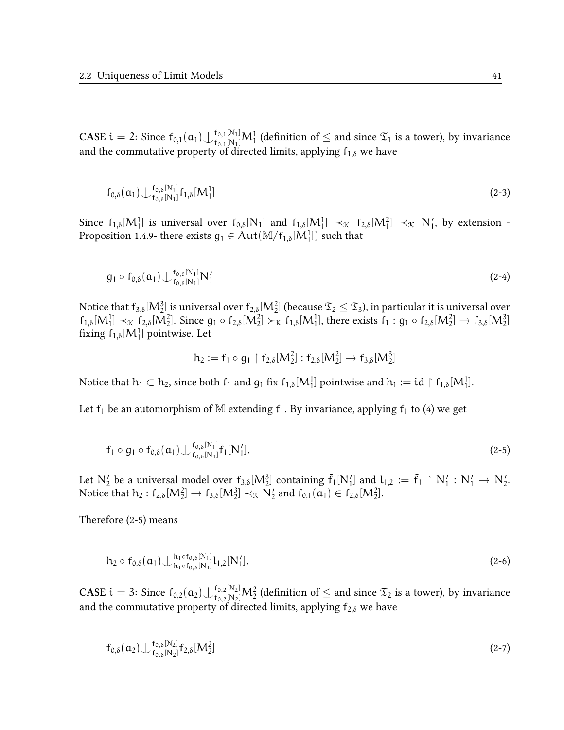**CASE** $i = 2$: Since $f_{0,1}(a_1) \mathop{\smile\!\!\!\!\!\!\;\,|}_{f_{0,1}[N_1]}^{f_{0,1}[\mathcal{N}_1]} M_1^1$ (definition of $\leq$ and since $\mathfrak{T}_1$ is a tower), by invariance and the commutative property of directed limits, applying $f_{1,\delta}$ we have

$$f_{0,\delta}(a_1) \mathop{\smile\!\!\!\!\!\!\;\,|}_{f_{0,\delta}[N_1]}^{f_{0,\delta}[\mathcal{N}_1]} f_{1,\delta}[M_1^1] \tag{2-3}$$

Since $f_{1,\delta}[M_1^1]$ is universal over $f_{0,\delta}[N_1]$ and $f_{1,\delta}[M_1^1] \prec_{\mathcal{K}} f_{2,\delta}[M_1^2] \prec_{\mathcal{K}} N_1'$, by extension - Proposition 1.4.9- there exists $g_1 \in Aut(\mathbb{M}/f_{1,\delta}[M_1^1])$ such that

$$g_1 \circ f_{0,\delta}(a_1) \mathop{\smile\!\!\!\!\!\!\;\,|}_{f_{0,\delta}[N_1]}^{f_{0,\delta}[\mathcal{N}_1]} N_1' \tag{2-4}$$

Notice that $f_{3,\delta}[M_2^3]$ is universal over $f_{2,\delta}[M_2^2]$ (because $\mathfrak{T}_2 \leq \mathfrak{T}_3$), in particular it is universal over $f_{1,\delta}[M_1^1] \prec_{\mathcal{K}} f_{2,\delta}[M_2^2]$. Since $g_1 \circ f_{2,\delta}[M_2^2] \succ_K f_{1,\delta}[M_1^1]$, there exists $f_1 : g_1 \circ f_{2,\delta}[M_2^2] \to f_{3,\delta}[M_2^3]$ fixing $f_{1,\delta}[M_1^1]$ pointwise. Let

$$h_2 := f_1 \circ g_1 \restriction f_{2,\delta}[M_2^2] : f_{2,\delta}[M_2^2] \to f_{3,\delta}[M_2^3]$$

Notice that $h_1 \subset h_2$, since both $f_1$ and $g_1$ fix $f_{1,\delta}[M_1^1]$ pointwise and $h_1 := id \restriction f_{1,\delta}[M_1^1]$.

Let $\bar{f}_1$ be an automorphism of $\mathbb{M}$ extending $f_1$. By invariance, applying $\bar{f}_1$ to (4) we get

$$f_1 \circ g_1 \circ f_{0,\delta}(a_1) \mathop{\smile\!\!\!\!\!\!\;\,|}_{f_{0,\delta}[N_1]}^{f_{0,\delta}[\mathcal{N}_1]} \bar{f}_1[N_1']. \tag{2-5}$$

Let $N_2'$ be a universal model over $f_{3,\delta}[M_2^3]$ containing $\bar{f}_1[N_1']$ and $l_{1,2} := \bar{f}_1 \restriction N_1' : N_1' \to N_2'$. Notice that $h_2 : f_{2,\delta}[M_2^2] \to f_{3,\delta}[M_2^3] \prec_{\mathcal{K}} N_2'$ and $f_{0,1}(a_1) \in f_{2,\delta}[M_2^2]$.

Therefore (2-5) means

$$h_2 \circ f_{0,\delta}(a_1) \mathop{\smile\!\!\!\!\!\!\;\,|}_{h_1 \circ f_{0,\delta}[N_1]}^{h_1 \circ f_{0,\delta}[\mathcal{N}_1]} l_{1,2}[N_1']. \tag{2-6}$$

**CASE** $i = 3$: Since $f_{0,2}(a_2) \mathop{\smile\!\!\!\!\!\!\;\,|}_{f_{0,2}[N_2]}^{f_{0,2}[\mathcal{N}_2]} M_2^2$ (definition of $\leq$ and since $\mathfrak{T}_2$ is a tower), by invariance and the commutative property of directed limits, applying $f_{2,\delta}$ we have

$$f_{0,\delta}(a_2) \mathop{\smile\!\!\!\!\!\!\;\,|}_{f_{0,\delta}[N_2]}^{f_{0,\delta}[\mathcal{N}_2]} f_{2,\delta}[M_2^2] \tag{2-7}$$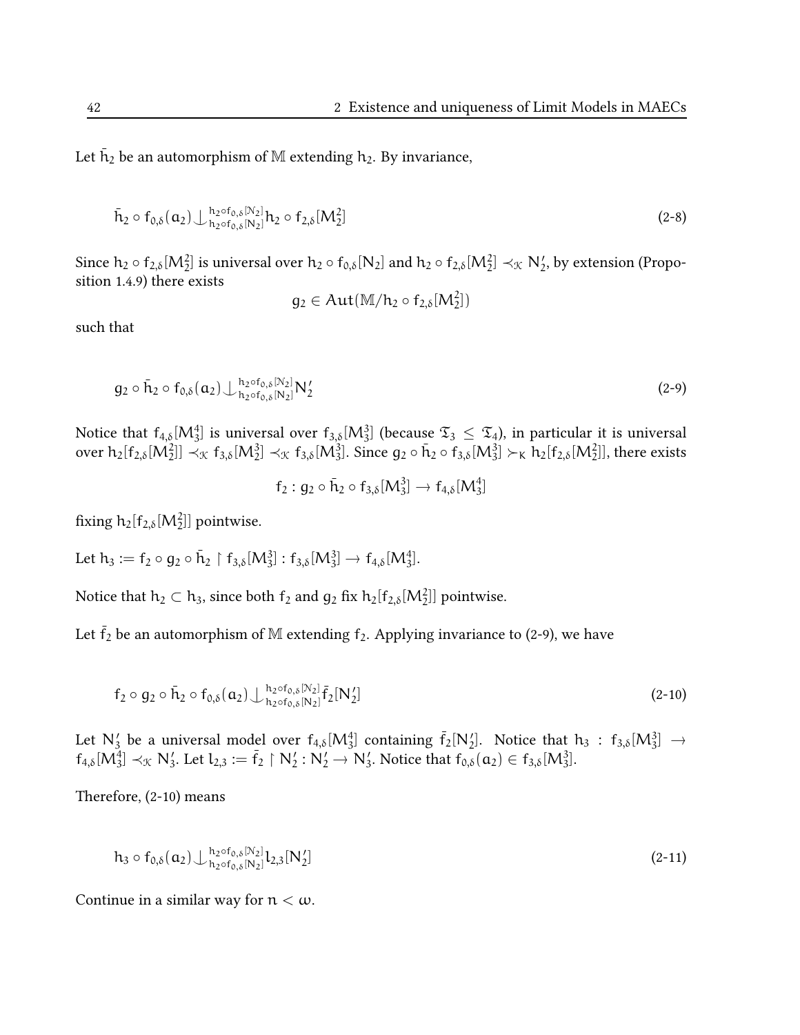Let $\bar{h}_2$ be an automorphism of $\mathbb{M}$ extending $h_2$. By invariance,

$$\bar{h}_2 \circ f_{0,\delta}(a_2) \mathop{\smile\!\!\!\!\!\mid}\nolimits_{h_2 \circ f_{0,\delta}[N_2]}^{h_2 \circ f_{0,\delta}[N_2]} h_2 \circ f_{2,\delta}[M_2^2] \tag{2-8}$$

Since $h_2 \circ f_{2,\delta}[M_2^2]$ is universal over $h_2 \circ f_{0,\delta}[N_2]$ and $h_2 \circ f_{2,\delta}[M_2^2] \prec_{\mathcal{K}} N_2'$, by extension (Proposition 1.4.9) there exists

$$g_2 \in Aut(\mathbb{M}/h_2 \circ f_{2,\delta}[M_2^2])$$

such that

$$g_2 \circ \bar{h}_2 \circ f_{0,\delta}(a_2) \mathop{\smile\!\!\!\!\!\mid}\nolimits_{h_2 \circ f_{0,\delta}[N_2]}^{h_2 \circ f_{0,\delta}[N_2]} N_2' \tag{2-9}$$

Notice that $f_{4,\delta}[M_3^4]$ is universal over $f_{3,\delta}[M_3^3]$ (because $\mathfrak{T}_3 \leq \mathfrak{T}_4$), in particular it is universal over $h_2[f_{2,\delta}[M_2^2]] \prec_{\mathcal{K}} f_{3,\delta}[M_2^3] \prec_{\mathcal{K}} f_{3,\delta}[M_3^3]$. Since $g_2 \circ \bar{h}_2 \circ f_{3,\delta}[M_3^3] \succ_K h_2[f_{2,\delta}[M_2^2]]$, there exists

$$f_2 : g_2 \circ \bar{h}_2 \circ f_{3,\delta}[M_3^3] \to f_{4,\delta}[M_3^4]$$

fixing $h_2[f_{2,\delta}[M_2^2]]$ pointwise.

Let $h_3 := f_2 \circ g_2 \circ \bar{h}_2 \upharpoonright f_{3,\delta}[M_3^3] : f_{3,\delta}[M_3^3] \to f_{4,\delta}[M_3^4]$.

Notice that $h_2 \subset h_3$, since both $f_2$ and $g_2$ fix $h_2[f_{2,\delta}[M_2^2]]$ pointwise.

Let $\bar{f}_2$ be an automorphism of $\mathbb{M}$ extending $f_2$. Applying invariance to (2-9), we have

$$f_2 \circ g_2 \circ \bar{h}_2 \circ f_{0,\delta}(a_2) \mathop{\smile\!\!\!\!\!\mid}\nolimits_{h_2 \circ f_{0,\delta}[N_2]}^{h_2 \circ f_{0,\delta}[N_2]} \bar{f}_2[N_2'] \tag{2-10}$$

Let $N_3'$ be a universal model over $f_{4,\delta}[M_3^4]$ containing $\bar{f}_2[N_2']$. Notice that $h_3 : f_{3,\delta}[M_3^3] \to f_{4,\delta}[M_3^4] \prec_{\mathcal{K}} N_3'$. Let $l_{2,3} := \bar{f}_2 \upharpoonright N_2' : N_2' \to N_3'$. Notice that $f_{0,\delta}(a_2) \in f_{3,\delta}[M_3^3]$.

Therefore, (2-10) means

$$h_3 \circ f_{0,\delta}(a_2) \mathop{\smile\!\!\!\!\!\mid}\nolimits_{h_2 \circ f_{0,\delta}[N_2]}^{h_2 \circ f_{0,\delta}[N_2]} l_{2,3}[N_2'] \tag{2-11}$$

Continue in a similar way for $n < \omega$.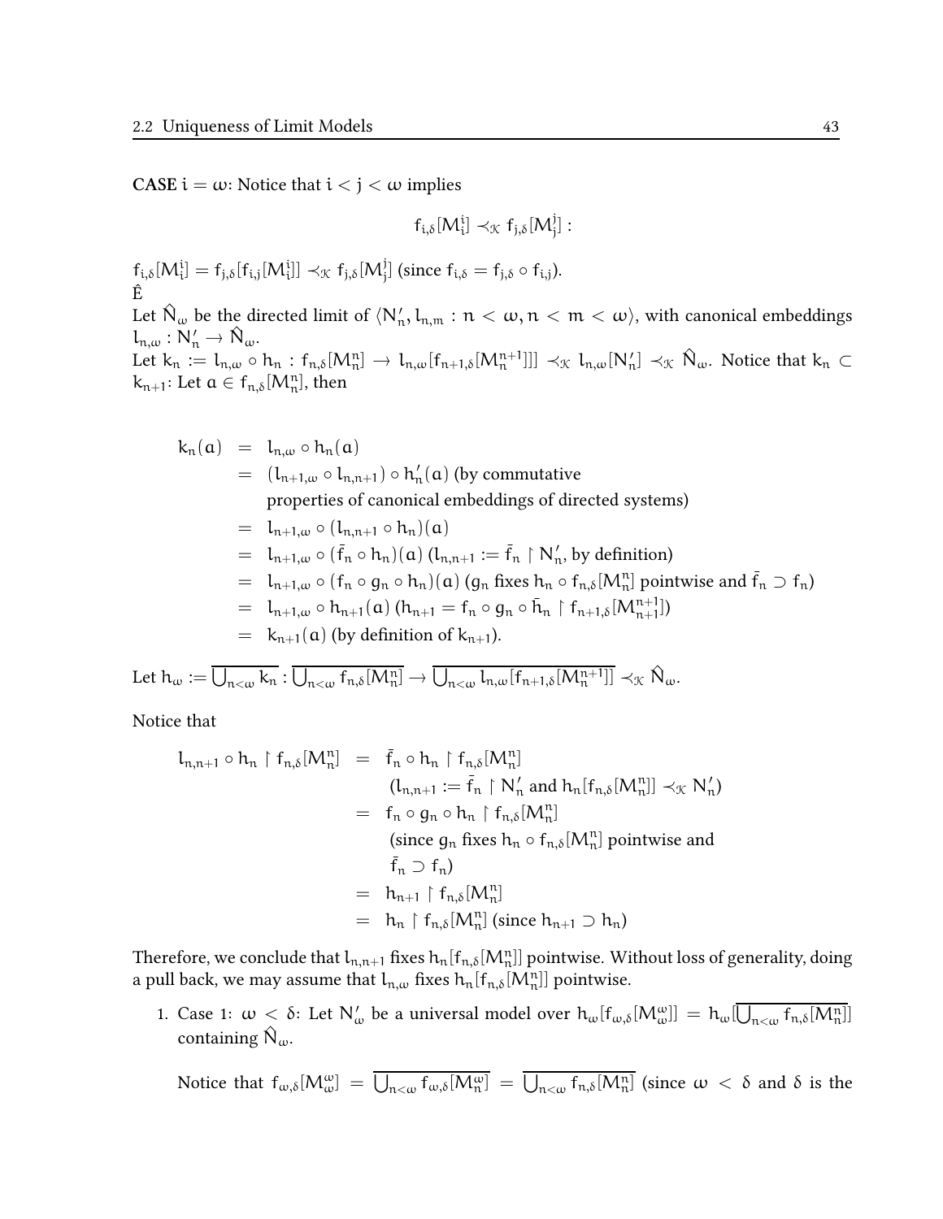**CASE** $i = \omega$: Notice that $i < j < \omega$ implies

$$f_{i,\delta}[M^i_i] \prec_{\mathcal{K}} f_{j,\delta}[M^j_j] :$$

$f_{i,\delta}[M^i_i] = f_{j,\delta}[f_{i,j}[M^i_i]] \prec_{\mathcal{K}} f_{j,\delta}[M^j_j]$ (since $f_{i,\delta} = f_{j,\delta} \circ f_{i,j}$).
Ê
Let $\hat{N}_\omega$ be the directed limit of $\langle N'_n, l_{n,m} : n < \omega, n < m < \omega\rangle$, with canonical embeddings $l_{n,\omega} : N'_n \to \hat{N}_\omega$.
Let $k_n := l_{n,\omega} \circ h_n : f_{n,\delta}[M^n_n] \to l_{n,\omega}[f_{n+1,\delta}[M^{n+1}_n]]] \prec_{\mathcal{K}} l_{n,\omega}[N'_n] \prec_{\mathcal{K}} \hat{N}_\omega$. Notice that $k_n \subset k_{n+1}$: Let $a \in f_{n,\delta}[M^n_n]$, then

$$\begin{aligned}
k_n(a) &= l_{n,\omega} \circ h_n(a) \\
&= (l_{n+1,\omega} \circ l_{n,n+1}) \circ h'_n(a) \text{ (by commutative} \\
&\quad\ \text{properties of canonical embeddings of directed systems)} \\
&= l_{n+1,\omega} \circ (l_{n,n+1} \circ h_n)(a) \\
&= l_{n+1,\omega} \circ (\bar{f}_n \circ h_n)(a)\ (l_{n,n+1} := \bar{f}_n \restriction N'_n \text{, by definition)} \\
&= l_{n+1,\omega} \circ (f_n \circ g_n \circ h_n)(a)\ (g_n \text{ fixes } h_n \circ f_{n,\delta}[M^n_n] \text{ pointwise and } \bar{f}_n \supset f_n) \\
&= l_{n+1,\omega} \circ h_{n+1}(a)\ (h_{n+1} = f_n \circ g_n \circ \bar{h}_n \restriction f_{n+1,\delta}[M^{n+1}_{n+1}]) \\
&= k_{n+1}(a) \text{ (by definition of } k_{n+1}).
\end{aligned}$$

Let $h_\omega := \overline{\bigcup_{n<\omega} k_n} : \overline{\bigcup_{n<\omega} f_{n,\delta}[M^n_n]} \to \overline{\bigcup_{n<\omega} l_{n,\omega}[f_{n+1,\delta}[M^{n+1}_n]]} \prec_{\mathcal{K}} \hat{N}_\omega$.

Notice that

$$\begin{aligned}
l_{n,n+1} \circ h_n \restriction f_{n,\delta}[M^n_n] &= \bar{f}_n \circ h_n \restriction f_{n,\delta}[M^n_n] \\
&\quad\ (l_{n,n+1} := \bar{f}_n \restriction N'_n \text{ and } h_n[f_{n,\delta}[M^n_n]] \prec_{\mathcal{K}} N'_n) \\
&= f_n \circ g_n \circ h_n \restriction f_{n,\delta}[M^n_n] \\
&\quad\ \text{(since } g_n \text{ fixes } h_n \circ f_{n,\delta}[M^n_n] \text{ pointwise and} \\
&\quad\ \bar{f}_n \supset f_n) \\
&= h_{n+1} \restriction f_{n,\delta}[M^n_n] \\
&= h_n \restriction f_{n,\delta}[M^n_n] \text{ (since } h_{n+1} \supset h_n)
\end{aligned}$$

Therefore, we conclude that $l_{n,n+1}$ fixes $h_n[f_{n,\delta}[M^n_n]]$ pointwise. Without loss of generality, doing a pull back, we may assume that $l_{n,\omega}$ fixes $h_n[f_{n,\delta}[M^n_n]]$ pointwise.

1. Case 1: $\omega < \delta$: Let $N'_\omega$ be a universal model over $h_\omega[f_{\omega,\delta}[M^\omega_\omega]] = h_\omega[\overline{\bigcup_{n<\omega} f_{n,\delta}[M^n_n]}]$ containing $\hat{N}_\omega$.

   Notice that $f_{\omega,\delta}[M^\omega_\omega] = \overline{\bigcup_{n<\omega} f_{\omega,\delta}[M^\omega_n]} = \overline{\bigcup_{n<\omega} f_{n,\delta}[M^n_n]}$ (since $\omega < \delta$ and $\delta$ is the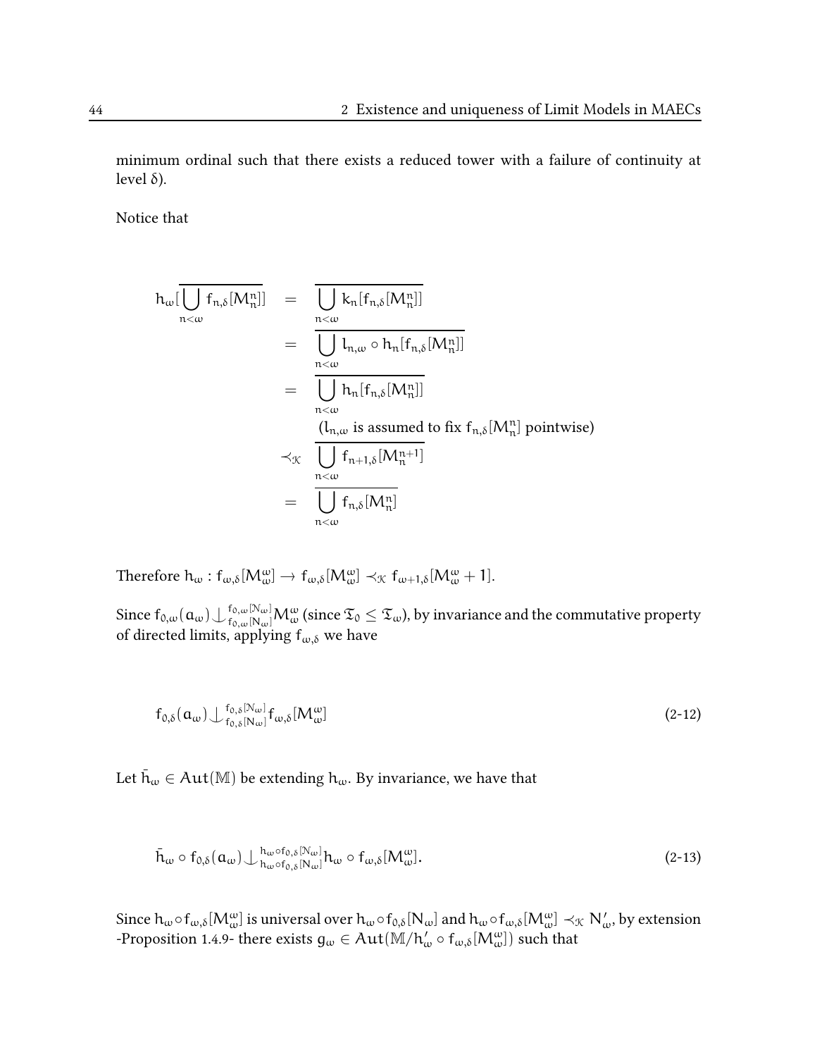minimum ordinal such that there exists a reduced tower with a failure of continuity at level $\delta$).

Notice that

$$
\begin{aligned}
h_\omega[\overline{\bigcup_{n<\omega} f_{n,\delta}[M_n^n]}] &= \overline{\bigcup_{n<\omega} k_n[f_{n,\delta}[M_n^n]]} \\
&= \overline{\bigcup_{n<\omega} l_{n,\omega} \circ h_n[f_{n,\delta}[M_n^n]]} \\
&= \overline{\bigcup_{n<\omega} h_n[f_{n,\delta}[M_n^n]]} \\
&\quad\ (l_{n,\omega} \text{ is assumed to fix } f_{n,\delta}[M_n^n] \text{ pointwise}) \\
&\prec_{\mathcal{K}} \overline{\bigcup_{n<\omega} f_{n+1,\delta}[M_n^{n+1}]} \\
&= \overline{\bigcup_{n<\omega} f_{n,\delta}[M_n^n]}
\end{aligned}
$$

Therefore $h_\omega : f_{\omega,\delta}[M_\omega^\omega] \to f_{\omega,\delta}[M_\omega^\omega] \prec_{\mathcal{K}} f_{\omega+1,\delta}[M_\omega^\omega + 1]$.

Since $f_{0,\omega}(a_\omega) \downarrow_{f_{0,\omega}[N_\omega]}^{f_{0,\omega}[\mathcal{N}_\omega]} M_\omega^\omega$ (since $\mathfrak{T}_0 \leq \mathfrak{T}_\omega$), by invariance and the commutative property of directed limits, applying $f_{\omega,\delta}$ we have

$$
f_{0,\delta}(a_\omega) \downarrow_{f_{0,\delta}[N_\omega]}^{f_{0,\delta}[\mathcal{N}_\omega]} f_{\omega,\delta}[M_\omega^\omega] \tag{2-12}
$$

Let $\bar{h}_\omega \in Aut(\mathbb{M})$ be extending $h_\omega$. By invariance, we have that

$$
\bar{h}_\omega \circ f_{0,\delta}(a_\omega) \downarrow_{h_\omega \circ f_{0,\delta}[N_\omega]}^{h_\omega \circ f_{0,\delta}[\mathcal{N}_\omega]} h_\omega \circ f_{\omega,\delta}[M_\omega^\omega]. \tag{2-13}
$$

Since $h_\omega \circ f_{\omega,\delta}[M_\omega^\omega]$ is universal over $h_\omega \circ f_{0,\delta}[N_\omega]$ and $h_\omega \circ f_{\omega,\delta}[M_\omega^\omega] \prec_{\mathcal{K}} N'_\omega$, by extension -Proposition 1.4.9- there exists $g_\omega \in Aut(\mathbb{M}/h'_\omega \circ f_{\omega,\delta}[M_\omega^\omega])$ such that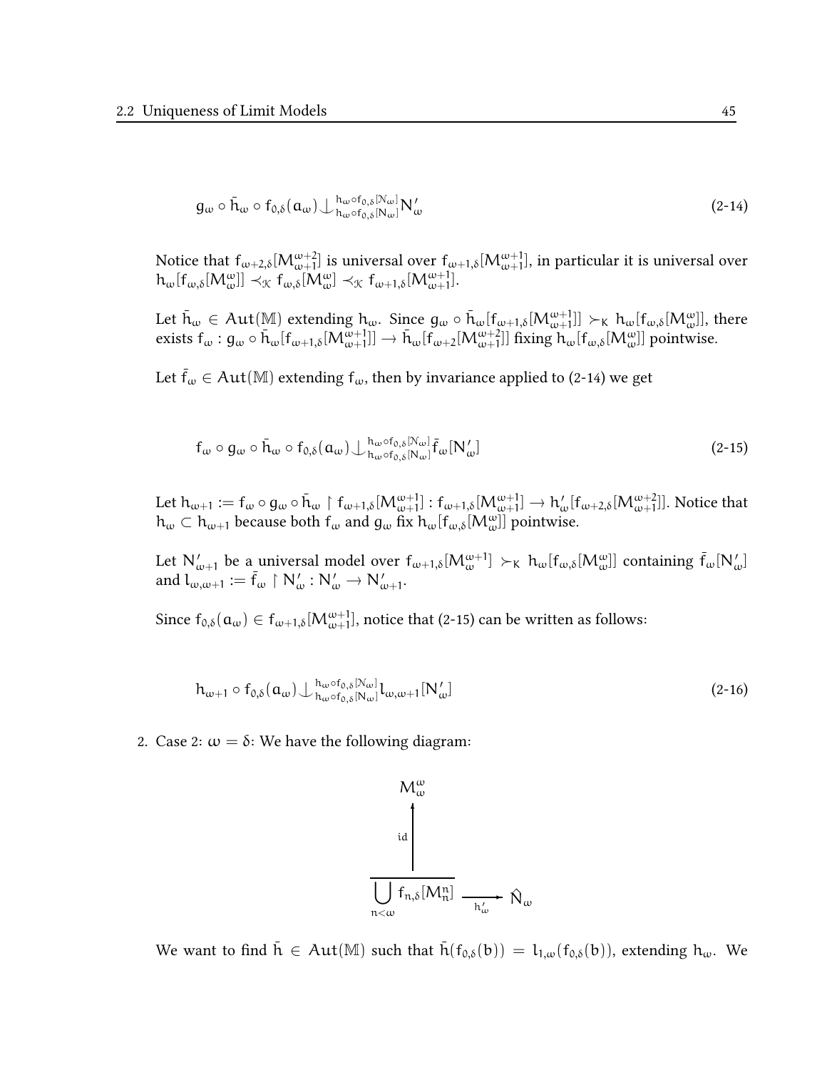$$g_\omega \circ \bar{h}_\omega \circ f_{0,\delta}(a_\omega) \downarrow^{h_\omega \circ f_{0,\delta}[\mathcal{N}_\omega]}_{h_\omega \circ f_{0,\delta}[N_\omega]} N'_\omega \tag{2-14}$$

Notice that $f_{\omega+2,\delta}[M^{\omega+2}_{\omega+1}]$ is universal over $f_{\omega+1,\delta}[M^{\omega+1}_{\omega+1}]$, in particular it is universal over $h_\omega[f_{\omega,\delta}[M^\omega_\omega]] \prec_{\mathcal{K}} f_{\omega,\delta}[M^\omega_\omega] \prec_{\mathcal{K}} f_{\omega+1,\delta}[M^{\omega+1}_{\omega+1}]$.

Let $\bar{h}_\omega \in Aut(\mathbb{M})$ extending $h_\omega$. Since $g_\omega \circ \bar{h}_\omega[f_{\omega+1,\delta}[M^{\omega+1}_{\omega+1}]] \succ_K h_\omega[f_{\omega,\delta}[M^\omega_\omega]]$, there exists $f_\omega : g_\omega \circ \bar{h}_\omega[f_{\omega+1,\delta}[M^{\omega+1}_{\omega+1}]] \to \bar{h}_\omega[f_{\omega+2}[M^{\omega+2}_{\omega+1}]]$ fixing $h_\omega[f_{\omega,\delta}[M^\omega_\omega]]$ pointwise.

Let $\bar{f}_\omega \in Aut(\mathbb{M})$ extending $f_\omega$, then by invariance applied to (2-14) we get

$$f_\omega \circ g_\omega \circ \bar{h}_\omega \circ f_{0,\delta}(a_\omega) \downarrow^{h_\omega \circ f_{0,\delta}[\mathcal{N}_\omega]}_{h_\omega \circ f_{0,\delta}[N_\omega]} \bar{f}_\omega[N'_\omega] \tag{2-15}$$

Let $h_{\omega+1} := f_\omega \circ g_\omega \circ \bar{h}_\omega \restriction f_{\omega+1,\delta}[M^{\omega+1}_{\omega+1}] : f_{\omega+1,\delta}[M^{\omega+1}_{\omega+1}] \to h'_\omega[f_{\omega+2,\delta}[M^{\omega+2}_{\omega+1}]]$. Notice that $h_\omega \subset h_{\omega+1}$ because both $f_\omega$ and $g_\omega$ fix $h_\omega[f_{\omega,\delta}[M^\omega_\omega]]$ pointwise.

Let $N'_{\omega+1}$ be a universal model over $f_{\omega+1,\delta}[M^{\omega+1}_\omega] \succ_K h_\omega[f_{\omega,\delta}[M^\omega_\omega]]$ containing $\bar{f}_\omega[N'_\omega]$ and $l_{\omega,\omega+1} := \bar{f}_\omega \restriction N'_\omega : N'_\omega \to N'_{\omega+1}$.

Since $f_{0,\delta}(a_\omega) \in f_{\omega+1,\delta}[M^{\omega+1}_{\omega+1}]$, notice that (2-15) can be written as follows:

$$h_{\omega+1} \circ f_{0,\delta}(a_\omega) \downarrow^{h_\omega \circ f_{0,\delta}[\mathcal{N}_\omega]}_{h_\omega \circ f_{0,\delta}[N_\omega]} l_{\omega,\omega+1}[N'_\omega] \tag{2-16}$$

2. Case 2: $\omega = \delta$: We have the following diagram:

$$\begin{array}{ccc} M^\omega_\omega & & \\ \uparrow \text{id} & & \\ \overline{\bigcup_{n<\omega} f_{n,\delta}[M^n_n]} & \xrightarrow[h'_\omega]{} & \hat{N}_\omega \end{array}$$

We want to find $\bar{h} \in Aut(\mathbb{M})$ such that $\bar{h}(f_{0,\delta}(b)) = l_{1,\omega}(f_{0,\delta}(b))$, extending $h_\omega$. We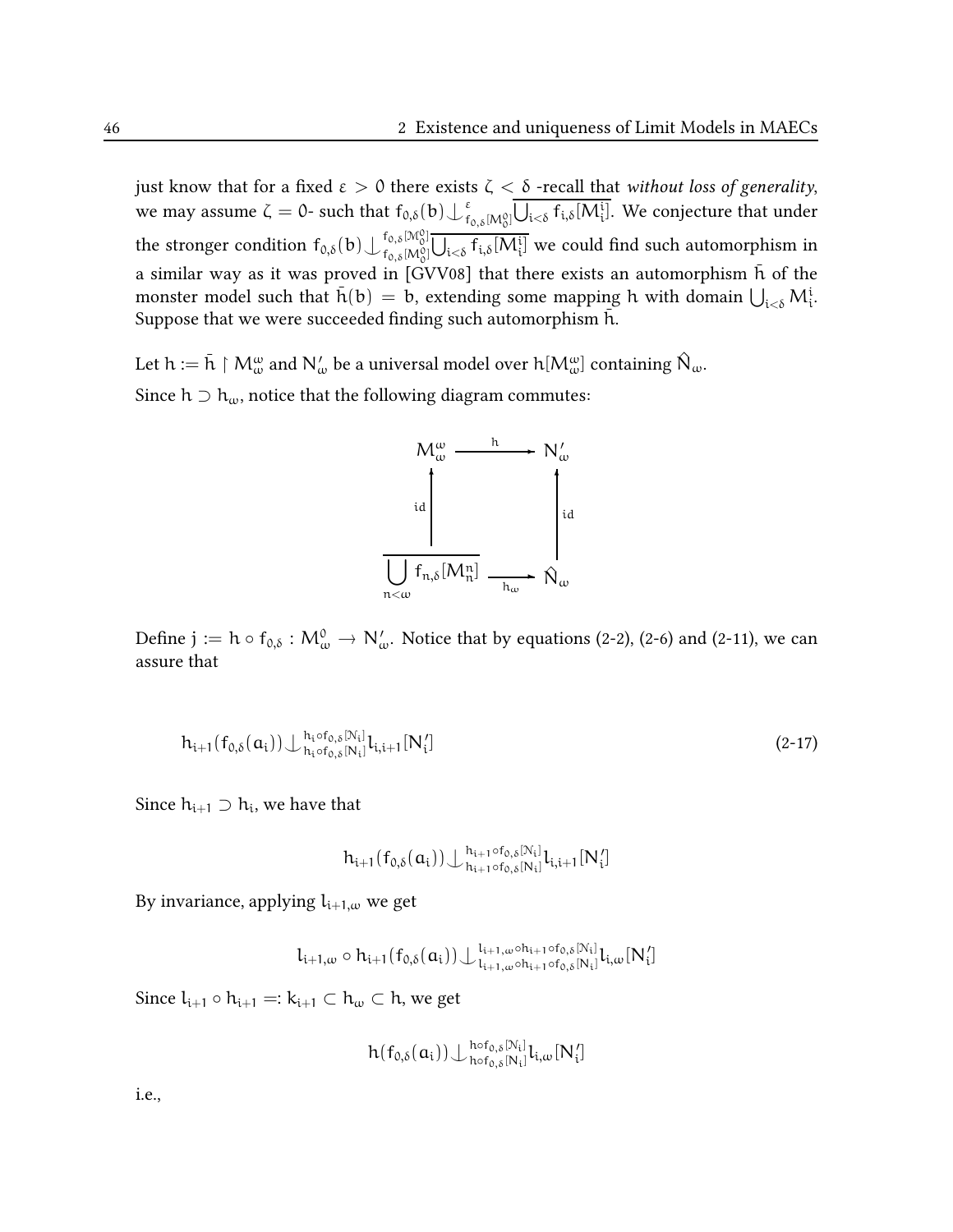just know that for a fixed $\varepsilon > 0$ there exists $\zeta < \delta$ -recall that *without loss of generality*, we may assume $\zeta = 0$- such that $f_{0,\delta}(b) \downarrow^{\varepsilon}_{f_{0,\delta}[M_0^0]} \overline{\bigcup_{i<\delta} f_{i,\delta}[M_i^i]}$. We conjecture that under the stronger condition $f_{0,\delta}(b) \downarrow^{f_{0,\delta}[M_0^0]}_{f_{0,\delta}[M_0^0]} \overline{\bigcup_{i<\delta} f_{i,\delta}[M_i^i]}$ we could find such automorphism in a similar way as it was proved in [GVV08] that there exists an automorphism $\bar{h}$ of the monster model such that $\bar{h}(b) = b$, extending some mapping $h$ with domain $\bigcup_{i<\delta} M_i^i$. Suppose that we were succeeded finding such automorphism $\bar{h}$.

Let $h := \bar{h} \restriction M_\omega^\omega$ and $N'_\omega$ be a universal model over $h[M_\omega^\omega]$ containing $\hat{N}_\omega$.

Since $h \supset h_\omega$, notice that the following diagram commutes:

$$\begin{array}{ccc}
M_\omega^\omega & \xrightarrow{\quad h \quad} & N'_\omega \\
\uparrow \text{id} & & \uparrow \text{id} \\
\overline{\bigcup_{n<\omega} f_{n,\delta}[M_n^n]} & \xrightarrow{\quad h_\omega \quad} & \hat{N}_\omega
\end{array}$$

Define $j := h \circ f_{0,\delta} : M_\omega^0 \to N'_\omega$. Notice that by equations (2-2), (2-6) and (2-11), we can assure that

$$h_{i+1}(f_{0,\delta}(a_i)) \downarrow^{h_i \circ f_{0,\delta}[\mathcal{N}_i]}_{h_i \circ f_{0,\delta}[N_i]} l_{i,i+1}[N'_i] \tag{2-17}$$

Since $h_{i+1} \supset h_i$, we have that

$$h_{i+1}(f_{0,\delta}(a_i)) \downarrow^{h_{i+1} \circ f_{0,\delta}[\mathcal{N}_i]}_{h_{i+1} \circ f_{0,\delta}[N_i]} l_{i,i+1}[N'_i]$$

By invariance, applying $l_{i+1,\omega}$ we get

$$l_{i+1,\omega} \circ h_{i+1}(f_{0,\delta}(a_i)) \downarrow^{l_{i+1,\omega} \circ h_{i+1} \circ f_{0,\delta}[\mathcal{N}_i]}_{l_{i+1,\omega} \circ h_{i+1} \circ f_{0,\delta}[N_i]} l_{i,\omega}[N'_i]$$

Since $l_{i+1} \circ h_{i+1} =: k_{i+1} \subset h_\omega \subset h$, we get

$$h(f_{0,\delta}(a_i)) \downarrow^{h \circ f_{0,\delta}[\mathcal{N}_i]}_{h \circ f_{0,\delta}[N_i]} l_{i,\omega}[N'_i]$$

i.e.,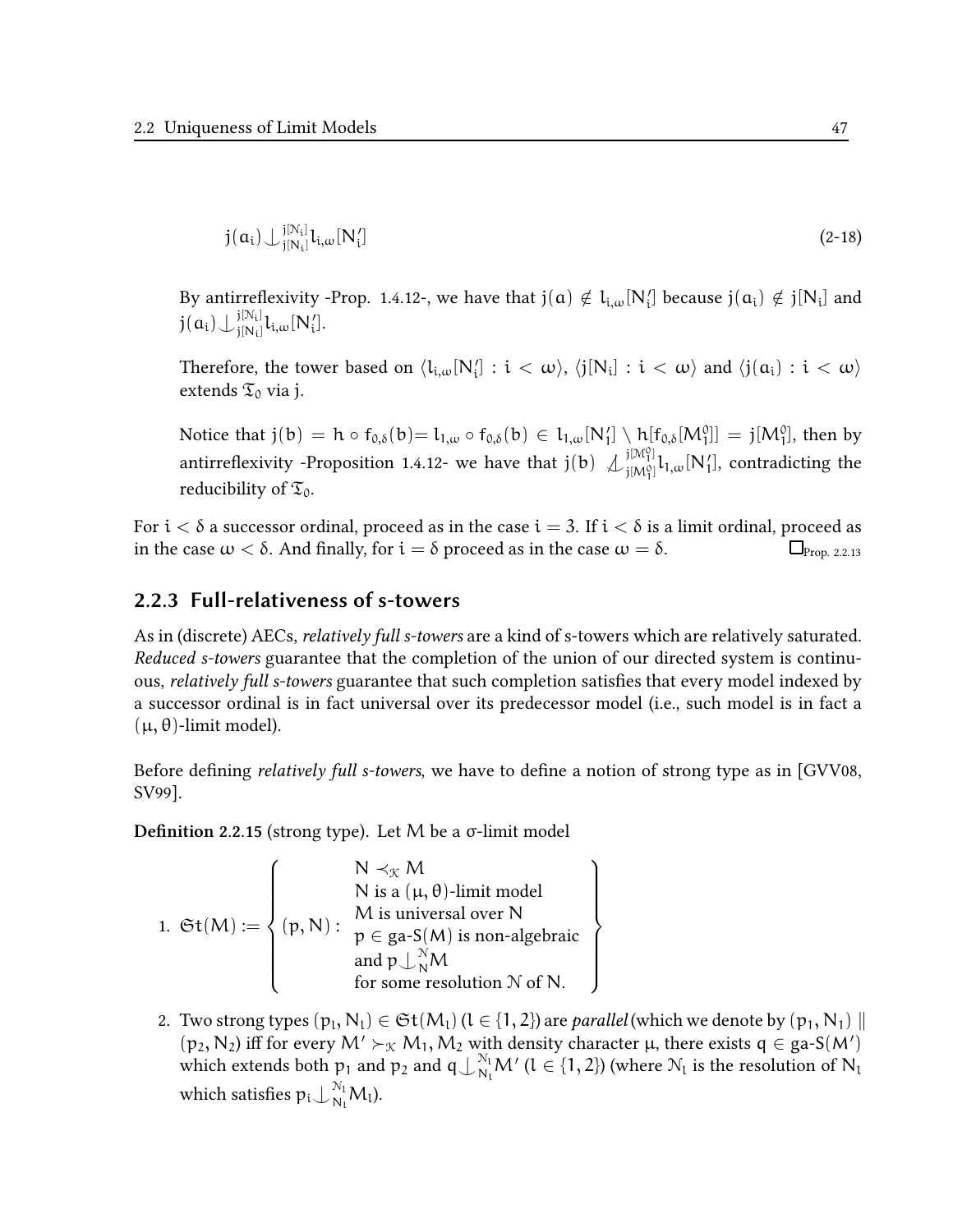$$j(a_i) \mathop{\smile\!\!\!\!\!\!|}\nolimits_{j[N_i]}^{j[\mathcal{N}_i]} l_{i,\omega}[N_i'] \tag{2-18}$$

By antirreflexivity -Prop. 1.4.12-, we have that $j(a) \notin l_{i,\omega}[N_i']$ because $j(a_i) \notin j[N_i]$ and $j(a_i) \mathop{\smile\!\!\!\!\!\!|}\nolimits_{j[N_i]}^{j[\mathcal{N}_i]} l_{i,\omega}[N_i']$.

Therefore, the tower based on $\langle l_{i,\omega}[N_i'] : i < \omega \rangle$, $\langle j[N_i] : i < \omega \rangle$ and $\langle j(a_i) : i < \omega \rangle$ extends $\mathfrak{T}_0$ via j.

Notice that $j(b) = h \circ f_{0,\delta}(b) = l_{1,\omega} \circ f_{0,\delta}(b) \in l_{1,\omega}[N_1'] \setminus h[f_{0,\delta}[M_1^0]] = j[M_1^0]$, then by antirreflexivity -Proposition 1.4.12- we have that $j(b) \not\mathop{\smile\!\!\!\!\!\!|}\nolimits_{j[M_1^0]}^{j[\mathcal{M}_1^0]} l_{1,\omega}[N_1']$, contradicting the reducibility of $\mathfrak{T}_0$.

For $i < \delta$ a successor ordinal, proceed as in the case $i = 3$. If $i < \delta$ is a limit ordinal, proceed as in the case $\omega < \delta$. And finally, for $i = \delta$ proceed as in the case $\omega = \delta$. $\square_{\text{Prop. 2.2.13}}$

### 2.2.3 Full-relativeness of s-towers

As in (discrete) AECs, *relatively full s-towers* are a kind of s-towers which are relatively saturated. *Reduced s-towers* guarantee that the completion of the union of our directed system is continuous, *relatively full s-towers* guarantee that such completion satisfies that every model indexed by a successor ordinal is in fact universal over its predecessor model (i.e., such model is in fact a $(\mu, \theta)$-limit model).

Before defining *relatively full s-towers*, we have to define a notion of strong type as in [GVV08, SV99].

**Definition 2.2.15** (strong type). Let $M$ be a $\sigma$-limit model

1. $$\mathfrak{St}(M) := \left\{ (p, N) : \begin{array}{c} N \prec_{\mathcal{K}} M \\ N \text{ is a } (\mu,\theta)\text{-limit model} \\ M \text{ is universal over } N \\ p \in \text{ga-S}(M) \text{ is non-algebraic} \\ \text{and } p \mathop{\smile\!\!\!\!\!\!|}\nolimits_N^{\mathcal{N}} M \\ \text{for some resolution } \mathcal{N} \text{ of } N. \end{array} \right\}$$

2. Two strong types $(p_l, N_l) \in \mathfrak{St}(M_l)$ ($l \in \{1,2\}$) are *parallel* (which we denote by $(p_1, N_1) \parallel (p_2, N_2)$) iff for every $M' \succ_{\mathcal{K}} M_1, M_2$ with density character $\mu$, there exists $q \in \text{ga-S}(M')$ which extends both $p_1$ and $p_2$ and $q \mathop{\smile\!\!\!\!\!\!|}\nolimits_{N_l}^{\mathcal{N}_l} M'$ ($l \in \{1,2\}$) (where $\mathcal{N}_l$ is the resolution of $N_l$ which satisfies $p_i \mathop{\smile\!\!\!\!\!\!|}\nolimits_{N_l}^{\mathcal{N}_l} M_l$).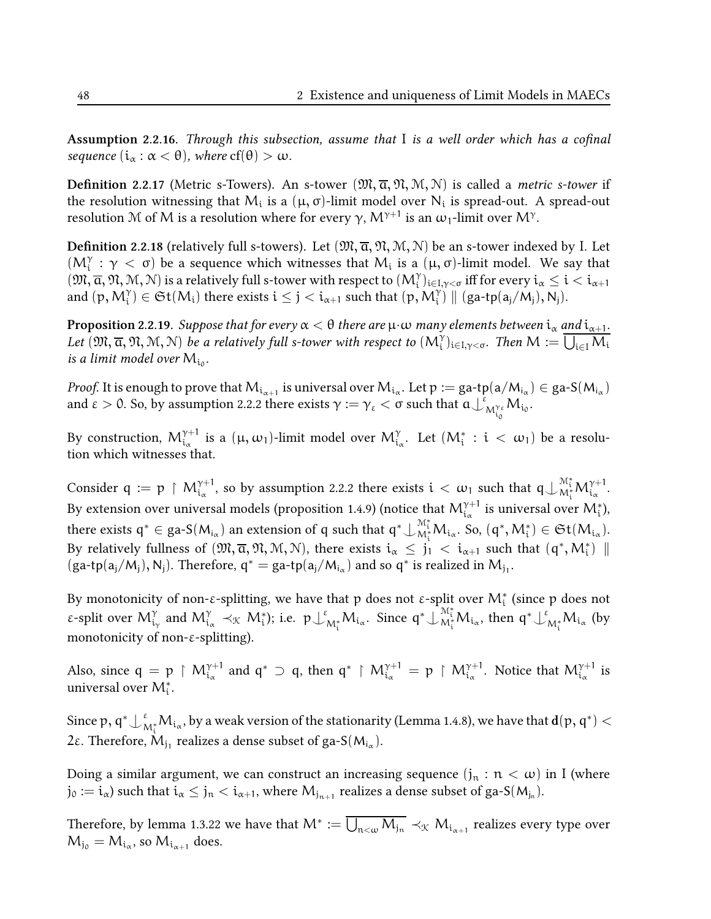**Assumption 2.2.16.** *Through this subsection, assume that $I$ is a well order which has a cofinal sequence $(i_\alpha : \alpha < \theta)$, where $\mathrm{cf}(\theta) > \omega$.*

**Definition 2.2.17** (Metric s-Towers). An s-tower $(\mathfrak{M}, \overline{a}, \mathfrak{N}, \mathcal{M}, \mathcal{N})$ is called a *metric s-tower* if the resolution witnessing that $M_i$ is a $(\mu, \sigma)$-limit model over $N_i$ is spread-out. A spread-out resolution $\mathcal{M}$ of $M$ is a resolution where for every $\gamma$, $M^{\gamma+1}$ is an $\omega_1$-limit over $M^\gamma$.

**Definition 2.2.18** (relatively full s-towers). Let $(\mathfrak{M}, \overline{a}, \mathfrak{N}, \mathcal{M}, \mathcal{N})$ be an s-tower indexed by $I$. Let $(M_i^\gamma : \gamma < \sigma)$ be a sequence which witnesses that $M_i$ is a $(\mu, \sigma)$-limit model. We say that $(\mathfrak{M}, \overline{a}, \mathfrak{N}, \mathcal{M}, \mathcal{N})$ is a relatively full s-tower with respect to $(M_i^\gamma)_{i \in I, \gamma < \sigma}$ iff for every $i_\alpha \leq i < i_{\alpha+1}$ and $(p, M_i^\gamma) \in \mathfrak{St}(M_i)$ there exists $i \leq j < i_{\alpha+1}$ such that $(p, M_i^\gamma) \parallel (\text{ga-tp}(a_j/M_j), N_j)$.

**Proposition 2.2.19.** *Suppose that for every $\alpha < \theta$ there are $\mu \cdot \omega$ many elements between $i_\alpha$ and $i_{\alpha+1}$. Let $(\mathfrak{M}, \overline{a}, \mathfrak{N}, \mathcal{M}, \mathcal{N})$ be a relatively full s-tower with respect to $(M_i^\gamma)_{i \in I, \gamma < \sigma}$. Then $M := \overline{\bigcup_{i \in I} M_i}$ is a limit model over $M_{i_0}$.*

*Proof.* It is enough to prove that $M_{i_{\alpha+1}}$ is universal over $M_{i_\alpha}$. Let $p := \text{ga-tp}(a/M_{i_\alpha}) \in \text{ga-S}(M_{i_\alpha})$ and $\varepsilon > 0$. So, by assumption 2.2.2 there exists $\gamma := \gamma_\varepsilon < \sigma$ such that $a \mathop{\smile\!\!\!\!\!\!|}^{\varepsilon}_{M_{i_0}^{\gamma_\varepsilon}} M_{i_0}$.

By construction, $M_{i_\alpha}^{\gamma+1}$ is a $(\mu, \omega_1)$-limit model over $M_{i_\alpha}^\gamma$. Let $(M_i^* : i < \omega_1)$ be a resolution which witnesses that.

Consider $q := p \upharpoonright M_{i_\alpha}^{\gamma+1}$, so by assumption 2.2.2 there exists $i < \omega_1$ such that $q \mathop{\smile\!\!\!\!\!\!|}^{\mathcal{M}_i^*}_{M_i^*} M_{i_\alpha}^{\gamma+1}$. By extension over universal models (proposition 1.4.9) (notice that $M_{i_\alpha}^{\gamma+1}$ is universal over $M_i^*$), there exists $q^* \in \text{ga-S}(M_{i_\alpha})$ an extension of $q$ such that $q^* \mathop{\smile\!\!\!\!\!\!|}^{\mathcal{M}_i^*}_{M_i^*} M_{i_\alpha}$. So, $(q^*, M_i^*) \in \mathfrak{St}(M_{i_\alpha})$. By relatively fullness of $(\mathfrak{M}, \overline{a}, \mathfrak{N}, \mathcal{M}, \mathcal{N})$, there exists $i_\alpha \leq j_1 < i_{\alpha+1}$ such that $(q^*, M_i^*) \parallel (\text{ga-tp}(a_j/M_j), N_j)$. Therefore, $q^* = \text{ga-tp}(a_j/M_{i_\alpha})$ and so $q^*$ is realized in $M_{j_1}$.

By monotonicity of non-$\varepsilon$-splitting, we have that $p$ does not $\varepsilon$-split over $M_i^*$ (since $p$ does not $\varepsilon$-split over $M_{i_\gamma}^\gamma$ and $M_{i_\alpha}^\gamma \prec_{\mathcal{K}} M_i^*$); i.e. $p \mathop{\smile\!\!\!\!\!\!|}^{\varepsilon}_{M_i^*} M_{i_\alpha}$. Since $q^* \mathop{\smile\!\!\!\!\!\!|}^{\mathcal{M}_i^*}_{M_i^*} M_{i_\alpha}$, then $q^* \mathop{\smile\!\!\!\!\!\!|}^{\varepsilon}_{M_i^*} M_{i_\alpha}$ (by monotonicity of non-$\varepsilon$-splitting).

Also, since $q = p \upharpoonright M_{i_\alpha}^{\gamma+1}$ and $q^* \supset q$, then $q^* \upharpoonright M_{i_\alpha}^{\gamma+1} = p \upharpoonright M_{i_\alpha}^{\gamma+1}$. Notice that $M_{i_\alpha}^{\gamma+1}$ is universal over $M_i^*$.

Since $p, q^* \mathop{\smile\!\!\!\!\!\!|}^{\varepsilon}_{M_i^*} M_{i_\alpha}$, by a weak version of the stationarity (Lemma 1.4.8), we have that $\mathbf{d}(p, q^*) < 2\varepsilon$. Therefore, $M_{j_1}$ realizes a dense subset of $\text{ga-S}(M_{i_\alpha})$.

Doing a similar argument, we can construct an increasing sequence $(j_n : n < \omega)$ in $I$ (where $j_0 := i_\alpha$) such that $i_\alpha \leq j_n < i_{\alpha+1}$, where $M_{j_{n+1}}$ realizes a dense subset of $\text{ga-S}(M_{j_n})$.

Therefore, by lemma 1.3.22 we have that $M^* := \overline{\bigcup_{n<\omega} M_{j_n}} \prec_{\mathcal{K}} M_{i_{\alpha+1}}$ realizes every type over $M_{j_0} = M_{i_\alpha}$, so $M_{i_{\alpha+1}}$ does.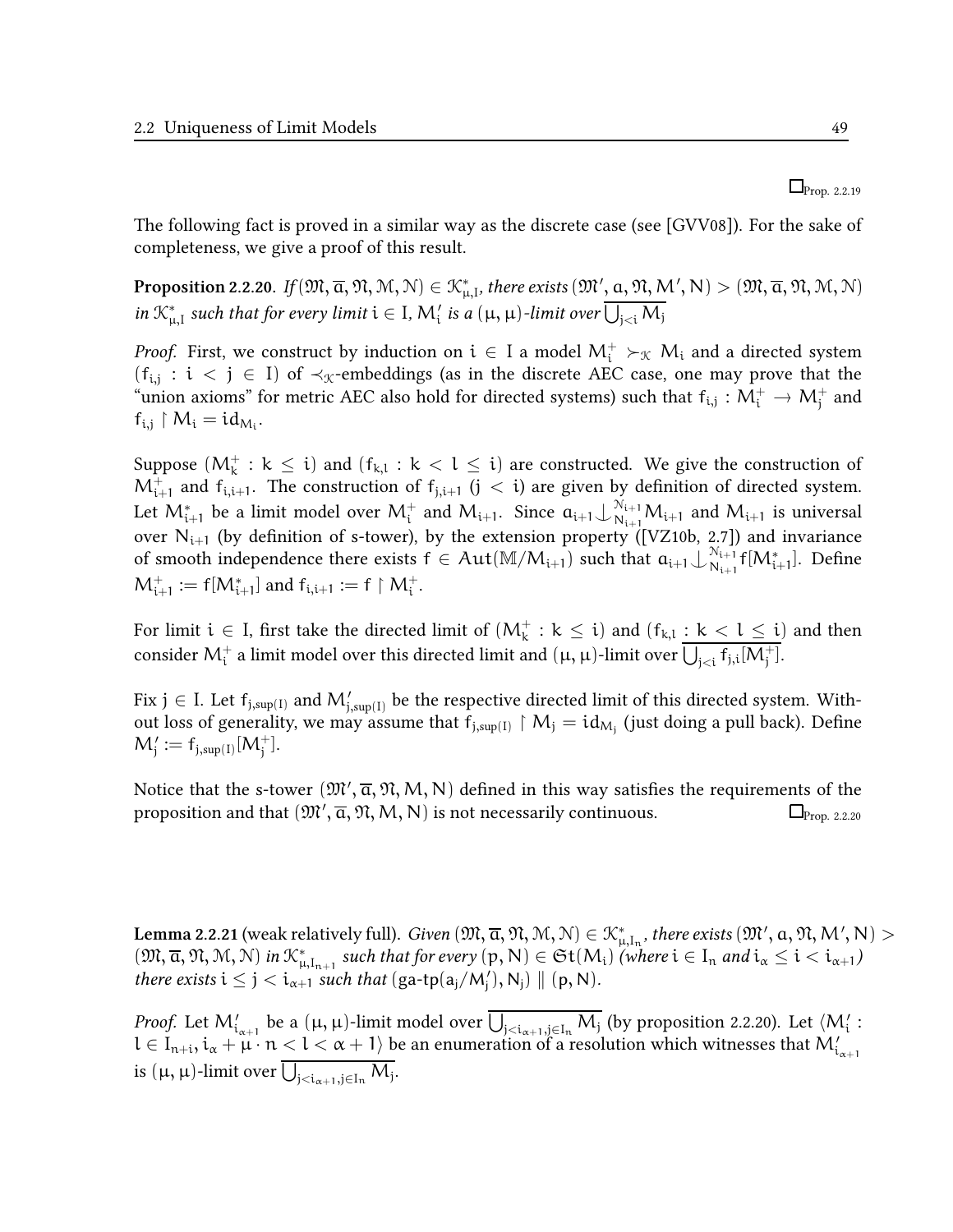$\square_{\text{Prop. 2.2.19}}$

The following fact is proved in a similar way as the discrete case (see [GVV08]). For the sake of completeness, we give a proof of this result.

**Proposition 2.2.20.** *If* $(\mathfrak{M}, \overline{a}, \mathfrak{N}, \mathcal{M}, \mathcal{N}) \in \mathcal{K}^*_{\mu,I}$*, there exists* $(\mathfrak{M}', a, \mathfrak{N}, M', N) > (\mathfrak{M}, \overline{a}, \mathfrak{N}, \mathcal{M}, \mathcal{N})$ *in* $\mathcal{K}^*_{\mu,I}$ *such that for every limit* $i \in I$*,* $M'_i$ *is a* $(\mu, \mu)$*-limit over* $\overline{\bigcup_{j<i} M_j}$

*Proof.* First, we construct by induction on $i \in I$ a model $M^+_i \succ_{\mathcal{K}} M_i$ and a directed system $(f_{i,j} : i < j \in I)$ of $\prec_{\mathcal{K}}$-embeddings (as in the discrete AEC case, one may prove that the "union axioms" for metric AEC also hold for directed systems) such that $f_{i,j} : M^+_i \to M^+_j$ and $f_{i,j} \upharpoonright M_i = id_{M_i}$.

Suppose $(M^+_k : k \leq i)$ and $(f_{k,l} : k < l \leq i)$ are constructed. We give the construction of $M^+_{i+1}$ and $f_{i,i+1}$. The construction of $f_{j,i+1}$ $(j < i)$ are given by definition of directed system. Let $M^*_{i+1}$ be a limit model over $M^+_i$ and $M_{i+1}$. Since $a_{i+1} \mathop{\smile\!\!\!\!\!\!|}\,^{\mathcal{N}_{i+1}}_{N_{i+1}} M_{i+1}$ and $M_{i+1}$ is universal over $N_{i+1}$ (by definition of s-tower), by the extension property ([VZ10b, 2.7]) and invariance of smooth independence there exists $f \in Aut(\mathbb{M}/M_{i+1})$ such that $a_{i+1} \mathop{\smile\!\!\!\!\!\!|}\,^{\mathcal{N}_{i+1}}_{N_{i+1}} f[M^*_{i+1}]$. Define $M^+_{i+1} := f[M^*_{i+1}]$ and $f_{i,i+1} := f \upharpoonright M^+_i$.

For limit $i \in I$, first take the directed limit of $(M^+_k : k \leq i)$ and $(f_{k,l} : k < l \leq i)$ and then consider $M^+_i$ a limit model over this directed limit and $(\mu, \mu)$-limit over $\overline{\bigcup_{j<i} f_{j,i}[M^+_j]}$.

Fix $j \in I$. Let $f_{j,\sup(I)}$ and $M'_{j,\sup(I)}$ be the respective directed limit of this directed system. Without loss of generality, we may assume that $f_{j,\sup(I)} \upharpoonright M_j = id_{M_j}$ (just doing a pull back). Define $M'_j := f_{j,\sup(I)}[M^+_j]$.

Notice that the s-tower $(\mathfrak{M}', \overline{a}, \mathfrak{N}, M, N)$ defined in this way satisfies the requirements of the proposition and that $(\mathfrak{M}', \overline{a}, \mathfrak{N}, M, N)$ is not necessarily continuous. $\square_{\text{Prop. 2.2.20}}$

**Lemma 2.2.21** (weak relatively full). *Given* $(\mathfrak{M}, \overline{a}, \mathfrak{N}, \mathcal{M}, \mathcal{N}) \in \mathcal{K}^*_{\mu,I_n}$*, there exists* $(\mathfrak{M}', a, \mathfrak{N}, M', N) > (\mathfrak{M}, \overline{a}, \mathfrak{N}, \mathcal{M}, \mathcal{N})$ *in* $\mathcal{K}^*_{\mu,I_{n+1}}$ *such that for every* $(p, N) \in \mathfrak{St}(M_i)$ *(where* $i \in I_n$ *and* $i_\alpha \leq i < i_{\alpha+1}$*) there exists* $i \leq j < i_{\alpha+1}$ *such that* $(\text{ga-tp}(a_j/M'_j), N_j) \parallel (p, N)$.

*Proof.* Let $M'_{i_{\alpha+1}}$ be a $(\mu, \mu)$-limit model over $\overline{\bigcup_{j<i_{\alpha+1}, j \in I_n} M_j}$ (by proposition 2.2.20). Let $\langle M'_l : l \in I_{n+i}, i_\alpha + \mu \cdot n < l < \alpha + 1 \rangle$ be an enumeration of a resolution which witnesses that $M'_{i_{\alpha+1}}$ is $(\mu, \mu)$-limit over $\overline{\bigcup_{j<i_{\alpha+1}, j \in I_n} M_j}$.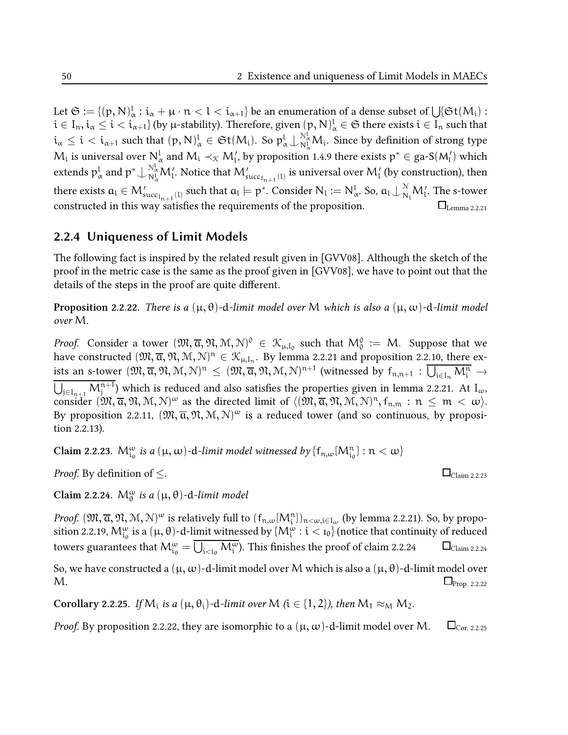Let $\mathfrak{S} := \{(p,N)^l_\alpha : i_\alpha + \mu \cdot n < l < i_{\alpha+1}\}$ be an enumeration of a dense subset of $\bigcup\{\mathfrak{S}t(M_i) : i \in I_n, i_\alpha \leq i < i_{\alpha+1}\}$ (by $\mu$-stability). Therefore, given $(p,N)^l_\alpha \in \mathfrak{S}$ there exists $i \in I_n$ such that $i_\alpha \leq i < i_{\alpha+1}$ such that $(p,N)^l_\alpha \in \mathfrak{S}t(M_i)$. So $p^l_\alpha \mathop{\smile\!\!\!\!\!\mid}^{\mathcal{N}^l_\alpha}_{N^l_\alpha} M_i$. Since by definition of strong type $M_i$ is universal over $N^l_\alpha$ and $M_i \prec_{\mathcal{K}} M'_l$, by proposition 1.4.9 there exists $p^* \in \text{ga-S}(M'_l)$ which extends $p^l_\alpha$ and $p^* \mathop{\smile\!\!\!\!\!\mid}^{\mathcal{N}^l_\alpha}_{N^l_\alpha} M'_l$. Notice that $M'_{\text{succ}_{I_{n+1}}(l)}$ is universal over $M'_l$ (by construction), then there exists $a_l \in M'_{\text{succ}_{I_{n+1}}(l)}$ such that $a_l \models p^*$. Consider $N_l := N^l_\alpha$. So, $a_l \mathop{\smile\!\!\!\!\!\mid}^{\mathcal{N}}_{N_l} M'_l$. The s-tower constructed in this way satisfies the requirements of the proposition. $\square_{\text{Lemma 2.2.21}}$

### 2.2.4 Uniqueness of Limit Models

The following fact is inspired by the related result given in [GVV08]. Although the sketch of the proof in the metric case is the same as the proof given in [GVV08], we have to point out that the details of the steps in the proof are quite different.

**Proposition 2.2.22.** *There is a $(\mu,\theta)$-d-limit model over $M$ which is also a $(\mu,\omega)$-d-limit model over $M$.*

*Proof.* Consider a tower $(\mathfrak{M}, \overline{a}, \mathfrak{N}, \mathcal{M}, \mathcal{N})^0 \in \mathcal{K}_{\mu, I_0}$ such that $M^0_0 := M$. Suppose that we have constructed $(\mathfrak{M}, \overline{a}, \mathfrak{N}, \mathcal{M}, \mathcal{N})^n \in \mathcal{K}_{\mu, I_n}$. By lemma 2.2.21 and proposition 2.2.10, there exists an s-tower $(\mathfrak{M}, \overline{a}, \mathfrak{N}, \mathcal{M}, \mathcal{N})^n \leq (\mathfrak{M}, \overline{a}, \mathfrak{N}, \mathcal{M}, \mathcal{N})^{n+1}$ (witnessed by $f_{n,n+1} : \overline{\bigcup_{i \in I_n} M^n_i} \to \overline{\bigcup_{j \in I_{n+1}} M^{n+1}_j}$) which is reduced and also satisfies the properties given in lemma 2.2.21. At $I_\omega$, consider $(\mathfrak{M}, \overline{a}, \mathfrak{N}, \mathcal{M}, \mathcal{N})^\omega$ as the directed limit of $\langle (\mathfrak{M}, \overline{a}, \mathfrak{N}, \mathcal{M}, \mathcal{N})^n, f_{n,m} : n \leq m < \omega \rangle$. By proposition 2.2.11, $(\mathfrak{M}, \overline{a}, \mathfrak{N}, \mathcal{M}, \mathcal{N})^\omega$ is a reduced tower (and so continuous, by proposition 2.2.13).

**Claim 2.2.23.** *$M^\omega_{i_\theta}$ is a $(\mu,\omega)$-d-limit model witnessed by $\{f_{n,\omega}[M^n_{i_\theta}] : n < \omega\}$*

*Proof.* By definition of $\leq$. $\square_{\text{Claim 2.2.23}}$

**Claim 2.2.24.** *$M^\omega_\theta$ is a $(\mu,\theta)$-d-limit model*

*Proof.* $(\mathfrak{M}, \overline{a}, \mathfrak{N}, \mathcal{M}, \mathcal{N})^\omega$ is relatively full to $(f_{n,\omega}[M^n_i])_{n<\omega, i \in I_\omega}$ (by lemma 2.2.21). So, by proposition 2.2.19, $M^\omega_{i_\theta}$ is a $(\mu,\theta)$-d-limit witnessed by $\{M^\omega_i : i < \imath_\theta\}$ (notice that continuity of reduced towers guarantees that $M^\omega_{i_\theta} = \overline{\bigcup_{i<i_\theta} M^\omega_i}$). This finishes the proof of claim 2.2.24 $\square_{\text{Claim 2.2.24}}$

So, we have constructed a $(\mu,\omega)$-d-limit model over $M$ which is also a $(\mu,\theta)$-d-limit model over $M$. $\square_{\text{Prop. 2.2.22}}$

**Corollary 2.2.25.** *If $M_i$ is a $(\mu,\theta_i)$-d-limit over $M$ ($i \in \{1,2\}$), then $M_1 \approx_M M_2$.*

*Proof.* By proposition 2.2.22, they are isomorphic to a $(\mu,\omega)$-d-limit model over $M$. $\square_{\text{Cor. 2.2.25}}$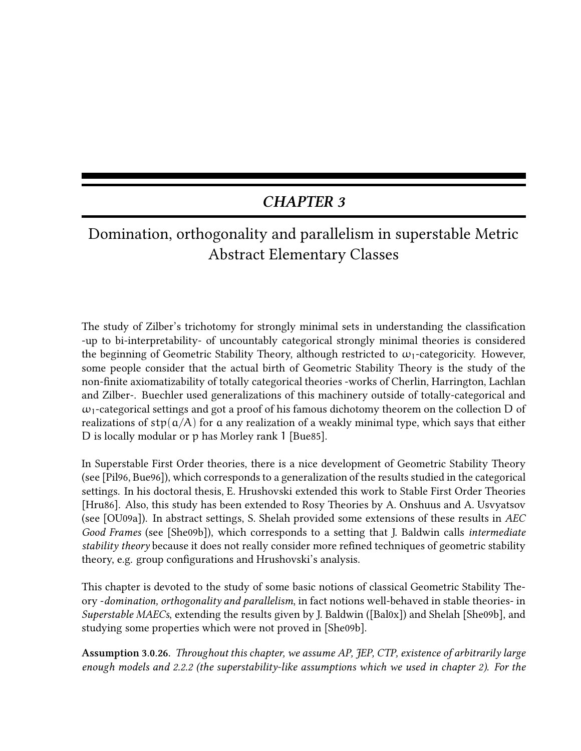# *CHAPTER 3*

## Domination, orthogonality and parallelism in superstable Metric Abstract Elementary Classes

The study of Zilber's trichotomy for strongly minimal sets in understanding the classification -up to bi-interpretability- of uncountably categorical strongly minimal theories is considered the beginning of Geometric Stability Theory, although restricted to $\omega_1$-categoricity. However, some people consider that the actual birth of Geometric Stability Theory is the study of the non-finite axiomatizability of totally categorical theories -works of Cherlin, Harrington, Lachlan and Zilber-. Buechler used generalizations of this machinery outside of totally-categorical and $\omega_1$-categorical settings and got a proof of his famous dichotomy theorem on the collection $D$ of realizations of $\mathrm{stp}(a/A)$ for $a$ any realization of a weakly minimal type, which says that either $D$ is locally modular or $p$ has Morley rank $1$ [Bue85].

In Superstable First Order theories, there is a nice development of Geometric Stability Theory (see [Pil96, Bue96]), which corresponds to a generalization of the results studied in the categorical settings. In his doctoral thesis, E. Hrushovski extended this work to Stable First Order Theories [Hru86]. Also, this study has been extended to Rosy Theories by A. Onshuus and A. Usvyatsov (see [OU09a]). In abstract settings, S. Shelah provided some extensions of these results in *AEC Good Frames* (see [She09b]), which corresponds to a setting that J. Baldwin calls *intermediate stability theory* because it does not really consider more refined techniques of geometric stability theory, e.g. group configurations and Hrushovski's analysis.

This chapter is devoted to the study of some basic notions of classical Geometric Stability Theory -*domination, orthogonality and parallelism*, in fact notions well-behaved in stable theories- in *Superstable MAECs*, extending the results given by J. Baldwin ([Bal0x]) and Shelah [She09b], and studying some properties which were not proved in [She09b].

**Assumption 3.0.26.** *Throughout this chapter, we assume AP, JEP, CTP, existence of arbitrarily large enough models and 2.2.2 (the superstability-like assumptions which we used in chapter 2). For the*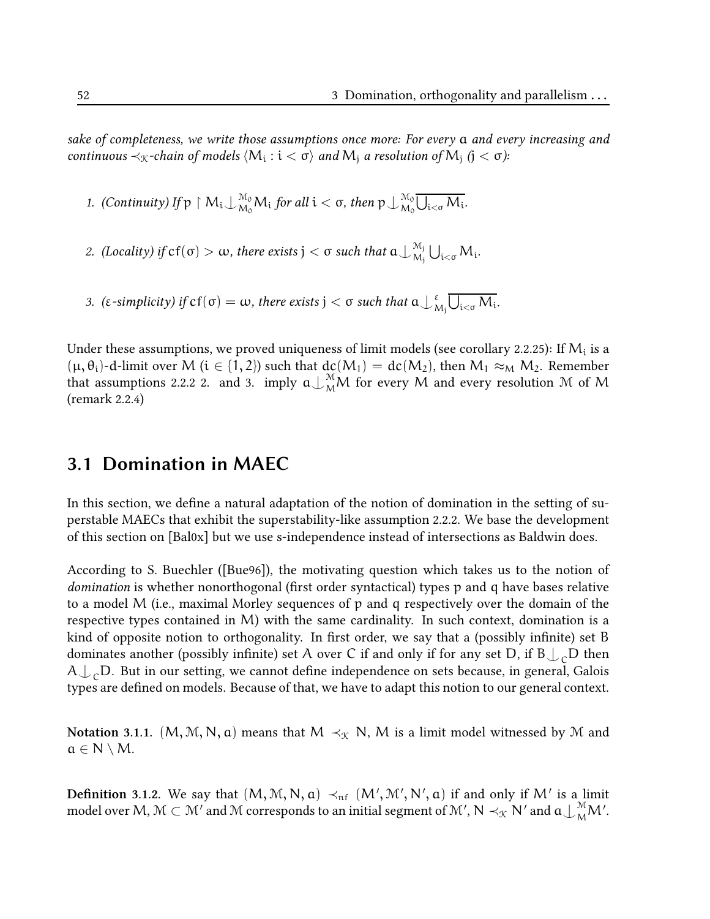*sake of completeness, we write those assumptions once more: For every $a$ and every increasing and continuous $\prec_{\mathcal{K}}$-chain of models $\langle M_i : i < \sigma \rangle$ and $M_j$ a resolution of $M_j$ ($j < \sigma$):*

1. *(Continuity) If $p \upharpoonright M_i \downarrow_{M_0}^{\mathcal{M}_0} M_i$ for all $i < \sigma$, then $p \downarrow_{M_0}^{\mathcal{M}_0} \overline{\bigcup_{i<\sigma} M_i}$.*

2. *(Locality) if $cf(\sigma) > \omega$, there exists $j < \sigma$ such that $a \downarrow_{M_j}^{\mathcal{M}_j} \bigcup_{i<\sigma} M_i$.*

3. *($\varepsilon$-simplicity) if $cf(\sigma) = \omega$, there exists $j < \sigma$ such that $a \downarrow_{M_j}^{\varepsilon} \overline{\bigcup_{i<\sigma} M_i}$.*

Under these assumptions, we proved uniqueness of limit models (see corollary 2.2.25): If $M_i$ is a $(\mu, \theta_i)$-d-limit over $M$ ($i \in \{1, 2\}$) such that $dc(M_1) = dc(M_2)$, then $M_1 \approx_M M_2$. Remember that assumptions 2.2.2 2. and 3. imply $a \downarrow_{M}^{\mathcal{M}} M$ for every $M$ and every resolution $\mathcal{M}$ of $M$ (remark 2.2.4)

## 3.1 Domination in MAEC

In this section, we define a natural adaptation of the notion of domination in the setting of superstable MAECs that exhibit the superstability-like assumption 2.2.2. We base the development of this section on [Bal0x] but we use s-independence instead of intersections as Baldwin does.

According to S. Buechler ([Bue96]), the motivating question which takes us to the notion of *domination* is whether nonorthogonal (first order syntactical) types $p$ and $q$ have bases relative to a model $M$ (i.e., maximal Morley sequences of $p$ and $q$ respectively over the domain of the respective types contained in $M$) with the same cardinality. In such context, domination is a kind of opposite notion to orthogonality. In first order, we say that a (possibly infinite) set $B$ dominates another (possibly infinite) set $A$ over $C$ if and only if for any set $D$, if $B \downarrow_C D$ then $A \downarrow_C D$. But in our setting, we cannot define independence on sets because, in general, Galois types are defined on models. Because of that, we have to adapt this notion to our general context.

**Notation 3.1.1.** $(M, \mathcal{M}, N, a)$ means that $M \prec_{\mathcal{K}} N$, $M$ is a limit model witnessed by $\mathcal{M}$ and $a \in N \setminus M$.

**Definition 3.1.2.** We say that $(M, \mathcal{M}, N, a) \prec_{nf} (M', \mathcal{M}', N', a)$ if and only if $M'$ is a limit model over $M$, $\mathcal{M} \subset \mathcal{M}'$ and $\mathcal{M}$ corresponds to an initial segment of $\mathcal{M}'$, $N \prec_{\mathcal{K}} N'$ and $a \downarrow_{M}^{\mathcal{M}} M'$.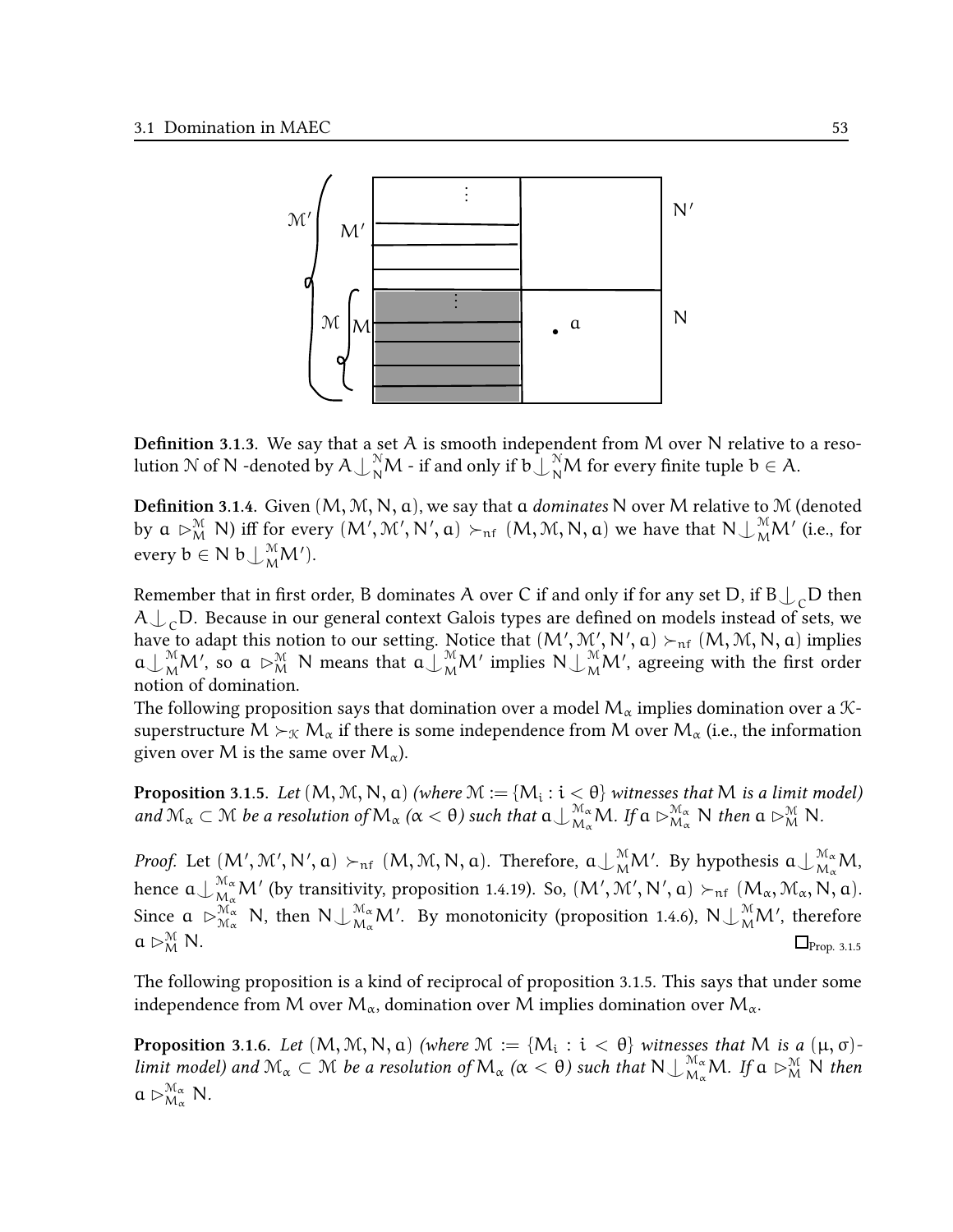**Definition 3.1.3.** We say that a set $A$ is smooth independent from $M$ over $N$ relative to a resolution $\mathcal{N}$ of $N$ -denoted by $A \downarrow_N^{\mathcal{N}} M$ - if and only if $b \downarrow_N^{\mathcal{N}} M$ for every finite tuple $b \in A$.

**Definition 3.1.4.** Given $(M, \mathcal{M}, N, a)$, we say that $a$ *dominates* $N$ over $M$ relative to $\mathcal{M}$ (denoted by $a \rhd_M^{\mathcal{M}} N$) iff for every $(M', \mathcal{M}', N', a) \succ_{nf} (M, \mathcal{M}, N, a)$ we have that $N \downarrow_M^{\mathcal{M}} M'$ (i.e., for every $b \in N$ $b \downarrow_M^{\mathcal{M}} M'$).

Remember that in first order, $B$ dominates $A$ over $C$ if and only if for any set $D$, if $B \downarrow_C D$ then $A \downarrow_C D$. Because in our general context Galois types are defined on models instead of sets, we have to adapt this notion to our setting. Notice that $(M', \mathcal{M}', N', a) \succ_{nf} (M, \mathcal{M}, N, a)$ implies $a \downarrow_M^{\mathcal{M}} M'$, so $a \rhd_M^{\mathcal{M}} N$ means that $a \downarrow_M^{\mathcal{M}} M'$ implies $N \downarrow_M^{\mathcal{M}} M'$, agreeing with the first order notion of domination.
The following proposition says that domination over a model $M_\alpha$ implies domination over a $\mathcal{K}$-superstructure $M \succ_{\mathcal{K}} M_\alpha$ if there is some independence from $M$ over $M_\alpha$ (i.e., the information given over $M$ is the same over $M_\alpha$).

**Proposition 3.1.5.** *Let $(M, \mathcal{M}, N, a)$ (where $\mathcal{M} := \{M_i : i < \theta\}$ witnesses that $M$ is a limit model) and $\mathcal{M}_\alpha \subset \mathcal{M}$ be a resolution of $M_\alpha$ ($\alpha < \theta$) such that $a \downarrow_{M_\alpha}^{\mathcal{M}_\alpha} M$. If $a \rhd_{M_\alpha}^{\mathcal{M}_\alpha} N$ then $a \rhd_M^{\mathcal{M}} N$.*

*Proof.* Let $(M', \mathcal{M}', N', a) \succ_{nf} (M, \mathcal{M}, N, a)$. Therefore, $a \downarrow_M^{\mathcal{M}} M'$. By hypothesis $a \downarrow_{M_\alpha}^{\mathcal{M}_\alpha} M$, hence $a \downarrow_{M_\alpha}^{\mathcal{M}_\alpha} M'$ (by transitivity, proposition 1.4.19). So, $(M', \mathcal{M}', N', a) \succ_{nf} (M_\alpha, \mathcal{M}_\alpha, N, a)$. Since $a \rhd_{\mathcal{M}_\alpha}^{\mathcal{M}_\alpha} N$, then $N \downarrow_{M_\alpha}^{\mathcal{M}_\alpha} M'$. By monotonicity (proposition 1.4.6), $N \downarrow_M^{\mathcal{M}} M'$, therefore $a \rhd_M^{\mathcal{M}} N$. $\square_{\text{Prop. 3.1.5}}$

The following proposition is a kind of reciprocal of proposition 3.1.5. This says that under some independence from $M$ over $M_\alpha$, domination over $M$ implies domination over $M_\alpha$.

**Proposition 3.1.6.** *Let $(M, \mathcal{M}, N, a)$ (where $\mathcal{M} := \{M_i : i < \theta\}$ witnesses that $M$ is a $(\mu, \sigma)$-limit model) and $\mathcal{M}_\alpha \subset \mathcal{M}$ be a resolution of $M_\alpha$ ($\alpha < \theta$) such that $N \downarrow_{M_\alpha}^{\mathcal{M}_\alpha} M$. If $a \rhd_M^{\mathcal{M}} N$ then $a \rhd_{M_\alpha}^{\mathcal{M}_\alpha} N$.*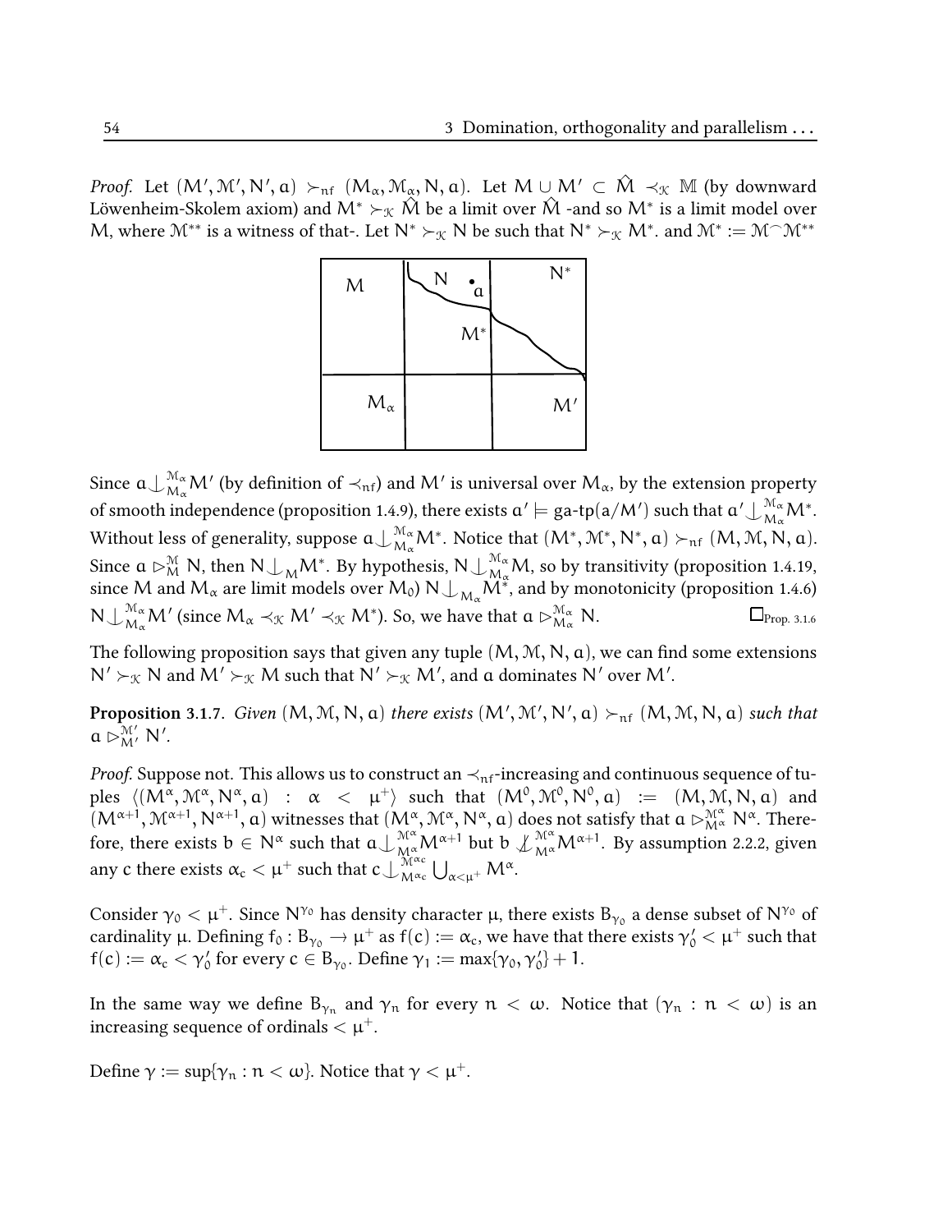*Proof.* Let $(M', \mathcal{M}', N', a) \succ_{nf} (M_\alpha, \mathcal{M}_\alpha, N, a)$. Let $M \cup M' \subset \hat{M} \prec_{\mathcal{K}} \mathbb{M}$ (by downward Löwenheim-Skolem axiom) and $M^* \succ_{\mathcal{K}} \hat{M}$ be a limit over $\hat{M}$ -and so $M^*$ is a limit model over $M$, where $\mathcal{M}^{**}$ is a witness of that-. Let $N^* \succ_{\mathcal{K}} N$ be such that $N^* \succ_{\mathcal{K}} M^*$. and $\mathcal{M}^* := \mathcal{M}^\frown \mathcal{M}^{**}$

Since $a \downarrow_{M_\alpha}^{\mathcal{M}_\alpha} M'$ (by definition of $\prec_{nf}$) and $M'$ is universal over $M_\alpha$, by the extension property of smooth independence (proposition 1.4.9), there exists $a' \models \text{ga-tp}(a/M')$ such that $a' \downarrow_{M_\alpha}^{\mathcal{M}_\alpha} M^*$. Without less of generality, suppose $a \downarrow_{M_\alpha}^{\mathcal{M}_\alpha} M^*$. Notice that $(M^*, \mathcal{M}^*, N^*, a) \succ_{nf} (M, \mathcal{M}, N, a)$. Since $a \rhd_M^{\mathcal{M}} N$, then $N \downarrow_M M^*$. By hypothesis, $N \downarrow_{M_\alpha}^{\mathcal{M}_\alpha} M$, so by transitivity (proposition 1.4.19, since $M$ and $M_\alpha$ are limit models over $M_0$) $N \downarrow_{M_\alpha} M^*$, and by monotonicity (proposition 1.4.6) $N \downarrow_{M_\alpha}^{\mathcal{M}_\alpha} M'$ (since $M_\alpha \prec_{\mathcal{K}} M' \prec_{\mathcal{K}} M^*$). So, we have that $a \rhd_{M_\alpha}^{\mathcal{M}_\alpha} N$. $\square_{\text{Prop. 3.1.6}}$

The following proposition says that given any tuple $(M, \mathcal{M}, N, a)$, we can find some extensions $N' \succ_{\mathcal{K}} N$ and $M' \succ_{\mathcal{K}} M$ such that $N' \succ_{\mathcal{K}} M'$, and $a$ dominates $N'$ over $M'$.

**Proposition 3.1.7.** *Given $(M, \mathcal{M}, N, a)$ there exists $(M', \mathcal{M}', N', a) \succ_{nf} (M, \mathcal{M}, N, a)$ such that $a \rhd_{M'}^{\mathcal{M}'} N'$.*

*Proof.* Suppose not. This allows us to construct an $\prec_{nf}$-increasing and continuous sequence of tuples $\langle (M^\alpha, \mathcal{M}^\alpha, N^\alpha, a) : \alpha < \mu^+ \rangle$ such that $(M^0, \mathcal{M}^0, N^0, a) := (M, \mathcal{M}, N, a)$ and $(M^{\alpha+1}, \mathcal{M}^{\alpha+1}, N^{\alpha+1}, a)$ witnesses that $(M^\alpha, \mathcal{M}^\alpha, N^\alpha, a)$ does not satisfy that $a \rhd_{M^\alpha}^{\mathcal{M}^\alpha} N^\alpha$. Therefore, there exists $b \in N^\alpha$ such that $a \downarrow_{M^\alpha}^{\mathcal{M}^\alpha} M^{\alpha+1}$ but $b \not\downarrow_{M^\alpha}^{\mathcal{M}^\alpha} M^{\alpha+1}$. By assumption 2.2.2, given any $c$ there exists $\alpha_c < \mu^+$ such that $c \downarrow_{M^{\alpha_c}}^{\mathcal{M}^{\alpha_c}} \bigcup_{\alpha<\mu^+} M^\alpha$.

Consider $\gamma_0 < \mu^+$. Since $N^{\gamma_0}$ has density character $\mu$, there exists $B_{\gamma_0}$ a dense subset of $N^{\gamma_0}$ of cardinality $\mu$. Defining $f_0 : B_{\gamma_0} \to \mu^+$ as $f(c) := \alpha_c$, we have that there exists $\gamma_0' < \mu^+$ such that $f(c) := \alpha_c < \gamma_0'$ for every $c \in B_{\gamma_0}$. Define $\gamma_1 := \max\{\gamma_0, \gamma_0'\} + 1$.

In the same way we define $B_{\gamma_n}$ and $\gamma_n$ for every $n < \omega$. Notice that $(\gamma_n : n < \omega)$ is an increasing sequence of ordinals $< \mu^+$.

Define $\gamma := \sup\{\gamma_n : n < \omega\}$. Notice that $\gamma < \mu^+$.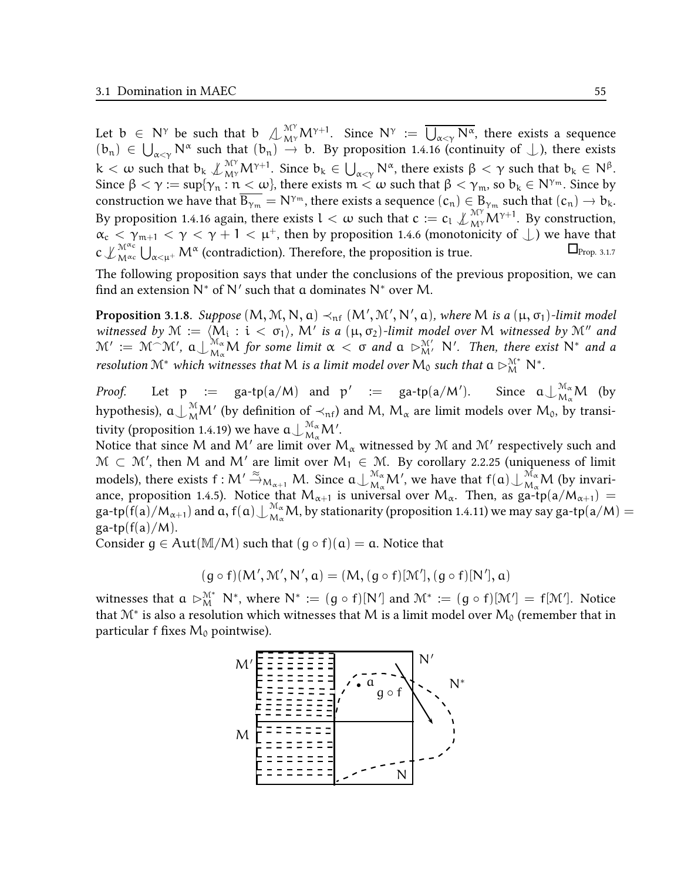Let $b \in N^\gamma$ be such that $b \not\downarrow^{\mathcal{M}^\gamma}_{M^\gamma} M^{\gamma+1}$. Since $N^\gamma := \overline{\bigcup_{\alpha<\gamma} N^\alpha}$, there exists a sequence $(b_n) \in \bigcup_{\alpha<\gamma} N^\alpha$ such that $(b_n) \to b$. By proposition 1.4.16 (continuity of $\downarrow$), there exists $k < \omega$ such that $b_k \not\downarrow^{\mathcal{M}^\gamma}_{M^\gamma} M^{\gamma+1}$. Since $b_k \in \bigcup_{\alpha<\gamma} N^\alpha$, there exists $\beta < \gamma$ such that $b_k \in N^\beta$. Since $\beta < \gamma := \sup\{\gamma_n : n < \omega\}$, there exists $m < \omega$ such that $\beta < \gamma_m$, so $b_k \in N^{\gamma_m}$. Since by construction we have that $\overline{B_{\gamma_m}} = N^{\gamma_m}$, there exists a sequence $(c_n) \in B_{\gamma_m}$ such that $(c_n) \to b_k$. By proposition 1.4.16 again, there exists $l < \omega$ such that $c := c_l \not\downarrow^{\mathcal{M}^\gamma}_{M^\gamma} M^{\gamma+1}$. By construction, $\alpha_c < \gamma_{m+1} < \gamma < \gamma + 1 < \mu^+$, then by proposition 1.4.6 (monotonicity of $\downarrow$) we have that $c \not\downarrow^{\mathcal{M}^{\alpha_c}}_{M^{\alpha_c}} \bigcup_{\alpha<\mu^+} M^\alpha$ (contradiction). Therefore, the proposition is true. $\square_{\text{Prop. 3.1.7}}$

The following proposition says that under the conclusions of the previous proposition, we can find an extension $N^*$ of $N'$ such that $a$ dominates $N^*$ over $M$.

**Proposition 3.1.8.** *Suppose $(M, \mathcal{M}, N, a) \prec_{nf} (M', \mathcal{M}', N', a)$, where $M$ is a $(\mu, \sigma_1)$-limit model witnessed by $\mathcal{M} := \langle M_i : i < \sigma_1 \rangle$, $M'$ is a $(\mu, \sigma_2)$-limit model over $M$ witnessed by $\mathcal{M}''$ and $\mathcal{M}' := \mathcal{M}^\frown\mathcal{M}'$, $a \downarrow^{\mathcal{M}_\alpha}_{M_\alpha} M$ for some limit $\alpha < \sigma$ and $a \rhd^{\mathcal{M}'}_{M'} N'$. Then, there exist $N^*$ and a resolution $\mathcal{M}^*$ which witnesses that $M$ is a limit model over $M_0$ such that $a \rhd^{\mathcal{M}^*}_{M} N^*$.*

*Proof.* Let $p := \text{ga-tp}(a/M)$ and $p' := \text{ga-tp}(a/M')$. Since $a \downarrow^{\mathcal{M}_\alpha}_{M_\alpha} M$ (by hypothesis), $a \downarrow^{\mathcal{M}}_{M} M'$ (by definition of $\prec_{nf}$) and $M$, $M_\alpha$ are limit models over $M_0$, by transitivity (proposition 1.4.19) we have $a \downarrow^{\mathcal{M}_\alpha}_{M_\alpha} M'$.

Notice that since $M$ and $M'$ are limit over $M_\alpha$ witnessed by $\mathcal{M}$ and $\mathcal{M}'$ respectively such and $\mathcal{M} \subset \mathcal{M}'$, then $M$ and $M'$ are limit over $M_1 \in \mathcal{M}$. By corollary 2.2.25 (uniqueness of limit models), there exists $f : M' \overset{\approx}{\to}_{M_{\alpha+1}} M$. Since $a \downarrow^{\mathcal{M}_\alpha}_{M_\alpha} M'$, we have that $f(a) \downarrow^{\mathcal{M}_\alpha}_{M_\alpha} M$ (by invariance, proposition 1.4.5). Notice that $M_{\alpha+1}$ is universal over $M_\alpha$. Then, as $\text{ga-tp}(a/M_{\alpha+1}) = \text{ga-tp}(f(a)/M_{\alpha+1})$ and $a, f(a) \downarrow^{\mathcal{M}_\alpha}_{M_\alpha} M$, by stationarity (proposition 1.4.11) we may say $\text{ga-tp}(a/M) = \text{ga-tp}(f(a)/M)$.

Consider $g \in Aut(\mathbb{M}/M)$ such that $(g \circ f)(a) = a$. Notice that

$$(g \circ f)(M', \mathcal{M}', N', a) = (M, (g \circ f)[\mathcal{M}'], (g \circ f)[N'], a)$$

witnesses that $a \rhd^{\mathcal{M}^*}_{M} N^*$, where $N^* := (g \circ f)[N']$ and $\mathcal{M}^* := (g \circ f)[\mathcal{M}'] = f[\mathcal{M}']$. Notice that $\mathcal{M}^*$ is also a resolution which witnesses that $M$ is a limit model over $M_0$ (remember that in particular $f$ fixes $M_0$ pointwise).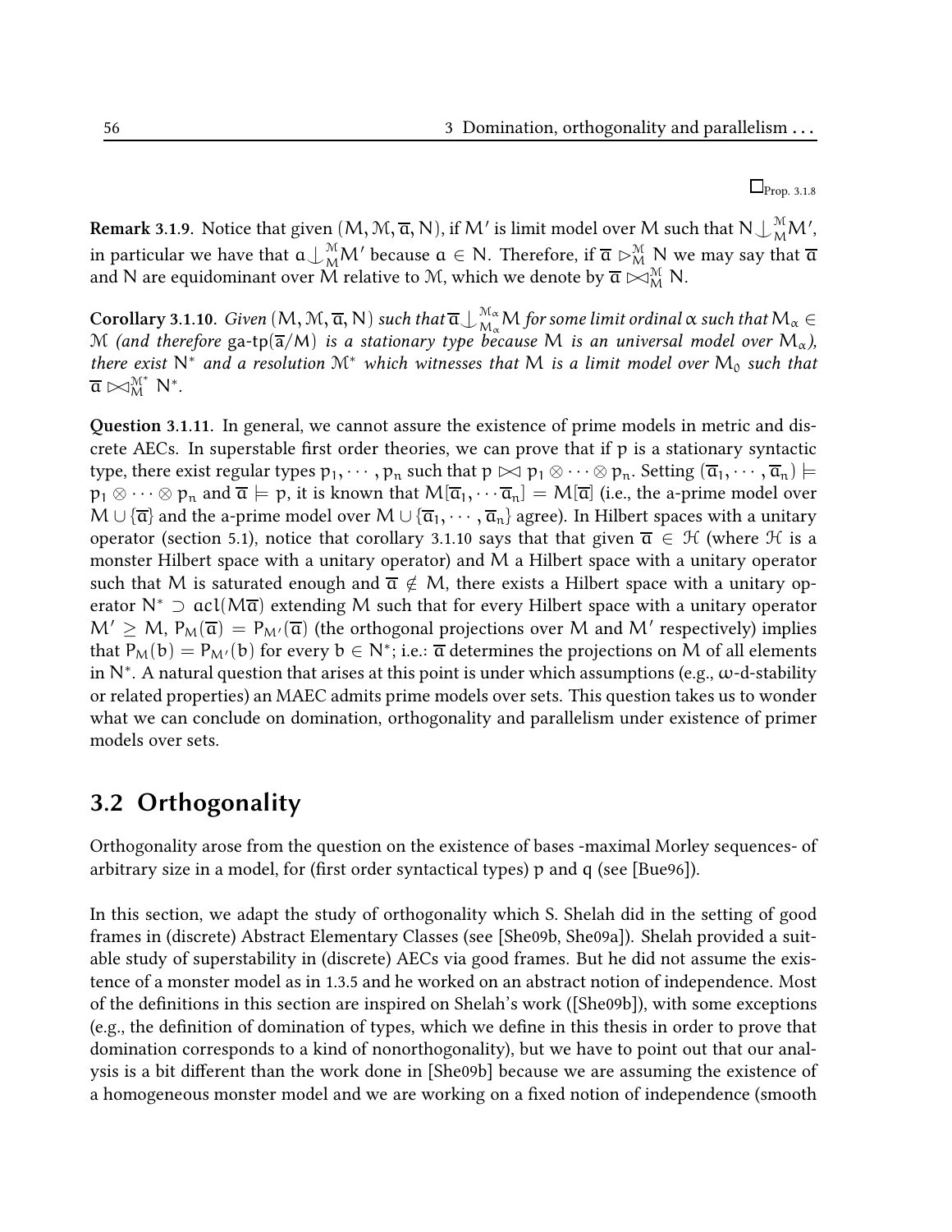$\square_{\text{Prop. 3.1.8}}$

**Remark 3.1.9.** Notice that given $(M, \mathcal{M}, \overline{a}, N)$, if $M'$ is limit model over $M$ such that $N \downarrow^{\mathcal{M}}_{M} M'$, in particular we have that $a \downarrow^{\mathcal{M}}_{M} M'$ because $a \in N$. Therefore, if $\overline{a} \rhd^{\mathcal{M}}_{M} N$ we may say that $\overline{a}$ and $N$ are equidominant over $M$ relative to $\mathcal{M}$, which we denote by $\overline{a} \bowtie^{\mathcal{M}}_{M} N$.

**Corollary 3.1.10.** *Given $(M, \mathcal{M}, \overline{a}, N)$ such that $\overline{a} \downarrow^{\mathcal{M}_\alpha}_{M_\alpha} M$ for some limit ordinal $\alpha$ such that $M_\alpha \in \mathcal{M}$ (and therefore $\text{ga-tp}(\overline{a}/M)$ is a stationary type because $M$ is an universal model over $M_\alpha$), there exist $N^*$ and a resolution $\mathcal{M}^*$ which witnesses that $M$ is a limit model over $M_0$ such that $\overline{a} \bowtie^{\mathcal{M}^*}_{M} N^*$.*

**Question 3.1.11.** In general, we cannot assure the existence of prime models in metric and discrete AECs. In superstable first order theories, we can prove that if $p$ is a stationary syntactic type, there exist regular types $p_1, \cdots, p_n$ such that $p \bowtie p_1 \otimes \cdots \otimes p_n$. Setting $(\overline{a}_1, \cdots, \overline{a}_n) \models p_1 \otimes \cdots \otimes p_n$ and $\overline{a} \models p$, it is known that $M[\overline{a}_1, \cdots \overline{a}_n] = M[\overline{a}]$ (i.e., the a-prime model over $M \cup \{\overline{a}\}$ and the a-prime model over $M \cup \{\overline{a}_1, \cdots, \overline{a}_n\}$ agree). In Hilbert spaces with a unitary operator (section 5.1), notice that corollary 3.1.10 says that that given $\overline{a} \in \mathcal{H}$ (where $\mathcal{H}$ is a monster Hilbert space with a unitary operator) and $M$ a Hilbert space with a unitary operator such that $M$ is saturated enough and $\overline{a} \notin M$, there exists a Hilbert space with a unitary operator $N^* \supset acl(M\overline{a})$ extending $M$ such that for every Hilbert space with a unitary operator $M' \geq M$, $P_M(\overline{a}) = P_{M'}(\overline{a})$ (the orthogonal projections over $M$ and $M'$ respectively) implies that $P_M(b) = P_{M'}(b)$ for every $b \in N^*$; i.e.: $\overline{a}$ determines the projections on $M$ of all elements in $N^*$. A natural question that arises at this point is under which assumptions (e.g., $\omega$-d-stability or related properties) an MAEC admits prime models over sets. This question takes us to wonder what we can conclude on domination, orthogonality and parallelism under existence of primer models over sets.

## 3.2 Orthogonality

Orthogonality arose from the question on the existence of bases -maximal Morley sequences- of arbitrary size in a model, for (first order syntactical types) $p$ and $q$ (see [Bue96]).

In this section, we adapt the study of orthogonality which S. Shelah did in the setting of good frames in (discrete) Abstract Elementary Classes (see [She09b, She09a]). Shelah provided a suitable study of superstability in (discrete) AECs via good frames. But he did not assume the existence of a monster model as in 1.3.5 and he worked on an abstract notion of independence. Most of the definitions in this section are inspired on Shelah's work ([She09b]), with some exceptions (e.g., the definition of domination of types, which we define in this thesis in order to prove that domination corresponds to a kind of nonorthogonality), but we have to point out that our analysis is a bit different than the work done in [She09b] because we are assuming the existence of a homogeneous monster model and we are working on a fixed notion of independence (smooth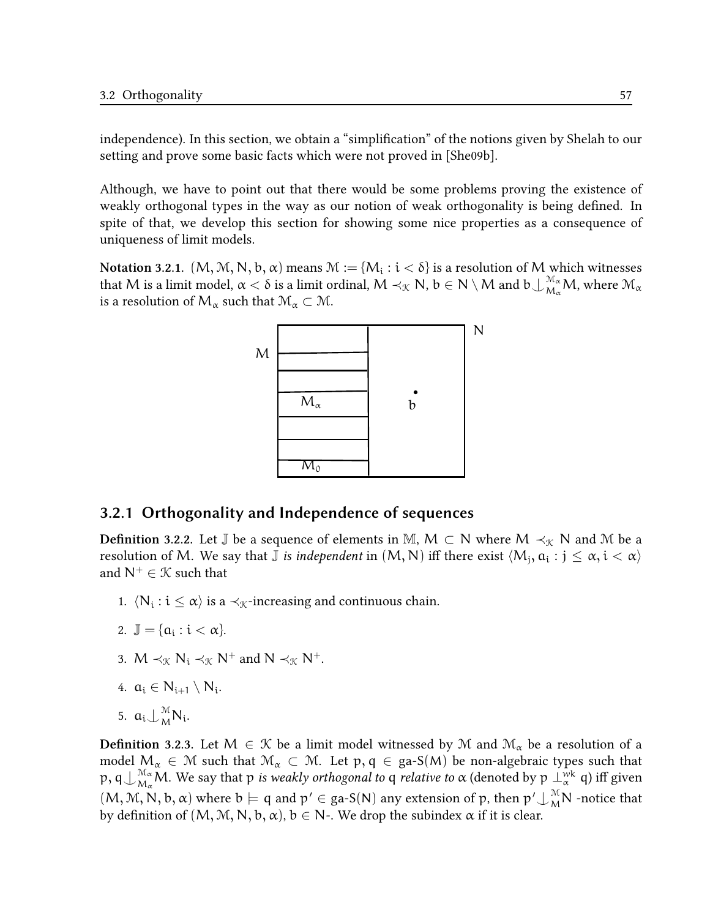independence). In this section, we obtain a "simplification" of the notions given by Shelah to our setting and prove some basic facts which were not proved in [She09b].

Although, we have to point out that there would be some problems proving the existence of weakly orthogonal types in the way as our notion of weak orthogonality is being defined. In spite of that, we develop this section for showing some nice properties as a consequence of uniqueness of limit models.

**Notation 3.2.1.** $(M, \mathcal{M}, N, b, \alpha)$ means $\mathcal{M} := \{M_i : i < \delta\}$ is a resolution of $M$ which witnesses that $M$ is a limit model, $\alpha < \delta$ is a limit ordinal, $M \prec_{\mathcal{K}} N$, $b \in N \setminus M$ and $b \downarrow^{\mathcal{M}_\alpha}_{M_\alpha} M$, where $\mathcal{M}_\alpha$ is a resolution of $M_\alpha$ such that $\mathcal{M}_\alpha \subset \mathcal{M}$.

### 3.2.1 Orthogonality and Independence of sequences

**Definition 3.2.2.** Let $\mathbb{J}$ be a sequence of elements in $\mathbb{M}$, $M \subset N$ where $M \prec_{\mathcal{K}} N$ and $\mathcal{M}$ be a resolution of $M$. We say that $\mathbb{J}$ *is independent* in $(M, N)$ iff there exist $\langle M_j, a_i : j \leq \alpha, i < \alpha \rangle$ and $N^+ \in \mathcal{K}$ such that

1. $\langle N_i : i \leq \alpha \rangle$ is a $\prec_{\mathcal{K}}$-increasing and continuous chain.
2. $\mathbb{J} = \{a_i : i < \alpha\}$.
3. $M \prec_{\mathcal{K}} N_i \prec_{\mathcal{K}} N^+$ and $N \prec_{\mathcal{K}} N^+$.
4. $a_i \in N_{i+1} \setminus N_i$.
5. $a_i \downarrow^{\mathcal{M}}_{M} N_i$.

**Definition 3.2.3.** Let $M \in \mathcal{K}$ be a limit model witnessed by $\mathcal{M}$ and $\mathcal{M}_\alpha$ be a resolution of a model $M_\alpha \in \mathcal{M}$ such that $\mathcal{M}_\alpha \subset \mathcal{M}$. Let $p, q \in \text{ga-S}(M)$ be non-algebraic types such that $p, q \downarrow^{\mathcal{M}_\alpha}_{M_\alpha} M$. We say that $p$ *is weakly orthogonal to* $q$ *relative to* $\alpha$ (denoted by $p \perp^{wk}_{\alpha} q$) iff given $(M, \mathcal{M}, N, b, \alpha)$ where $b \models q$ and $p' \in \text{ga-S}(N)$ any extension of $p$, then $p' \downarrow^{\mathcal{M}}_{M} N$ -notice that by definition of $(M, \mathcal{M}, N, b, \alpha)$, $b \in N$-. We drop the subindex $\alpha$ if it is clear.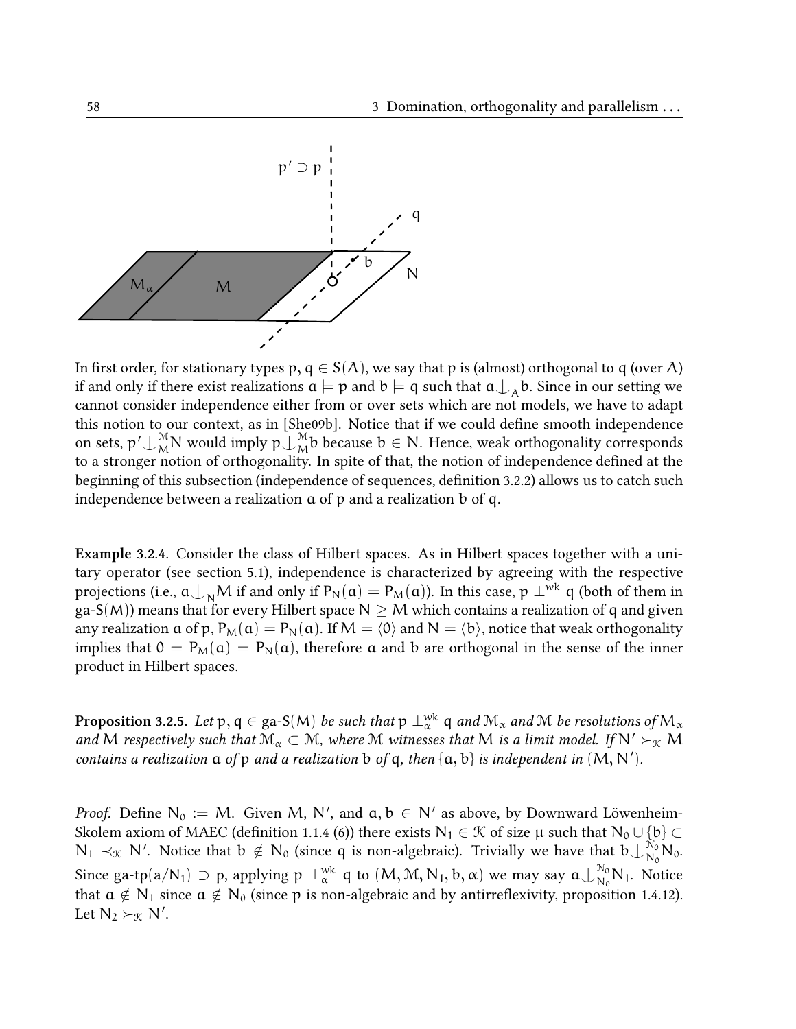In first order, for stationary types $p, q \in S(A)$, we say that $p$ is (almost) orthogonal to $q$ (over $A$) if and only if there exist realizations $a \models p$ and $b \models q$ such that $a \downarrow_A b$. Since in our setting we cannot consider independence either from or over sets which are not models, we have to adapt this notion to our context, as in [She09b]. Notice that if we could define smooth independence on sets, $p' \downarrow_M^{\mathcal{M}} N$ would imply $p \downarrow_M^{\mathcal{M}} b$ because $b \in N$. Hence, weak orthogonality corresponds to a stronger notion of orthogonality. In spite of that, the notion of independence defined at the beginning of this subsection (independence of sequences, definition 3.2.2) allows us to catch such independence between a realization $a$ of $p$ and a realization $b$ of $q$.

**Example 3.2.4.** Consider the class of Hilbert spaces. As in Hilbert spaces together with a unitary operator (see section 5.1), independence is characterized by agreeing with the respective projections (i.e., $a \downarrow_N M$ if and only if $P_N(a) = P_M(a)$). In this case, $p \perp^{wk} q$ (both of them in ga-S$(M)$) means that for every Hilbert space $N \geq M$ which contains a realization of $q$ and given any realization $a$ of $p$, $P_M(a) = P_N(a)$. If $M = \langle 0 \rangle$ and $N = \langle b \rangle$, notice that weak orthogonality implies that $0 = P_M(a) = P_N(a)$, therefore $a$ and $b$ are orthogonal in the sense of the inner product in Hilbert spaces.

**Proposition 3.2.5.** *Let $p, q \in$ ga-S$(M)$ be such that $p \perp_\alpha^{wk} q$ and $\mathcal{M}_\alpha$ and $\mathcal{M}$ be resolutions of $M_\alpha$ and $M$ respectively such that $\mathcal{M}_\alpha \subset \mathcal{M}$, where $\mathcal{M}$ witnesses that $M$ is a limit model. If $N' \succ_{\mathcal{K}} M$ contains a realization $a$ of $p$ and a realization $b$ of $q$, then $\{a, b\}$ is independent in $(M, N')$.*

*Proof.* Define $N_0 := M$. Given $M$, $N'$, and $a, b \in N'$ as above, by Downward Löwenheim-Skolem axiom of MAEC (definition 1.1.4 (6)) there exists $N_1 \in \mathcal{K}$ of size $\mu$ such that $N_0 \cup \{b\} \subset N_1 \prec_{\mathcal{K}} N'$. Notice that $b \notin N_0$ (since $q$ is non-algebraic). Trivially we have that $b \downarrow_{N_0}^{\mathcal{N}_0} N_0$. Since ga-tp$(a/N_1) \supset p$, applying $p \perp_\alpha^{wk} q$ to $(M, \mathcal{M}, N_1, b, \alpha)$ we may say $a \downarrow_{N_0}^{\mathcal{N}_0} N_1$. Notice that $a \notin N_1$ since $a \notin N_0$ (since $p$ is non-algebraic and by antirreflexivity, proposition 1.4.12). Let $N_2 \succ_{\mathcal{K}} N'$.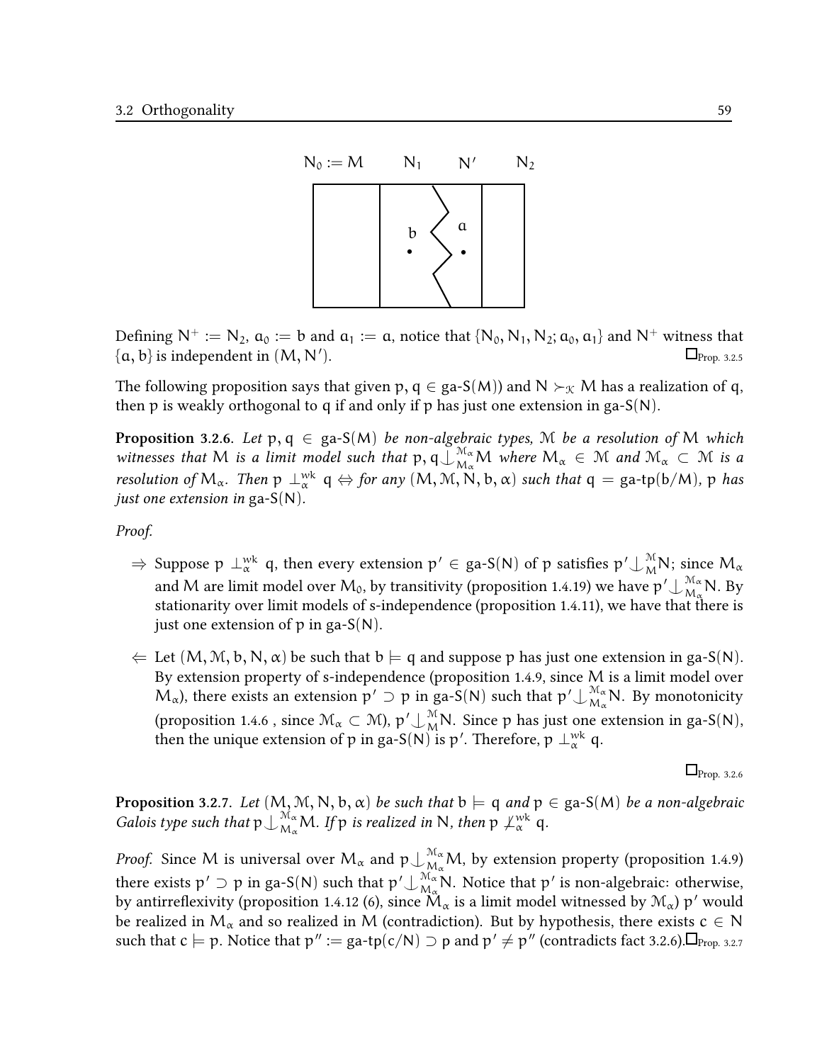$N_0 := M \qquad N_1 \qquad N' \qquad N_2$

Defining $N^+ := N_2$, $a_0 := b$ and $a_1 := a$, notice that $\{N_0, N_1, N_2; a_0, a_1\}$ and $N^+$ witness that $\{a, b\}$ is independent in $(M, N')$. $\square_{\text{Prop. 3.2.5}}$

The following proposition says that given $p, q \in \text{ga-S}(M))$ and $N \succ_{\mathcal{K}} M$ has a realization of $q$, then $p$ is weakly orthogonal to $q$ if and only if $p$ has just one extension in $\text{ga-S}(N)$.

**Proposition 3.2.6.** *Let $p, q \in \text{ga-S}(M)$ be non-algebraic types, $\mathcal{M}$ be a resolution of $M$ which witnesses that $M$ is a limit model such that $p, q \downarrow^{\mathcal{M}_\alpha}_{M_\alpha} M$ where $M_\alpha \in \mathcal{M}$ and $\mathcal{M}_\alpha \subset \mathcal{M}$ is a resolution of $M_\alpha$. Then $p \perp^{wk}_\alpha q \Leftrightarrow$ for any $(M, \mathcal{M}, N, b, \alpha)$ such that $q = \text{ga-tp}(b/M)$, $p$ has just one extension in $\text{ga-S}(N)$.*

*Proof.*

- $\Rightarrow$ Suppose $p \perp^{wk}_\alpha q$, then every extension $p' \in \text{ga-S}(N)$ of $p$ satisfies $p' \downarrow^{\mathcal{M}}_{M} N$; since $M_\alpha$ and $M$ are limit model over $M_0$, by transitivity (proposition 1.4.19) we have $p' \downarrow^{\mathcal{M}_\alpha}_{M_\alpha} N$. By stationarity over limit models of s-independence (proposition 1.4.11), we have that there is just one extension of $p$ in $\text{ga-S}(N)$.
- $\Leftarrow$ Let $(M, \mathcal{M}, b, N, \alpha)$ be such that $b \models q$ and suppose $p$ has just one extension in $\text{ga-S}(N)$. By extension property of s-independence (proposition 1.4.9, since $M$ is a limit model over $M_\alpha$), there exists an extension $p' \supset p$ in $\text{ga-S}(N)$ such that $p' \downarrow^{\mathcal{M}_\alpha}_{M_\alpha} N$. By monotonicity (proposition 1.4.6 , since $\mathcal{M}_\alpha \subset \mathcal{M}$), $p' \downarrow^{\mathcal{M}}_{M} N$. Since $p$ has just one extension in $\text{ga-S}(N)$, then the unique extension of $p$ in $\text{ga-S}(N)$ is $p'$. Therefore, $p \perp^{wk}_\alpha q$.

$\square_{\text{Prop. 3.2.6}}$

**Proposition 3.2.7.** *Let $(M, \mathcal{M}, N, b, \alpha)$ be such that $b \models q$ and $p \in \text{ga-S}(M)$ be a non-algebraic Galois type such that $p \downarrow^{\mathcal{M}_\alpha}_{M_\alpha} M$. If $p$ is realized in $N$, then $p \not\perp^{wk}_\alpha q$.*

*Proof.* Since $M$ is universal over $M_\alpha$ and $p \downarrow^{\mathcal{M}_\alpha}_{M_\alpha} M$, by extension property (proposition 1.4.9) there exists $p' \supset p$ in $\text{ga-S}(N)$ such that $p' \downarrow^{\mathcal{M}_\alpha}_{M_\alpha} N$. Notice that $p'$ is non-algebraic: otherwise, by antirreflexivity (proposition 1.4.12 (6), since $M_\alpha$ is a limit model witnessed by $\mathcal{M}_\alpha$) $p'$ would be realized in $M_\alpha$ and so realized in $M$ (contradiction). But by hypothesis, there exists $c \in N$ such that $c \models p$. Notice that $p'' := \text{ga-tp}(c/N) \supset p$ and $p' \neq p''$ (contradicts fact 3.2.6). $\square_{\text{Prop. 3.2.7}}$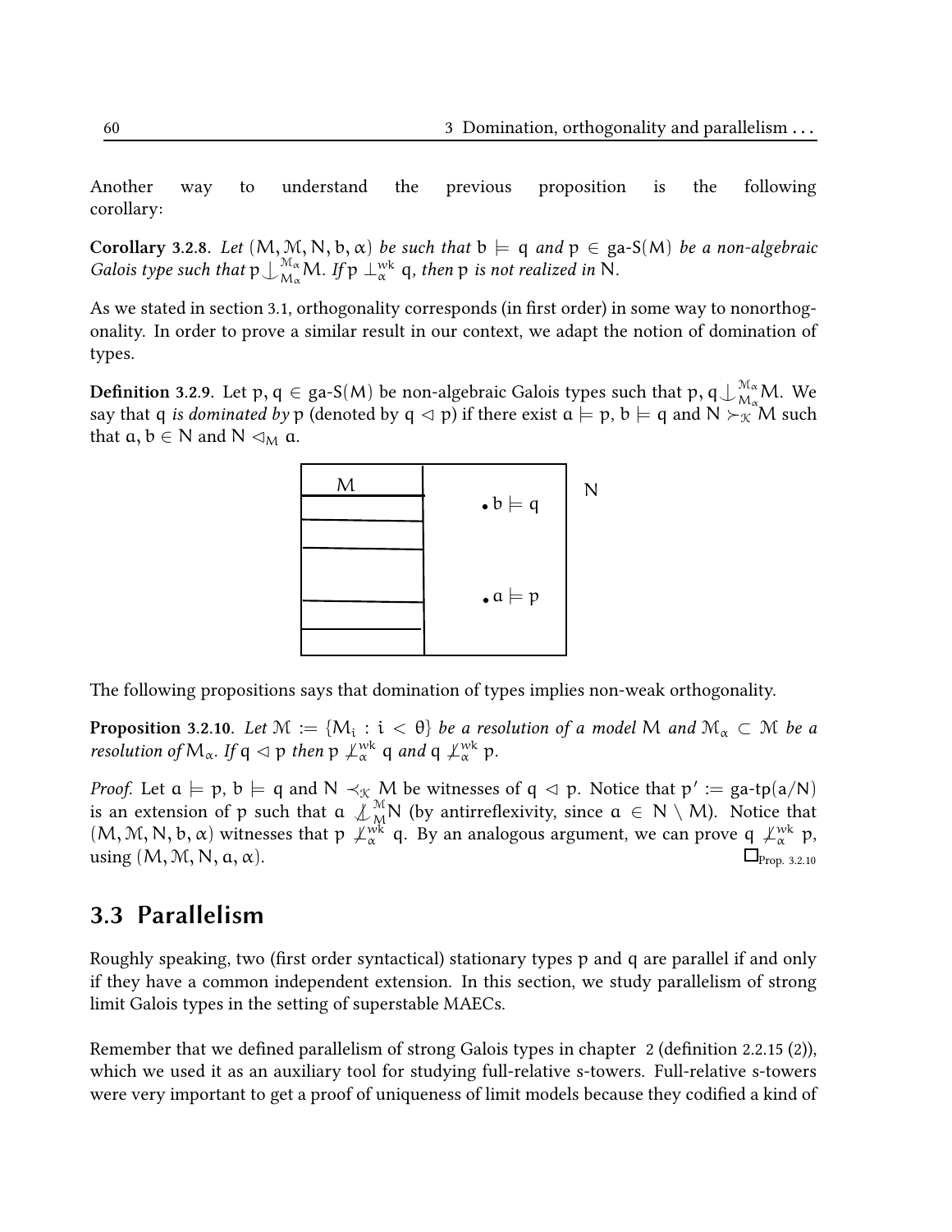Another way to understand the previous proposition is the following corollary:

**Corollary 3.2.8.** *Let $(M, \mathcal{M}, N, b, \alpha)$ be such that $b \models q$ and $p \in$ ga-S$(M)$ be a non-algebraic Galois type such that $p \downarrow^{\mathcal{M}_\alpha}_{M_\alpha} M$. If $p \perp^{wk}_\alpha q$, then $p$ is not realized in $N$.*

As we stated in section 3.1, orthogonality corresponds (in first order) in some way to nonorthogonality. In order to prove a similar result in our context, we adapt the notion of domination of types.

**Definition 3.2.9.** Let $p, q \in$ ga-S$(M)$ be non-algebraic Galois types such that $p, q \downarrow^{\mathcal{M}_\alpha}_{M_\alpha} M$. We say that $q$ *is dominated by* $p$ (denoted by $q \lhd p$) if there exist $a \models p$, $b \models q$ and $N \succ_{\mathcal{K}} M$ such that $a, b \in N$ and $N \lhd_M a$.

The following propositions says that domination of types implies non-weak orthogonality.

**Proposition 3.2.10.** *Let $\mathcal{M} := \{M_i : i < \theta\}$ be a resolution of a model $M$ and $\mathcal{M}_\alpha \subset \mathcal{M}$ be a resolution of $M_\alpha$. If $q \lhd p$ then $p \not\perp^{wk}_\alpha q$ and $q \not\perp^{wk}_\alpha p$.*

*Proof.* Let $a \models p$, $b \models q$ and $N \prec_{\mathcal{K}} M$ be witnesses of $q \lhd p$. Notice that $p' :=$ ga-tp$(a/N)$ is an extension of $p$ such that $a \not\downarrow^{\mathcal{M}}_M N$ (by antirreflexivity, since $a \in N \setminus M$). Notice that $(M, \mathcal{M}, N, b, \alpha)$ witnesses that $p \not\perp^{wk}_\alpha q$. By an analogous argument, we can prove $q \not\perp^{wk}_\alpha p$, using $(M, \mathcal{M}, N, a, \alpha)$. $\square_{\text{Prop. 3.2.10}}$

## 3.3 Parallelism

Roughly speaking, two (first order syntactical) stationary types $p$ and $q$ are parallel if and only if they have a common independent extension. In this section, we study parallelism of strong limit Galois types in the setting of superstable MAECs.

Remember that we defined parallelism of strong Galois types in chapter 2 (definition 2.2.15 (2)), which we used it as an auxiliary tool for studying full-relative s-towers. Full-relative s-towers were very important to get a proof of uniqueness of limit models because they codified a kind of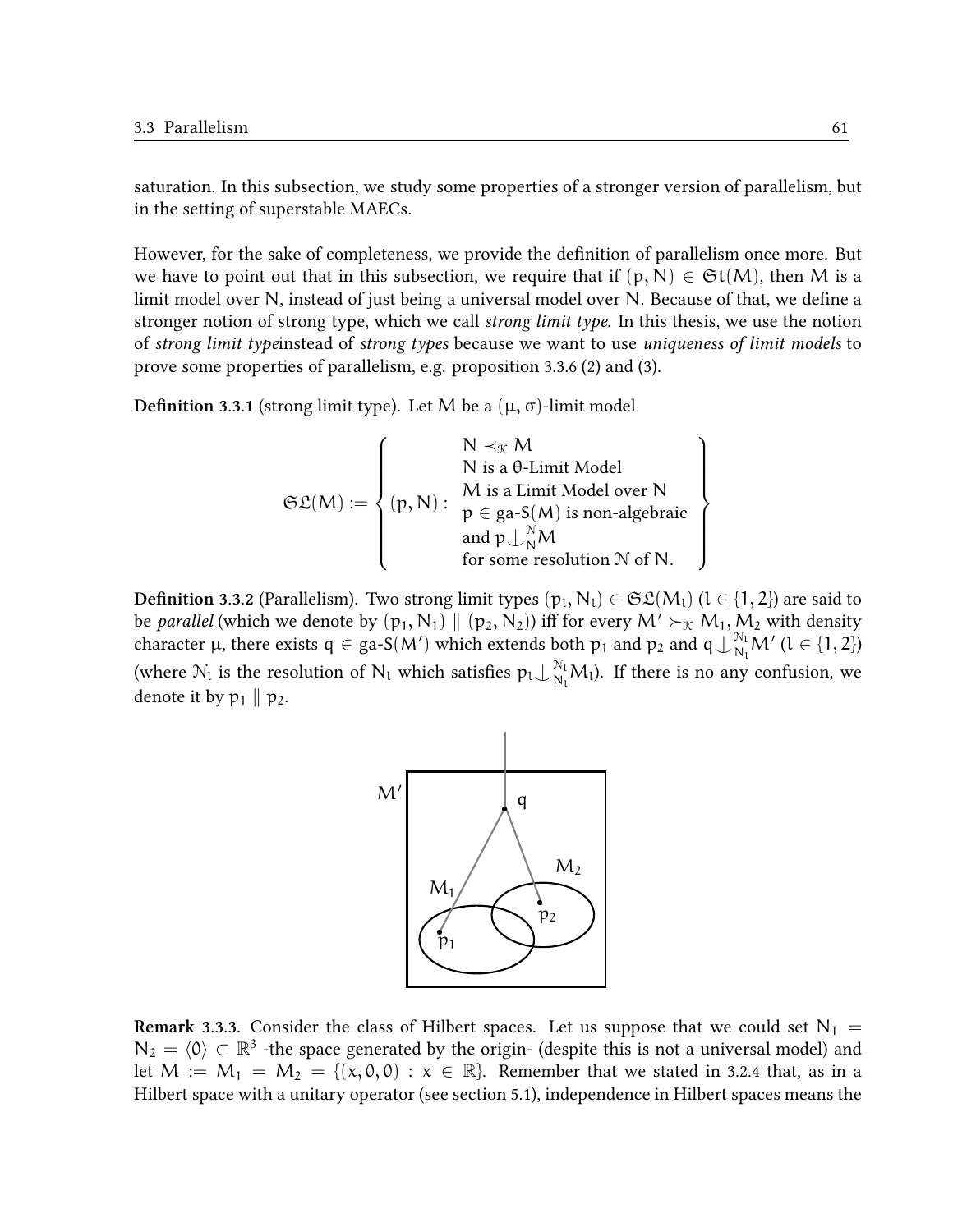saturation. In this subsection, we study some properties of a stronger version of parallelism, but in the setting of superstable MAECs.

However, for the sake of completeness, we provide the definition of parallelism once more. But we have to point out that in this subsection, we require that if $(p, N) \in \mathfrak{St}(M)$, then $M$ is a limit model over $N$, instead of just being a universal model over $N$. Because of that, we define a stronger notion of strong type, which we call *strong limit type*. In this thesis, we use the notion of *strong limit type*instead of *strong types* because we want to use *uniqueness of limit models* to prove some properties of parallelism, e.g. proposition 3.3.6 (2) and (3).

**Definition 3.3.1** (strong limit type). Let $M$ be a $(\mu, \sigma)$-limit model

$$\mathfrak{SL}(M) := \left\{ (p, N) : \begin{array}{c} N \prec_{\mathcal{K}} M \\ N \text{ is a } \theta\text{-Limit Model} \\ M \text{ is a Limit Model over } N \\ p \in \text{ga-S}(M) \text{ is non-algebraic} \\ \text{and } p \downarrow_N^{\mathcal{N}} M \\ \text{for some resolution } \mathcal{N} \text{ of } N. \end{array} \right\}$$

**Definition 3.3.2** (Parallelism). Two strong limit types $(p_l, N_l) \in \mathfrak{SL}(M_l)$ $(l \in \{1, 2\})$ are said to be *parallel* (which we denote by $(p_1, N_1) \parallel (p_2, N_2)$) iff for every $M' \succ_{\mathcal{K}} M_1, M_2$ with density character $\mu$, there exists $q \in \text{ga-S}(M')$ which extends both $p_1$ and $p_2$ and $q \downarrow_{N_l}^{\mathcal{N}_l} M'$ $(l \in \{1, 2\})$ (where $\mathcal{N}_l$ is the resolution of $N_l$ which satisfies $p_l \downarrow_{N_l}^{\mathcal{N}_l} M_l$). If there is no any confusion, we denote it by $p_1 \parallel p_2$.

**Remark 3.3.3.** Consider the class of Hilbert spaces. Let us suppose that we could set $N_1 = N_2 = \langle 0 \rangle \subset \mathbb{R}^3$ -the space generated by the origin- (despite this is not a universal model) and let $M := M_1 = M_2 = \{(x, 0, 0) : x \in \mathbb{R}\}$. Remember that we stated in 3.2.4 that, as in a Hilbert space with a unitary operator (see section 5.1), independence in Hilbert spaces means the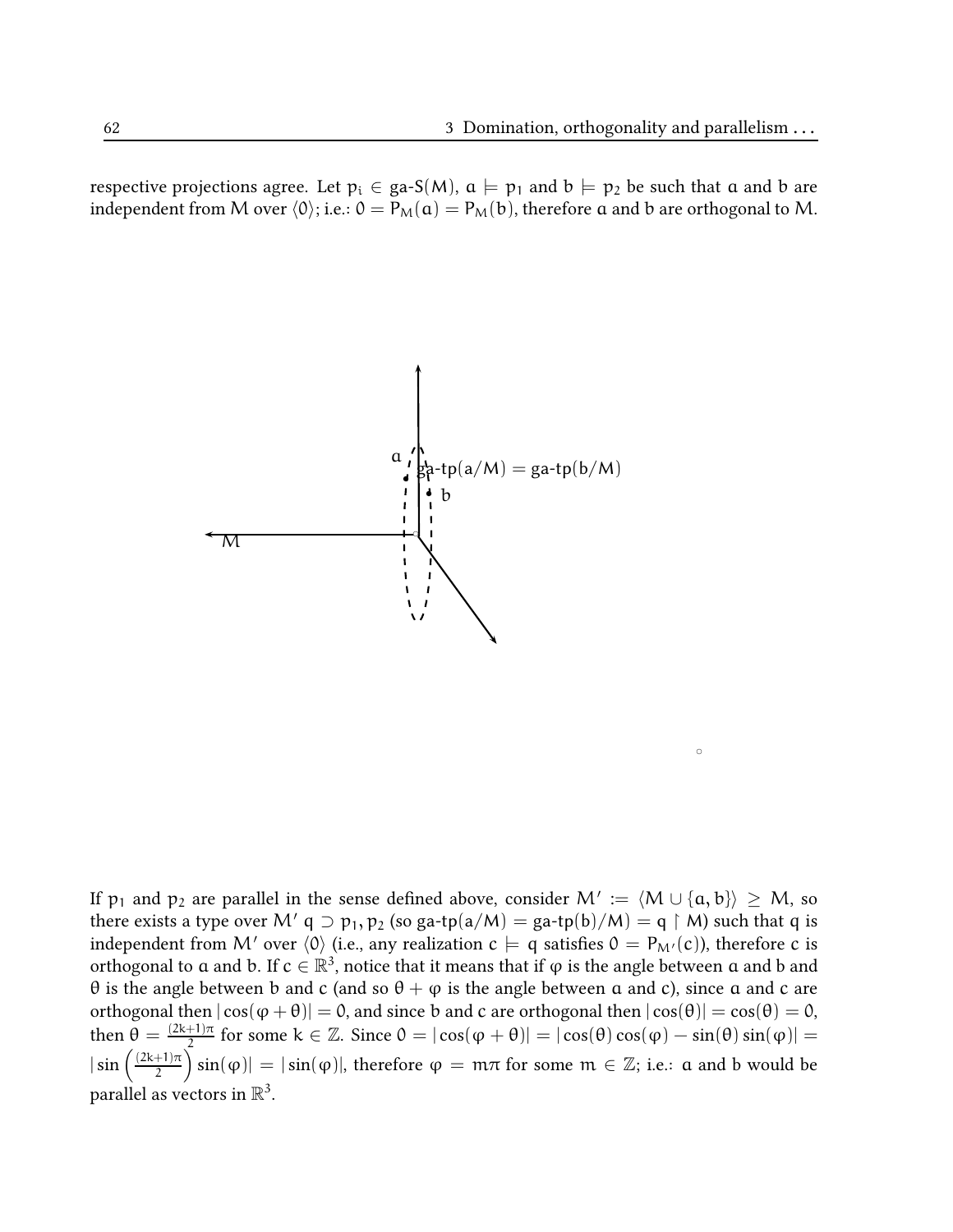respective projections agree. Let $p_i \in$ ga-S$(M)$, $a \models p_1$ and $b \models p_2$ be such that $a$ and $b$ are independent from $M$ over $\langle 0 \rangle$; i.e.: $0 = P_M(a) = P_M(b)$, therefore $a$ and $b$ are orthogonal to $M$.

If $p_1$ and $p_2$ are parallel in the sense defined above, consider $M' := \langle M \cup \{a, b\} \rangle \geq M$, so there exists a type over $M'$ $q \supset p_1, p_2$ (so ga-tp$(a/M) =$ ga-tp$(b)/M) = q \upharpoonright M$) such that $q$ is independent from $M'$ over $\langle 0 \rangle$ (i.e., any realization $c \models q$ satisfies $0 = P_{M'}(c)$), therefore $c$ is orthogonal to $a$ and $b$. If $c \in \mathbb{R}^3$, notice that it means that if $\varphi$ is the angle between $a$ and $b$ and $\theta$ is the angle between $b$ and $c$ (and so $\theta + \varphi$ is the angle between $a$ and $c$), since $a$ and $c$ are orthogonal then $|\cos(\varphi + \theta)| = 0$, and since $b$ and $c$ are orthogonal then $|\cos(\theta)| = \cos(\theta) = 0$, then $\theta = \frac{(2k+1)\pi}{2}$ for some $k \in \mathbb{Z}$. Since $0 = |\cos(\varphi + \theta)| = |\cos(\theta)\cos(\varphi) - \sin(\theta)\sin(\varphi)| = |\sin\left(\frac{(2k+1)\pi}{2}\right)\sin(\varphi)| = |\sin(\varphi)|$, therefore $\varphi = m\pi$ for some $m \in \mathbb{Z}$; i.e.: $a$ and $b$ would be parallel as vectors in $\mathbb{R}^3$.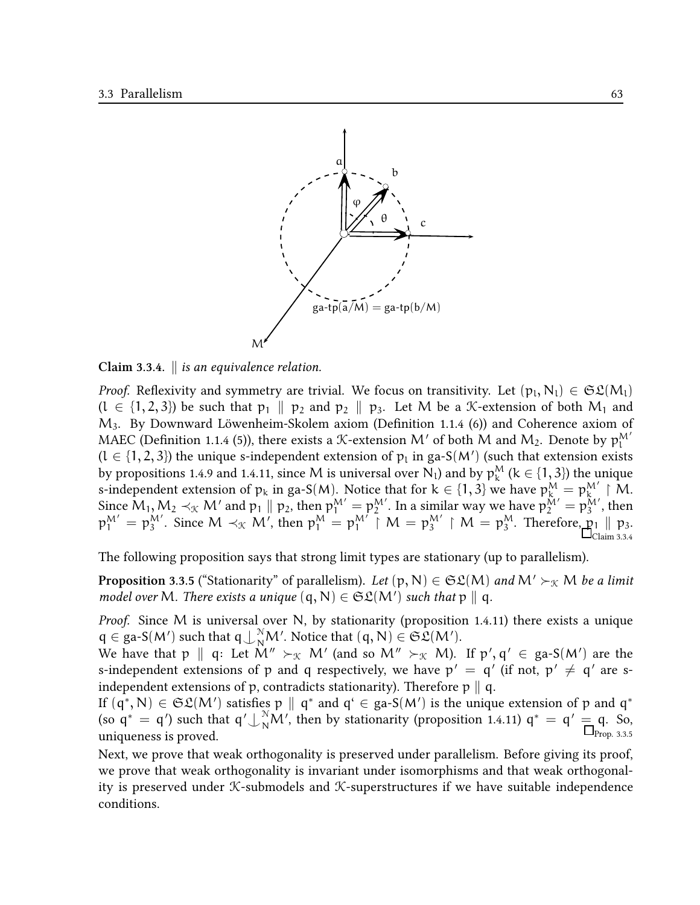**Claim 3.3.4.** $\parallel$ *is an equivalence relation.*

*Proof.* Reflexivity and symmetry are trivial. We focus on transitivity. Let $(p_l, N_l) \in \mathfrak{SL}(M_l)$ ($l \in \{1,2,3\}$) be such that $p_1 \parallel p_2$ and $p_2 \parallel p_3$. Let $M$ be a $\mathcal{K}$-extension of both $M_1$ and $M_3$. By Downward Löwenheim-Skolem axiom (Definition 1.1.4 (6)) and Coherence axiom of MAEC (Definition 1.1.4 (5)), there exists a $\mathcal{K}$-extension $M'$ of both $M$ and $M_2$. Denote by $p_l^{M'}$ ($l \in \{1,2,3\}$) the unique s-independent extension of $p_l$ in ga-S$(M')$ (such that extension exists by propositions 1.4.9 and 1.4.11, since $M$ is universal over $N_l$) and by $p_k^M$ ($k \in \{1,3\}$) the unique s-independent extension of $p_k$ in ga-S$(M)$. Notice that for $k \in \{1,3\}$ we have $p_k^M = p_k^{M'} \upharpoonright M$. Since $M_1, M_2 \prec_{\mathcal{K}} M'$ and $p_1 \parallel p_2$, then $p_1^{M'} = p_2^{M'}$. In a similar way we have $p_2^{M'} = p_3^{M'}$, then $p_1^{M'} = p_3^{M'}$. Since $M \prec_{\mathcal{K}} M'$, then $p_1^M = p_1^{M'} \upharpoonright M = p_3^{M'} \upharpoonright M = p_3^M$. Therefore, $p_1 \parallel p_3$. $\square_{\text{Claim 3.3.4}}$

The following proposition says that strong limit types are stationary (up to parallelism).

**Proposition 3.3.5** ("Stationarity" of parallelism). *Let* $(p, N) \in \mathfrak{SL}(M)$ *and* $M' \succ_{\mathcal{K}} M$ *be a limit model over* $M$. *There exists a unique* $(q, N) \in \mathfrak{SL}(M')$ *such that* $p \parallel q$.

*Proof.* Since $M$ is universal over $N$, by stationarity (proposition 1.4.11) there exists a unique $q \in$ ga-S$(M')$ such that $q \downarrow_N^{\mathcal{N}} M'$. Notice that $(q, N) \in \mathfrak{SL}(M')$.
We have that $p \parallel q$: Let $M'' \succ_{\mathcal{K}} M'$ (and so $M'' \succ_{\mathcal{K}} M$). If $p', q' \in$ ga-S$(M')$ are the s-independent extensions of $p$ and $q$ respectively, we have $p' = q'$ (if not, $p' \neq q'$ are s-independent extensions of $p$, contradicts stationarity). Therefore $p \parallel q$.
If $(q^*, N) \in \mathfrak{SL}(M')$ satisfies $p \parallel q^*$ and $q' \in$ ga-S$(M')$ is the unique extension of $p$ and $q^*$ (so $q^* = q'$) such that $q' \downarrow_N^{\mathcal{N}} M'$, then by stationarity (proposition 1.4.11) $q^* = q' = q$. So, uniqueness is proved. $\square_{\text{Prop. 3.3.5}}$

Next, we prove that weak orthogonality is preserved under parallelism. Before giving its proof, we prove that weak orthogonality is invariant under isomorphisms and that weak orthogonality is preserved under $\mathcal{K}$-submodels and $\mathcal{K}$-superstructures if we have suitable independence conditions.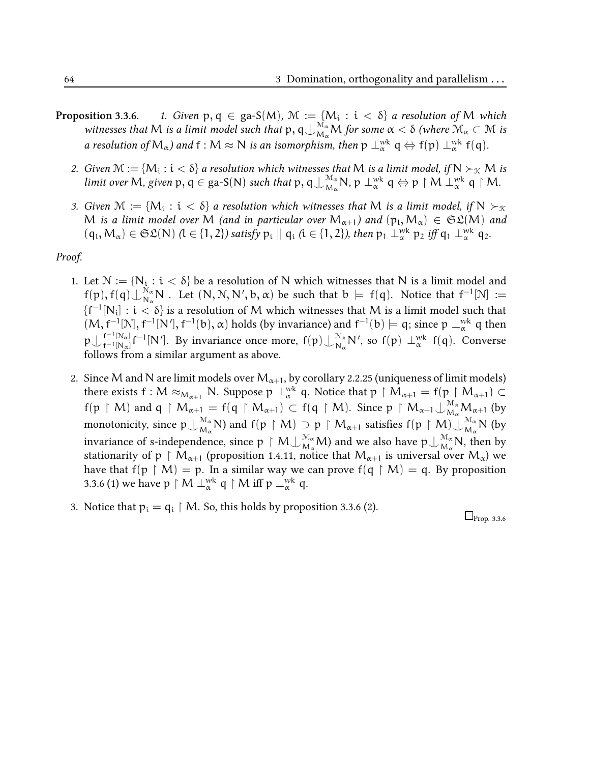**Proposition 3.3.6.** *1. Given $p, q \in \text{ga-S}(M)$, $\mathcal{M} := \{M_i : i < \delta\}$ a resolution of $M$ which witnesses that $M$ is a limit model such that $p, q \downarrow_{M_\alpha}^{\mathcal{M}_\alpha} M$ for some $\alpha < \delta$ (where $\mathcal{M}_\alpha \subset \mathcal{M}$ is a resolution of $M_\alpha$) and $f : M \approx N$ is an isomorphism, then $p \perp_\alpha^{wk} q \Leftrightarrow f(p) \perp_\alpha^{wk} f(q)$.*

*2. Given $\mathcal{M} := \{M_i : i < \delta\}$ a resolution which witnesses that $M$ is a limit model, if $N \succ_{\mathcal{K}} M$ is limit over $M$, given $p, q \in \text{ga-S}(N)$ such that $p, q \downarrow_{M_\alpha}^{\mathcal{M}_\alpha} N$, $p \perp_\alpha^{wk} q \Leftrightarrow p \upharpoonright M \perp_\alpha^{wk} q \upharpoonright M$.*

*3. Given $\mathcal{M} := \{M_i : i < \delta\}$ a resolution which witnesses that $M$ is a limit model, if $N \succ_{\mathcal{K}} M$ is a limit model over $M$ (and in particular over $M_{\alpha+1}$) and $(p_l, M_\alpha) \in \mathfrak{SL}(M)$ and $(q_l, M_\alpha) \in \mathfrak{SL}(N)$ ($l \in \{1, 2\}$) satisfy $p_i \parallel q_i$ ($i \in \{1, 2\}$), then $p_1 \perp_\alpha^{wk} p_2$ iff $q_1 \perp_\alpha^{wk} q_2$.*

*Proof.*

1. Let $\mathcal{N} := \{N_i : i < \delta\}$ be a resolution of $N$ which witnesses that $N$ is a limit model and $f(p), f(q) \downarrow_{N_\alpha}^{\mathcal{N}_\alpha} N$ . Let $(N, \mathcal{N}, N', b, \alpha)$ be such that $b \models f(q)$. Notice that $f^{-1}[\mathcal{N}] := \{f^{-1}[N_i] : i < \delta\}$ is a resolution of $M$ which witnesses that $M$ is a limit model such that $(M, f^{-1}[\mathcal{N}], f^{-1}[N'], f^{-1}(b), \alpha)$ holds (by invariance) and $f^{-1}(b) \models q$; since $p \perp_\alpha^{wk} q$ then $p \downarrow_{f^{-1}[N_\alpha]}^{f^{-1}[\mathcal{N}_\alpha]} f^{-1}[N']$. By invariance once more, $f(p) \downarrow_{N_\alpha}^{\mathcal{N}_\alpha} N'$, so $f(p) \perp_\alpha^{wk} f(q)$. Converse follows from a similar argument as above.

2. Since $M$ and $N$ are limit models over $M_{\alpha+1}$, by corollary 2.2.25 (uniqueness of limit models) there exists $f : M \approx_{M_{\alpha+1}} N$. Suppose $p \perp_\alpha^{wk} q$. Notice that $p \upharpoonright M_{\alpha+1} = f(p \upharpoonright M_{\alpha+1}) \subset f(p \upharpoonright M)$ and $q \upharpoonright M_{\alpha+1} = f(q \upharpoonright M_{\alpha+1}) \subset f(q \upharpoonright M)$. Since $p \upharpoonright M_{\alpha+1} \downarrow_{M_\alpha}^{\mathcal{M}_\alpha} M_{\alpha+1}$ (by monotonicity, since $p \downarrow_{M_\alpha}^{\mathcal{M}_\alpha} N$) and $f(p \upharpoonright M) \supset p \upharpoonright M_{\alpha+1}$ satisfies $f(p \upharpoonright M) \downarrow_{M_\alpha}^{\mathcal{M}_\alpha} N$ (by invariance of s-independence, since $p \upharpoonright M \downarrow_{M_\alpha}^{\mathcal{M}_\alpha} M$) and we also have $p \downarrow_{M_\alpha}^{\mathcal{M}_\alpha} N$, then by stationarity of $p \upharpoonright M_{\alpha+1}$ (proposition 1.4.11, notice that $M_{\alpha+1}$ is universal over $M_\alpha$) we have that $f(p \upharpoonright M) = p$. In a similar way we can prove $f(q \upharpoonright M) = q$. By proposition 3.3.6 (1) we have $p \upharpoonright M \perp_\alpha^{wk} q \upharpoonright M$ iff $p \perp_\alpha^{wk} q$.

3. Notice that $p_i = q_i \upharpoonright M$. So, this holds by proposition 3.3.6 (2).

$\square_{\text{Prop. 3.3.6}}$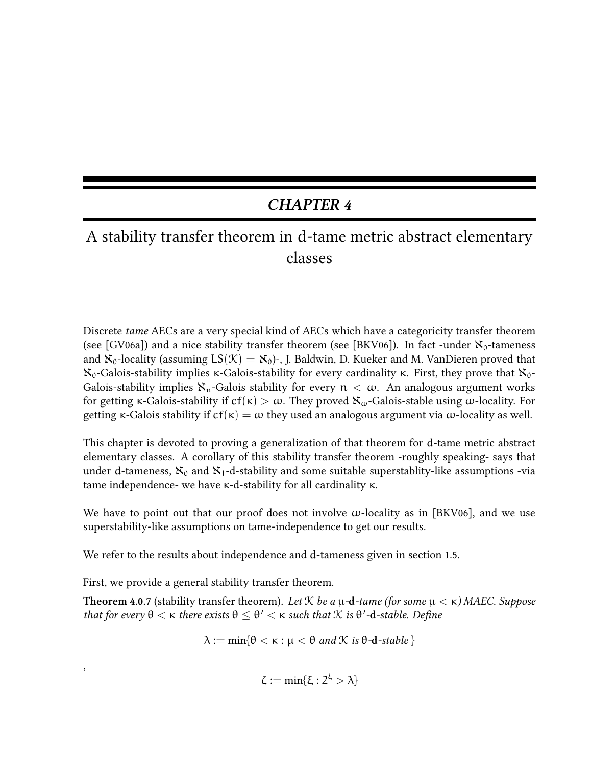# CHAPTER 4

## A stability transfer theorem in d-tame metric abstract elementary classes

Discrete *tame* AECs are a very special kind of AECs which have a categoricity transfer theorem (see [GV06a]) and a nice stability transfer theorem (see [BKV06]). In fact -under $\aleph_0$-tameness and $\aleph_0$-locality (assuming $LS(\mathcal{K}) = \aleph_0$)-, J. Baldwin, D. Kueker and M. VanDieren proved that $\aleph_0$-Galois-stability implies $\kappa$-Galois-stability for every cardinality $\kappa$. First, they prove that $\aleph_0$-Galois-stability implies $\aleph_n$-Galois stability for every $n < \omega$. An analogous argument works for getting $\kappa$-Galois-stability if $cf(\kappa) > \omega$. They proved $\aleph_\omega$-Galois-stable using $\omega$-locality. For getting $\kappa$-Galois stability if $cf(\kappa) = \omega$ they used an analogous argument via $\omega$-locality as well.

This chapter is devoted to proving a generalization of that theorem for d-tame metric abstract elementary classes. A corollary of this stability transfer theorem -roughly speaking- says that under d-tameness, $\aleph_0$ and $\aleph_1$-d-stability and some suitable superstablity-like assumptions -via tame independence- we have $\kappa$-d-stability for all cardinality $\kappa$.

We have to point out that our proof does not involve $\omega$-locality as in [BKV06], and we use superstability-like assumptions on tame-independence to get our results.

We refer to the results about independence and d-tameness given in section 1.5.

First, we provide a general stability transfer theorem.

**Theorem 4.0.7** (stability transfer theorem). *Let $\mathcal{K}$ be a $\mu$-**d**-tame (for some $\mu < \kappa$) MAEC. Suppose that for every $\theta < \kappa$ there exists $\theta \leq \theta' < \kappa$ such that $\mathcal{K}$ is $\theta'$-**d**-stable. Define*

$$\lambda := \min\{\theta < \kappa : \mu < \theta \text{ and } \mathcal{K} \text{ is } \theta\text{-}\mathbf{d}\text{-stable}\}$$

,

$$\zeta := \min\{\xi : 2^\xi > \lambda\}$$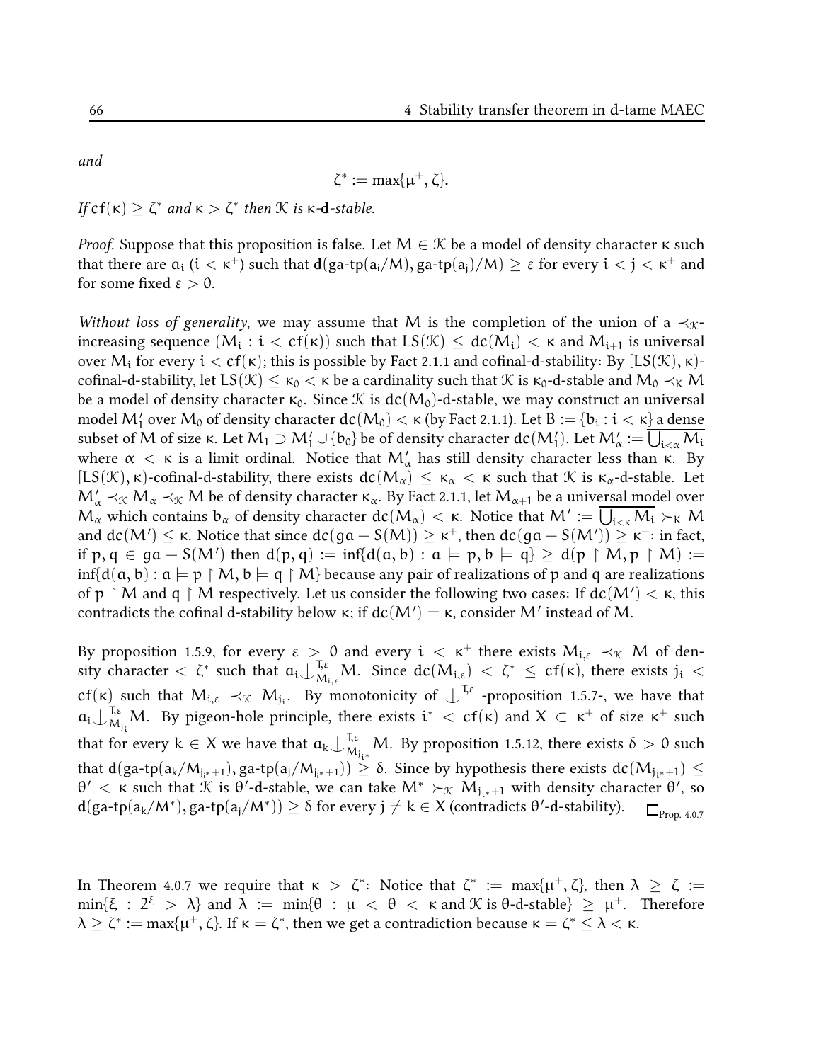*and*

$$\zeta^* := \max\{\mu^+, \zeta\}.$$

*If* $cf(\kappa) \geq \zeta^*$ *and* $\kappa > \zeta^*$ *then* $\mathcal{K}$ *is* $\kappa$-$\mathbf{d}$*-stable.*

*Proof.* Suppose that this proposition is false. Let $M \in \mathcal{K}$ be a model of density character $\kappa$ such that there are $a_i$ ($i < \kappa^+$) such that $\mathbf{d}(\text{ga-tp}(a_i/M), \text{ga-tp}(a_j)/M) \geq \varepsilon$ for every $i < j < \kappa^+$ and for some fixed $\varepsilon > 0$.

*Without loss of generality*, we may assume that $M$ is the completion of the union of a $\prec_{\mathcal{K}}$-increasing sequence $(M_i : i < cf(\kappa))$ such that $LS(\mathcal{K}) \leq dc(M_i) < \kappa$ and $M_{i+1}$ is universal over $M_i$ for every $i < cf(\kappa)$; this is possible by Fact 2.1.1 and cofinal-d-stability: By $[LS(\mathcal{K}), \kappa)$-cofinal-d-stability, let $LS(\mathcal{K}) \leq \kappa_0 < \kappa$ be a cardinality such that $\mathcal{K}$ is $\kappa_0$-d-stable and $M_0 \prec_K M$ be a model of density character $\kappa_0$. Since $\mathcal{K}$ is $dc(M_0)$-d-stable, we may construct an universal model $M_1'$ over $M_0$ of density character $dc(M_0) < \kappa$ (by Fact 2.1.1). Let $B := \{b_i : i < \kappa\}$ a dense subset of $M$ of size $\kappa$. Let $M_1 \supset M_1' \cup \{b_0\}$ be of density character $dc(M_1')$. Let $M_\alpha' := \overline{\bigcup_{i<\alpha} M_i}$ where $\alpha < \kappa$ is a limit ordinal. Notice that $M_\alpha'$ has still density character less than $\kappa$. By $[LS(\mathcal{K}), \kappa)$-cofinal-d-stability, there exists $dc(M_\alpha) \leq \kappa_\alpha < \kappa$ such that $\mathcal{K}$ is $\kappa_\alpha$-d-stable. Let $M_\alpha' \prec_{\mathcal{K}} M_\alpha \prec_{\mathcal{K}} M$ be of density character $\kappa_\alpha$. By Fact 2.1.1, let $M_{\alpha+1}$ be a universal model over $M_\alpha$ which contains $b_\alpha$ of density character $dc(M_\alpha) < \kappa$. Notice that $M' := \overline{\bigcup_{i<\kappa} M_i} \succ_K M$ and $dc(M') \leq \kappa$. Notice that since $dc(ga - S(M)) \geq \kappa^+$, then $dc(ga - S(M')) \geq \kappa^+$: in fact, if $p, q \in ga - S(M')$ then $d(p, q) := \inf\{d(a, b) : a \models p, b \models q\} \geq d(p \upharpoonright M, p \upharpoonright M) := \inf\{d(a, b) : a \models p \upharpoonright M, b \models q \upharpoonright M\}$ because any pair of realizations of $p$ and $q$ are realizations of $p \upharpoonright M$ and $q \upharpoonright M$ respectively. Let us consider the following two cases: If $dc(M') < \kappa$, this contradicts the cofinal d-stability below $\kappa$; if $dc(M') = \kappa$, consider $M'$ instead of $M$.

By proposition 1.5.9, for every $\varepsilon > 0$ and every $i < \kappa^+$ there exists $M_{i,\varepsilon} \prec_{\mathcal{K}} M$ of density character $< \zeta^*$ such that $a_i \mathop{\smile\!\!\!\!\!\!\mid}^{T,\varepsilon}_{M_{i,\varepsilon}} M$. Since $dc(M_{i,\varepsilon}) < \zeta^* \leq cf(\kappa)$, there exists $j_i < cf(\kappa)$ such that $M_{i,\varepsilon} \prec_{\mathcal{K}} M_{j_i}$. By monotonicity of $\mathop{\smile\!\!\!\!\!\!\mid}^{T,\varepsilon}$ -proposition 1.5.7-, we have that $a_i \mathop{\smile\!\!\!\!\!\!\mid}^{T,\varepsilon}_{M_{j_i}} M$. By pigeon-hole principle, there exists $i^* < cf(\kappa)$ and $X \subset \kappa^+$ of size $\kappa^+$ such that for every $k \in X$ we have that $a_k \mathop{\smile\!\!\!\!\!\!\mid}^{T,\varepsilon}_{M_{j_{i^*}}} M$. By proposition 1.5.12, there exists $\delta > 0$ such that $\mathbf{d}(\text{ga-tp}(a_k/M_{j_{i^*}+1}), \text{ga-tp}(a_j/M_{j_{i^*}+1})) \geq \delta$. Since by hypothesis there exists $dc(M_{j_{i^*}+1}) \leq \theta' < \kappa$ such that $\mathcal{K}$ is $\theta'$-$\mathbf{d}$-stable, we can take $M^* \succ_{\mathcal{K}} M_{j_{i^*}+1}$ with density character $\theta'$, so $\mathbf{d}(\text{ga-tp}(a_k/M^*), \text{ga-tp}(a_j/M^*)) \geq \delta$ for every $j \neq k \in X$ (contradicts $\theta'$-$\mathbf{d}$-stability). $\square_{\text{Prop. 4.0.7}}$

In Theorem 4.0.7 we require that $\kappa > \zeta^*$: Notice that $\zeta^* := \max\{\mu^+, \zeta\}$, then $\lambda \geq \zeta := \min\{\xi : 2^\xi > \lambda\}$ and $\lambda := \min\{\theta : \mu < \theta < \kappa \text{ and } \mathcal{K} \text{ is } \theta\text{-d-stable}\} \geq \mu^+$. Therefore $\lambda \geq \zeta^* := \max\{\mu^+, \zeta\}$. If $\kappa = \zeta^*$, then we get a contradiction because $\kappa = \zeta^* \leq \lambda < \kappa$.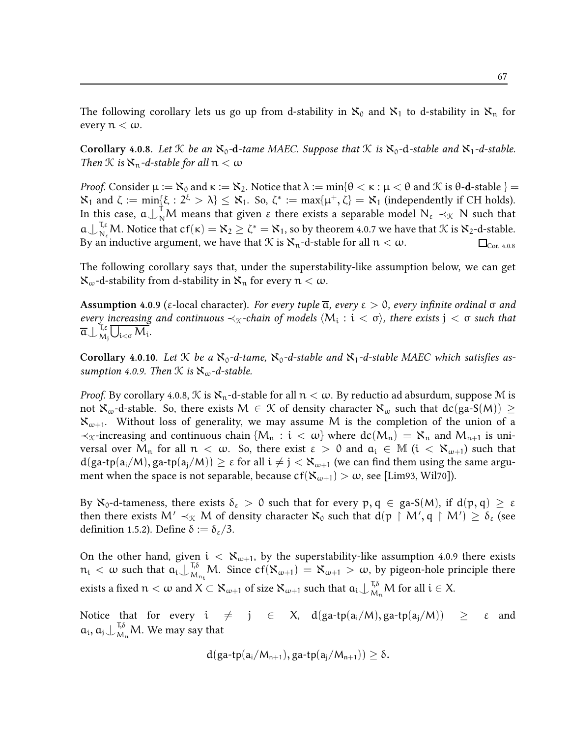The following corollary lets us go up from d-stability in $\aleph_0$ and $\aleph_1$ to d-stability in $\aleph_n$ for every $n < \omega$.

**Corollary 4.0.8.** *Let $\mathcal{K}$ be an $\aleph_0$-**d**-tame MAEC. Suppose that $\mathcal{K}$ is $\aleph_0$-d-stable and $\aleph_1$-d-stable. Then $\mathcal{K}$ is $\aleph_n$-d-stable for all $n < \omega$*

*Proof.* Consider $\mu := \aleph_0$ and $\kappa := \aleph_2$. Notice that $\lambda := \min\{\theta < \kappa : \mu < \theta \text{ and } \mathcal{K} \text{ is } \theta\text{-}\mathbf{d}\text{-stable}\} = \aleph_1$ and $\zeta := \min\{\xi : 2^\xi > \lambda\} \leq \aleph_1$. So, $\zeta^* := \max\{\mu^+, \zeta\} = \aleph_1$ (independently if CH holds). In this case, $a \downarrow^{T}_{N} M$ means that given $\varepsilon$ there exists a separable model $N_\varepsilon \prec_{\mathcal{K}} N$ such that $a \downarrow^{T,\varepsilon}_{N_\varepsilon} M$. Notice that $cf(\kappa) = \aleph_2 \geq \zeta^* = \aleph_1$, so by theorem 4.0.7 we have that $\mathcal{K}$ is $\aleph_2$-d-stable. By an inductive argument, we have that $\mathcal{K}$ is $\aleph_n$-d-stable for all $n < \omega$. $\square_{\text{Cor. 4.0.8}}$

The following corollary says that, under the superstability-like assumption below, we can get $\aleph_\omega$-d-stability from d-stability in $\aleph_n$ for every $n < \omega$.

**Assumption 4.0.9** ($\varepsilon$-local character). *For every tuple $\overline{a}$, every $\varepsilon > 0$, every infinite ordinal $\sigma$ and every increasing and continuous $\prec_{\mathcal{K}}$-chain of models $\langle M_i : i < \sigma\rangle$, there exists $j < \sigma$ such that $\overline{a} \downarrow^{T,\varepsilon}_{M_j} \overline{\bigcup_{i<\sigma} M_i}$.*

**Corollary 4.0.10.** *Let $\mathcal{K}$ be a $\aleph_0$-d-tame, $\aleph_0$-d-stable and $\aleph_1$-d-stable MAEC which satisfies assumption 4.0.9. Then $\mathcal{K}$ is $\aleph_\omega$-d-stable.*

*Proof.* By corollary 4.0.8, $\mathcal{K}$ is $\aleph_n$-d-stable for all $n < \omega$. By reductio ad absurdum, suppose $\mathcal{M}$ is not $\aleph_\omega$-d-stable. So, there exists $M \in \mathcal{K}$ of density character $\aleph_\omega$ such that $dc(\text{ga-S}(M)) \geq \aleph_{\omega+1}$. Without loss of generality, we may assume $M$ is the completion of the union of a $\prec_{\mathcal{K}}$-increasing and continuous chain $\{M_n : i < \omega\}$ where $dc(M_n) = \aleph_n$ and $M_{n+1}$ is universal over $M_n$ for all $n < \omega$. So, there exist $\varepsilon > 0$ and $a_i \in \mathbb{M}$ ($i < \aleph_{\omega+1}$) such that $d(\text{ga-tp}(a_i/M), \text{ga-tp}(a_j/M)) \geq \varepsilon$ for all $i \neq j < \aleph_{\omega+1}$ (we can find them using the same argument when the space is not separable, because $cf(\aleph_{\omega+1}) > \omega$, see [Lim93, Wil70]).

By $\aleph_0$-d-tameness, there exists $\delta_\varepsilon > 0$ such that for every $p, q \in \text{ga-S}(M)$, if $d(p, q) \geq \varepsilon$ then there exists $M' \prec_{\mathcal{K}} M$ of density character $\aleph_0$ such that $d(p \upharpoonright M', q \upharpoonright M') \geq \delta_\varepsilon$ (see definition 1.5.2). Define $\delta := \delta_\varepsilon/3$.

On the other hand, given $i < \aleph_{\omega+1}$, by the superstability-like assumption 4.0.9 there exists $n_i < \omega$ such that $a_i \downarrow^{T,\delta}_{M_{n_i}} M$. Since $cf(\aleph_{\omega+1}) = \aleph_{\omega+1} > \omega$, by pigeon-hole principle there exists a fixed $n < \omega$ and $X \subset \aleph_{\omega+1}$ of size $\aleph_{\omega+1}$ such that $a_i \downarrow^{T,\delta}_{M_n} M$ for all $i \in X$.

Notice that for every $i \neq j \in X$, $d(\text{ga-tp}(a_i/M), \text{ga-tp}(a_j/M)) \geq \varepsilon$ and $a_i, a_j \downarrow^{T,\delta}_{M_n} M$. We may say that

$$d(\text{ga-tp}(a_i/M_{n+1}), \text{ga-tp}(a_j/M_{n+1})) \geq \delta.$$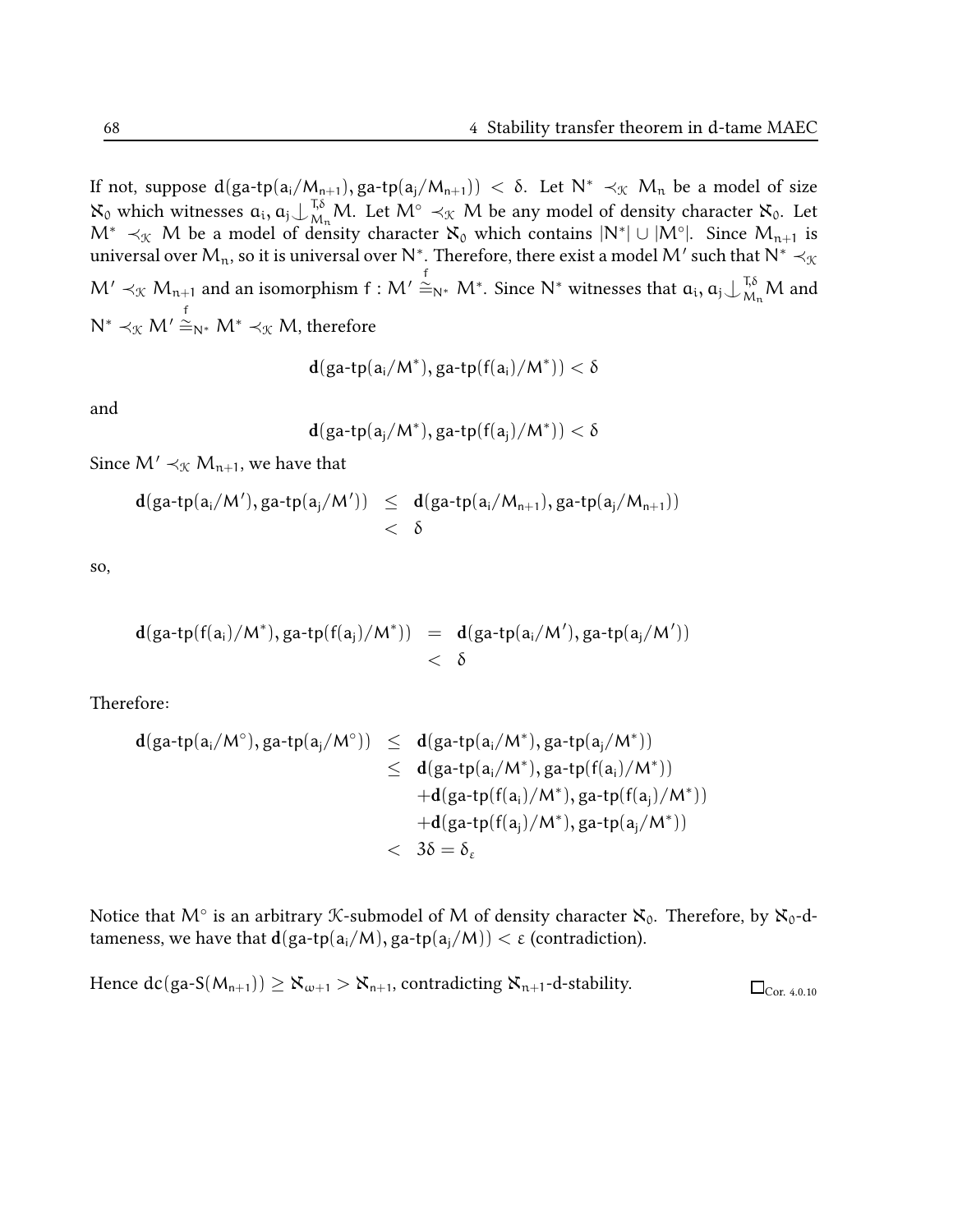If not, suppose $d(\text{ga-tp}(a_i/M_{n+1}), \text{ga-tp}(a_j/M_{n+1})) < \delta$. Let $N^* \prec_{\mathcal{K}} M_n$ be a model of size $\aleph_0$ which witnesses $a_i, a_j \downarrow^{T,\delta}_{M_n} M$. Let $M^\circ \prec_{\mathcal{K}} M$ be any model of density character $\aleph_0$. Let $M^* \prec_{\mathcal{K}} M$ be a model of density character $\aleph_0$ which contains $|N^*| \cup |M^\circ|$. Since $M_{n+1}$ is universal over $M_n$, so it is universal over $N^*$. Therefore, there exist a model $M'$ such that $N^* \prec_{\mathcal{K}} M' \prec_{\mathcal{K}} M_{n+1}$ and an isomorphism $f : M' \overset{f}{\cong}_{N^*} M^*$. Since $N^*$ witnesses that $a_i, a_j \downarrow^{T,\delta}_{M_n} M$ and $N^* \prec_{\mathcal{K}} M' \overset{f}{\cong}_{N^*} M^* \prec_{\mathcal{K}} M$, therefore

$$\mathbf{d}(\text{ga-tp}(a_i/M^*), \text{ga-tp}(f(a_i)/M^*)) < \delta$$

and

$$\mathbf{d}(\text{ga-tp}(a_j/M^*), \text{ga-tp}(f(a_j)/M^*)) < \delta$$

Since $M' \prec_{\mathcal{K}} M_{n+1}$, we have that

$$\begin{aligned}
\mathbf{d}(\text{ga-tp}(a_i/M'), \text{ga-tp}(a_j/M')) &\leq \mathbf{d}(\text{ga-tp}(a_i/M_{n+1}), \text{ga-tp}(a_j/M_{n+1})) \\
&< \delta
\end{aligned}$$

so,

$$\begin{aligned}
\mathbf{d}(\text{ga-tp}(f(a_i)/M^*), \text{ga-tp}(f(a_j)/M^*)) &= \mathbf{d}(\text{ga-tp}(a_i/M'), \text{ga-tp}(a_j/M')) \\
&< \delta
\end{aligned}$$

Therefore:

$$\begin{aligned}
\mathbf{d}(\text{ga-tp}(a_i/M^\circ), \text{ga-tp}(a_j/M^\circ)) &\leq \mathbf{d}(\text{ga-tp}(a_i/M^*), \text{ga-tp}(a_j/M^*)) \\
&\leq \mathbf{d}(\text{ga-tp}(a_i/M^*), \text{ga-tp}(f(a_i)/M^*)) \\
&\quad + \mathbf{d}(\text{ga-tp}(f(a_i)/M^*), \text{ga-tp}(f(a_j)/M^*)) \\
&\quad + \mathbf{d}(\text{ga-tp}(f(a_j)/M^*), \text{ga-tp}(a_j/M^*)) \\
&< 3\delta = \delta_\varepsilon
\end{aligned}$$

Notice that $M^\circ$ is an arbitrary $\mathcal{K}$-submodel of $M$ of density character $\aleph_0$. Therefore, by $\aleph_0$-d-tameness, we have that $\mathbf{d}(\text{ga-tp}(a_i/M), \text{ga-tp}(a_j/M)) < \varepsilon$ (contradiction).

Hence $dc(\text{ga-S}(M_{n+1})) \geq \aleph_{\omega+1} > \aleph_{n+1}$, contradicting $\aleph_{n+1}$-d-stability. $\square_{\text{Cor. 4.0.10}}$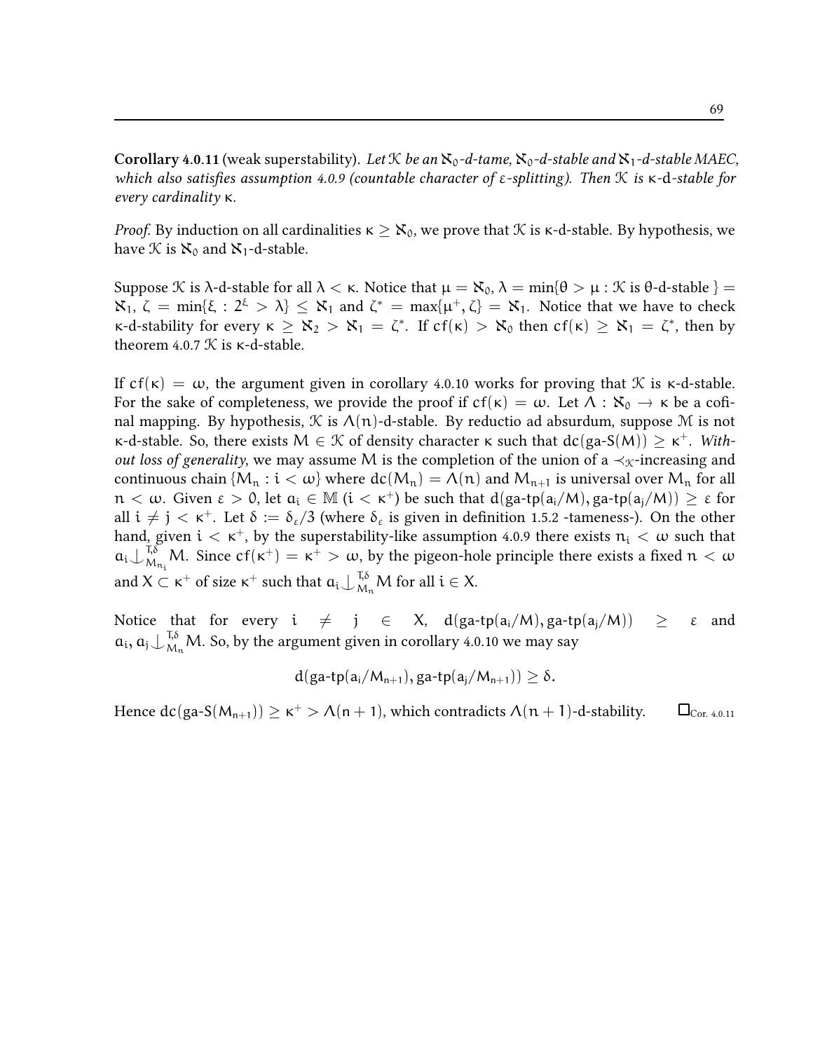**Corollary 4.0.11** (weak superstability). *Let $\mathcal{K}$ be an $\aleph_0$-d-tame, $\aleph_0$-d-stable and $\aleph_1$-d-stable MAEC, which also satisfies assumption 4.0.9 (countable character of $\varepsilon$-splitting). Then $\mathcal{K}$ is $\kappa$-d-stable for every cardinality $\kappa$.*

*Proof.* By induction on all cardinalities $\kappa \geq \aleph_0$, we prove that $\mathcal{K}$ is $\kappa$-d-stable. By hypothesis, we have $\mathcal{K}$ is $\aleph_0$ and $\aleph_1$-d-stable.

Suppose $\mathcal{K}$ is $\lambda$-d-stable for all $\lambda < \kappa$. Notice that $\mu = \aleph_0$, $\lambda = \min\{\theta > \mu : \mathcal{K} \text{ is } \theta\text{-d-stable}\} = \aleph_1$, $\zeta = \min\{\xi : 2^\xi > \lambda\} \leq \aleph_1$ and $\zeta^* = \max\{\mu^+, \zeta\} = \aleph_1$. Notice that we have to check $\kappa$-d-stability for every $\kappa \geq \aleph_2 > \aleph_1 = \zeta^*$. If $cf(\kappa) > \aleph_0$ then $cf(\kappa) \geq \aleph_1 = \zeta^*$, then by theorem 4.0.7 $\mathcal{K}$ is $\kappa$-d-stable.

If $cf(\kappa) = \omega$, the argument given in corollary 4.0.10 works for proving that $\mathcal{K}$ is $\kappa$-d-stable. For the sake of completeness, we provide the proof if $cf(\kappa) = \omega$. Let $\Lambda : \aleph_0 \to \kappa$ be a cofinal mapping. By hypothesis, $\mathcal{K}$ is $\Lambda(n)$-d-stable. By reductio ad absurdum, suppose $\mathcal{M}$ is not $\kappa$-d-stable. So, there exists $M \in \mathcal{K}$ of density character $\kappa$ such that $dc(\text{ga-S}(M)) \geq \kappa^+$. *Without loss of generality*, we may assume $M$ is the completion of the union of a $\prec_{\mathcal{K}}$-increasing and continuous chain $\{M_n : i < \omega\}$ where $dc(M_n) = \Lambda(n)$ and $M_{n+1}$ is universal over $M_n$ for all $n < \omega$. Given $\varepsilon > 0$, let $a_i \in \mathbb{M}$ ($i < \kappa^+$) be such that $d(\text{ga-tp}(a_i/M), \text{ga-tp}(a_j/M)) \geq \varepsilon$ for all $i \neq j < \kappa^+$. Let $\delta := \delta_\varepsilon/3$ (where $\delta_\varepsilon$ is given in definition 1.5.2 -tameness-). On the other hand, given $i < \kappa^+$, by the superstability-like assumption 4.0.9 there exists $n_i < \omega$ such that $a_i \downarrow^{T,\delta}_{M_{n_i}} M$. Since $cf(\kappa^+) = \kappa^+ > \omega$, by the pigeon-hole principle there exists a fixed $n < \omega$ and $X \subset \kappa^+$ of size $\kappa^+$ such that $a_i \downarrow^{T,\delta}_{M_n} M$ for all $i \in X$.

Notice that for every $i \neq j \in X$, $d(\text{ga-tp}(a_i/M), \text{ga-tp}(a_j/M)) \geq \varepsilon$ and $a_i, a_j \downarrow^{T,\delta}_{M_n} M$. So, by the argument given in corollary 4.0.10 we may say

$$d(\text{ga-tp}(a_i/M_{n+1}), \text{ga-tp}(a_j/M_{n+1})) \geq \delta.$$

Hence $dc(\text{ga-S}(M_{n+1})) \geq \kappa^+ > \Lambda(n+1)$, which contradicts $\Lambda(n+1)$-d-stability. $\square_{\text{Cor. 4.0.11}}$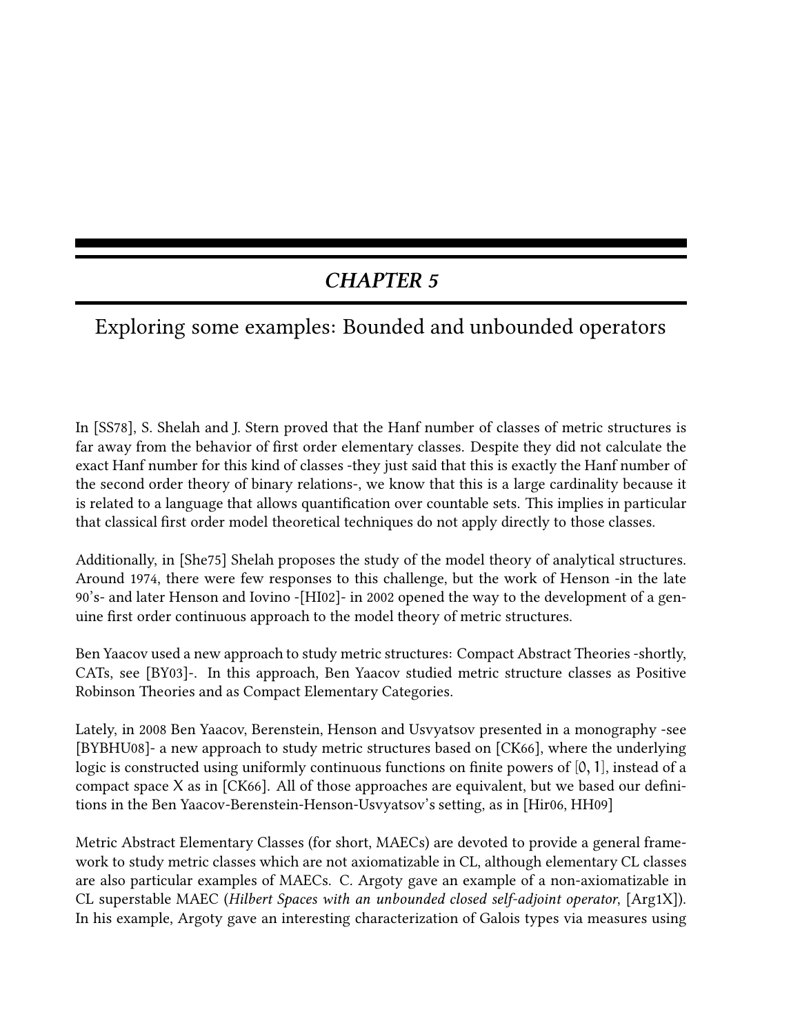# CHAPTER 5

## Exploring some examples: Bounded and unbounded operators

In [SS78], S. Shelah and J. Stern proved that the Hanf number of classes of metric structures is far away from the behavior of first order elementary classes. Despite they did not calculate the exact Hanf number for this kind of classes -they just said that this is exactly the Hanf number of the second order theory of binary relations-, we know that this is a large cardinality because it is related to a language that allows quantification over countable sets. This implies in particular that classical first order model theoretical techniques do not apply directly to those classes.

Additionally, in [She75] Shelah proposes the study of the model theory of analytical structures. Around 1974, there were few responses to this challenge, but the work of Henson -in the late 90's- and later Henson and Iovino -[HI02]- in 2002 opened the way to the development of a genuine first order continuous approach to the model theory of metric structures.

Ben Yaacov used a new approach to study metric structures: Compact Abstract Theories -shortly, CATs, see [BY03]-. In this approach, Ben Yaacov studied metric structure classes as Positive Robinson Theories and as Compact Elementary Categories.

Lately, in 2008 Ben Yaacov, Berenstein, Henson and Usvyatsov presented in a monography -see [BYBHU08]- a new approach to study metric structures based on [CK66], where the underlying logic is constructed using uniformly continuous functions on finite powers of $[0, 1]$, instead of a compact space $X$ as in [CK66]. All of those approaches are equivalent, but we based our definitions in the Ben Yaacov-Berenstein-Henson-Usvyatsov's setting, as in [Hir06, HH09]

Metric Abstract Elementary Classes (for short, MAECs) are devoted to provide a general framework to study metric classes which are not axiomatizable in CL, although elementary CL classes are also particular examples of MAECs. C. Argoty gave an example of a non-axiomatizable in CL superstable MAEC (*Hilbert Spaces with an unbounded closed self-adjoint operator*, [Arg1X]). In his example, Argoty gave an interesting characterization of Galois types via measures using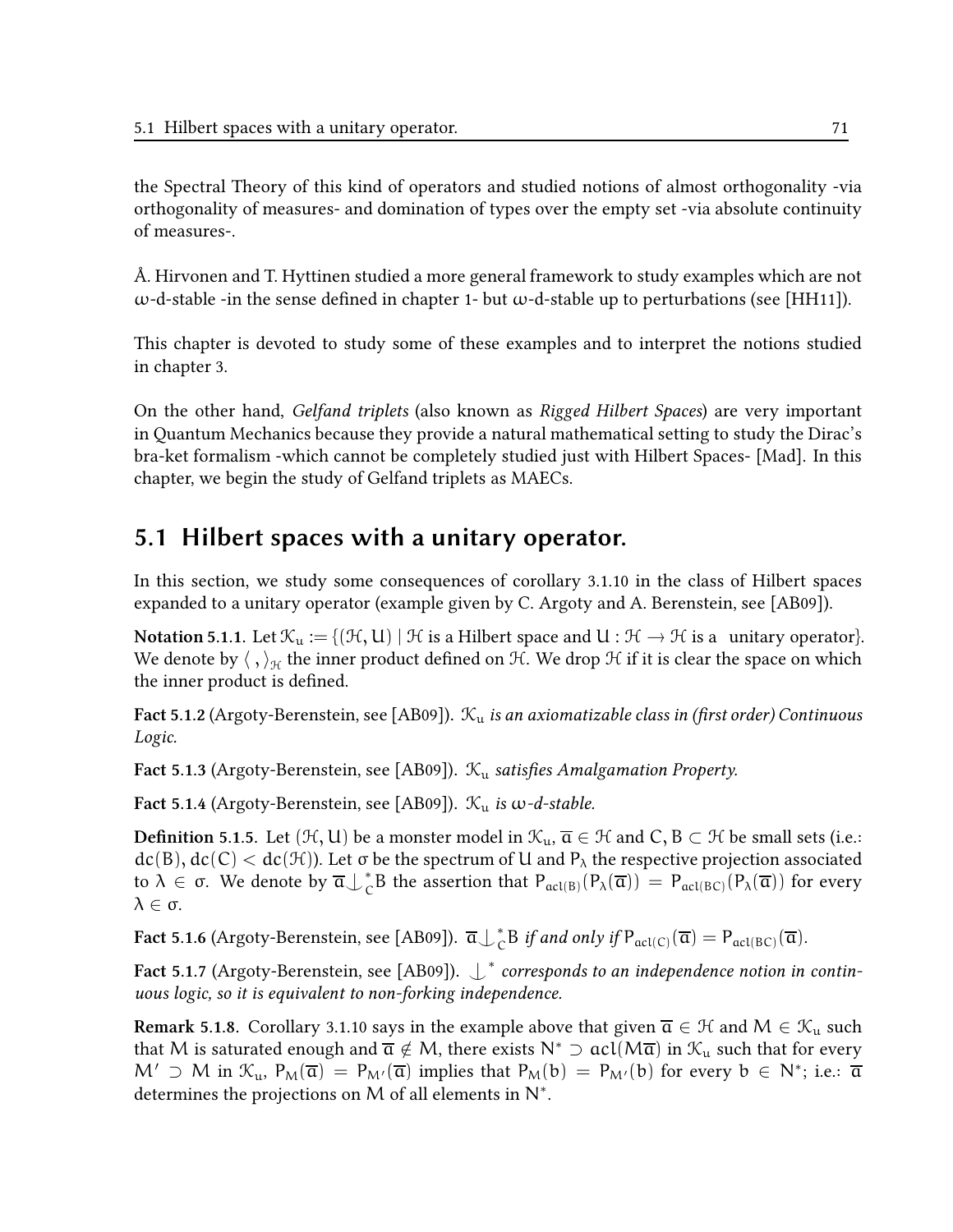the Spectral Theory of this kind of operators and studied notions of almost orthogonality -via orthogonality of measures- and domination of types over the empty set -via absolute continuity of measures-.

Å. Hirvonen and T. Hyttinen studied a more general framework to study examples which are not $\omega$-d-stable -in the sense defined in chapter 1- but $\omega$-d-stable up to perturbations (see [HH11]).

This chapter is devoted to study some of these examples and to interpret the notions studied in chapter 3.

On the other hand, *Gelfand triplets* (also known as *Rigged Hilbert Spaces*) are very important in Quantum Mechanics because they provide a natural mathematical setting to study the Dirac's bra-ket formalism -which cannot be completely studied just with Hilbert Spaces- [Mad]. In this chapter, we begin the study of Gelfand triplets as MAECs.

## 5.1 Hilbert spaces with a unitary operator.

In this section, we study some consequences of corollary 3.1.10 in the class of Hilbert spaces expanded to a unitary operator (example given by C. Argoty and A. Berenstein, see [AB09]).

**Notation 5.1.1.** Let $\mathcal{K}_u := \{(\mathcal{H}, U) \mid \mathcal{H}$ is a Hilbert space and $U : \mathcal{H} \to \mathcal{H}$ is a unitary operator$\}$. We denote by $\langle\, , \rangle_{\mathcal{H}}$ the inner product defined on $\mathcal{H}$. We drop $\mathcal{H}$ if it is clear the space on which the inner product is defined.

**Fact 5.1.2** (Argoty-Berenstein, see [AB09]). *$\mathcal{K}_u$ is an axiomatizable class in (first order) Continuous Logic.*

**Fact 5.1.3** (Argoty-Berenstein, see [AB09]). *$\mathcal{K}_u$ satisfies Amalgamation Property.*

**Fact 5.1.4** (Argoty-Berenstein, see [AB09]). *$\mathcal{K}_u$ is $\omega$-d-stable.*

**Definition 5.1.5.** Let $(\mathcal{H}, U)$ be a monster model in $\mathcal{K}_u$, $\overline{a} \in \mathcal{H}$ and $C, B \subset \mathcal{H}$ be small sets (i.e.: $dc(B), dc(C) < dc(\mathcal{H})$). Let $\sigma$ be the spectrum of $U$ and $P_\lambda$ the respective projection associated to $\lambda \in \sigma$. We denote by $\overline{a} \downarrow^*_C B$ the assertion that $P_{acl(B)}(P_\lambda(\overline{a})) = P_{acl(BC)}(P_\lambda(\overline{a}))$ for every $\lambda \in \sigma$.

**Fact 5.1.6** (Argoty-Berenstein, see [AB09]). *$\overline{a} \downarrow^*_C B$ if and only if $P_{acl(C)}(\overline{a}) = P_{acl(BC)}(\overline{a})$.*

**Fact 5.1.7** (Argoty-Berenstein, see [AB09]). *$\downarrow^*$ corresponds to an independence notion in continuous logic, so it is equivalent to non-forking independence.*

**Remark 5.1.8.** Corollary 3.1.10 says in the example above that given $\overline{a} \in \mathcal{H}$ and $M \in \mathcal{K}_u$ such that $M$ is saturated enough and $\overline{a} \notin M$, there exists $N^* \supset acl(M\overline{a})$ in $\mathcal{K}_u$ such that for every $M' \supset M$ in $\mathcal{K}_u$, $P_M(\overline{a}) = P_{M'}(\overline{a})$ implies that $P_M(b) = P_{M'}(b)$ for every $b \in N^*$; i.e.: $\overline{a}$ determines the projections on $M$ of all elements in $N^*$.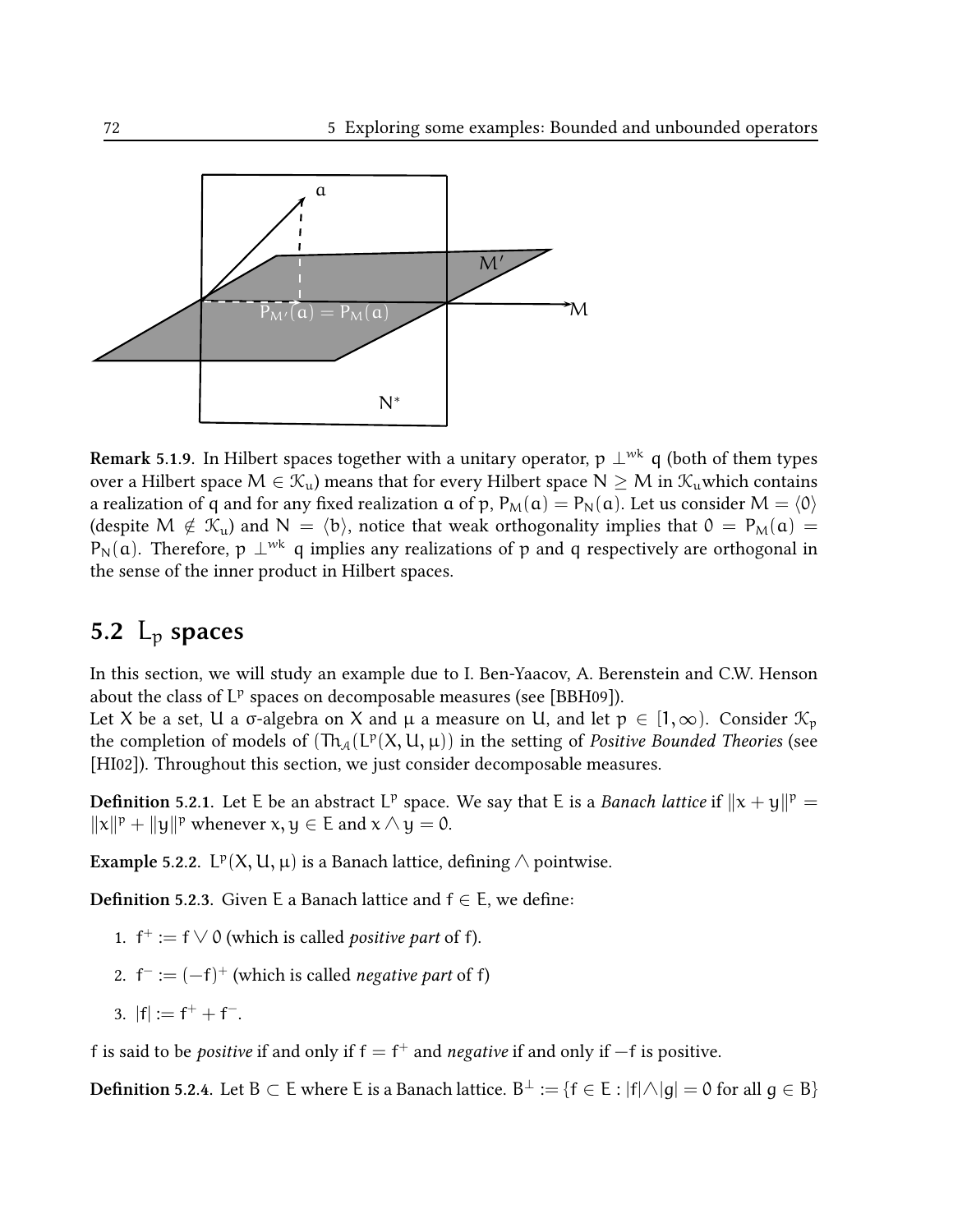**Remark 5.1.9.** In Hilbert spaces together with a unitary operator, $p \perp^{wk} q$ (both of them types over a Hilbert space $M \in \mathcal{K}_u$) means that for every Hilbert space $N \geq M$ in $\mathcal{K}_u$which contains a realization of $q$ and for any fixed realization $a$ of $p$, $P_M(a) = P_N(a)$. Let us consider $M = \langle 0 \rangle$ (despite $M \notin \mathcal{K}_u$) and $N = \langle b \rangle$, notice that weak orthogonality implies that $0 = P_M(a) = P_N(a)$. Therefore, $p \perp^{wk} q$ implies any realizations of $p$ and $q$ respectively are orthogonal in the sense of the inner product in Hilbert spaces.

## 5.2 $L_p$ spaces

In this section, we will study an example due to I. Ben-Yaacov, A. Berenstein and C.W. Henson about the class of $L^p$ spaces on decomposable measures (see [BBH09]).
Let $X$ be a set, $U$ a $\sigma$-algebra on $X$ and $\mu$ a measure on $U$, and let $p \in [1, \infty)$. Consider $\mathcal{K}_p$ the completion of models of $(Th_{\mathcal{A}}(L^p(X, U, \mu))$ in the setting of *Positive Bounded Theories* (see [HI02]). Throughout this section, we just consider decomposable measures.

**Definition 5.2.1.** Let $E$ be an abstract $L^p$ space. We say that $E$ is a *Banach lattice* if $\|x+y\|^p = \|x\|^p + \|y\|^p$ whenever $x, y \in E$ and $x \wedge y = 0$.

**Example 5.2.2.** $L^p(X, U, \mu)$ is a Banach lattice, defining $\wedge$ pointwise.

**Definition 5.2.3.** Given $E$ a Banach lattice and $f \in E$, we define:

1. $f^+ := f \vee 0$ (which is called *positive part* of $f$).
2. $f^- := (-f)^+$ (which is called *negative part* of $f$)
3. $|f| := f^+ + f^-$.

$f$ is said to be *positive* if and only if $f = f^+$ and *negative* if and only if $-f$ is positive.

**Definition 5.2.4.** Let $B \subset E$ where $E$ is a Banach lattice. $B^\perp := \{f \in E : |f| \wedge |g| = 0 \text{ for all } g \in B\}$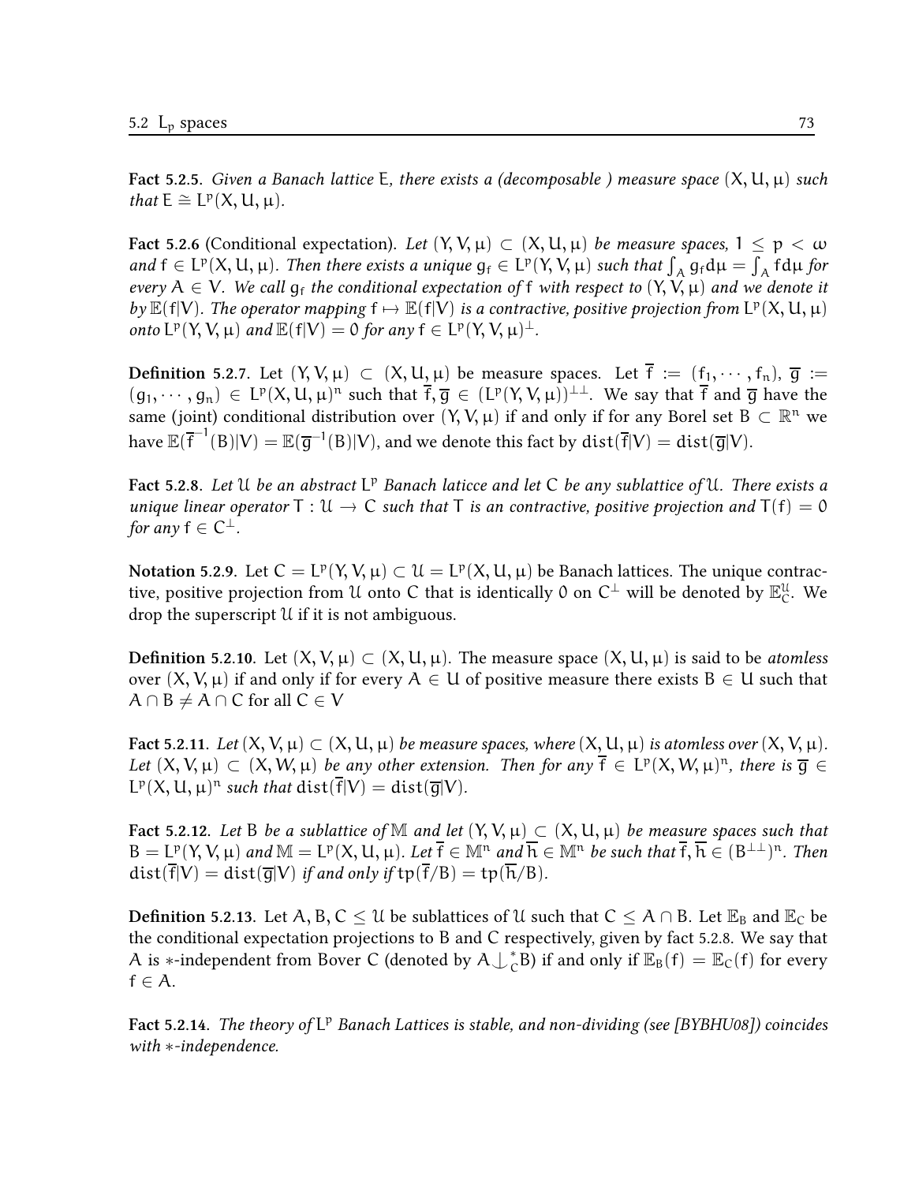**Fact 5.2.5.** *Given a Banach lattice $E$, there exists a (decomposable ) measure space $(X, U, \mu)$ such that $E \cong L^p(X, U, \mu)$.*

**Fact 5.2.6** (Conditional expectation). *Let $(Y, V, \mu) \subset (X, U, \mu)$ be measure spaces, $1 \leq p < \omega$ and $f \in L^p(X, U, \mu)$. Then there exists a unique $g_f \in L^p(Y, V, \mu)$ such that $\int_A g_f d\mu = \int_A f d\mu$ for every $A \in V$. We call $g_f$ the conditional expectation of $f$ with respect to $(Y, V, \mu)$ and we denote it by $\mathbb{E}(f|V)$. The operator mapping $f \mapsto \mathbb{E}(f|V)$ is a contractive, positive projection from $L^p(X, U, \mu)$ onto $L^p(Y, V, \mu)$ and $\mathbb{E}(f|V) = 0$ for any $f \in L^p(Y, V, \mu)^\perp$.*

**Definition 5.2.7.** Let $(Y, V, \mu) \subset (X, U, \mu)$ be measure spaces. Let $\overline{f} := (f_1, \cdots, f_n)$, $\overline{g} := (g_1, \cdots, g_n) \in L^p(X, U, \mu)^n$ such that $\overline{f}, \overline{g} \in (L^p(Y, V, \mu))^{\perp\perp}$. We say that $\overline{f}$ and $\overline{g}$ have the same (joint) conditional distribution over $(Y, V, \mu)$ if and only if for any Borel set $B \subset \mathbb{R}^n$ we have $\mathbb{E}(\overline{f}^{-1}(B)|V) = \mathbb{E}(\overline{g}^{-1}(B)|V)$, and we denote this fact by $\mathrm{dist}(\overline{f}|V) = \mathrm{dist}(\overline{g}|V)$.

**Fact 5.2.8.** *Let $\mathcal{U}$ be an abstract $L^p$ Banach laticce and let $C$ be any sublattice of $\mathcal{U}$. There exists a unique linear operator $T : \mathcal{U} \to C$ such that $T$ is an contractive, positive projection and $T(f) = 0$ for any $f \in C^\perp$.*

**Notation 5.2.9.** Let $C = L^p(Y, V, \mu) \subset \mathcal{U} = L^p(X, U, \mu)$ be Banach lattices. The unique contractive, positive projection from $\mathcal{U}$ onto $C$ that is identically $0$ on $C^\perp$ will be denoted by $\mathbb{E}_C^{\mathcal{U}}$. We drop the superscript $\mathcal{U}$ if it is not ambiguous.

**Definition 5.2.10.** Let $(X, V, \mu) \subset (X, U, \mu)$. The measure space $(X, U, \mu)$ is said to be *atomless* over $(X, V, \mu)$ if and only if for every $A \in U$ of positive measure there exists $B \in U$ such that $A \cap B \neq A \cap C$ for all $C \in V$

**Fact 5.2.11.** *Let $(X, V, \mu) \subset (X, U, \mu)$ be measure spaces, where $(X, U, \mu)$ is atomless over $(X, V, \mu)$. Let $(X, V, \mu) \subset (X, W, \mu)$ be any other extension. Then for any $\overline{f} \in L^p(X, W, \mu)^n$, there is $\overline{g} \in L^p(X, U, \mu)^n$ such that $\mathrm{dist}(\overline{f}|V) = \mathrm{dist}(\overline{g}|V)$.*

**Fact 5.2.12.** *Let $B$ be a sublattice of $\mathbb{M}$ and let $(Y, V, \mu) \subset (X, U, \mu)$ be measure spaces such that $B = L^p(Y, V, \mu)$ and $\mathbb{M} = L^p(X, U, \mu)$. Let $\overline{f} \in \mathbb{M}^n$ and $\overline{h} \in \mathbb{M}^n$ be such that $\overline{f}, \overline{h} \in (B^{\perp\perp})^n$. Then $\mathrm{dist}(\overline{f}|V) = \mathrm{dist}(\overline{g}|V)$ if and only if $\mathrm{tp}(\overline{f}/B) = \mathrm{tp}(\overline{h}/B)$.*

**Definition 5.2.13.** Let $A, B, C \leq \mathcal{U}$ be sublattices of $\mathcal{U}$ such that $C \leq A \cap B$. Let $\mathbb{E}_B$ and $\mathbb{E}_C$ be the conditional expectation projections to $B$ and $C$ respectively, given by fact 5.2.8. We say that $A$ is $*$-independent from Bover $C$ (denoted by $A \mathop{\smile\!\!\!\!\!\!|}\,^*_C B$) if and only if $\mathbb{E}_B(f) = \mathbb{E}_C(f)$ for every $f \in A$.

**Fact 5.2.14.** *The theory of $L^p$ Banach Lattices is stable, and non-dividing (see [BYBHU08]) coincides with $*$-independence.*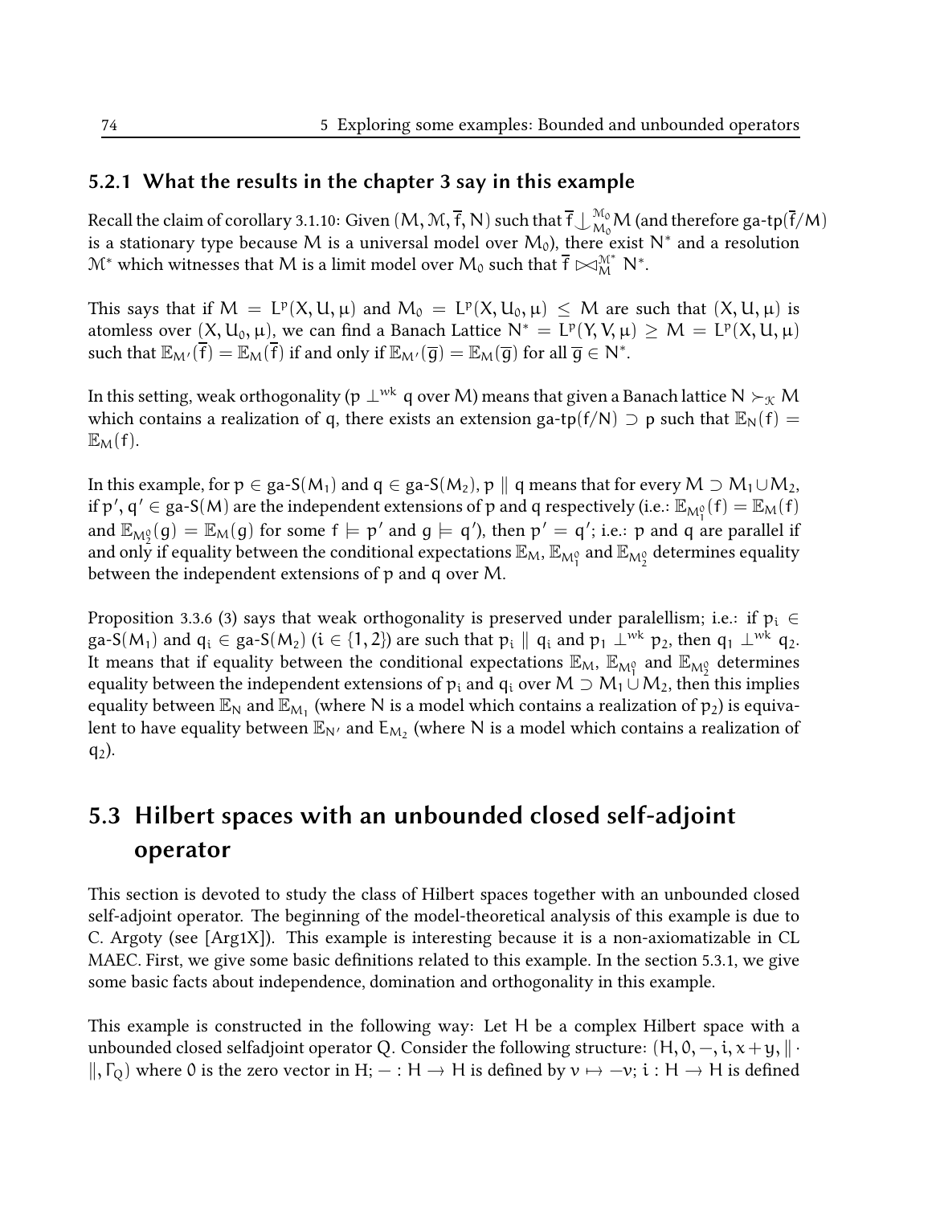### 5.2.1 What the results in the chapter 3 say in this example

Recall the claim of corollary 3.1.10: Given $(M, \mathcal{M}, \overline{f}, N)$ such that $\overline{f} \downarrow_{M_0}^{\mathcal{M}_0} M$ (and therefore ga-tp$(\overline{f}/M)$ is a stationary type because $M$ is a universal model over $M_0$), there exist $N^*$ and a resolution $\mathcal{M}^*$ which witnesses that $M$ is a limit model over $M_0$ such that $\overline{f} \bowtie_M^{\mathcal{M}^*} N^*$.

This says that if $M = L^p(X, U, \mu)$ and $M_0 = L^p(X, U_0, \mu) \leq M$ are such that $(X, U, \mu)$ is atomless over $(X, U_0, \mu)$, we can find a Banach Lattice $N^* = L^p(Y, V, \mu) \geq M = L^p(X, U, \mu)$ such that $\mathbb{E}_{M'}(\overline{f}) = \mathbb{E}_M(\overline{f})$ if and only if $\mathbb{E}_{M'}(\overline{g}) = \mathbb{E}_M(\overline{g})$ for all $\overline{g} \in N^*$.

In this setting, weak orthogonality ($p \perp^{wk} q$ over $M$) means that given a Banach lattice $N \succ_{\mathcal{K}} M$ which contains a realization of $q$, there exists an extension ga-tp$(f/N) \supset p$ such that $\mathbb{E}_N(f) = \mathbb{E}_M(f)$.

In this example, for $p \in$ ga-S$(M_1)$ and $q \in$ ga-S$(M_2)$, $p \parallel q$ means that for every $M \supset M_1 \cup M_2$, if $p', q' \in$ ga-S$(M)$ are the independent extensions of $p$ and $q$ respectively (i.e.: $\mathbb{E}_{M_1^0}(f) = \mathbb{E}_M(f)$ and $\mathbb{E}_{M_2^0}(g) = \mathbb{E}_M(g)$ for some $f \models p'$ and $g \models q'$), then $p' = q'$; i.e.: $p$ and $q$ are parallel if and only if equality between the conditional expectations $\mathbb{E}_M$, $\mathbb{E}_{M_1^0}$ and $\mathbb{E}_{M_2^0}$ determines equality between the independent extensions of $p$ and $q$ over $M$.

Proposition 3.3.6 (3) says that weak orthogonality is preserved under paralellism; i.e.: if $p_i \in$ ga-S$(M_1)$ and $q_i \in$ ga-S$(M_2)$ ($i \in \{1, 2\}$) are such that $p_i \parallel q_i$ and $p_1 \perp^{wk} p_2$, then $q_1 \perp^{wk} q_2$. It means that if equality between the conditional expectations $\mathbb{E}_M$, $\mathbb{E}_{M_1^0}$ and $\mathbb{E}_{M_2^0}$ determines equality between the independent extensions of $p_i$ and $q_i$ over $M \supset M_1 \cup M_2$, then this implies equality between $\mathbb{E}_N$ and $\mathbb{E}_{M_1}$ (where $N$ is a model which contains a realization of $p_2$) is equivalent to have equality between $\mathbb{E}_{N'}$ and $E_{M_2}$ (where $N$ is a model which contains a realization of $q_2$).

## 5.3 Hilbert spaces with an unbounded closed self-adjoint operator

This section is devoted to study the class of Hilbert spaces together with an unbounded closed self-adjoint operator. The beginning of the model-theoretical analysis of this example is due to C. Argoty (see [Arg1X]). This example is interesting because it is a non-axiomatizable in CL MAEC. First, we give some basic definitions related to this example. In the section 5.3.1, we give some basic facts about independence, domination and orthogonality in this example.

This example is constructed in the following way: Let $H$ be a complex Hilbert space with a unbounded closed selfadjoint operator $Q$. Consider the following structure: $(H, 0, -, i, x+y, \|\cdot\|, \Gamma_Q)$ where $0$ is the zero vector in $H$; $- : H \to H$ is defined by $v \mapsto -v$; $i : H \to H$ is defined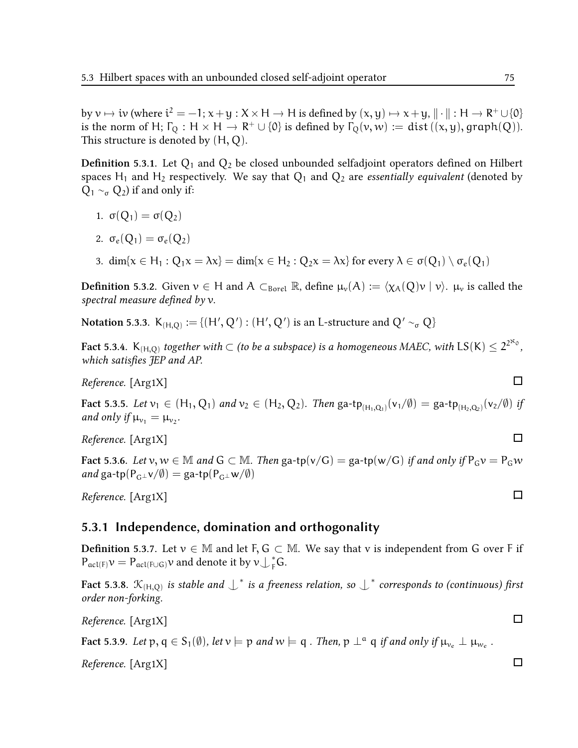by $v \mapsto iv$ (where $i^2 = -1$; $x + y : X \times H \to H$ is defined by $(x, y) \mapsto x + y$, $\| \cdot \| : H \to R^+ \cup \{0\}$ is the norm of H; $\Gamma_Q : H \times H \to R^+ \cup \{0\}$ is defined by $\Gamma_Q(v, w) := \mathtt{dist}((x, y), \mathtt{graph}(Q))$. This structure is denoted by $(H, Q)$.

**Definition 5.3.1.** Let $Q_1$ and $Q_2$ be closed unbounded selfadjoint operators defined on Hilbert spaces $H_1$ and $H_2$ respectively. We say that $Q_1$ and $Q_2$ are *essentially equivalent* (denoted by $Q_1 \sim_\sigma Q_2$) if and only if:

1. $\sigma(Q_1) = \sigma(Q_2)$
2. $\sigma_e(Q_1) = \sigma_e(Q_2)$
3. $\dim\{x \in H_1 : Q_1 x = \lambda x\} = \dim\{x \in H_2 : Q_2 x = \lambda x\}$ for every $\lambda \in \sigma(Q_1) \setminus \sigma_e(Q_1)$

**Definition 5.3.2.** Given $v \in H$ and $A \subset_{\text{Borel}} \mathbb{R}$, define $\mu_v(A) := \langle \chi_A(Q) v \mid v \rangle$. $\mu_v$ is called the *spectral measure defined by* $v$.

**Notation 5.3.3.** $K_{(H,Q)} := \{(H', Q') : (H', Q') \text{ is an L-structure and } Q' \sim_\sigma Q\}$

**Fact 5.3.4.** *$K_{(H,Q)}$ together with $\subset$ (to be a subspace) is a homogeneous MAEC, with $LS(K) \leq 2^{2^{\aleph_0}}$, which satisfies JEP and AP.*

*Reference.* [Arg1X] □

**Fact 5.3.5.** *Let $v_1 \in (H_1, Q_1)$ and $v_2 \in (H_2, Q_2)$. Then $\text{ga-tp}_{(H_1,Q_1)}(v_1/\emptyset) = \text{ga-tp}_{(H_2,Q_2)}(v_2/\emptyset)$ if and only if $\mu_{v_1} = \mu_{v_2}$.*

*Reference.* [Arg1X] □

**Fact 5.3.6.** *Let $v, w \in \mathbb{M}$ and $G \subset \mathbb{M}$. Then $\text{ga-tp}(v/G) = \text{ga-tp}(w/G)$ if and only if $P_G v = P_G w$ and $\text{ga-tp}(P_{G^\perp} v/\emptyset) = \text{ga-tp}(P_{G^\perp} w/\emptyset)$*

*Reference.* [Arg1X] □

### 5.3.1 Independence, domination and orthogonality

**Definition 5.3.7.** Let $v \in \mathbb{M}$ and let $F, G \subset \mathbb{M}$. We say that v is independent from G over F if $P_{acl(F)} v = P_{acl(F \cup G)} v$ and denote it by $v \mathop{\smile\!\!\!\!\!\mid}^{*}_{F} G$.

**Fact 5.3.8.** *$\mathcal{K}_{(H,Q)}$ is stable and $\mathop{\smile\!\!\!\!\!\mid}^{*}$ is a freeness relation, so $\mathop{\smile\!\!\!\!\!\mid}^{*}$ corresponds to (continuous) first order non-forking.*

*Reference.* [Arg1X] □

**Fact 5.3.9.** *Let $p, q \in S_1(\emptyset)$, let $v \models p$ and $w \models q$ . Then, $p \perp^a q$ if and only if $\mu_{v_e} \perp \mu_{w_e}$ .*

*Reference.* [Arg1X] □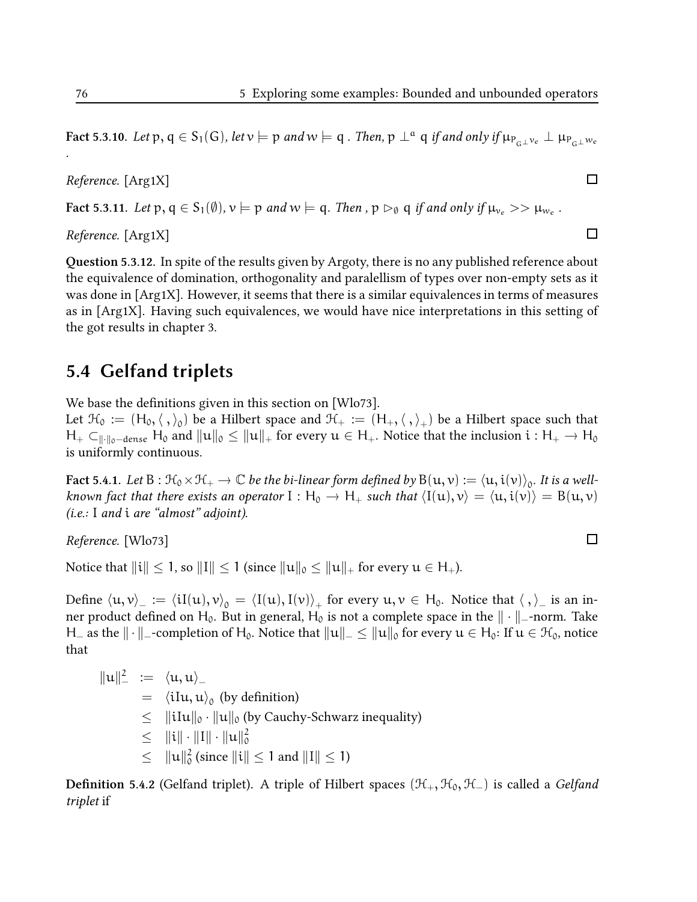**Fact 5.3.10.** *Let* $p, q \in S_1(G)$*, let* $v \models p$ *and* $w \models q$ *. Then,* $p \perp^a q$ *if and only if* $\mu_{P_{G^\perp} v_e} \perp \mu_{P_{G^\perp} w_e}$ .

*Reference.* [Arg1X] □

**Fact 5.3.11.** *Let* $p, q \in S_1(\emptyset)$*,* $v \models p$ *and* $w \models q$*. Then ,* $p \rhd_\emptyset q$ *if and only if* $\mu_{v_e} >> \mu_{w_e}$ .

*Reference.* [Arg1X] □

**Question 5.3.12.** In spite of the results given by Argoty, there is no any published reference about the equivalence of domination, orthogonality and paralellism of types over non-empty sets as it was done in [Arg1X]. However, it seems that there is a similar equivalences in terms of measures as in [Arg1X]. Having such equivalences, we would have nice interpretations in this setting of the got results in chapter 3.

## 5.4 Gelfand triplets

We base the definitions given in this section on [Wlo73].

Let $\mathcal{H}_0 := (H_0, \langle\ ,\ \rangle_0)$ be a Hilbert space and $\mathcal{H}_+ := (H_+, \langle\ ,\ \rangle_+)$ be a Hilbert space such that $H_+ \subset_{\|\cdot\|_0-\text{dense}} H_0$ and $\|u\|_0 \leq \|u\|_+$ for every $u \in H_+$. Notice that the inclusion $i : H_+ \to H_0$ is uniformly continuous.

**Fact 5.4.1.** *Let* $B : \mathcal{H}_0 \times \mathcal{H}_+ \to \mathbb{C}$ *be the bi-linear form defined by* $B(u, v) := \langle u, i(v)\rangle_0$*. It is a well-known fact that there exists an operator* $I : H_0 \to H_+$ *such that* $\langle I(u), v\rangle = \langle u, i(v)\rangle = B(u, v)$ *(i.e.:* $I$ *and* $i$ *are "almost" adjoint).*

*Reference.* [Wlo73] □

Notice that $\|i\| \leq 1$, so $\|I\| \leq 1$ (since $\|u\|_0 \leq \|u\|_+$ for every $u \in H_+$).

Define $\langle u, v\rangle_- := \langle iI(u), v\rangle_0 = \langle I(u), I(v)\rangle_+$ for every $u, v \in H_0$. Notice that $\langle\ ,\ \rangle_-$ is an inner product defined on $H_0$. But in general, $H_0$ is not a complete space in the $\|\cdot\|_-$-norm. Take $H_-$ as the $\|\cdot\|_-$-completion of $H_0$. Notice that $\|u\|_- \leq \|u\|_0$ for every $u \in H_0$: If $u \in \mathcal{H}_0$, notice that

$$
\begin{aligned}
\|u\|_-^2 &:= \langle u, u\rangle_- \\
&= \langle iIu, u\rangle_0 \text{ (by definition)} \\
&\leq \|iIu\|_0 \cdot \|u\|_0 \text{ (by Cauchy-Schwarz inequality)} \\
&\leq \|i\| \cdot \|I\| \cdot \|u\|_0^2 \\
&\leq \|u\|_0^2 \text{ (since } \|i\| \leq 1 \text{ and } \|I\| \leq 1)
\end{aligned}
$$

**Definition 5.4.2** (Gelfand triplet). A triple of Hilbert spaces $(\mathcal{H}_+, \mathcal{H}_0, \mathcal{H}_-)$ is called a *Gelfand triplet* if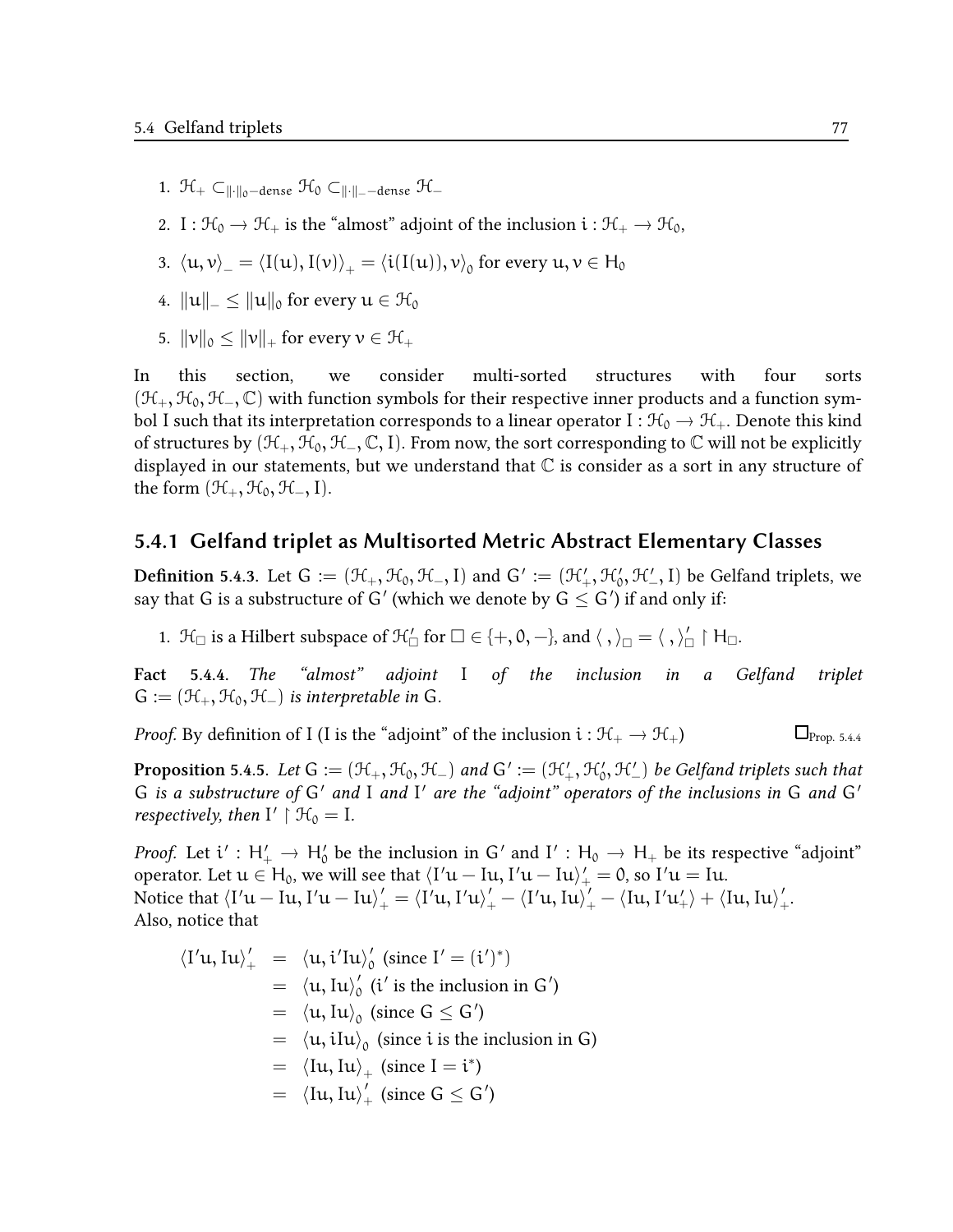1. $\mathcal{H}_+ \subset_{\|\cdot\|_0-\text{dense}} \mathcal{H}_0 \subset_{\|\cdot\|_--\text{dense}} \mathcal{H}_-$
2. $I : \mathcal{H}_0 \to \mathcal{H}_+$ is the "almost" adjoint of the inclusion $i : \mathcal{H}_+ \to \mathcal{H}_0$,
3. $\langle u, v\rangle_- = \langle I(u), I(v)\rangle_+ = \langle i(I(u)), v\rangle_0$ for every $u, v \in H_0$
4. $\|u\|_- \leq \|u\|_0$ for every $u \in \mathcal{H}_0$
5. $\|v\|_0 \leq \|v\|_+$ for every $v \in \mathcal{H}_+$

In this section, we consider multi-sorted structures with four sorts $(\mathcal{H}_+, \mathcal{H}_0, \mathcal{H}_-, \mathbb{C})$ with function symbols for their respective inner products and a function symbol $I$ such that its interpretation corresponds to a linear operator $I : \mathcal{H}_0 \to \mathcal{H}_+$. Denote this kind of structures by $(\mathcal{H}_+, \mathcal{H}_0, \mathcal{H}_-, \mathbb{C}, I)$. From now, the sort corresponding to $\mathbb{C}$ will not be explicitly displayed in our statements, but we understand that $\mathbb{C}$ is consider as a sort in any structure of the form $(\mathcal{H}_+, \mathcal{H}_0, \mathcal{H}_-, I)$.

### 5.4.1 Gelfand triplet as Multisorted Metric Abstract Elementary Classes

**Definition 5.4.3.** Let $G := (\mathcal{H}_+, \mathcal{H}_0, \mathcal{H}_-, I)$ and $G' := (\mathcal{H}'_+, \mathcal{H}'_0, \mathcal{H}'_-, I)$ be Gelfand triplets, we say that $G$ is a substructure of $G'$ (which we denote by $G \leq G'$) if and only if:

1. $\mathcal{H}_\square$ is a Hilbert subspace of $\mathcal{H}'_\square$ for $\square \in \{+, 0, -\}$, and $\langle\, ,\rangle_\square = \langle\, ,\rangle'_\square \restriction H_\square$.

**Fact 5.4.4.** *The "almost" adjoint $I$ of the inclusion in a Gelfand triplet $G := (\mathcal{H}_+, \mathcal{H}_0, \mathcal{H}_-)$ is interpretable in $G$.*

*Proof.* By definition of $I$ ($I$ is the "adjoint" of the inclusion $i : \mathcal{H}_+ \to \mathcal{H}_+$) $\square_{\text{Prop. 5.4.4}}$

**Proposition 5.4.5.** *Let $G := (\mathcal{H}_+, \mathcal{H}_0, \mathcal{H}_-)$ and $G' := (\mathcal{H}'_+, \mathcal{H}'_0, \mathcal{H}'_-)$ be Gelfand triplets such that $G$ is a substructure of $G'$ and $I$ and $I'$ are the "adjoint" operators of the inclusions in $G$ and $G'$ respectively, then $I' \restriction \mathcal{H}_0 = I$.*

*Proof.* Let $i' : H'_+ \to H'_0$ be the inclusion in $G'$ and $I' : H_0 \to H_+$ be its respective "adjoint" operator. Let $u \in H_0$, we will see that $\langle I'u - Iu, I'u - Iu\rangle'_+ = 0$, so $I'u = Iu$.
Notice that $\langle I'u - Iu, I'u - Iu\rangle'_+ = \langle I'u, I'u\rangle'_+ - \langle I'u, Iu\rangle'_+ - \langle Iu, I'u'_+\rangle + \langle Iu, Iu\rangle'_+$.
Also, notice that

$$
\begin{aligned}
\langle I'u, Iu\rangle'_+ &= \langle u, i'Iu\rangle'_0 \text{ (since } I' = (i')^*) \\
&= \langle u, Iu\rangle'_0 \text{ (} i' \text{ is the inclusion in } G') \\
&= \langle u, Iu\rangle_0 \text{ (since } G \leq G') \\
&= \langle u, iIu\rangle_0 \text{ (since } i \text{ is the inclusion in } G) \\
&= \langle Iu, Iu\rangle_+ \text{ (since } I = i^*) \\
&= \langle Iu, Iu\rangle'_+ \text{ (since } G \leq G')
\end{aligned}
$$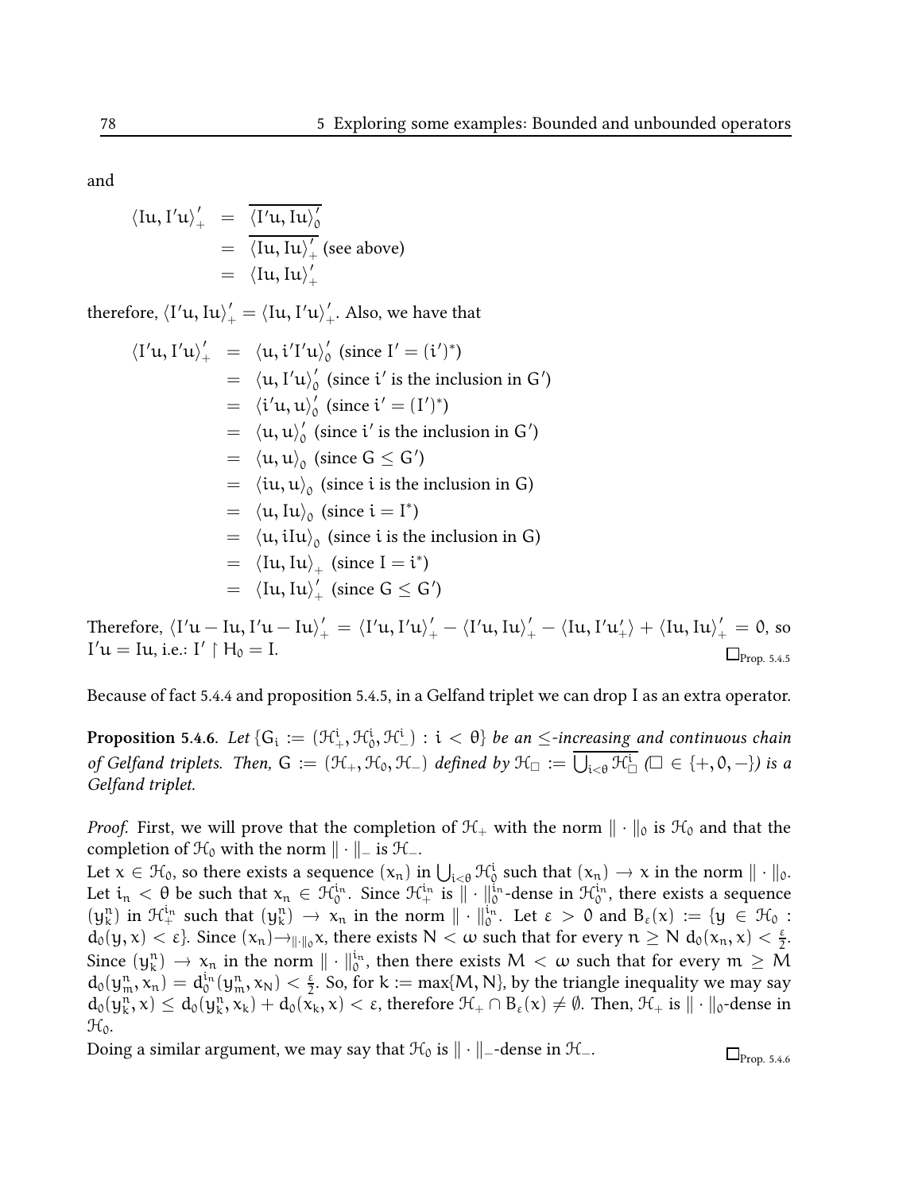and

$$
\begin{aligned}
\langle Iu, I'u\rangle'_+ &= \overline{\langle I'u, Iu\rangle'_0} \\
&= \overline{\langle Iu, Iu\rangle'_+} \text{ (see above)} \\
&= \langle Iu, Iu\rangle'_+
\end{aligned}
$$

therefore, $\langle I'u, Iu\rangle'_+ = \langle Iu, I'u\rangle'_+$. Also, we have that

$$
\begin{aligned}
\langle I'u, I'u\rangle'_+ &= \langle u, i'I'u\rangle'_0 \text{ (since } I' = (i')^*) \\
&= \langle u, I'u\rangle'_0 \text{ (since } i' \text{ is the inclusion in } G') \\
&= \langle i'u, u\rangle'_0 \text{ (since } i' = (I')^*) \\
&= \langle u, u\rangle'_0 \text{ (since } i' \text{ is the inclusion in } G') \\
&= \langle u, u\rangle_0 \text{ (since } G \leq G') \\
&= \langle iu, u\rangle_0 \text{ (since } i \text{ is the inclusion in G)} \\
&= \langle u, Iu\rangle_0 \text{ (since } i = I^*) \\
&= \langle u, iIu\rangle_0 \text{ (since } i \text{ is the inclusion in G)} \\
&= \langle Iu, Iu\rangle_+ \text{ (since } I = i^*) \\
&= \langle Iu, Iu\rangle'_+ \text{ (since } G \leq G')
\end{aligned}
$$

Therefore, $\langle I'u - Iu, I'u - Iu\rangle'_+ = \langle I'u, I'u\rangle'_+ - \langle I'u, Iu\rangle'_+ - \langle Iu, I'u'_+\rangle + \langle Iu, Iu\rangle'_+ = 0$, so $I'u = Iu$, i.e.: $I' \restriction H_0 = I$. $\square_{\text{Prop. 5.4.5}}$

Because of fact 5.4.4 and proposition 5.4.5, in a Gelfand triplet we can drop I as an extra operator.

**Proposition 5.4.6.** *Let* $\{G_i := (\mathcal{H}^i_+, \mathcal{H}^i_0, \mathcal{H}^i_-) : i < \theta\}$ *be an* $\leq$*-increasing and continuous chain of Gelfand triplets. Then,* $G := (\mathcal{H}_+, \mathcal{H}_0, \mathcal{H}_-)$ *defined by* $\mathcal{H}_\square := \overline{\bigcup_{i<\theta} \mathcal{H}^i_\square}$ *(*$\square \in \{+, 0, -\}$*) is a Gelfand triplet.*

*Proof.* First, we will prove that the completion of $\mathcal{H}_+$ with the norm $\|\cdot\|_0$ is $\mathcal{H}_0$ and that the completion of $\mathcal{H}_0$ with the norm $\|\cdot\|_-$ is $\mathcal{H}_-$.
Let $x \in \mathcal{H}_0$, so there exists a sequence $(x_n)$ in $\bigcup_{i<\theta} \mathcal{H}^i_0$ such that $(x_n) \to x$ in the norm $\|\cdot\|_0$. Let $i_n < \theta$ be such that $x_n \in \mathcal{H}^{i_n}_0$. Since $\mathcal{H}^{i_n}_+$ is $\|\cdot\|^{i_n}_0$-dense in $\mathcal{H}^{i_n}_0$, there exists a sequence $(y^n_k)$ in $\mathcal{H}^{i_n}_+$ such that $(y^n_k) \to x_n$ in the norm $\|\cdot\|^{i_n}_0$. Let $\varepsilon > 0$ and $B_\varepsilon(x) := \{y \in \mathcal{H}_0 : d_0(y, x) < \varepsilon\}$. Since $(x_n) \to_{\|\cdot\|_0} x$, there exists $N < \omega$ such that for every $n \geq N$ $d_0(x_n, x) < \frac{\varepsilon}{2}$. Since $(y^n_k) \to x_n$ in the norm $\|\cdot\|^{i_n}_0$, then there exists $M < \omega$ such that for every $m \geq M$ $d_0(y^n_m, x_n) = d^{i_n}_0(y^n_m, x_N) < \frac{\varepsilon}{2}$. So, for $k := \max\{M, N\}$, by the triangle inequality we may say $d_0(y^n_k, x) \leq d_0(y^n_k, x_k) + d_0(x_k, x) < \varepsilon$, therefore $\mathcal{H}_+ \cap B_\varepsilon(x) \neq \emptyset$. Then, $\mathcal{H}_+$ is $\|\cdot\|_0$-dense in $\mathcal{H}_0$.
Doing a similar argument, we may say that $\mathcal{H}_0$ is $\|\cdot\|_-$-dense in $\mathcal{H}_-$. $\square_{\text{Prop. 5.4.6}}$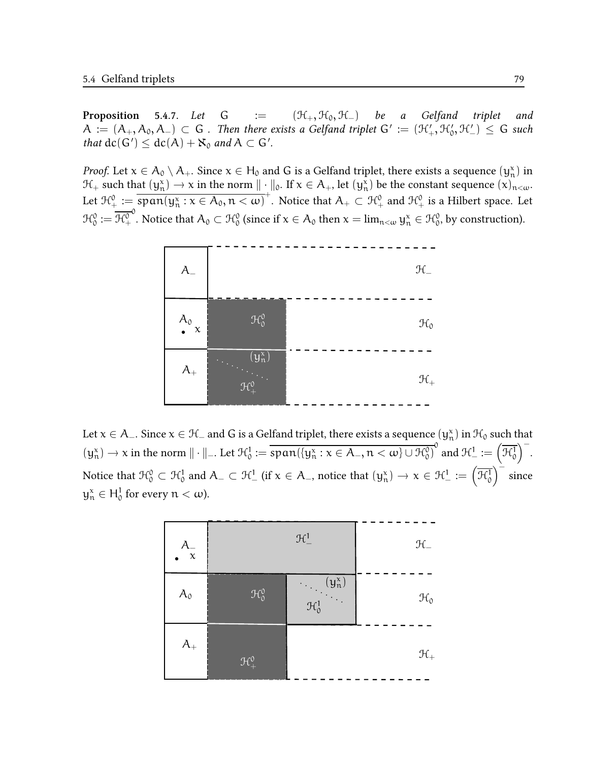**Proposition 5.4.7.** *Let* $G := (\mathcal{H}_+, \mathcal{H}_0, \mathcal{H}_-)$ *be a Gelfand triplet and* $A := (A_+, A_0, A_-) \subset G$. *Then there exists a Gelfand triplet* $G' := (\mathcal{H}'_+, \mathcal{H}'_0, \mathcal{H}'_-) \leq G$ *such that* $\mathrm{dc}(G') \leq \mathrm{dc}(A) + \aleph_0$ *and* $A \subset G'$.

*Proof.* Let $x \in A_0 \setminus A_+$. Since $x \in H_0$ and $G$ is a Gelfand triplet, there exists a sequence $(y_n^x)$ in $\mathcal{H}_+$ such that $(y_n^x) \to x$ in the norm $\| \cdot \|_0$. If $x \in A_+$, let $(y_n^x)$ be the constant sequence $(x)_{n<\omega}$. Let $\mathcal{H}_+^0 := \overline{span(y_n^x : x \in A_0, n < \omega)}^+$. Notice that $A_+ \subset \mathcal{H}_+^0$ and $\mathcal{H}_+^0$ is a Hilbert space. Let $\mathcal{H}_0^0 := \overline{\mathcal{H}_+^0}^0$. Notice that $A_0 \subset \mathcal{H}_0^0$ (since if $x \in A_0$ then $x = \lim_{n<\omega} y_n^x \in \mathcal{H}_0^0$, by construction).

Let $x \in A_-$. Since $x \in \mathcal{H}_-$ and $G$ is a Gelfand triplet, there exists a sequence $(y_n^x)$ in $\mathcal{H}_0$ such that $(y_n^x) \to x$ in the norm $\| \cdot \|_-$. Let $\mathcal{H}_0^1 := \overline{span(\{y_n^x : x \in A_-, n < \omega\} \cup \mathcal{H}_0^0)}^0$ and $\mathcal{H}_-^1 := \left(\overline{\mathcal{H}_0^1}\right)^-$. Notice that $\mathcal{H}_0^0 \subset \mathcal{H}_0^1$ and $A_- \subset \mathcal{H}_-^1$ (if $x \in A_-$, notice that $(y_n^x) \to x \in \mathcal{H}_-^1 := \left(\overline{\mathcal{H}_0^1}\right)^-$ since $y_n^x \in H_0^1$ for every $n < \omega$).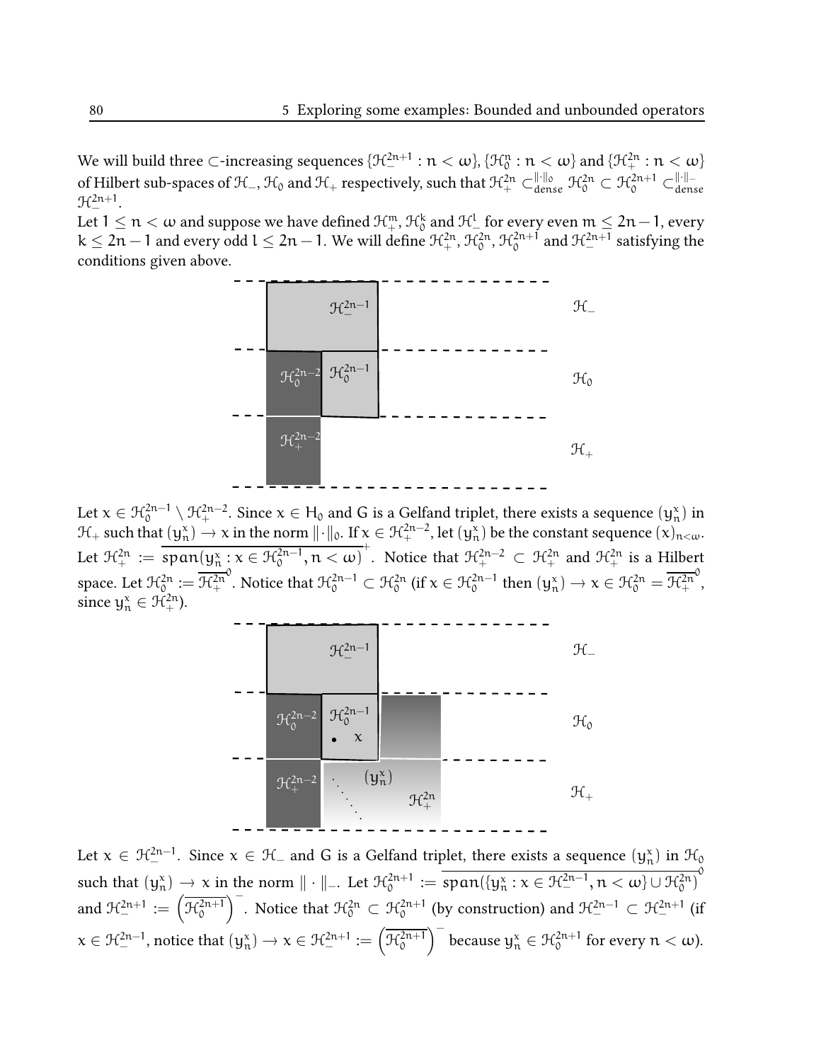We will build three $\subset$-increasing sequences $\{\mathcal{H}_-^{2n+1} : n < \omega\}$, $\{\mathcal{H}_0^n : n < \omega\}$ and $\{\mathcal{H}_+^{2n} : n < \omega\}$ of Hilbert sub-spaces of $\mathcal{H}_-$, $\mathcal{H}_0$ and $\mathcal{H}_+$ respectively, such that $\mathcal{H}_+^{2n} \subset_{\text{dense}}^{\|\cdot\|_0} \mathcal{H}_0^{2n} \subset \mathcal{H}_0^{2n+1} \subset_{\text{dense}}^{\|\cdot\|_-} \mathcal{H}_-^{2n+1}$.

Let $1 \leq n < \omega$ and suppose we have defined $\mathcal{H}_+^m$, $\mathcal{H}_0^k$ and $\mathcal{H}_-^l$ for every even $m \leq 2n-1$, every $k \leq 2n-1$ and every odd $l \leq 2n-1$. We will define $\mathcal{H}_+^{2n}$, $\mathcal{H}_0^{2n}$, $\mathcal{H}_0^{2n+1}$ and $\mathcal{H}_-^{2n+1}$ satisfying the conditions given above.

Let $x \in \mathcal{H}_0^{2n-1} \setminus \mathcal{H}_+^{2n-2}$. Since $x \in H_0$ and $G$ is a Gelfand triplet, there exists a sequence $(y_n^x)$ in $\mathcal{H}_+$ such that $(y_n^x) \to x$ in the norm $\|\cdot\|_0$. If $x \in \mathcal{H}_+^{2n-2}$, let $(y_n^x)$ be the constant sequence $(x)_{n<\omega}$. Let $\mathcal{H}_+^{2n} := \overline{\text{span}(y_n^x : x \in \mathcal{H}_0^{2n-1}, n < \omega)}^+$. Notice that $\mathcal{H}_+^{2n-2} \subset \mathcal{H}_+^{2n}$ and $\mathcal{H}_+^{2n}$ is a Hilbert space. Let $\mathcal{H}_0^{2n} := \overline{\mathcal{H}_+^{2n}}^0$. Notice that $\mathcal{H}_0^{2n-1} \subset \mathcal{H}_0^{2n}$ (if $x \in \mathcal{H}_0^{2n-1}$ then $(y_n^x) \to x \in \mathcal{H}_0^{2n} = \overline{\mathcal{H}_+^{2n}}^0$, since $y_n^x \in \mathcal{H}_+^{2n}$).

Let $x \in \mathcal{H}_-^{2n-1}$. Since $x \in \mathcal{H}_-$ and $G$ is a Gelfand triplet, there exists a sequence $(y_n^x)$ in $\mathcal{H}_0$ such that $(y_n^x) \to x$ in the norm $\|\cdot\|_-$. Let $\mathcal{H}_0^{2n+1} := \overline{\text{span}(\{y_n^x : x \in \mathcal{H}_-^{2n-1}, n < \omega\} \cup \mathcal{H}_0^{2n})}^0$ and $\mathcal{H}_-^{2n+1} := \left(\overline{\mathcal{H}_0^{2n+1}}\right)^-$. Notice that $\mathcal{H}_0^{2n} \subset \mathcal{H}_0^{2n+1}$ (by construction) and $\mathcal{H}_-^{2n-1} \subset \mathcal{H}_-^{2n+1}$ (if $x \in \mathcal{H}_-^{2n-1}$, notice that $(y_n^x) \to x \in \mathcal{H}_-^{2n+1} := \left(\overline{\mathcal{H}_0^{2n+1}}\right)^-$ because $y_n^x \in \mathcal{H}_0^{2n+1}$ for every $n < \omega$).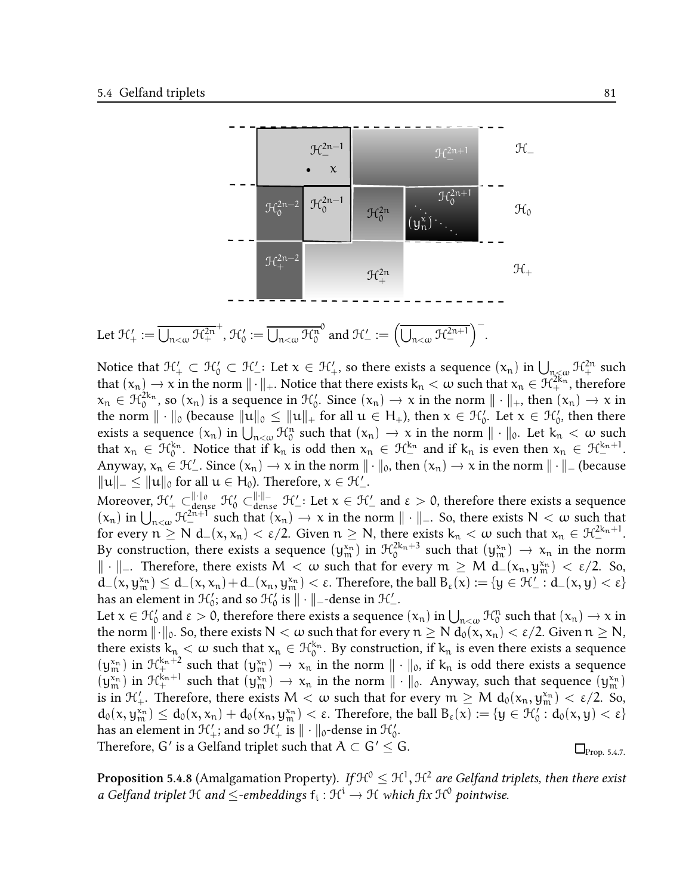Let $\mathcal{H}'_+ := \overline{\bigcup_{n<\omega} \mathcal{H}_+^{2n}}^+$, $\mathcal{H}'_0 := \overline{\bigcup_{n<\omega} \mathcal{H}_0^{n}}^0$ and $\mathcal{H}'_- := \left(\overline{\bigcup_{n<\omega} \mathcal{H}_-^{2n+1}}\right)^-$.

Notice that $\mathcal{H}'_+ \subset \mathcal{H}'_0 \subset \mathcal{H}'_-$: Let $x \in \mathcal{H}'_+$, so there exists a sequence $(x_n)$ in $\bigcup_{n<\omega} \mathcal{H}_+^{2n}$ such that $(x_n) \to x$ in the norm $\|\cdot\|_+$. Notice that there exists $k_n < \omega$ such that $x_n \in \mathcal{H}_+^{2k_n}$, therefore $x_n \in \mathcal{H}_0^{2k_n}$, so $(x_n)$ is a sequence in $\mathcal{H}'_0$. Since $(x_n) \to x$ in the norm $\|\cdot\|_+$, then $(x_n) \to x$ in the norm $\|\cdot\|_0$ (because $\|u\|_0 \le \|u\|_+$ for all $u \in H_+$), then $x \in \mathcal{H}'_0$. Let $x \in \mathcal{H}'_0$, then there exists a sequence $(x_n)$ in $\bigcup_{n<\omega} \mathcal{H}_0^n$ such that $(x_n) \to x$ in the norm $\|\cdot\|_0$. Let $k_n < \omega$ such that $x_n \in \mathcal{H}_0^{k_n}$. Notice that if $k_n$ is odd then $x_n \in \mathcal{H}_-^{k_n}$ and if $k_n$ is even then $x_n \in \mathcal{H}_-^{k_n+1}$. Anyway, $x_n \in \mathcal{H}'_-$. Since $(x_n) \to x$ in the norm $\|\cdot\|_0$, then $(x_n) \to x$ in the norm $\|\cdot\|_-$ (because $\|u\|_- \le \|u\|_0$ for all $u \in H_0$). Therefore, $x \in \mathcal{H}'_-$.

Moreover, $\mathcal{H}'_+ \subset_{\text{dense}}^{\|\cdot\|_0} \mathcal{H}'_0 \subset_{\text{dense}}^{\|\cdot\|_-} \mathcal{H}'_-$: Let $x \in \mathcal{H}'_-$ and $\varepsilon > 0$, therefore there exists a sequence $(x_n)$ in $\bigcup_{n<\omega} \mathcal{H}_-^{2n+1}$ such that $(x_n) \to x$ in the norm $\|\cdot\|_-$. So, there exists $N < \omega$ such that for every $n \ge N$ $d_-(x, x_n) < \varepsilon/2$. Given $n \ge N$, there exists $k_n < \omega$ such that $x_n \in \mathcal{H}_-^{2k_n+1}$. By construction, there exists a sequence $(y_m^{x_n})$ in $\mathcal{H}_0^{2k_n+3}$ such that $(y_m^{x_n}) \to x_n$ in the norm $\|\cdot\|_-$. Therefore, there exists $M < \omega$ such that for every $m \ge M$ $d_-(x_n, y_m^{x_n}) < \varepsilon/2$. So, $d_-(x, y_m^{x_n}) \le d_-(x, x_n) + d_-(x_n, y_m^{x_n}) < \varepsilon$. Therefore, the ball $B_\varepsilon(x) := \{y \in \mathcal{H}'_- : d_-(x,y) < \varepsilon\}$ has an element in $\mathcal{H}'_0$; and so $\mathcal{H}'_0$ is $\|\cdot\|_-$-dense in $\mathcal{H}'_-$.

Let $x \in \mathcal{H}'_0$ and $\varepsilon > 0$, therefore there exists a sequence $(x_n)$ in $\bigcup_{n<\omega} \mathcal{H}_0^n$ such that $(x_n) \to x$ in the norm $\|\cdot\|_0$. So, there exists $N < \omega$ such that for every $n \ge N$ $d_0(x, x_n) < \varepsilon/2$. Given $n \ge N$, there exists $k_n < \omega$ such that $x_n \in \mathcal{H}_0^{k_n}$. By construction, if $k_n$ is even there exists a sequence $(y_m^{x_n})$ in $\mathcal{H}_+^{k_n+2}$ such that $(y_m^{x_n}) \to x_n$ in the norm $\|\cdot\|_0$, if $k_n$ is odd there exists a sequence $(y_m^{x_n})$ in $\mathcal{H}_+^{k_n+1}$ such that $(y_m^{x_n}) \to x_n$ in the norm $\|\cdot\|_0$. Anyway, such that sequence $(y_m^{x_n})$ is in $\mathcal{H}'_+$. Therefore, there exists $M < \omega$ such that for every $m \ge M$ $d_0(x_n, y_m^{x_n}) < \varepsilon/2$. So, $d_0(x, y_m^{x_n}) \le d_0(x, x_n) + d_0(x_n, y_m^{x_n}) < \varepsilon$. Therefore, the ball $B_\varepsilon(x) := \{y \in \mathcal{H}'_0 : d_0(x,y) < \varepsilon\}$ has an element in $\mathcal{H}'_+$; and so $\mathcal{H}'_+$ is $\|\cdot\|_0$-dense in $\mathcal{H}'_0$.

Therefore, $G'$ is a Gelfand triplet such that $A \subset G' \le G$. $\square_{\text{Prop. 5.4.7.}}$

**Proposition 5.4.8** (Amalgamation Property). *If $\mathcal{H}^0 \le \mathcal{H}^1, \mathcal{H}^2$ are Gelfand triplets, then there exist a Gelfand triplet $\mathcal{H}$ and $\le$-embeddings $f_i : \mathcal{H}^i \to \mathcal{H}$ which fix $\mathcal{H}^0$ pointwise.*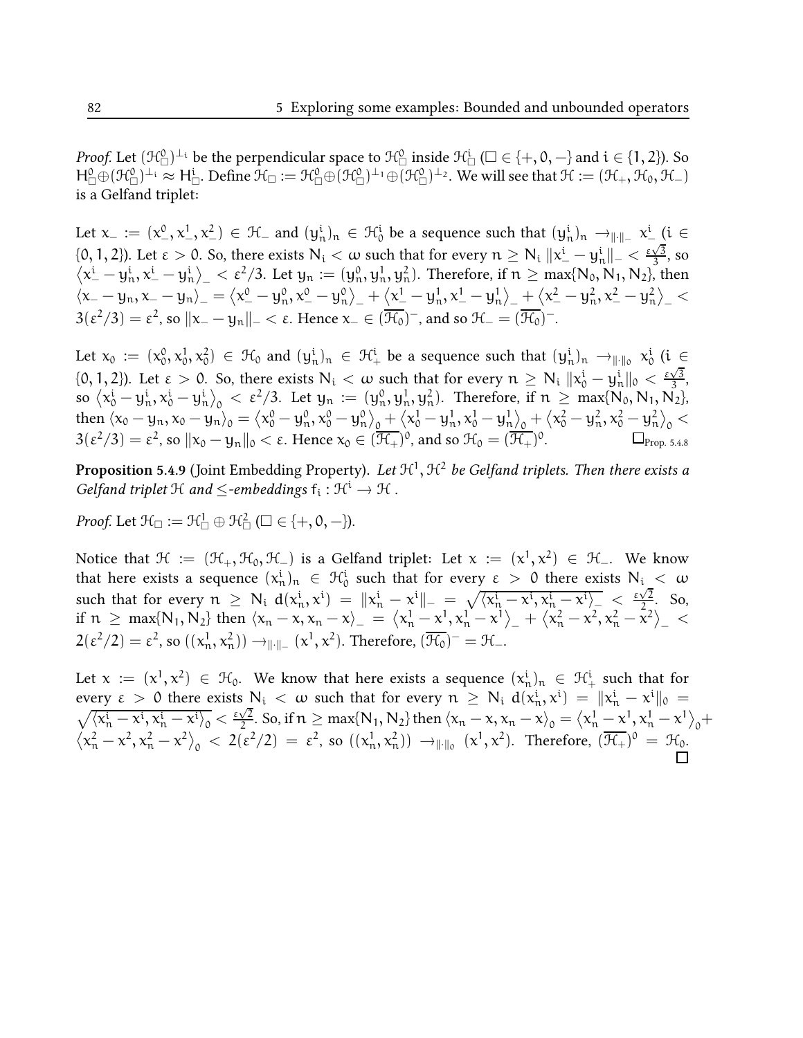*Proof.* Let $(\mathcal{H}^0_\square)^{\perp_i}$ be the perpendicular space to $\mathcal{H}^0_\square$ inside $\mathcal{H}^i_\square$ ($\square \in \{+, 0, -\}$ and $i \in \{1, 2\}$). So $H^0_\square \oplus (\mathcal{H}^0_\square)^{\perp_i} \approx H^i_\square$. Define $\mathcal{H}_\square := \mathcal{H}^0_\square \oplus (\mathcal{H}^0_\square)^{\perp_1} \oplus (\mathcal{H}^0_\square)^{\perp_2}$. We will see that $\mathcal{H} := (\mathcal{H}_+, \mathcal{H}_0, \mathcal{H}_-)$ is a Gelfand triplet:

Let $x_- := (x^0_-, x^1_-, x^2_-) \in \mathcal{H}_-$ and $(y^i_n)_n \in \mathcal{H}^i_0$ be a sequence such that $(y^i_n)_n \to_{\|\cdot\|_-} x^i_-$ ($i \in \{0, 1, 2\}$). Let $\varepsilon > 0$. So, there exists $N_i < \omega$ such that for every $n \geq N_i$ $\|x^i_- - y^i_n\|_- < \frac{\varepsilon\sqrt{3}}{3}$, so $\langle x^i_- - y^i_n, x^i_- - y^i_n \rangle_- < \varepsilon^2/3$. Let $y_n := (y^0_n, y^1_n, y^2_n)$. Therefore, if $n \geq \max\{N_0, N_1, N_2\}$, then $\langle x_- - y_n, x_- - y_n \rangle_- = \langle x^0_- - y^0_n, x^0_- - y^0_n \rangle_- + \langle x^1_- - y^1_n, x^1_- - y^1_n \rangle_- + \langle x^2_- - y^2_n, x^2_- - y^2_n \rangle_- < 3(\varepsilon^2/3) = \varepsilon^2$, so $\|x_- - y_n\|_- < \varepsilon$. Hence $x_- \in (\overline{\mathcal{H}_0})^-$, and so $\mathcal{H}_- = (\overline{\mathcal{H}_0})^-$.

Let $x_0 := (x^0_0, x^1_0, x^2_0) \in \mathcal{H}_0$ and $(y^i_n)_n \in \mathcal{H}^i_+$ be a sequence such that $(y^i_n)_n \to_{\|\cdot\|_0} x^i_0$ ($i \in \{0, 1, 2\}$). Let $\varepsilon > 0$. So, there exists $N_i < \omega$ such that for every $n \geq N_i$ $\|x^i_0 - y^i_n\|_0 < \frac{\varepsilon\sqrt{3}}{3}$, so $\langle x^i_0 - y^i_n, x^i_0 - y^i_n \rangle_0 < \varepsilon^2/3$. Let $y_n := (y^0_n, y^1_n, y^2_n)$. Therefore, if $n \geq \max\{N_0, N_1, N_2\}$, then $\langle x_0 - y_n, x_0 - y_n \rangle_0 = \langle x^0_0 - y^0_n, x^0_0 - y^0_n \rangle_0 + \langle x^1_0 - y^1_n, x^1_0 - y^1_n \rangle_0 + \langle x^2_0 - y^2_n, x^2_0 - y^2_n \rangle_0 < 3(\varepsilon^2/3) = \varepsilon^2$, so $\|x_0 - y_n\|_0 < \varepsilon$. Hence $x_0 \in (\overline{\mathcal{H}_+})^0$, and so $\mathcal{H}_0 = (\overline{\mathcal{H}_+})^0$. $\square_{\text{Prop. 5.4.8}}$

**Proposition 5.4.9** (Joint Embedding Property). *Let $\mathcal{H}^1, \mathcal{H}^2$ be Gelfand triplets. Then there exists a Gelfand triplet $\mathcal{H}$ and $\leq$-embeddings $f_i : \mathcal{H}^i \to \mathcal{H}$ .*

*Proof.* Let $\mathcal{H}_\square := \mathcal{H}^1_\square \oplus \mathcal{H}^2_\square$ ($\square \in \{+, 0, -\}$).

Notice that $\mathcal{H} := (\mathcal{H}_+, \mathcal{H}_0, \mathcal{H}_-)$ is a Gelfand triplet: Let $x := (x^1, x^2) \in \mathcal{H}_-$. We know that here exists a sequence $(x^i_n)_n \in \mathcal{H}^i_0$ such that for every $\varepsilon > 0$ there exists $N_i < \omega$ such that for every $n \geq N_i$ $d(x^i_n, x^i) = \|x^i_n - x^i\|_- = \sqrt{\langle x^i_n - x^i, x^i_n - x^i \rangle_-} < \frac{\varepsilon\sqrt{2}}{2}$. So, if $n \geq \max\{N_1, N_2\}$ then $\langle x_n - x, x_n - x \rangle_- = \langle x^1_n - x^1, x^1_n - x^1 \rangle_- + \langle x^2_n - x^2, x^2_n - x^2 \rangle_- < 2(\varepsilon^2/2) = \varepsilon^2$, so $((x^1_n, x^2_n)) \to_{\|\cdot\|_-} (x^1, x^2)$. Therefore, $(\overline{\mathcal{H}_0})^- = \mathcal{H}_-$.

Let $x := (x^1, x^2) \in \mathcal{H}_0$. We know that here exists a sequence $(x^i_n)_n \in \mathcal{H}^i_+$ such that for every $\varepsilon > 0$ there exists $N_i < \omega$ such that for every $n \geq N_i$ $d(x^i_n, x^i) = \|x^i_n - x^i\|_0 = \sqrt{\langle x^i_n - x^i, x^i_n - x^i \rangle_0} < \frac{\varepsilon\sqrt{2}}{2}$. So, if $n \geq \max\{N_1, N_2\}$ then $\langle x_n - x, x_n - x \rangle_0 = \langle x^1_n - x^1, x^1_n - x^1 \rangle_0 + \langle x^2_n - x^2, x^2_n - x^2 \rangle_0 < 2(\varepsilon^2/2) = \varepsilon^2$, so $((x^1_n, x^2_n)) \to_{\|\cdot\|_0} (x^1, x^2)$. Therefore, $(\overline{\mathcal{H}_+})^0 = \mathcal{H}_0$. $\square$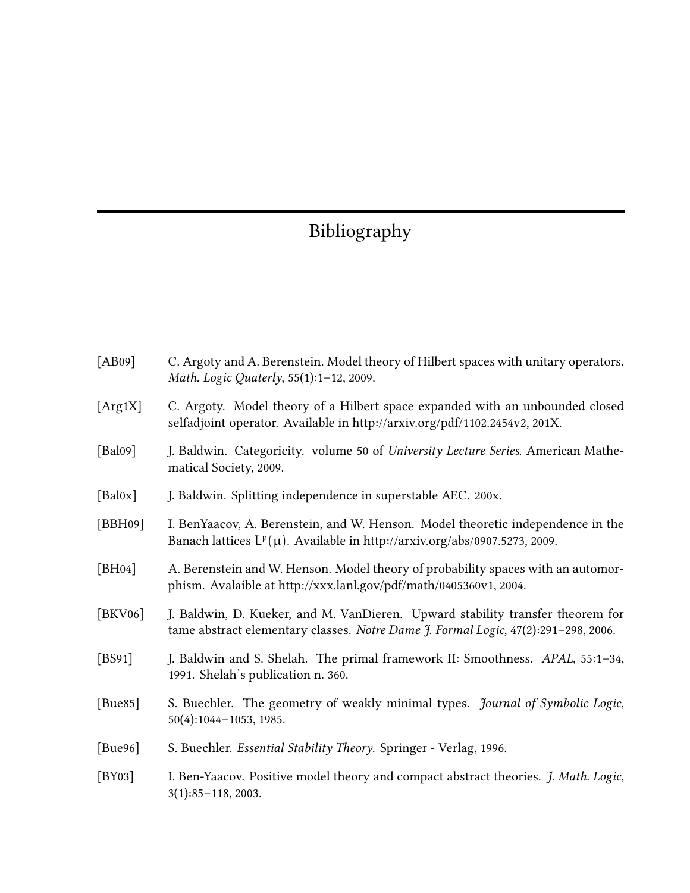# Bibliography

[AB09] C. Argoty and A. Berenstein. Model theory of Hilbert spaces with unitary operators. *Math. Logic Quaterly*, 55(1):1–12, 2009.

[Arg1X] C. Argoty. Model theory of a Hilbert space expanded with an unbounded closed selfadjoint operator. Available in http://arxiv.org/pdf/1102.2454v2, 201X.

[Bal09] J. Baldwin. Categoricity. volume 50 of *University Lecture Series*. American Mathematical Society, 2009.

[Bal0x] J. Baldwin. Splitting independence in superstable AEC. 200x.

[BBH09] I. BenYaacov, A. Berenstein, and W. Henson. Model theoretic independence in the Banach lattices $L^p(\mu)$. Available in http://arxiv.org/abs/0907.5273, 2009.

[BH04] A. Berenstein and W. Henson. Model theory of probability spaces with an automorphism. Avalaible at http://xxx.lanl.gov/pdf/math/0405360v1, 2004.

[BKV06] J. Baldwin, D. Kueker, and M. VanDieren. Upward stability transfer theorem for tame abstract elementary classes. *Notre Dame J. Formal Logic*, 47(2):291–298, 2006.

[BS91] J. Baldwin and S. Shelah. The primal framework II: Smoothness. *APAL*, 55:1–34, 1991. Shelah's publication n. 360.

[Bue85] S. Buechler. The geometry of weakly minimal types. *Journal of Symbolic Logic*, 50(4):1044–1053, 1985.

[Bue96] S. Buechler. *Essential Stability Theory*. Springer - Verlag, 1996.

[BY03] I. Ben-Yaacov. Positive model theory and compact abstract theories. *J. Math. Logic*, 3(1):85–118, 2003.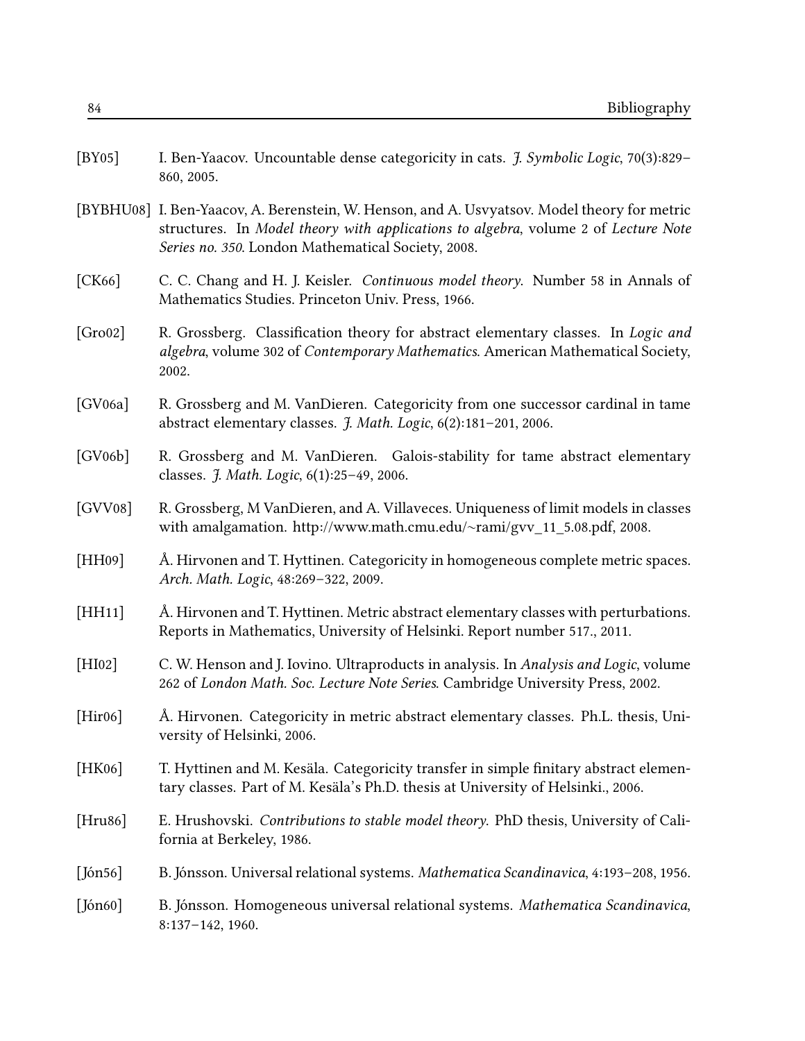[BY05] I. Ben-Yaacov. Uncountable dense categoricity in cats. *J. Symbolic Logic*, 70(3):829–860, 2005.

[BYBHU08] I. Ben-Yaacov, A. Berenstein, W. Henson, and A. Usvyatsov. Model theory for metric structures. In *Model theory with applications to algebra*, volume 2 of *Lecture Note Series no. 350*. London Mathematical Society, 2008.

[CK66] C. C. Chang and H. J. Keisler. *Continuous model theory*. Number 58 in Annals of Mathematics Studies. Princeton Univ. Press, 1966.

[Gro02] R. Grossberg. Classification theory for abstract elementary classes. In *Logic and algebra*, volume 302 of *Contemporary Mathematics*. American Mathematical Society, 2002.

[GV06a] R. Grossberg and M. VanDieren. Categoricity from one successor cardinal in tame abstract elementary classes. *J. Math. Logic*, 6(2):181–201, 2006.

[GV06b] R. Grossberg and M. VanDieren. Galois-stability for tame abstract elementary classes. *J. Math. Logic*, 6(1):25–49, 2006.

[GVV08] R. Grossberg, M VanDieren, and A. Villaveces. Uniqueness of limit models in classes with amalgamation. http://www.math.cmu.edu/~rami/gvv_11_5.08.pdf, 2008.

[HH09] Å. Hirvonen and T. Hyttinen. Categoricity in homogeneous complete metric spaces. *Arch. Math. Logic*, 48:269–322, 2009.

[HH11] Å. Hirvonen and T. Hyttinen. Metric abstract elementary classes with perturbations. Reports in Mathematics, University of Helsinki. Report number 517., 2011.

[HI02] C. W. Henson and J. Iovino. Ultraproducts in analysis. In *Analysis and Logic*, volume 262 of *London Math. Soc. Lecture Note Series*. Cambridge University Press, 2002.

[Hir06] Å. Hirvonen. Categoricity in metric abstract elementary classes. Ph.L. thesis, University of Helsinki, 2006.

[HK06] T. Hyttinen and M. Kesäla. Categoricity transfer in simple finitary abstract elementary classes. Part of M. Kesäla's Ph.D. thesis at University of Helsinki., 2006.

[Hru86] E. Hrushovski. *Contributions to stable model theory*. PhD thesis, University of California at Berkeley, 1986.

[Jón56] B. Jónsson. Universal relational systems. *Mathematica Scandinavica*, 4:193–208, 1956.

[Jón60] B. Jónsson. Homogeneous universal relational systems. *Mathematica Scandinavica*, 8:137–142, 1960.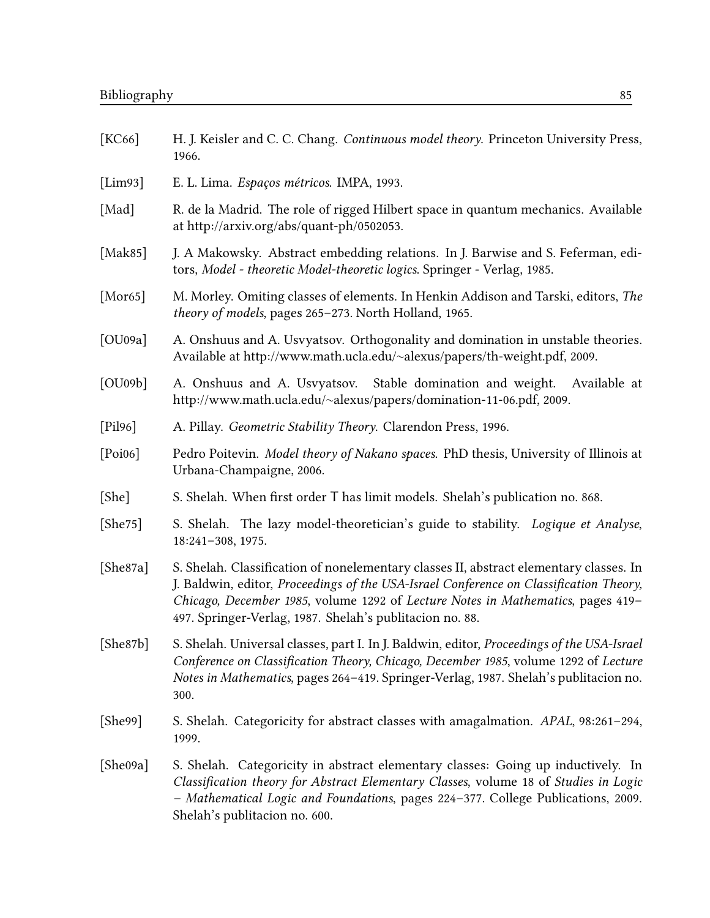[KC66] H. J. Keisler and C. C. Chang. *Continuous model theory*. Princeton University Press, 1966.

[Lim93] E. L. Lima. *Espaços métricos*. IMPA, 1993.

[Mad] R. de la Madrid. The role of rigged Hilbert space in quantum mechanics. Available at http://arxiv.org/abs/quant-ph/0502053.

[Mak85] J. A Makowsky. Abstract embedding relations. In J. Barwise and S. Feferman, editors, *Model - theoretic Model-theoretic logics*. Springer - Verlag, 1985.

[Mor65] M. Morley. Omiting classes of elements. In Henkin Addison and Tarski, editors, *The theory of models*, pages 265–273. North Holland, 1965.

[OU09a] A. Onshuus and A. Usvyatsov. Orthogonality and domination in unstable theories. Available at http://www.math.ucla.edu/~alexus/papers/th-weight.pdf, 2009.

[OU09b] A. Onshuus and A. Usvyatsov. Stable domination and weight. Available at http://www.math.ucla.edu/~alexus/papers/domination-11-06.pdf, 2009.

[Pil96] A. Pillay. *Geometric Stability Theory*. Clarendon Press, 1996.

[Poi06] Pedro Poitevin. *Model theory of Nakano spaces*. PhD thesis, University of Illinois at Urbana-Champaigne, 2006.

[She] S. Shelah. When first order T has limit models. Shelah's publication no. 868.

[She75] S. Shelah. The lazy model-theoretician's guide to stability. *Logique et Analyse*, 18:241–308, 1975.

[She87a] S. Shelah. Classification of nonelementary classes II, abstract elementary classes. In J. Baldwin, editor, *Proceedings of the USA-Israel Conference on Classification Theory, Chicago, December 1985*, volume 1292 of *Lecture Notes in Mathematics*, pages 419–497. Springer-Verlag, 1987. Shelah's publitacion no. 88.

[She87b] S. Shelah. Universal classes, part I. In J. Baldwin, editor, *Proceedings of the USA-Israel Conference on Classification Theory, Chicago, December 1985*, volume 1292 of *Lecture Notes in Mathematics*, pages 264–419. Springer-Verlag, 1987. Shelah's publitacion no. 300.

[She99] S. Shelah. Categoricity for abstract classes with amagalmation. *APAL*, 98:261–294, 1999.

[She09a] S. Shelah. Categoricity in abstract elementary classes: Going up inductively. In *Classification theory for Abstract Elementary Classes*, volume 18 of *Studies in Logic – Mathematical Logic and Foundations*, pages 224–377. College Publications, 2009. Shelah's publitacion no. 600.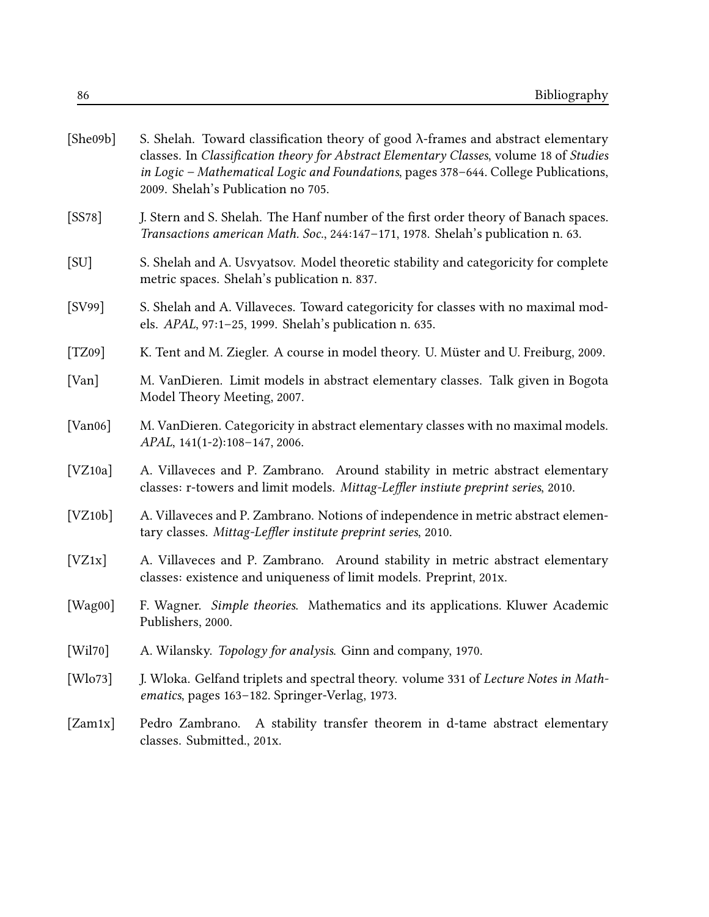[She09b] S. Shelah. Toward classification theory of good $\lambda$-frames and abstract elementary classes. In *Classification theory for Abstract Elementary Classes*, volume 18 of *Studies in Logic – Mathematical Logic and Foundations*, pages 378–644. College Publications, 2009. Shelah's Publication no 705.

[SS78] J. Stern and S. Shelah. The Hanf number of the first order theory of Banach spaces. *Transactions american Math. Soc.*, 244:147–171, 1978. Shelah's publication n. 63.

[SU] S. Shelah and A. Usvyatsov. Model theoretic stability and categoricity for complete metric spaces. Shelah's publication n. 837.

[SV99] S. Shelah and A. Villaveces. Toward categoricity for classes with no maximal models. *APAL*, 97:1–25, 1999. Shelah's publication n. 635.

[TZ09] K. Tent and M. Ziegler. A course in model theory. U. Müster and U. Freiburg, 2009.

[Van] M. VanDieren. Limit models in abstract elementary classes. Talk given in Bogota Model Theory Meeting, 2007.

[Van06] M. VanDieren. Categoricity in abstract elementary classes with no maximal models. *APAL*, 141(1-2):108–147, 2006.

[VZ10a] A. Villaveces and P. Zambrano. Around stability in metric abstract elementary classes: r-towers and limit models. *Mittag-Leffler instiute preprint series*, 2010.

[VZ10b] A. Villaveces and P. Zambrano. Notions of independence in metric abstract elementary classes. *Mittag-Leffler institute preprint series*, 2010.

[VZ1x] A. Villaveces and P. Zambrano. Around stability in metric abstract elementary classes: existence and uniqueness of limit models. Preprint, 201x.

[Wag00] F. Wagner. *Simple theories*. Mathematics and its applications. Kluwer Academic Publishers, 2000.

[Wil70] A. Wilansky. *Topology for analysis*. Ginn and company, 1970.

[Wlo73] J. Wloka. Gelfand triplets and spectral theory. volume 331 of *Lecture Notes in Mathematics*, pages 163–182. Springer-Verlag, 1973.

[Zam1x] Pedro Zambrano. A stability transfer theorem in d-tame abstract elementary classes. Submitted., 201x.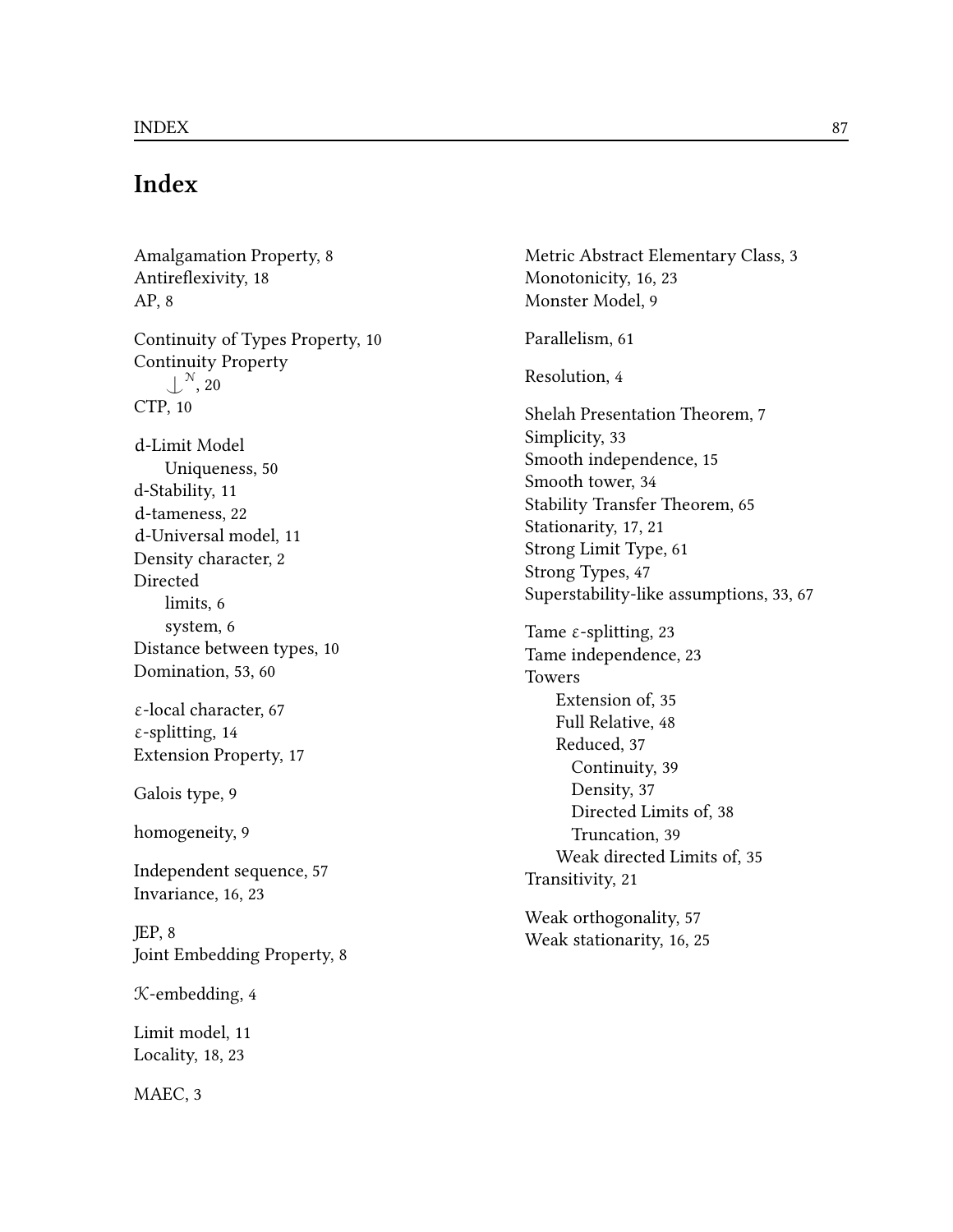# Index

Amalgamation Property, 8
Antireflexivity, 18
AP, 8

Continuity of Types Property, 10
Continuity Property
  $\mathop{\smile}\limits^{\mathcal{N}}$, 20
CTP, 10

d-Limit Model
  Uniqueness, 50
d-Stability, 11
d-tameness, 22
d-Universal model, 11
Density character, 2
Directed
  limits, 6
  system, 6
Distance between types, 10
Domination, 53, 60

$\varepsilon$-local character, 67
$\varepsilon$-splitting, 14
Extension Property, 17

Galois type, 9

homogeneity, 9

Independent sequence, 57
Invariance, 16, 23

JEP, 8
Joint Embedding Property, 8

$\mathcal{K}$-embedding, 4

Limit model, 11
Locality, 18, 23

MAEC, 3
Metric Abstract Elementary Class, 3
Monotonicity, 16, 23
Monster Model, 9

Parallelism, 61

Resolution, 4

Shelah Presentation Theorem, 7
Simplicity, 33
Smooth independence, 15
Smooth tower, 34
Stability Transfer Theorem, 65
Stationarity, 17, 21
Strong Limit Type, 61
Strong Types, 47
Superstability-like assumptions, 33, 67

Tame $\varepsilon$-splitting, 23
Tame independence, 23
Towers
  Extension of, 35
  Full Relative, 48
  Reduced, 37
    Continuity, 39
    Density, 37
    Directed Limits of, 38
    Truncation, 39
  Weak directed Limits of, 35
Transitivity, 21

Weak orthogonality, 57
Weak stationarity, 16, 25